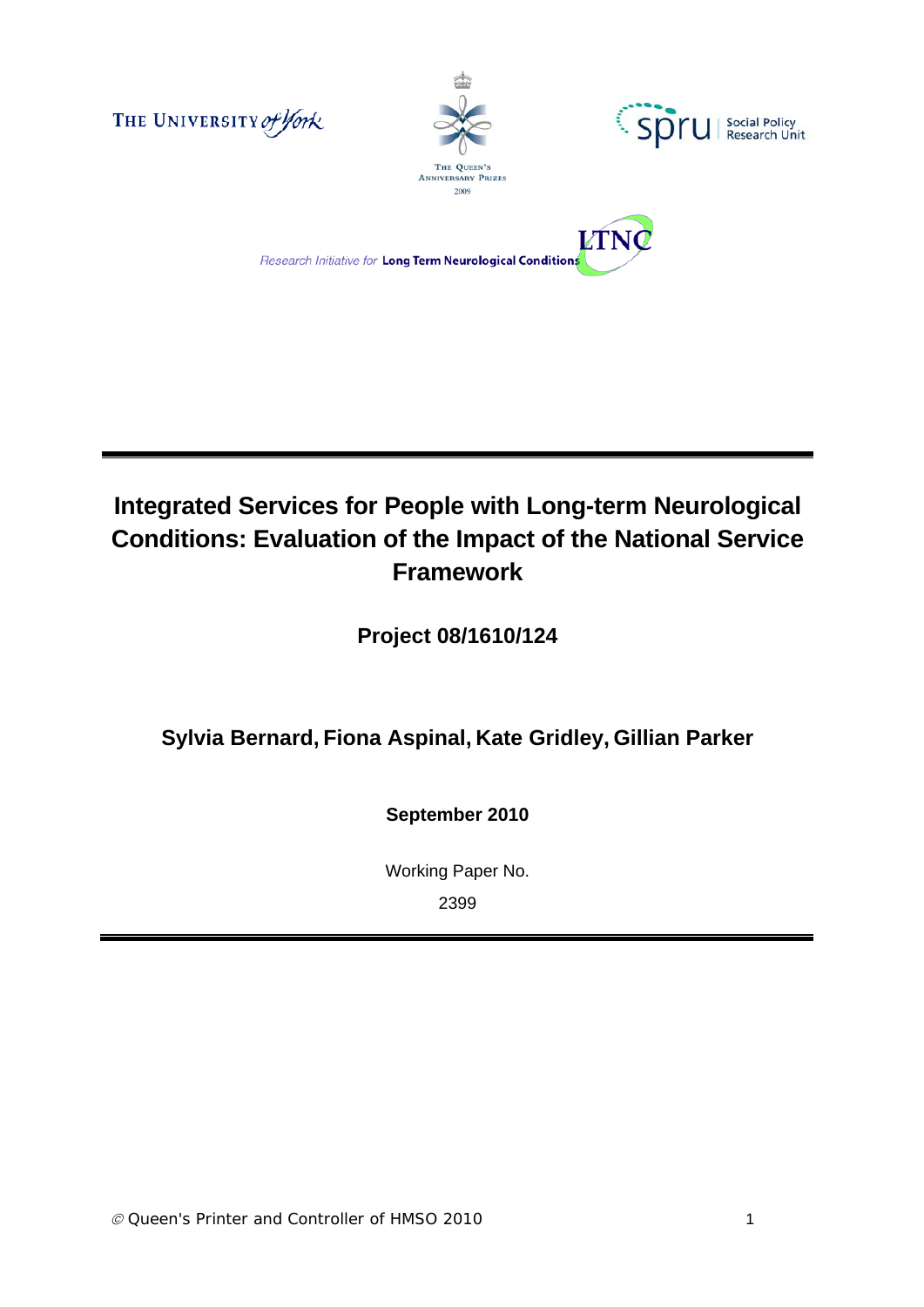THE UNIVERSITY of York

THE QUEEN'S ANNIVERSARY PRIZES 2009

spru | Social Policy Research Unit

Research Initiative for **Long Term Neurological Conditions** LTNC

# Integrated Services for People with Long-term Neurological Conditions: Evaluation of the Impact of the National Service Framework

**Project 08/1610/124**

**Sylvia Bernard, Fiona Aspinal, Kate Gridley, Gillian Parker**

**September 2010**

Working Paper No.

2399

© Queen's Printer and Controller of HMSO 2010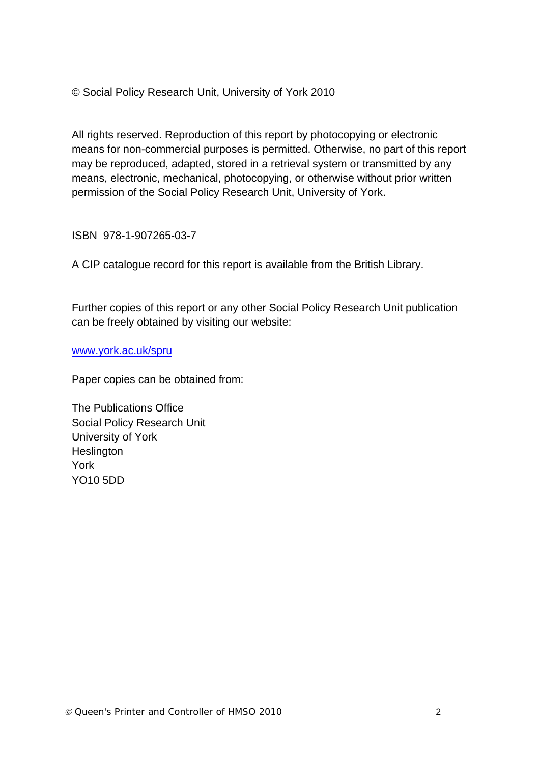© Social Policy Research Unit, University of York 2010

All rights reserved. Reproduction of this report by photocopying or electronic means for non-commercial purposes is permitted. Otherwise, no part of this report may be reproduced, adapted, stored in a retrieval system or transmitted by any means, electronic, mechanical, photocopying, or otherwise without prior written permission of the Social Policy Research Unit, University of York.

ISBN 978-1-907265-03-7

A CIP catalogue record for this report is available from the British Library.

Further copies of this report or any other Social Policy Research Unit publication can be freely obtained by visiting our website:

www.york.ac.uk/spru

Paper copies can be obtained from:

The Publications Office
Social Policy Research Unit
University of York
Heslington
York
YO10 5DD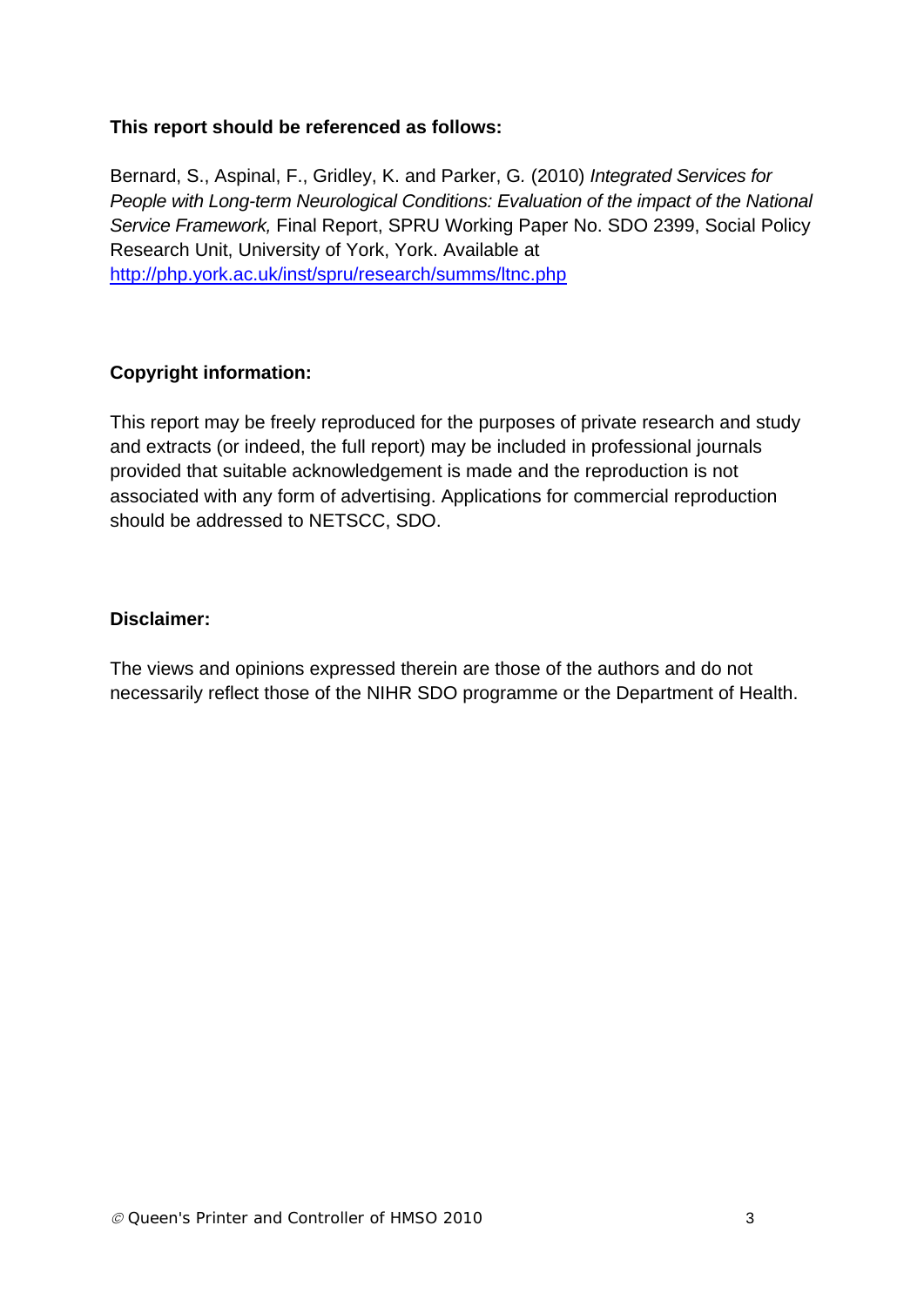**This report should be referenced as follows:**

Bernard, S., Aspinal, F., Gridley, K. and Parker, G. (2010) *Integrated Services for People with Long-term Neurological Conditions: Evaluation of the impact of the National Service Framework,* Final Report, SPRU Working Paper No. SDO 2399, Social Policy Research Unit, University of York, York. Available at http://php.york.ac.uk/inst/spru/research/summs/ltnc.php

**Copyright information:**

This report may be freely reproduced for the purposes of private research and study and extracts (or indeed, the full report) may be included in professional journals provided that suitable acknowledgement is made and the reproduction is not associated with any form of advertising. Applications for commercial reproduction should be addressed to NETSCC, SDO.

**Disclaimer:**

The views and opinions expressed therein are those of the authors and do not necessarily reflect those of the NIHR SDO programme or the Department of Health.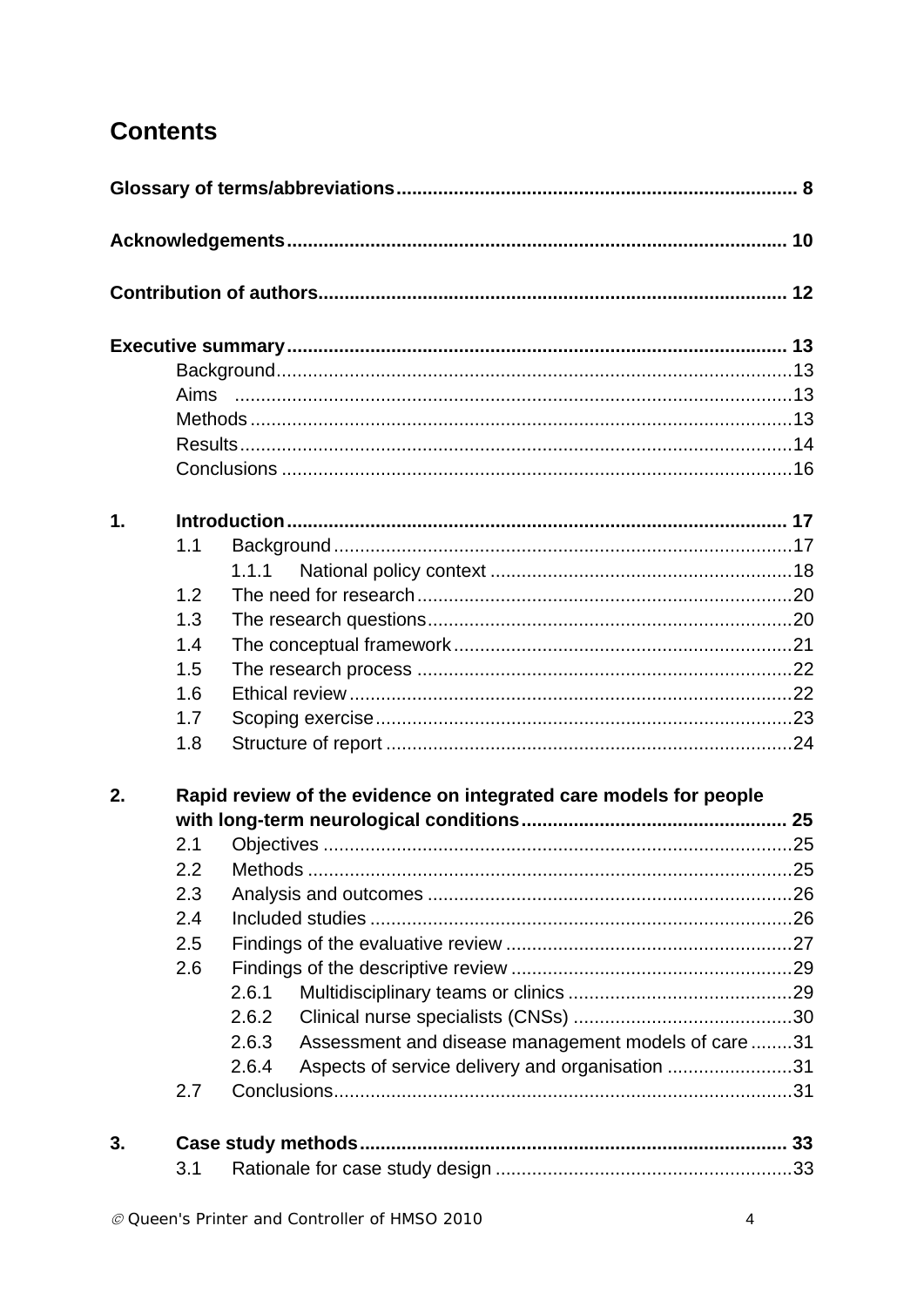# Contents

**Glossary of terms/abbreviations** .......... **8**

**Acknowledgements** .......... **10**

**Contribution of authors** .......... **12**

**Executive summary** .......... **13**

- Background .......... 13
- Aims .......... 13
- Methods .......... 13
- Results .......... 14
- Conclusions .......... 16

**1. Introduction** .......... **17**

- 1.1 Background .......... 17
  - 1.1.1 National policy context .......... 18
- 1.2 The need for research .......... 20
- 1.3 The research questions .......... 20
- 1.4 The conceptual framework .......... 21
- 1.5 The research process .......... 22
- 1.6 Ethical review .......... 22
- 1.7 Scoping exercise .......... 23
- 1.8 Structure of report .......... 24

**2. Rapid review of the evidence on integrated care models for people with long-term neurological conditions** .......... **25**

- 2.1 Objectives .......... 25
- 2.2 Methods .......... 25
- 2.3 Analysis and outcomes .......... 26
- 2.4 Included studies .......... 26
- 2.5 Findings of the evaluative review .......... 27
- 2.6 Findings of the descriptive review .......... 29
  - 2.6.1 Multidisciplinary teams or clinics .......... 29
  - 2.6.2 Clinical nurse specialists (CNSs) .......... 30
  - 2.6.3 Assessment and disease management models of care .......... 31
  - 2.6.4 Aspects of service delivery and organisation .......... 31
- 2.7 Conclusions .......... 31

**3. Case study methods** .......... **33**

- 3.1 Rationale for case study design .......... 33

© Queen's Printer and Controller of HMSO 2010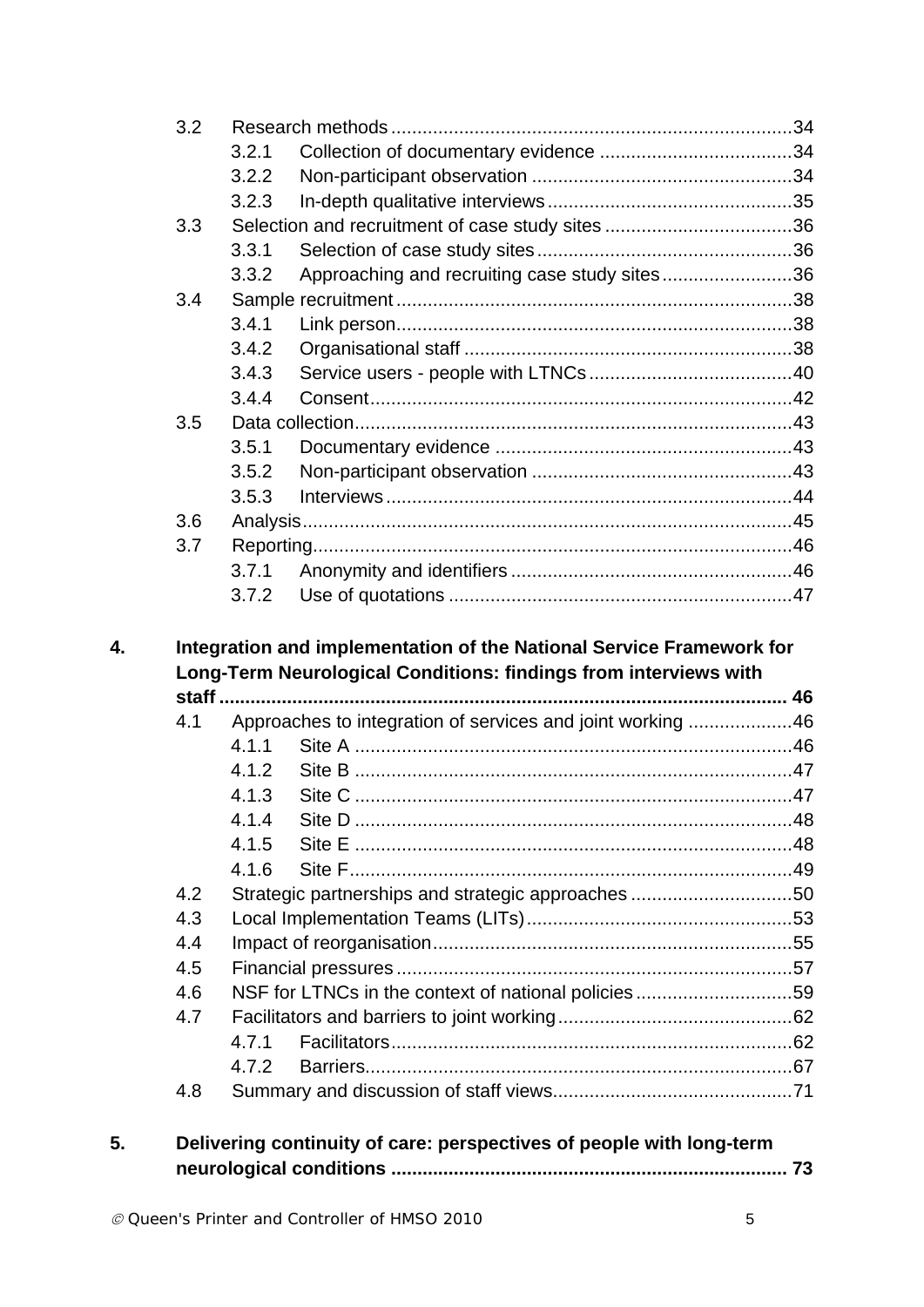- 3.2 Research methods ... 34
  - 3.2.1 Collection of documentary evidence ... 34
  - 3.2.2 Non-participant observation ... 34
  - 3.2.3 In-depth qualitative interviews ... 35
- 3.3 Selection and recruitment of case study sites ... 36
  - 3.3.1 Selection of case study sites ... 36
  - 3.3.2 Approaching and recruiting case study sites ... 36
- 3.4 Sample recruitment ... 38
  - 3.4.1 Link person ... 38
  - 3.4.2 Organisational staff ... 38
  - 3.4.3 Service users - people with LTNCs ... 40
  - 3.4.4 Consent ... 42
- 3.5 Data collection ... 43
  - 3.5.1 Documentary evidence ... 43
  - 3.5.2 Non-participant observation ... 43
  - 3.5.3 Interviews ... 44
- 3.6 Analysis ... 45
- 3.7 Reporting ... 46
  - 3.7.1 Anonymity and identifiers ... 46
  - 3.7.2 Use of quotations ... 47

**4. Integration and implementation of the National Service Framework for Long-Term Neurological Conditions: findings from interviews with staff ... 46**

- 4.1 Approaches to integration of services and joint working ... 46
  - 4.1.1 Site A ... 46
  - 4.1.2 Site B ... 47
  - 4.1.3 Site C ... 47
  - 4.1.4 Site D ... 48
  - 4.1.5 Site E ... 48
  - 4.1.6 Site F ... 49
- 4.2 Strategic partnerships and strategic approaches ... 50
- 4.3 Local Implementation Teams (LITs) ... 53
- 4.4 Impact of reorganisation ... 55
- 4.5 Financial pressures ... 57
- 4.6 NSF for LTNCs in the context of national policies ... 59
- 4.7 Facilitators and barriers to joint working ... 62
  - 4.7.1 Facilitators ... 62
  - 4.7.2 Barriers ... 67
- 4.8 Summary and discussion of staff views ... 71

**5. Delivering continuity of care: perspectives of people with long-term neurological conditions ... 73**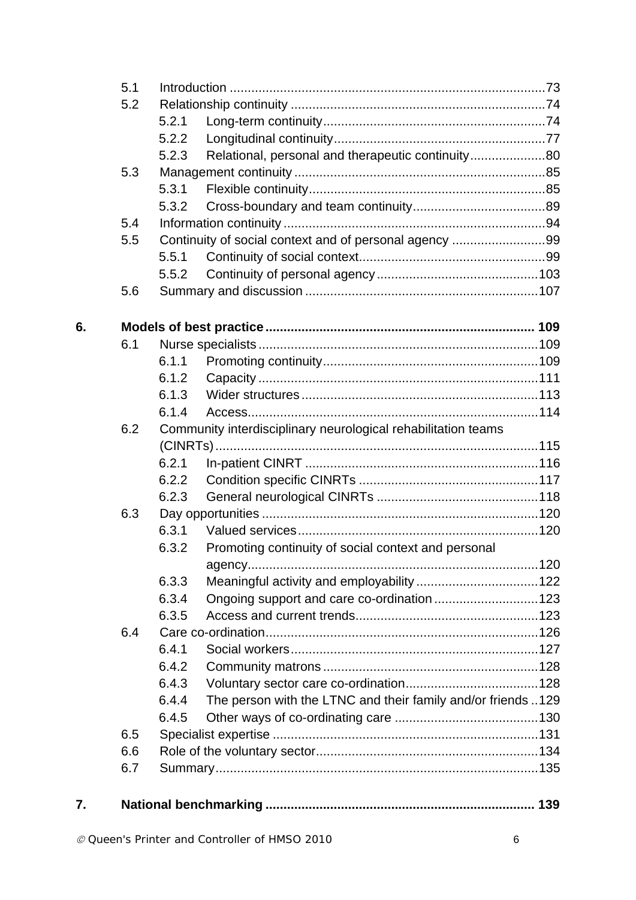- 5.1 Introduction ....................................................................................73
- 5.2 Relationship continuity ......................................................................74
  - 5.2.1 Long-term continuity.............................................................74
  - 5.2.2 Longitudinal continuity...........................................................77
  - 5.2.3 Relational, personal and therapeutic continuity.....................80
- 5.3 Management continuity .....................................................................85
  - 5.3.1 Flexible continuity..................................................................85
  - 5.3.2 Cross-boundary and team continuity.....................................89
- 5.4 Information continuity ........................................................................94
- 5.5 Continuity of social context and of personal agency ..........................99
  - 5.5.1 Continuity of social context....................................................99
  - 5.5.2 Continuity of personal agency .............................................103
- 5.6 Summary and discussion ................................................................107

**6. Models of best practice ......................................................................... 109**

- 6.1 Nurse specialists .............................................................................109
  - 6.1.1 Promoting continuity............................................................109
  - 6.1.2 Capacity ..............................................................................111
  - 6.1.3 Wider structures ..................................................................113
  - 6.1.4 Access.................................................................................114
- 6.2 Community interdisciplinary neurological rehabilitation teams (CINRTs).........................................................................................115
  - 6.2.1 In-patient CINRT .................................................................116
  - 6.2.2 Condition specific CINRTs ..................................................117
  - 6.2.3 General neurological CINRTs .............................................118
- 6.3 Day opportunities ............................................................................120
  - 6.3.1 Valued services...................................................................120
  - 6.3.2 Promoting continuity of social context and personal agency.................................................................................120
  - 6.3.3 Meaningful activity and employability ..................................122
  - 6.3.4 Ongoing support and care co-ordination .............................123
  - 6.3.5 Access and current trends...................................................123
- 6.4 Care co-ordination...........................................................................126
  - 6.4.1 Social workers.....................................................................127
  - 6.4.2 Community matrons ............................................................128
  - 6.4.3 Voluntary sector care co-ordination.....................................128
  - 6.4.4 The person with the LTNC and their family and/or friends ..129
  - 6.4.5 Other ways of co-ordinating care ........................................130
- 6.5 Specialist expertise ..........................................................................131
- 6.6 Role of the voluntary sector..............................................................134
- 6.7 Summary..........................................................................................135

**7. National benchmarking ........................................................................... 139**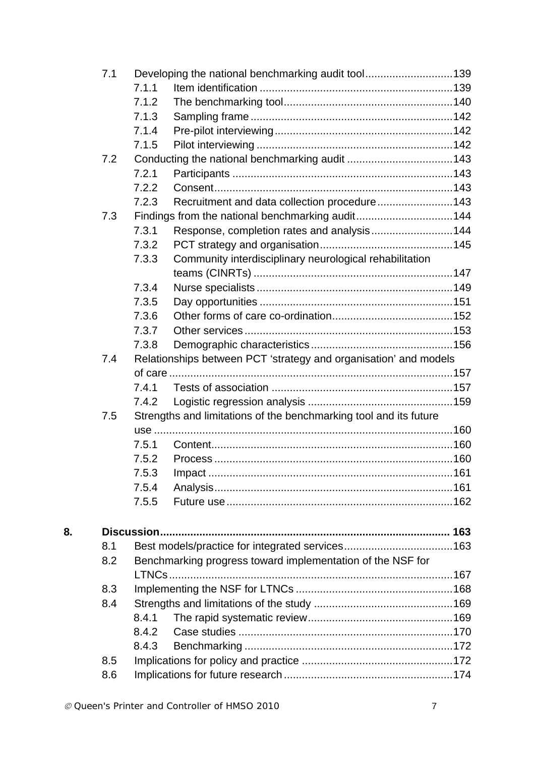- 7.1 Developing the national benchmarking audit tool ... 139
  - 7.1.1 Item identification ... 139
  - 7.1.2 The benchmarking tool ... 140
  - 7.1.3 Sampling frame ... 142
  - 7.1.4 Pre-pilot interviewing ... 142
  - 7.1.5 Pilot interviewing ... 142
- 7.2 Conducting the national benchmarking audit ... 143
  - 7.2.1 Participants ... 143
  - 7.2.2 Consent ... 143
  - 7.2.3 Recruitment and data collection procedure ... 143
- 7.3 Findings from the national benchmarking audit ... 144
  - 7.3.1 Response, completion rates and analysis ... 144
  - 7.3.2 PCT strategy and organisation ... 145
  - 7.3.3 Community interdisciplinary neurological rehabilitation teams (CINRTs) ... 147
  - 7.3.4 Nurse specialists ... 149
  - 7.3.5 Day opportunities ... 151
  - 7.3.6 Other forms of care co-ordination ... 152
  - 7.3.7 Other services ... 153
  - 7.3.8 Demographic characteristics ... 156
- 7.4 Relationships between PCT 'strategy and organisation' and models of care ... 157
  - 7.4.1 Tests of association ... 157
  - 7.4.2 Logistic regression analysis ... 159
- 7.5 Strengths and limitations of the benchmarking tool and its future use ... 160
  - 7.5.1 Content ... 160
  - 7.5.2 Process ... 160
  - 7.5.3 Impact ... 161
  - 7.5.4 Analysis ... 161
  - 7.5.5 Future use ... 162

**8. Discussion ... 163**

- 8.1 Best models/practice for integrated services ... 163
- 8.2 Benchmarking progress toward implementation of the NSF for LTNCs ... 167
- 8.3 Implementing the NSF for LTNCs ... 168
- 8.4 Strengths and limitations of the study ... 169
  - 8.4.1 The rapid systematic review ... 169
  - 8.4.2 Case studies ... 170
  - 8.4.3 Benchmarking ... 172
- 8.5 Implications for policy and practice ... 172
- 8.6 Implications for future research ... 174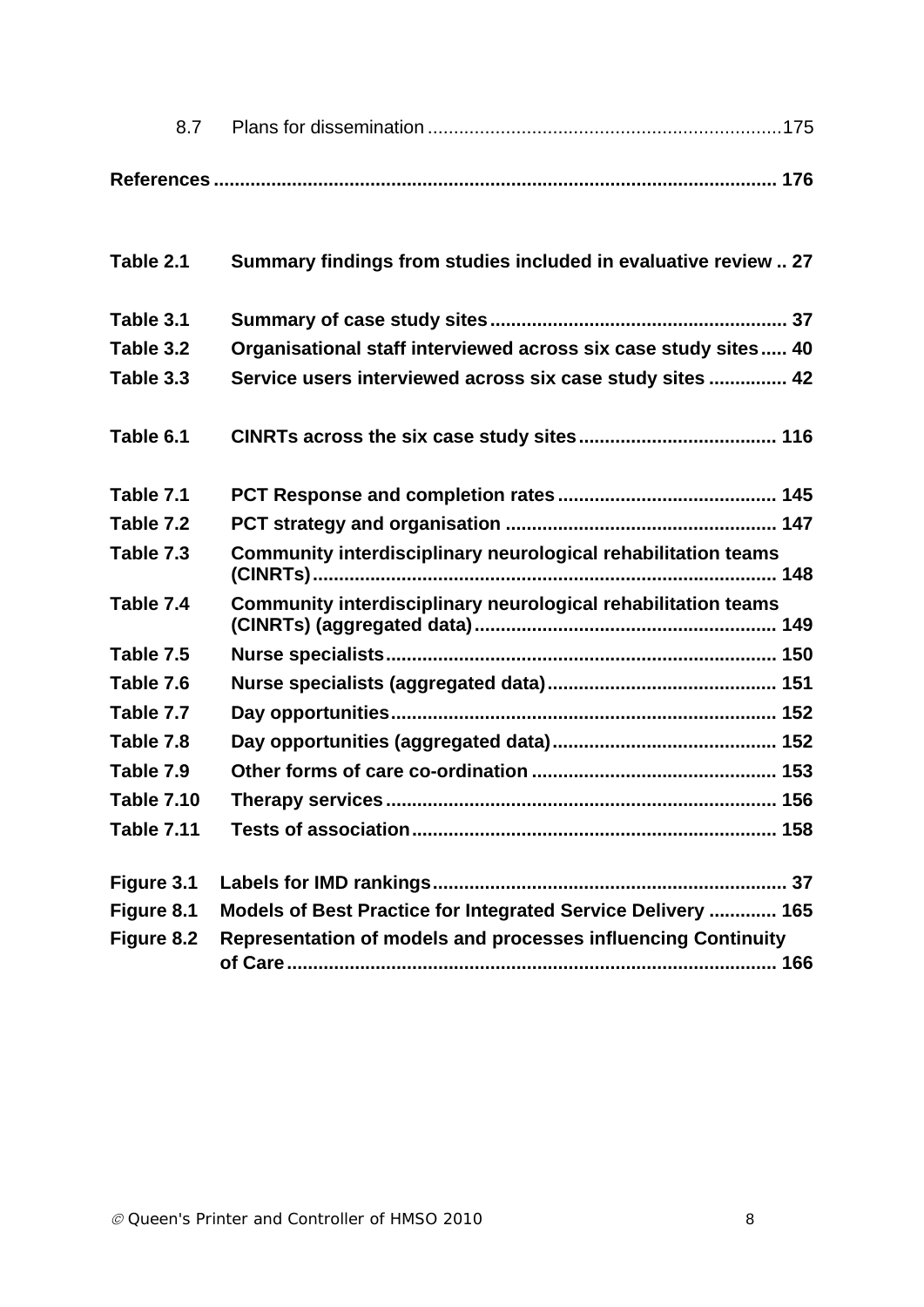8.7 Plans for dissemination ....................................................................175

**References ........................................................................................................... 176**

**Table 2.1 Summary findings from studies included in evaluative review .. 27**

**Table 3.1 Summary of case study sites ......................................................... 37**

**Table 3.2 Organisational staff interviewed across six case study sites ..... 40**

**Table 3.3 Service users interviewed across six case study sites ............... 42**

**Table 6.1 CINRTs across the six case study sites ...................................... 116**

**Table 7.1 PCT Response and completion rates .......................................... 145**

**Table 7.2 PCT strategy and organisation .................................................... 147**

**Table 7.3 Community interdisciplinary neurological rehabilitation teams (CINRTs) ....................................................................................... 148**

**Table 7.4 Community interdisciplinary neurological rehabilitation teams (CINRTs) (aggregated data) .......................................................... 149**

**Table 7.5 Nurse specialists .......................................................................... 150**

**Table 7.6 Nurse specialists (aggregated data) ............................................ 151**

**Table 7.7 Day opportunities ......................................................................... 152**

**Table 7.8 Day opportunities (aggregated data) ........................................... 152**

**Table 7.9 Other forms of care co-ordination ............................................... 153**

**Table 7.10 Therapy services .......................................................................... 156**

**Table 7.11 Tests of association ..................................................................... 158**

**Figure 3.1 Labels for IMD rankings .................................................................... 37**

**Figure 8.1 Models of Best Practice for Integrated Service Delivery ............. 165**

**Figure 8.2 Representation of models and processes influencing Continuity of Care ............................................................................................. 166**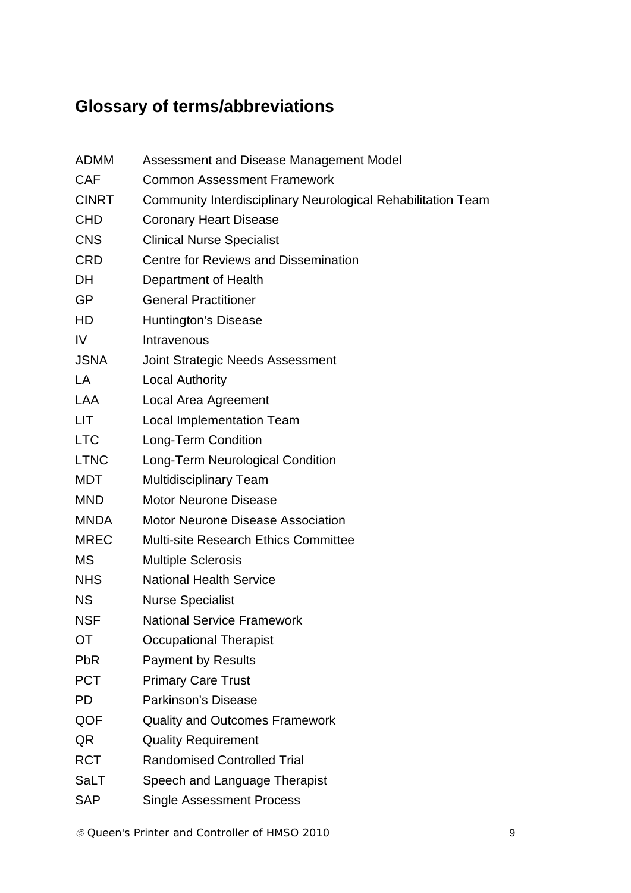## Glossary of terms/abbreviations

| | |
|---|---|
| ADMM | Assessment and Disease Management Model |
| CAF | Common Assessment Framework |
| CINRT | Community Interdisciplinary Neurological Rehabilitation Team |
| CHD | Coronary Heart Disease |
| CNS | Clinical Nurse Specialist |
| CRD | Centre for Reviews and Dissemination |
| DH | Department of Health |
| GP | General Practitioner |
| HD | Huntington's Disease |
| IV | Intravenous |
| JSNA | Joint Strategic Needs Assessment |
| LA | Local Authority |
| LAA | Local Area Agreement |
| LIT | Local Implementation Team |
| LTC | Long-Term Condition |
| LTNC | Long-Term Neurological Condition |
| MDT | Multidisciplinary Team |
| MND | Motor Neurone Disease |
| MNDA | Motor Neurone Disease Association |
| MREC | Multi-site Research Ethics Committee |
| MS | Multiple Sclerosis |
| NHS | National Health Service |
| NS | Nurse Specialist |
| NSF | National Service Framework |
| OT | Occupational Therapist |
| PbR | Payment by Results |
| PCT | Primary Care Trust |
| PD | Parkinson's Disease |
| QOF | Quality and Outcomes Framework |
| QR | Quality Requirement |
| RCT | Randomised Controlled Trial |
| SaLT | Speech and Language Therapist |
| SAP | Single Assessment Process |

© Queen's Printer and Controller of HMSO 2010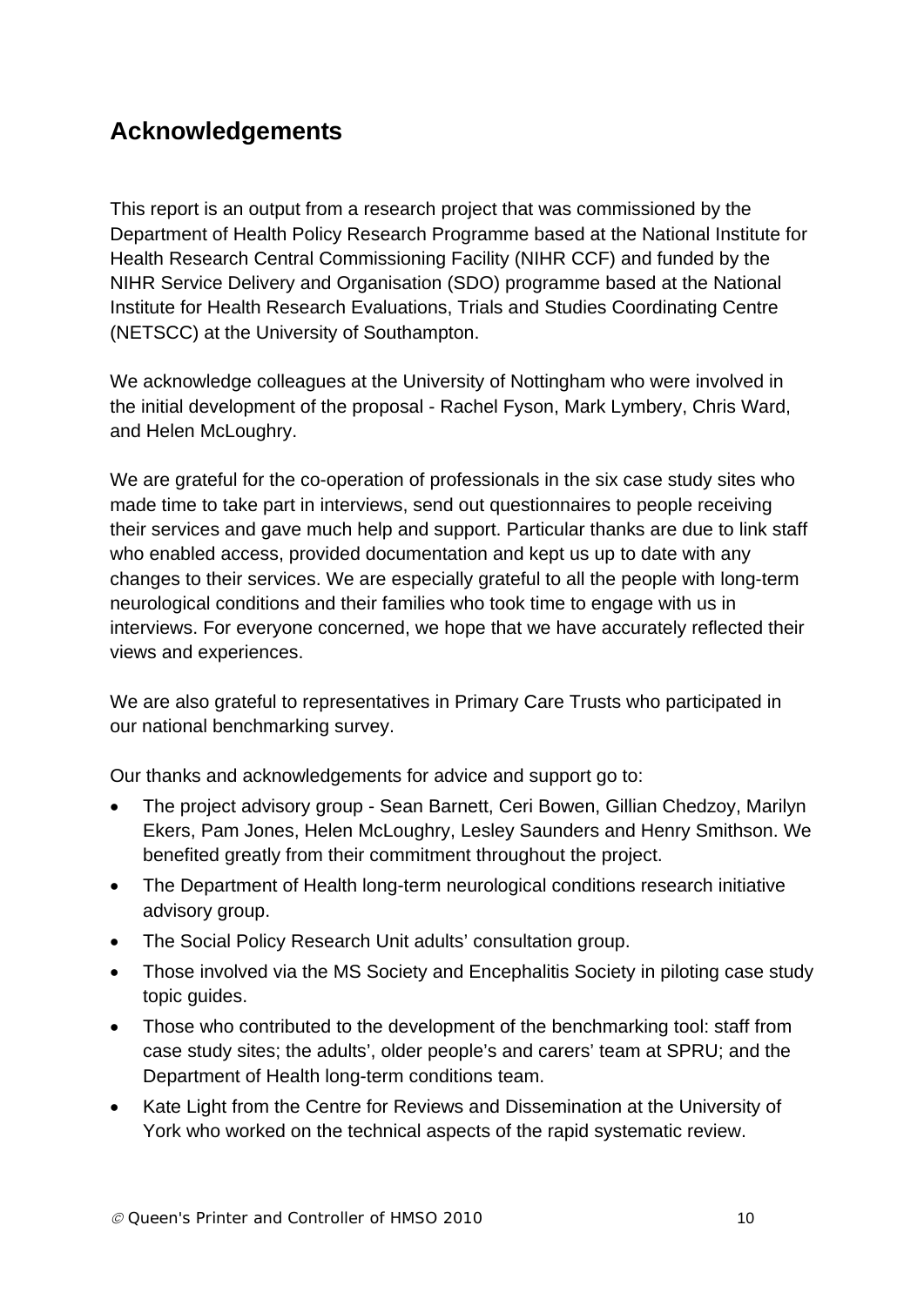## Acknowledgements

This report is an output from a research project that was commissioned by the Department of Health Policy Research Programme based at the National Institute for Health Research Central Commissioning Facility (NIHR CCF) and funded by the NIHR Service Delivery and Organisation (SDO) programme based at the National Institute for Health Research Evaluations, Trials and Studies Coordinating Centre (NETSCC) at the University of Southampton.

We acknowledge colleagues at the University of Nottingham who were involved in the initial development of the proposal - Rachel Fyson, Mark Lymbery, Chris Ward, and Helen McLoughry.

We are grateful for the co-operation of professionals in the six case study sites who made time to take part in interviews, send out questionnaires to people receiving their services and gave much help and support. Particular thanks are due to link staff who enabled access, provided documentation and kept us up to date with any changes to their services. We are especially grateful to all the people with long-term neurological conditions and their families who took time to engage with us in interviews. For everyone concerned, we hope that we have accurately reflected their views and experiences.

We are also grateful to representatives in Primary Care Trusts who participated in our national benchmarking survey.

Our thanks and acknowledgements for advice and support go to:

- The project advisory group - Sean Barnett, Ceri Bowen, Gillian Chedzoy, Marilyn Ekers, Pam Jones, Helen McLoughry, Lesley Saunders and Henry Smithson. We benefited greatly from their commitment throughout the project.
- The Department of Health long-term neurological conditions research initiative advisory group.
- The Social Policy Research Unit adults' consultation group.
- Those involved via the MS Society and Encephalitis Society in piloting case study topic guides.
- Those who contributed to the development of the benchmarking tool: staff from case study sites; the adults', older people's and carers' team at SPRU; and the Department of Health long-term conditions team.
- Kate Light from the Centre for Reviews and Dissemination at the University of York who worked on the technical aspects of the rapid systematic review.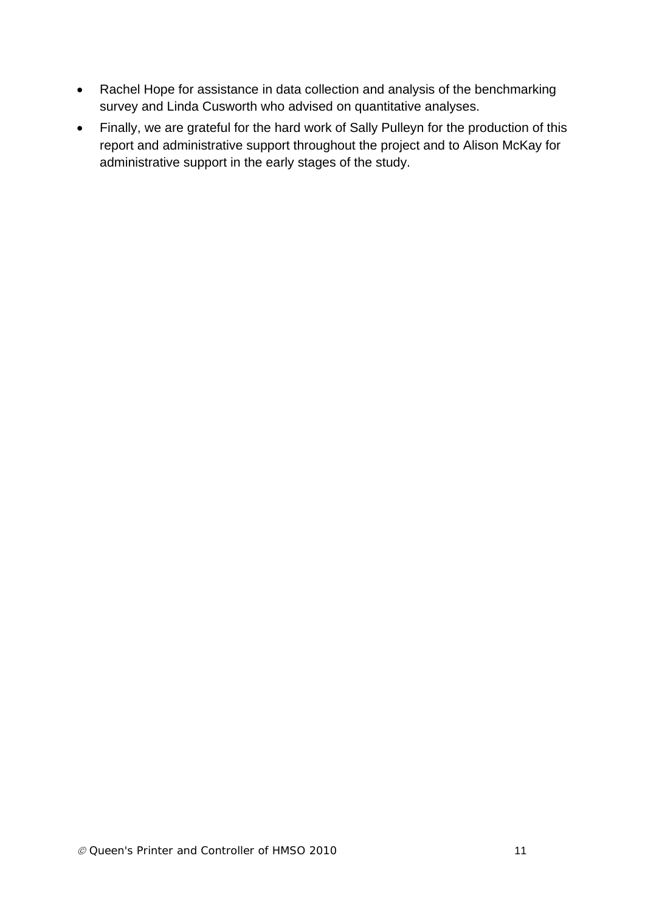- Rachel Hope for assistance in data collection and analysis of the benchmarking survey and Linda Cusworth who advised on quantitative analyses.
- Finally, we are grateful for the hard work of Sally Pulleyn for the production of this report and administrative support throughout the project and to Alison McKay for administrative support in the early stages of the study.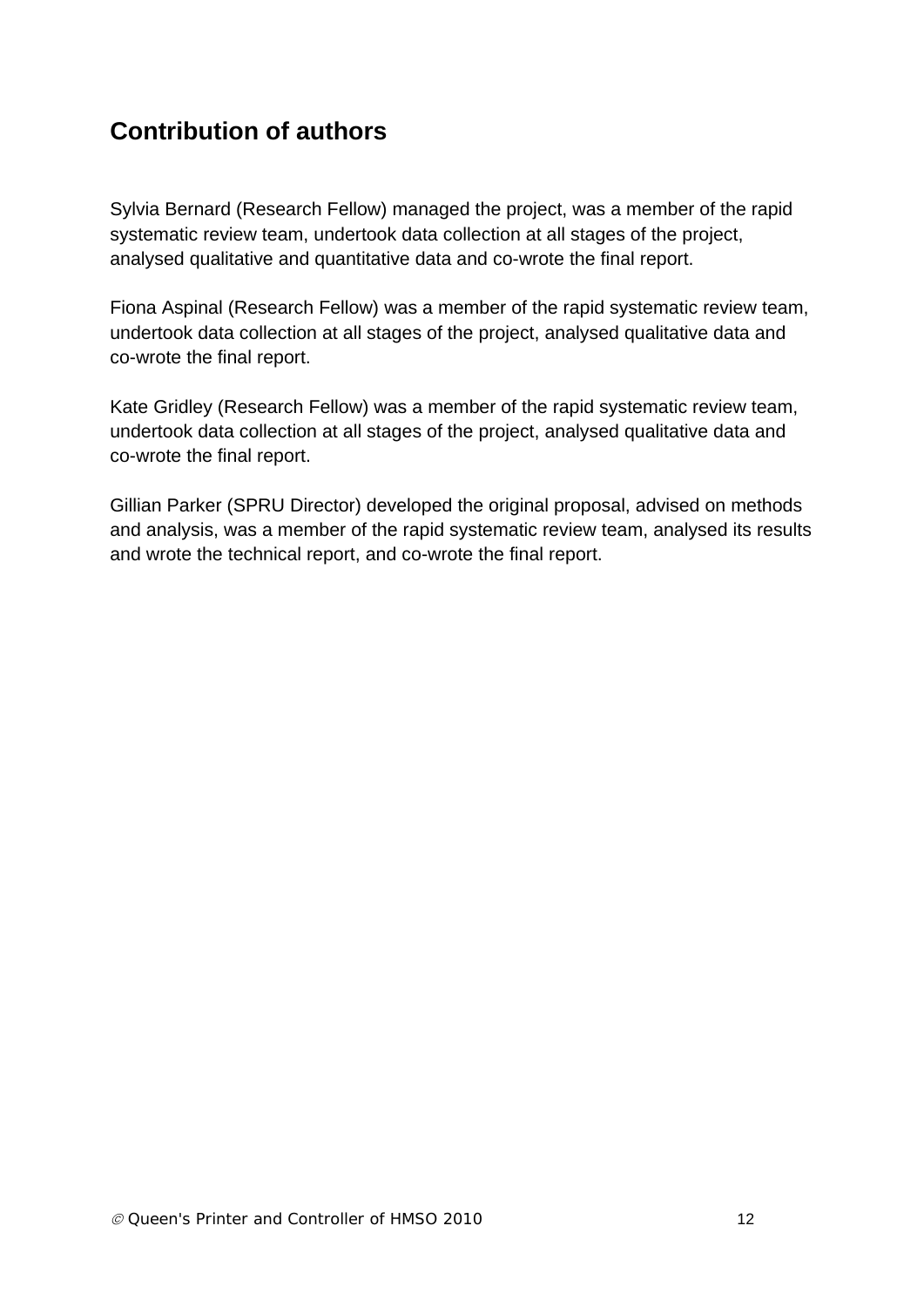## Contribution of authors

Sylvia Bernard (Research Fellow) managed the project, was a member of the rapid systematic review team, undertook data collection at all stages of the project, analysed qualitative and quantitative data and co-wrote the final report.

Fiona Aspinal (Research Fellow) was a member of the rapid systematic review team, undertook data collection at all stages of the project, analysed qualitative data and co-wrote the final report.

Kate Gridley (Research Fellow) was a member of the rapid systematic review team, undertook data collection at all stages of the project, analysed qualitative data and co-wrote the final report.

Gillian Parker (SPRU Director) developed the original proposal, advised on methods and analysis, was a member of the rapid systematic review team, analysed its results and wrote the technical report, and co-wrote the final report.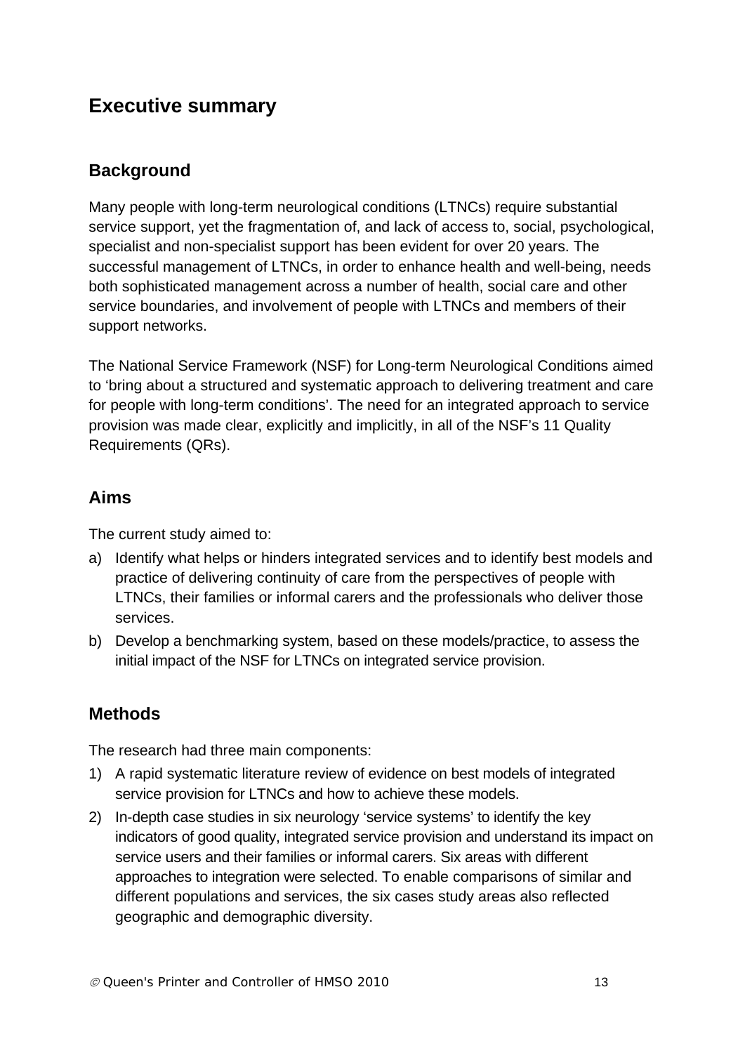# Executive summary

## Background

Many people with long-term neurological conditions (LTNCs) require substantial service support, yet the fragmentation of, and lack of access to, social, psychological, specialist and non-specialist support has been evident for over 20 years. The successful management of LTNCs, in order to enhance health and well-being, needs both sophisticated management across a number of health, social care and other service boundaries, and involvement of people with LTNCs and members of their support networks.

The National Service Framework (NSF) for Long-term Neurological Conditions aimed to 'bring about a structured and systematic approach to delivering treatment and care for people with long-term conditions'. The need for an integrated approach to service provision was made clear, explicitly and implicitly, in all of the NSF's 11 Quality Requirements (QRs).

## Aims

The current study aimed to:

a) Identify what helps or hinders integrated services and to identify best models and practice of delivering continuity of care from the perspectives of people with LTNCs, their families or informal carers and the professionals who deliver those services.

b) Develop a benchmarking system, based on these models/practice, to assess the initial impact of the NSF for LTNCs on integrated service provision.

## Methods

The research had three main components:

1) A rapid systematic literature review of evidence on best models of integrated service provision for LTNCs and how to achieve these models.

2) In-depth case studies in six neurology 'service systems' to identify the key indicators of good quality, integrated service provision and understand its impact on service users and their families or informal carers. Six areas with different approaches to integration were selected. To enable comparisons of similar and different populations and services, the six cases study areas also reflected geographic and demographic diversity.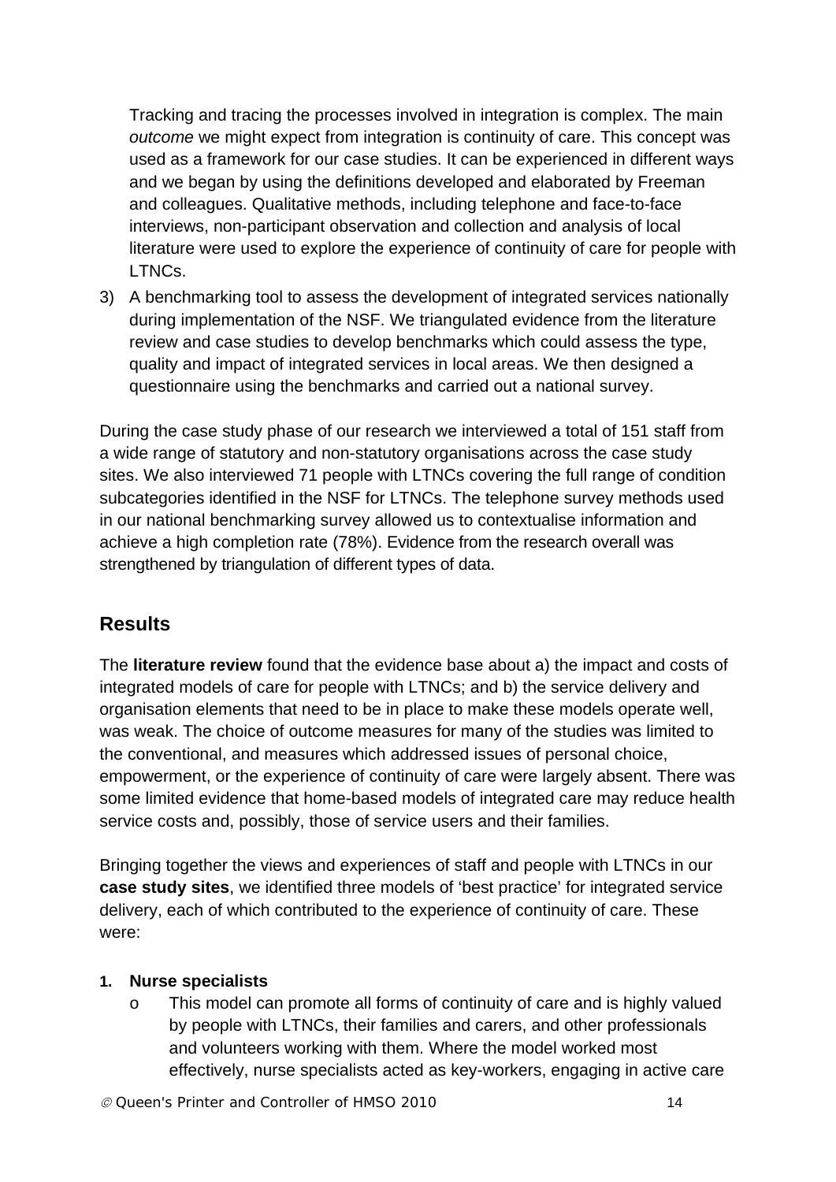Tracking and tracing the processes involved in integration is complex. The main *outcome* we might expect from integration is continuity of care. This concept was used as a framework for our case studies. It can be experienced in different ways and we began by using the definitions developed and elaborated by Freeman and colleagues. Qualitative methods, including telephone and face-to-face interviews, non-participant observation and collection and analysis of local literature were used to explore the experience of continuity of care for people with LTNCs.

3) A benchmarking tool to assess the development of integrated services nationally during implementation of the NSF. We triangulated evidence from the literature review and case studies to develop benchmarks which could assess the type, quality and impact of integrated services in local areas. We then designed a questionnaire using the benchmarks and carried out a national survey.

During the case study phase of our research we interviewed a total of 151 staff from a wide range of statutory and non-statutory organisations across the case study sites. We also interviewed 71 people with LTNCs covering the full range of condition subcategories identified in the NSF for LTNCs. The telephone survey methods used in our national benchmarking survey allowed us to contextualise information and achieve a high completion rate (78%). Evidence from the research overall was strengthened by triangulation of different types of data.

## Results

The **literature review** found that the evidence base about a) the impact and costs of integrated models of care for people with LTNCs; and b) the service delivery and organisation elements that need to be in place to make these models operate well, was weak. The choice of outcome measures for many of the studies was limited to the conventional, and measures which addressed issues of personal choice, empowerment, or the experience of continuity of care were largely absent. There was some limited evidence that home-based models of integrated care may reduce health service costs and, possibly, those of service users and their families.

Bringing together the views and experiences of staff and people with LTNCs in our **case study sites**, we identified three models of 'best practice' for integrated service delivery, each of which contributed to the experience of continuity of care. These were:

1. **Nurse specialists**
   - This model can promote all forms of continuity of care and is highly valued by people with LTNCs, their families and carers, and other professionals and volunteers working with them. Where the model worked most effectively, nurse specialists acted as key-workers, engaging in active care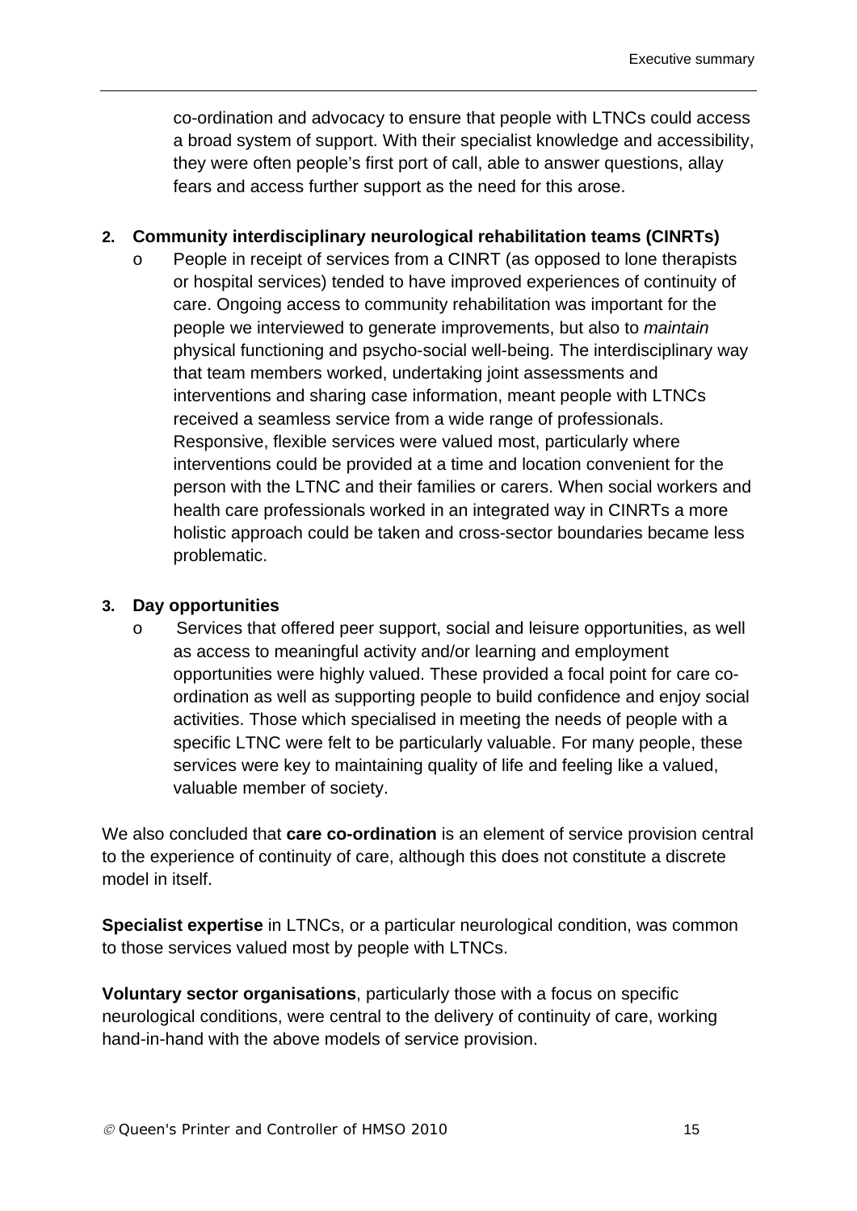co-ordination and advocacy to ensure that people with LTNCs could access a broad system of support. With their specialist knowledge and accessibility, they were often people's first port of call, able to answer questions, allay fears and access further support as the need for this arose.

2. **Community interdisciplinary neurological rehabilitation teams (CINRTs)**
   - People in receipt of services from a CINRT (as opposed to lone therapists or hospital services) tended to have improved experiences of continuity of care. Ongoing access to community rehabilitation was important for the people we interviewed to generate improvements, but also to *maintain* physical functioning and psycho-social well-being. The interdisciplinary way that team members worked, undertaking joint assessments and interventions and sharing case information, meant people with LTNCs received a seamless service from a wide range of professionals. Responsive, flexible services were valued most, particularly where interventions could be provided at a time and location convenient for the person with the LTNC and their families or carers. When social workers and health care professionals worked in an integrated way in CINRTs a more holistic approach could be taken and cross-sector boundaries became less problematic.

3. **Day opportunities**
   - Services that offered peer support, social and leisure opportunities, as well as access to meaningful activity and/or learning and employment opportunities were highly valued. These provided a focal point for care co-ordination as well as supporting people to build confidence and enjoy social activities. Those which specialised in meeting the needs of people with a specific LTNC were felt to be particularly valuable. For many people, these services were key to maintaining quality of life and feeling like a valued, valuable member of society.

We also concluded that **care co-ordination** is an element of service provision central to the experience of continuity of care, although this does not constitute a discrete model in itself.

**Specialist expertise** in LTNCs, or a particular neurological condition, was common to those services valued most by people with LTNCs.

**Voluntary sector organisations**, particularly those with a focus on specific neurological conditions, were central to the delivery of continuity of care, working hand-in-hand with the above models of service provision.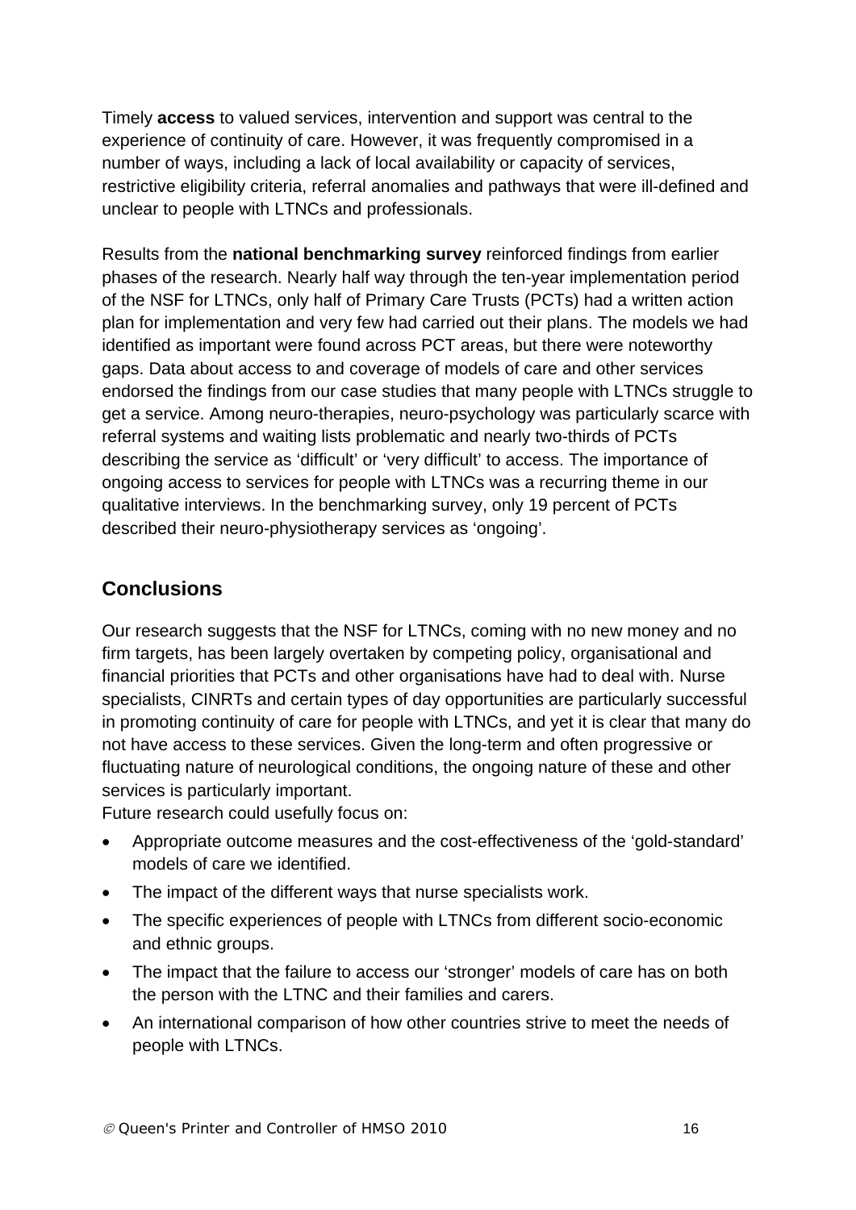Timely **access** to valued services, intervention and support was central to the experience of continuity of care. However, it was frequently compromised in a number of ways, including a lack of local availability or capacity of services, restrictive eligibility criteria, referral anomalies and pathways that were ill-defined and unclear to people with LTNCs and professionals.

Results from the **national benchmarking survey** reinforced findings from earlier phases of the research. Nearly half way through the ten-year implementation period of the NSF for LTNCs, only half of Primary Care Trusts (PCTs) had a written action plan for implementation and very few had carried out their plans. The models we had identified as important were found across PCT areas, but there were noteworthy gaps. Data about access to and coverage of models of care and other services endorsed the findings from our case studies that many people with LTNCs struggle to get a service. Among neuro-therapies, neuro-psychology was particularly scarce with referral systems and waiting lists problematic and nearly two-thirds of PCTs describing the service as 'difficult' or 'very difficult' to access. The importance of ongoing access to services for people with LTNCs was a recurring theme in our qualitative interviews. In the benchmarking survey, only 19 percent of PCTs described their neuro-physiotherapy services as 'ongoing'.

## Conclusions

Our research suggests that the NSF for LTNCs, coming with no new money and no firm targets, has been largely overtaken by competing policy, organisational and financial priorities that PCTs and other organisations have had to deal with. Nurse specialists, CINRTs and certain types of day opportunities are particularly successful in promoting continuity of care for people with LTNCs, and yet it is clear that many do not have access to these services. Given the long-term and often progressive or fluctuating nature of neurological conditions, the ongoing nature of these and other services is particularly important.

Future research could usefully focus on:

- Appropriate outcome measures and the cost-effectiveness of the 'gold-standard' models of care we identified.
- The impact of the different ways that nurse specialists work.
- The specific experiences of people with LTNCs from different socio-economic and ethnic groups.
- The impact that the failure to access our 'stronger' models of care has on both the person with the LTNC and their families and carers.
- An international comparison of how other countries strive to meet the needs of people with LTNCs.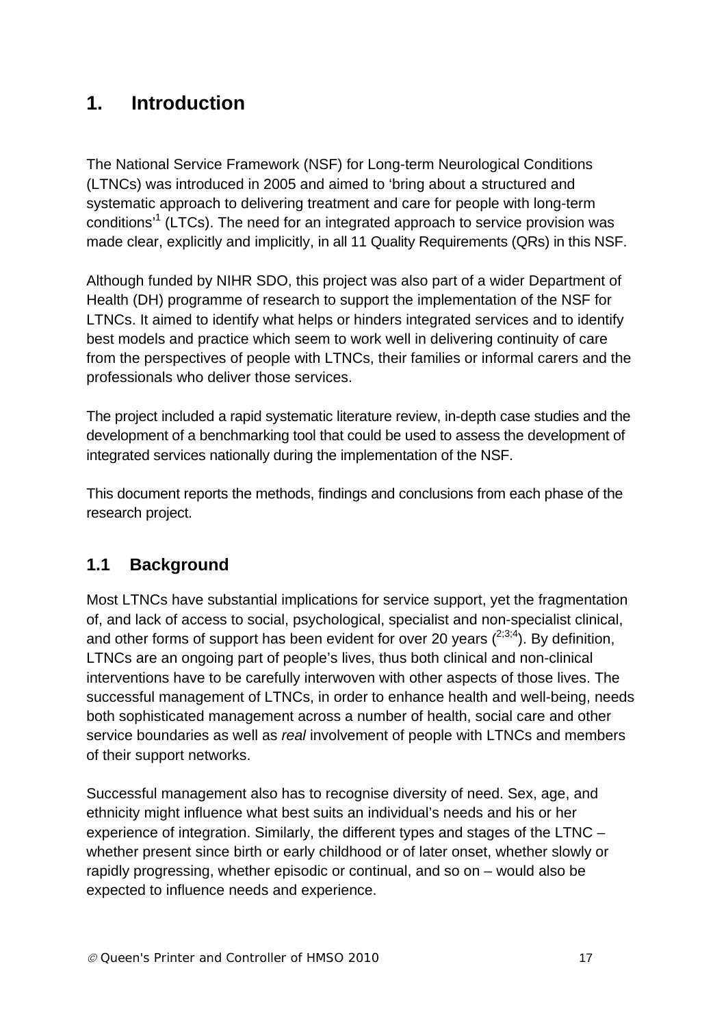# 1. Introduction

The National Service Framework (NSF) for Long-term Neurological Conditions (LTNCs) was introduced in 2005 and aimed to 'bring about a structured and systematic approach to delivering treatment and care for people with long-term conditions'[1] (LTCs). The need for an integrated approach to service provision was made clear, explicitly and implicitly, in all 11 Quality Requirements (QRs) in this NSF.

Although funded by NIHR SDO, this project was also part of a wider Department of Health (DH) programme of research to support the implementation of the NSF for LTNCs. It aimed to identify what helps or hinders integrated services and to identify best models and practice which seem to work well in delivering continuity of care from the perspectives of people with LTNCs, their families or informal carers and the professionals who deliver those services.

The project included a rapid systematic literature review, in-depth case studies and the development of a benchmarking tool that could be used to assess the development of integrated services nationally during the implementation of the NSF.

This document reports the methods, findings and conclusions from each phase of the research project.

## 1.1 Background

Most LTNCs have substantial implications for service support, yet the fragmentation of, and lack of access to social, psychological, specialist and non-specialist clinical, and other forms of support has been evident for over 20 years ([2;3;4]). By definition, LTNCs are an ongoing part of people's lives, thus both clinical and non-clinical interventions have to be carefully interwoven with other aspects of those lives. The successful management of LTNCs, in order to enhance health and well-being, needs both sophisticated management across a number of health, social care and other service boundaries as well as *real* involvement of people with LTNCs and members of their support networks.

Successful management also has to recognise diversity of need. Sex, age, and ethnicity might influence what best suits an individual's needs and his or her experience of integration. Similarly, the different types and stages of the LTNC – whether present since birth or early childhood or of later onset, whether slowly or rapidly progressing, whether episodic or continual, and so on – would also be expected to influence needs and experience.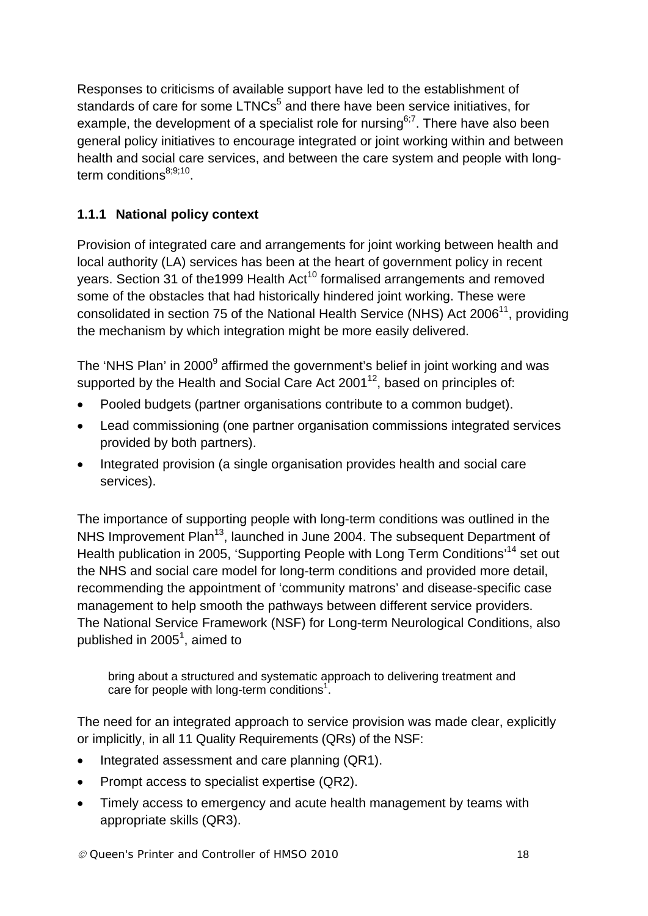Responses to criticisms of available support have led to the establishment of standards of care for some LTNCs[5] and there have been service initiatives, for example, the development of a specialist role for nursing[6;7]. There have also been general policy initiatives to encourage integrated or joint working within and between health and social care services, and between the care system and people with long-term conditions[8;9;10].

### 1.1.1 National policy context

Provision of integrated care and arrangements for joint working between health and local authority (LA) services has been at the heart of government policy in recent years. Section 31 of the1999 Health Act[10] formalised arrangements and removed some of the obstacles that had historically hindered joint working. These were consolidated in section 75 of the National Health Service (NHS) Act 2006[11], providing the mechanism by which integration might be more easily delivered.

The 'NHS Plan' in 2000[9] affirmed the government's belief in joint working and was supported by the Health and Social Care Act 2001[12], based on principles of:

- Pooled budgets (partner organisations contribute to a common budget).
- Lead commissioning (one partner organisation commissions integrated services provided by both partners).
- Integrated provision (a single organisation provides health and social care services).

The importance of supporting people with long-term conditions was outlined in the NHS Improvement Plan[13], launched in June 2004. The subsequent Department of Health publication in 2005, 'Supporting People with Long Term Conditions'[14] set out the NHS and social care model for long-term conditions and provided more detail, recommending the appointment of 'community matrons' and disease-specific case management to help smooth the pathways between different service providers. The National Service Framework (NSF) for Long-term Neurological Conditions, also published in 2005[1], aimed to

> bring about a structured and systematic approach to delivering treatment and care for people with long-term conditions[1].

The need for an integrated approach to service provision was made clear, explicitly or implicitly, in all 11 Quality Requirements (QRs) of the NSF:

- Integrated assessment and care planning (QR1).
- Prompt access to specialist expertise (QR2).
- Timely access to emergency and acute health management by teams with appropriate skills (QR3).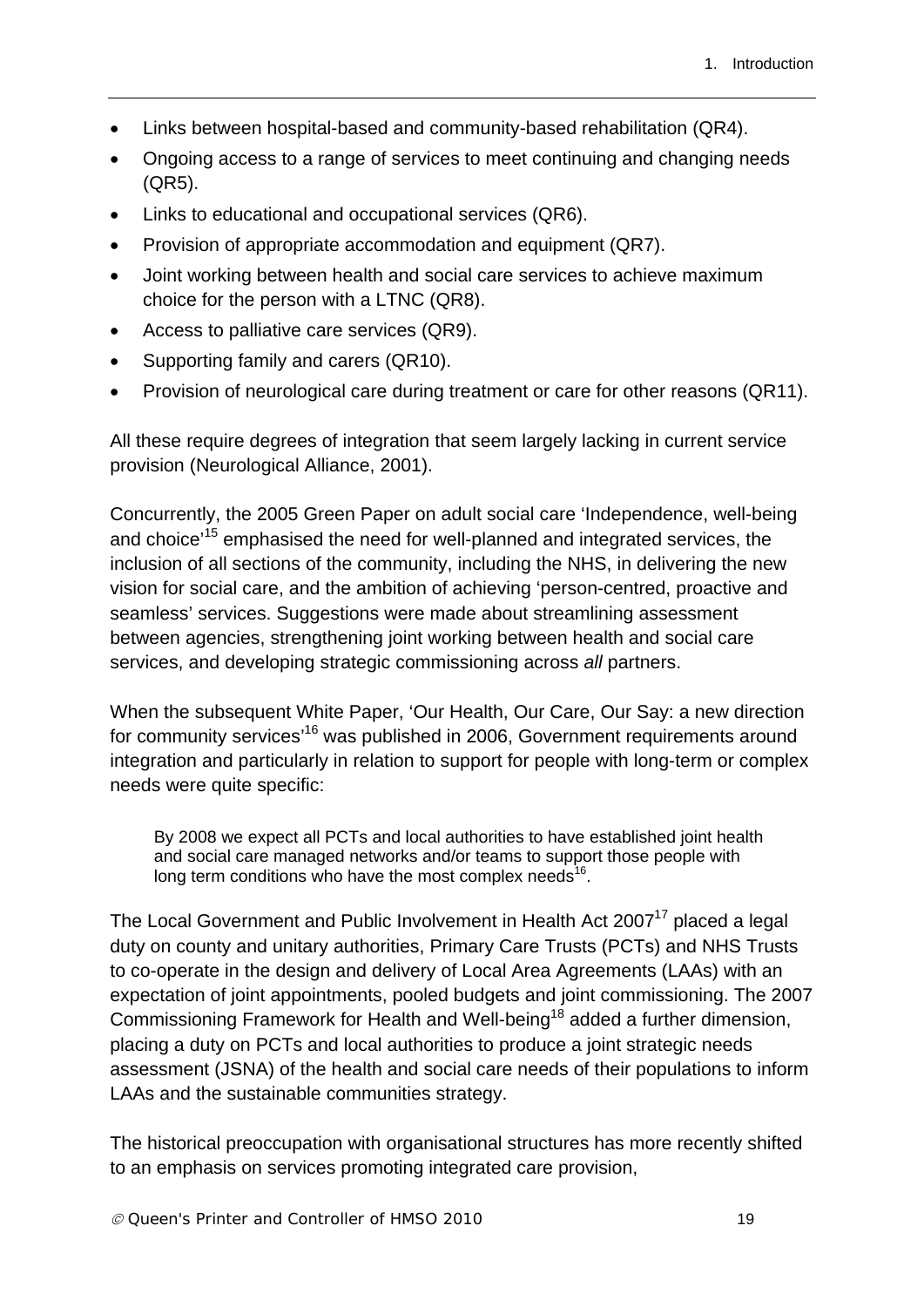- Links between hospital-based and community-based rehabilitation (QR4).
- Ongoing access to a range of services to meet continuing and changing needs (QR5).
- Links to educational and occupational services (QR6).
- Provision of appropriate accommodation and equipment (QR7).
- Joint working between health and social care services to achieve maximum choice for the person with a LTNC (QR8).
- Access to palliative care services (QR9).
- Supporting family and carers (QR10).
- Provision of neurological care during treatment or care for other reasons (QR11).

All these require degrees of integration that seem largely lacking in current service provision (Neurological Alliance, 2001).

Concurrently, the 2005 Green Paper on adult social care 'Independence, well-being and choice'[15] emphasised the need for well-planned and integrated services, the inclusion of all sections of the community, including the NHS, in delivering the new vision for social care, and the ambition of achieving 'person-centred, proactive and seamless' services. Suggestions were made about streamlining assessment between agencies, strengthening joint working between health and social care services, and developing strategic commissioning across *all* partners.

When the subsequent White Paper, 'Our Health, Our Care, Our Say: a new direction for community services'[16] was published in 2006, Government requirements around integration and particularly in relation to support for people with long-term or complex needs were quite specific:

> By 2008 we expect all PCTs and local authorities to have established joint health and social care managed networks and/or teams to support those people with long term conditions who have the most complex needs[16].

The Local Government and Public Involvement in Health Act 2007[17] placed a legal duty on county and unitary authorities, Primary Care Trusts (PCTs) and NHS Trusts to co-operate in the design and delivery of Local Area Agreements (LAAs) with an expectation of joint appointments, pooled budgets and joint commissioning. The 2007 Commissioning Framework for Health and Well-being[18] added a further dimension, placing a duty on PCTs and local authorities to produce a joint strategic needs assessment (JSNA) of the health and social care needs of their populations to inform LAAs and the sustainable communities strategy.

The historical preoccupation with organisational structures has more recently shifted to an emphasis on services promoting integrated care provision,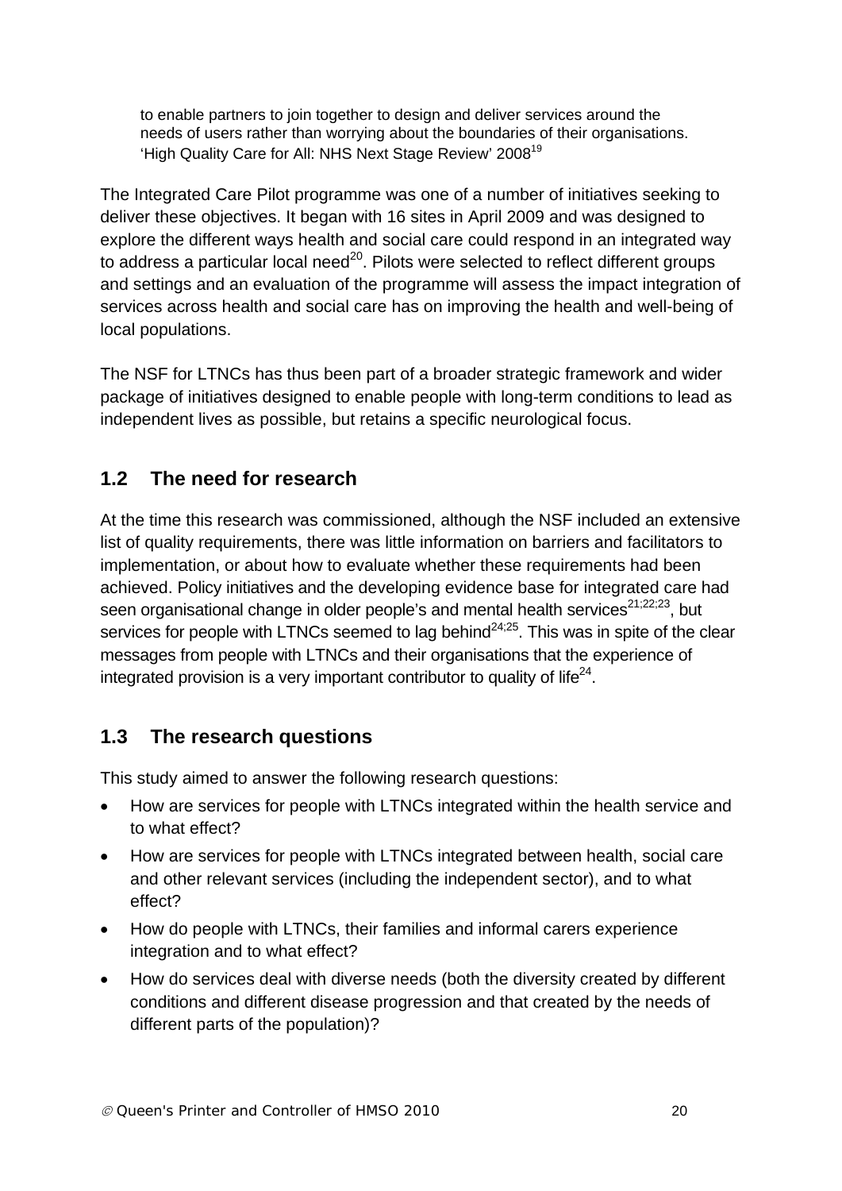> to enable partners to join together to design and deliver services around the needs of users rather than worrying about the boundaries of their organisations.
> 'High Quality Care for All: NHS Next Stage Review' 2008[19]

The Integrated Care Pilot programme was one of a number of initiatives seeking to deliver these objectives. It began with 16 sites in April 2009 and was designed to explore the different ways health and social care could respond in an integrated way to address a particular local need[20]. Pilots were selected to reflect different groups and settings and an evaluation of the programme will assess the impact integration of services across health and social care has on improving the health and well-being of local populations.

The NSF for LTNCs has thus been part of a broader strategic framework and wider package of initiatives designed to enable people with long-term conditions to lead as independent lives as possible, but retains a specific neurological focus.

## 1.2 The need for research

At the time this research was commissioned, although the NSF included an extensive list of quality requirements, there was little information on barriers and facilitators to implementation, or about how to evaluate whether these requirements had been achieved. Policy initiatives and the developing evidence base for integrated care had seen organisational change in older people's and mental health services[21;22;23], but services for people with LTNCs seemed to lag behind[24;25]. This was in spite of the clear messages from people with LTNCs and their organisations that the experience of integrated provision is a very important contributor to quality of life[24].

## 1.3 The research questions

This study aimed to answer the following research questions:

- How are services for people with LTNCs integrated within the health service and to what effect?
- How are services for people with LTNCs integrated between health, social care and other relevant services (including the independent sector), and to what effect?
- How do people with LTNCs, their families and informal carers experience integration and to what effect?
- How do services deal with diverse needs (both the diversity created by different conditions and different disease progression and that created by the needs of different parts of the population)?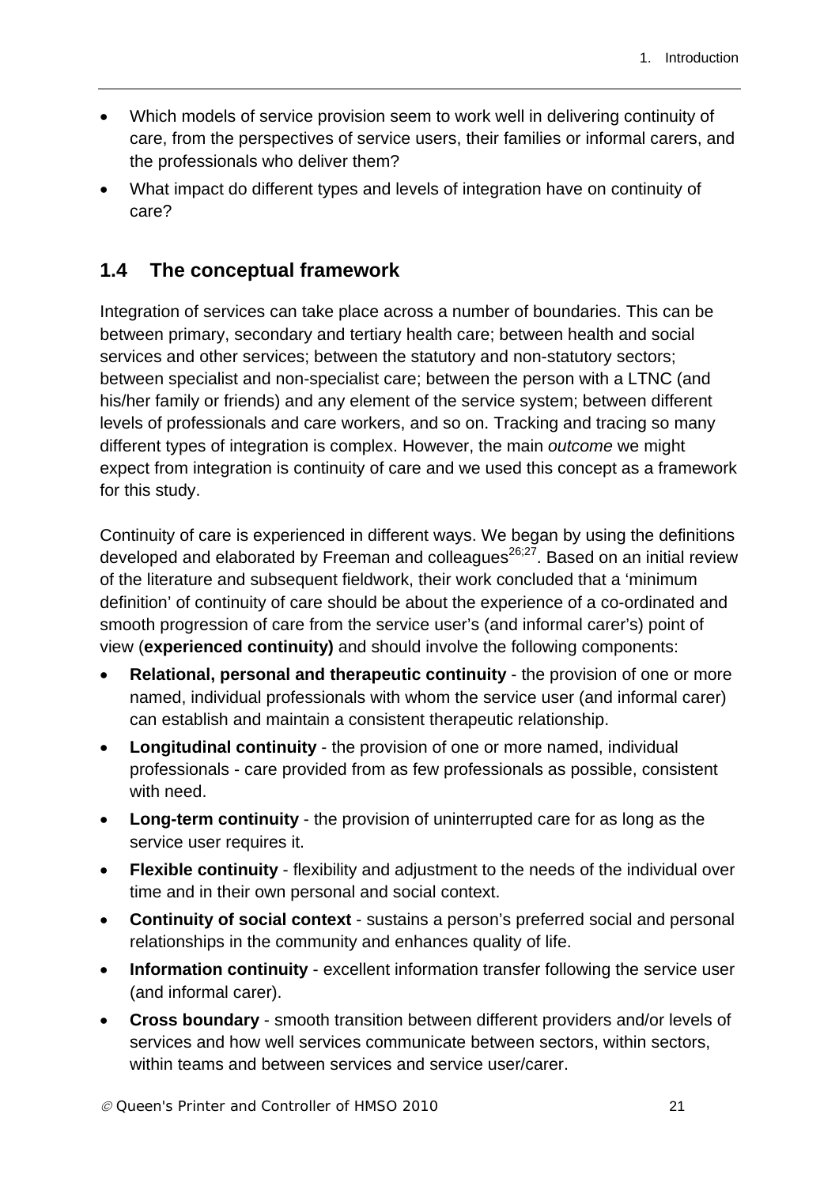- Which models of service provision seem to work well in delivering continuity of care, from the perspectives of service users, their families or informal carers, and the professionals who deliver them?
- What impact do different types and levels of integration have on continuity of care?

## 1.4 The conceptual framework

Integration of services can take place across a number of boundaries. This can be between primary, secondary and tertiary health care; between health and social services and other services; between the statutory and non-statutory sectors; between specialist and non-specialist care; between the person with a LTNC (and his/her family or friends) and any element of the service system; between different levels of professionals and care workers, and so on. Tracking and tracing so many different types of integration is complex. However, the main *outcome* we might expect from integration is continuity of care and we used this concept as a framework for this study.

Continuity of care is experienced in different ways. We began by using the definitions developed and elaborated by Freeman and colleagues[26;27]. Based on an initial review of the literature and subsequent fieldwork, their work concluded that a 'minimum definition' of continuity of care should be about the experience of a co-ordinated and smooth progression of care from the service user's (and informal carer's) point of view (**experienced continuity)** and should involve the following components:

- **Relational, personal and therapeutic continuity** - the provision of one or more named, individual professionals with whom the service user (and informal carer) can establish and maintain a consistent therapeutic relationship.
- **Longitudinal continuity** - the provision of one or more named, individual professionals - care provided from as few professionals as possible, consistent with need.
- **Long-term continuity** - the provision of uninterrupted care for as long as the service user requires it.
- **Flexible continuity** - flexibility and adjustment to the needs of the individual over time and in their own personal and social context.
- **Continuity of social context** - sustains a person's preferred social and personal relationships in the community and enhances quality of life.
- **Information continuity** - excellent information transfer following the service user (and informal carer).
- **Cross boundary** - smooth transition between different providers and/or levels of services and how well services communicate between sectors, within sectors, within teams and between services and service user/carer.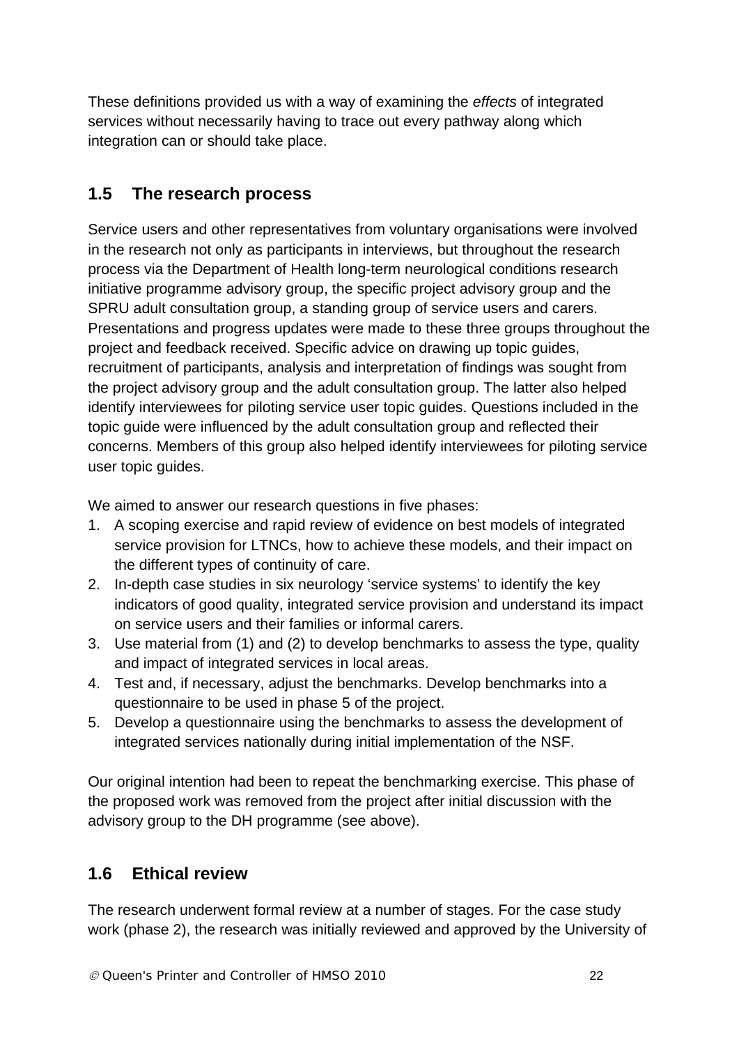These definitions provided us with a way of examining the *effects* of integrated services without necessarily having to trace out every pathway along which integration can or should take place.

## 1.5 The research process

Service users and other representatives from voluntary organisations were involved in the research not only as participants in interviews, but throughout the research process via the Department of Health long-term neurological conditions research initiative programme advisory group, the specific project advisory group and the SPRU adult consultation group, a standing group of service users and carers. Presentations and progress updates were made to these three groups throughout the project and feedback received. Specific advice on drawing up topic guides, recruitment of participants, analysis and interpretation of findings was sought from the project advisory group and the adult consultation group. The latter also helped identify interviewees for piloting service user topic guides. Questions included in the topic guide were influenced by the adult consultation group and reflected their concerns. Members of this group also helped identify interviewees for piloting service user topic guides.

We aimed to answer our research questions in five phases:

1. A scoping exercise and rapid review of evidence on best models of integrated service provision for LTNCs, how to achieve these models, and their impact on the different types of continuity of care.
2. In-depth case studies in six neurology 'service systems' to identify the key indicators of good quality, integrated service provision and understand its impact on service users and their families or informal carers.
3. Use material from (1) and (2) to develop benchmarks to assess the type, quality and impact of integrated services in local areas.
4. Test and, if necessary, adjust the benchmarks. Develop benchmarks into a questionnaire to be used in phase 5 of the project.
5. Develop a questionnaire using the benchmarks to assess the development of integrated services nationally during initial implementation of the NSF.

Our original intention had been to repeat the benchmarking exercise. This phase of the proposed work was removed from the project after initial discussion with the advisory group to the DH programme (see above).

## 1.6 Ethical review

The research underwent formal review at a number of stages. For the case study work (phase 2), the research was initially reviewed and approved by the University of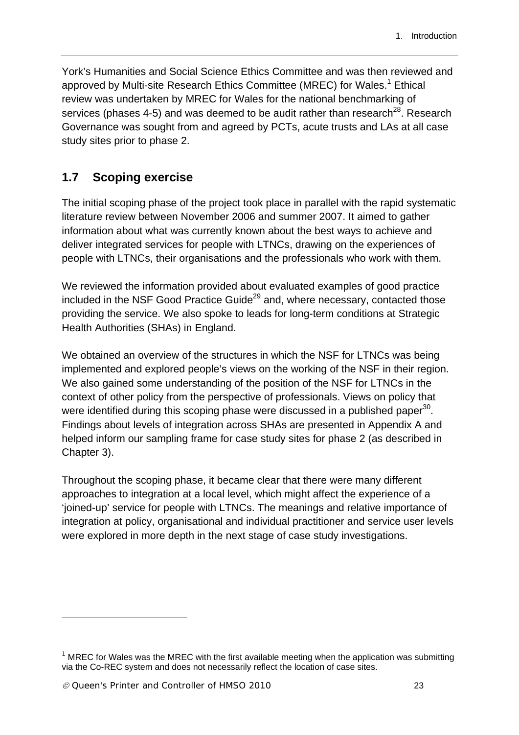York's Humanities and Social Science Ethics Committee and was then reviewed and approved by Multi-site Research Ethics Committee (MREC) for Wales.[1] Ethical review was undertaken by MREC for Wales for the national benchmarking of services (phases 4-5) and was deemed to be audit rather than research[28]. Research Governance was sought from and agreed by PCTs, acute trusts and LAs at all case study sites prior to phase 2.

## 1.7 Scoping exercise

The initial scoping phase of the project took place in parallel with the rapid systematic literature review between November 2006 and summer 2007. It aimed to gather information about what was currently known about the best ways to achieve and deliver integrated services for people with LTNCs, drawing on the experiences of people with LTNCs, their organisations and the professionals who work with them.

We reviewed the information provided about evaluated examples of good practice included in the NSF Good Practice Guide[29] and, where necessary, contacted those providing the service. We also spoke to leads for long-term conditions at Strategic Health Authorities (SHAs) in England.

We obtained an overview of the structures in which the NSF for LTNCs was being implemented and explored people's views on the working of the NSF in their region. We also gained some understanding of the position of the NSF for LTNCs in the context of other policy from the perspective of professionals. Views on policy that were identified during this scoping phase were discussed in a published paper[30]. Findings about levels of integration across SHAs are presented in Appendix A and helped inform our sampling frame for case study sites for phase 2 (as described in Chapter 3).

Throughout the scoping phase, it became clear that there were many different approaches to integration at a local level, which might affect the experience of a 'joined-up' service for people with LTNCs. The meanings and relative importance of integration at policy, organisational and individual practitioner and service user levels were explored in more depth in the next stage of case study investigations.

---

[1] MREC for Wales was the MREC with the first available meeting when the application was submitting via the Co-REC system and does not necessarily reflect the location of case sites.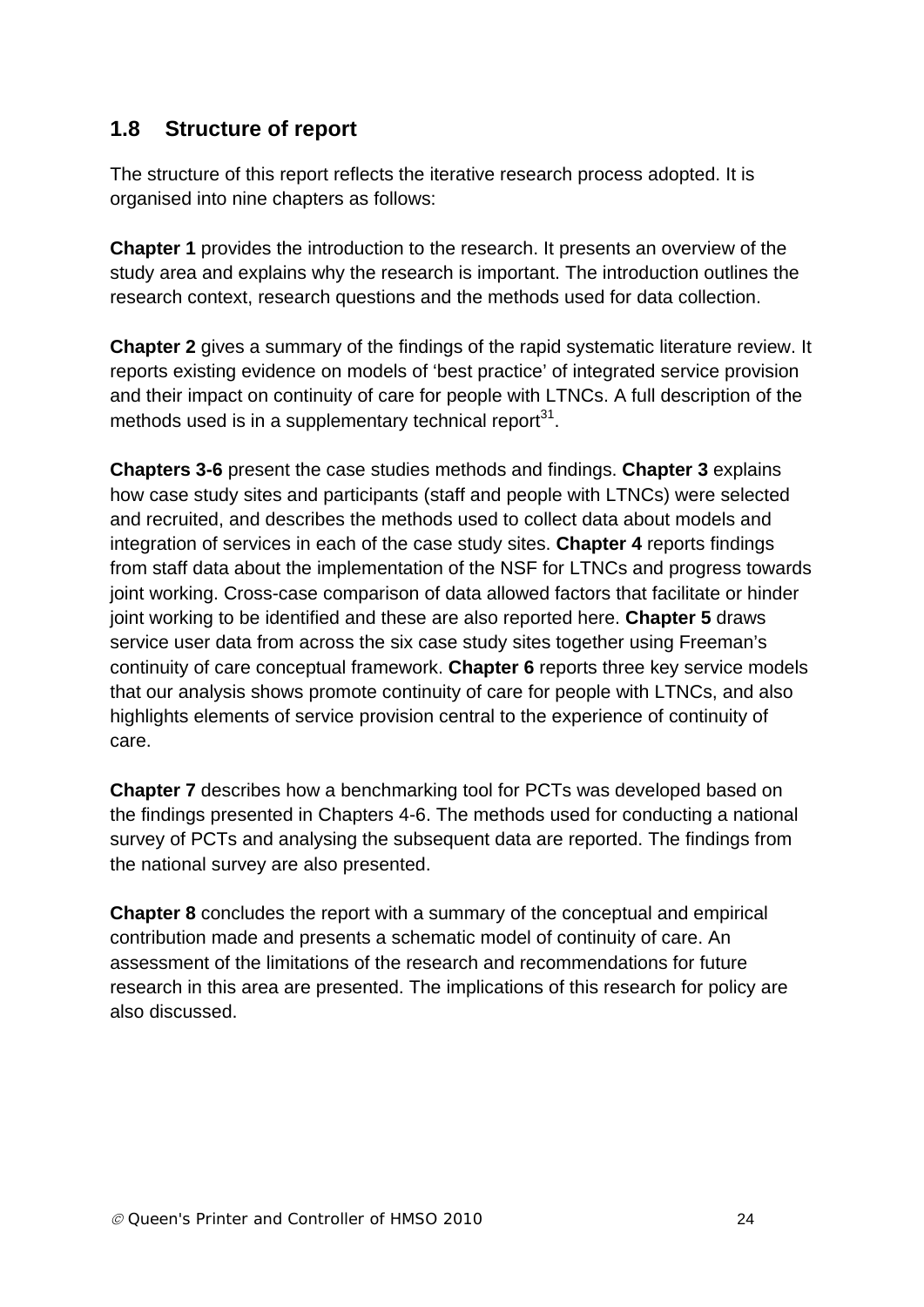## 1.8 Structure of report

The structure of this report reflects the iterative research process adopted. It is organised into nine chapters as follows:

**Chapter 1** provides the introduction to the research. It presents an overview of the study area and explains why the research is important. The introduction outlines the research context, research questions and the methods used for data collection.

**Chapter 2** gives a summary of the findings of the rapid systematic literature review. It reports existing evidence on models of 'best practice' of integrated service provision and their impact on continuity of care for people with LTNCs. A full description of the methods used is in a supplementary technical report[31].

**Chapters 3-6** present the case studies methods and findings. **Chapter 3** explains how case study sites and participants (staff and people with LTNCs) were selected and recruited, and describes the methods used to collect data about models and integration of services in each of the case study sites. **Chapter 4** reports findings from staff data about the implementation of the NSF for LTNCs and progress towards joint working. Cross-case comparison of data allowed factors that facilitate or hinder joint working to be identified and these are also reported here. **Chapter 5** draws service user data from across the six case study sites together using Freeman's continuity of care conceptual framework. **Chapter 6** reports three key service models that our analysis shows promote continuity of care for people with LTNCs, and also highlights elements of service provision central to the experience of continuity of care.

**Chapter 7** describes how a benchmarking tool for PCTs was developed based on the findings presented in Chapters 4-6. The methods used for conducting a national survey of PCTs and analysing the subsequent data are reported. The findings from the national survey are also presented.

**Chapter 8** concludes the report with a summary of the conceptual and empirical contribution made and presents a schematic model of continuity of care. An assessment of the limitations of the research and recommendations for future research in this area are presented. The implications of this research for policy are also discussed.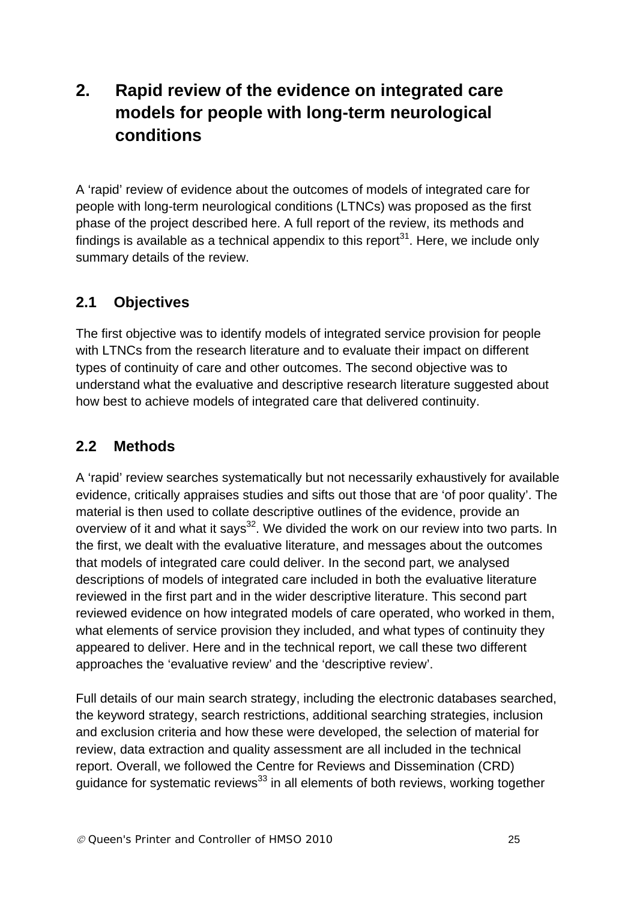# 2. Rapid review of the evidence on integrated care models for people with long-term neurological conditions

A 'rapid' review of evidence about the outcomes of models of integrated care for people with long-term neurological conditions (LTNCs) was proposed as the first phase of the project described here. A full report of the review, its methods and findings is available as a technical appendix to this report[31]. Here, we include only summary details of the review.

## 2.1 Objectives

The first objective was to identify models of integrated service provision for people with LTNCs from the research literature and to evaluate their impact on different types of continuity of care and other outcomes. The second objective was to understand what the evaluative and descriptive research literature suggested about how best to achieve models of integrated care that delivered continuity.

## 2.2 Methods

A 'rapid' review searches systematically but not necessarily exhaustively for available evidence, critically appraises studies and sifts out those that are 'of poor quality'. The material is then used to collate descriptive outlines of the evidence, provide an overview of it and what it says[32]. We divided the work on our review into two parts. In the first, we dealt with the evaluative literature, and messages about the outcomes that models of integrated care could deliver. In the second part, we analysed descriptions of models of integrated care included in both the evaluative literature reviewed in the first part and in the wider descriptive literature. This second part reviewed evidence on how integrated models of care operated, who worked in them, what elements of service provision they included, and what types of continuity they appeared to deliver. Here and in the technical report, we call these two different approaches the 'evaluative review' and the 'descriptive review'.

Full details of our main search strategy, including the electronic databases searched, the keyword strategy, search restrictions, additional searching strategies, inclusion and exclusion criteria and how these were developed, the selection of material for review, data extraction and quality assessment are all included in the technical report. Overall, we followed the Centre for Reviews and Dissemination (CRD) guidance for systematic reviews[33] in all elements of both reviews, working together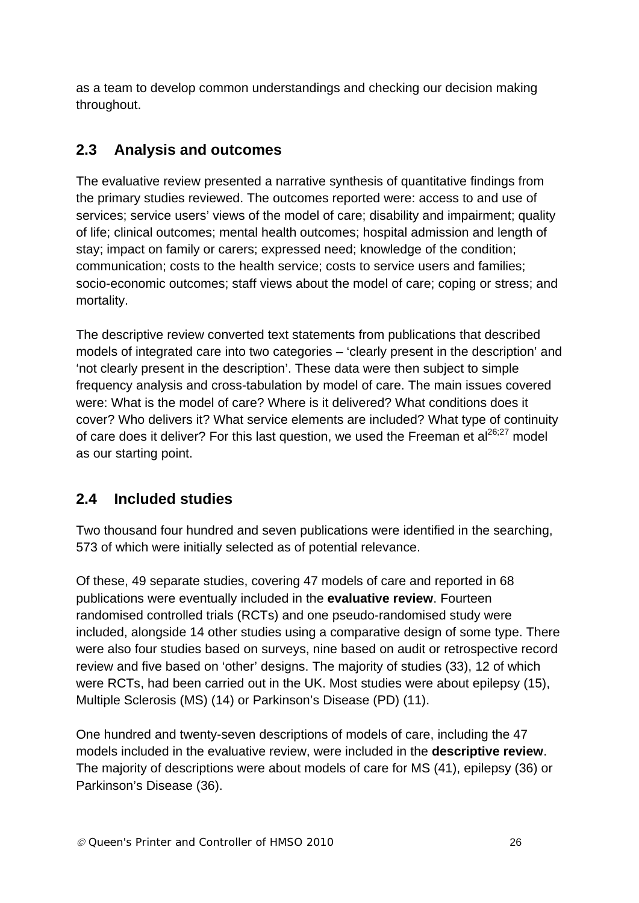as a team to develop common understandings and checking our decision making throughout.

## 2.3 Analysis and outcomes

The evaluative review presented a narrative synthesis of quantitative findings from the primary studies reviewed. The outcomes reported were: access to and use of services; service users' views of the model of care; disability and impairment; quality of life; clinical outcomes; mental health outcomes; hospital admission and length of stay; impact on family or carers; expressed need; knowledge of the condition; communication; costs to the health service; costs to service users and families; socio-economic outcomes; staff views about the model of care; coping or stress; and mortality.

The descriptive review converted text statements from publications that described models of integrated care into two categories – 'clearly present in the description' and 'not clearly present in the description'. These data were then subject to simple frequency analysis and cross-tabulation by model of care. The main issues covered were: What is the model of care? Where is it delivered? What conditions does it cover? Who delivers it? What service elements are included? What type of continuity of care does it deliver? For this last question, we used the Freeman et al[26;27] model as our starting point.

## 2.4 Included studies

Two thousand four hundred and seven publications were identified in the searching, 573 of which were initially selected as of potential relevance.

Of these, 49 separate studies, covering 47 models of care and reported in 68 publications were eventually included in the **evaluative review**. Fourteen randomised controlled trials (RCTs) and one pseudo-randomised study were included, alongside 14 other studies using a comparative design of some type. There were also four studies based on surveys, nine based on audit or retrospective record review and five based on 'other' designs. The majority of studies (33), 12 of which were RCTs, had been carried out in the UK. Most studies were about epilepsy (15), Multiple Sclerosis (MS) (14) or Parkinson's Disease (PD) (11).

One hundred and twenty-seven descriptions of models of care, including the 47 models included in the evaluative review, were included in the **descriptive review**. The majority of descriptions were about models of care for MS (41), epilepsy (36) or Parkinson's Disease (36).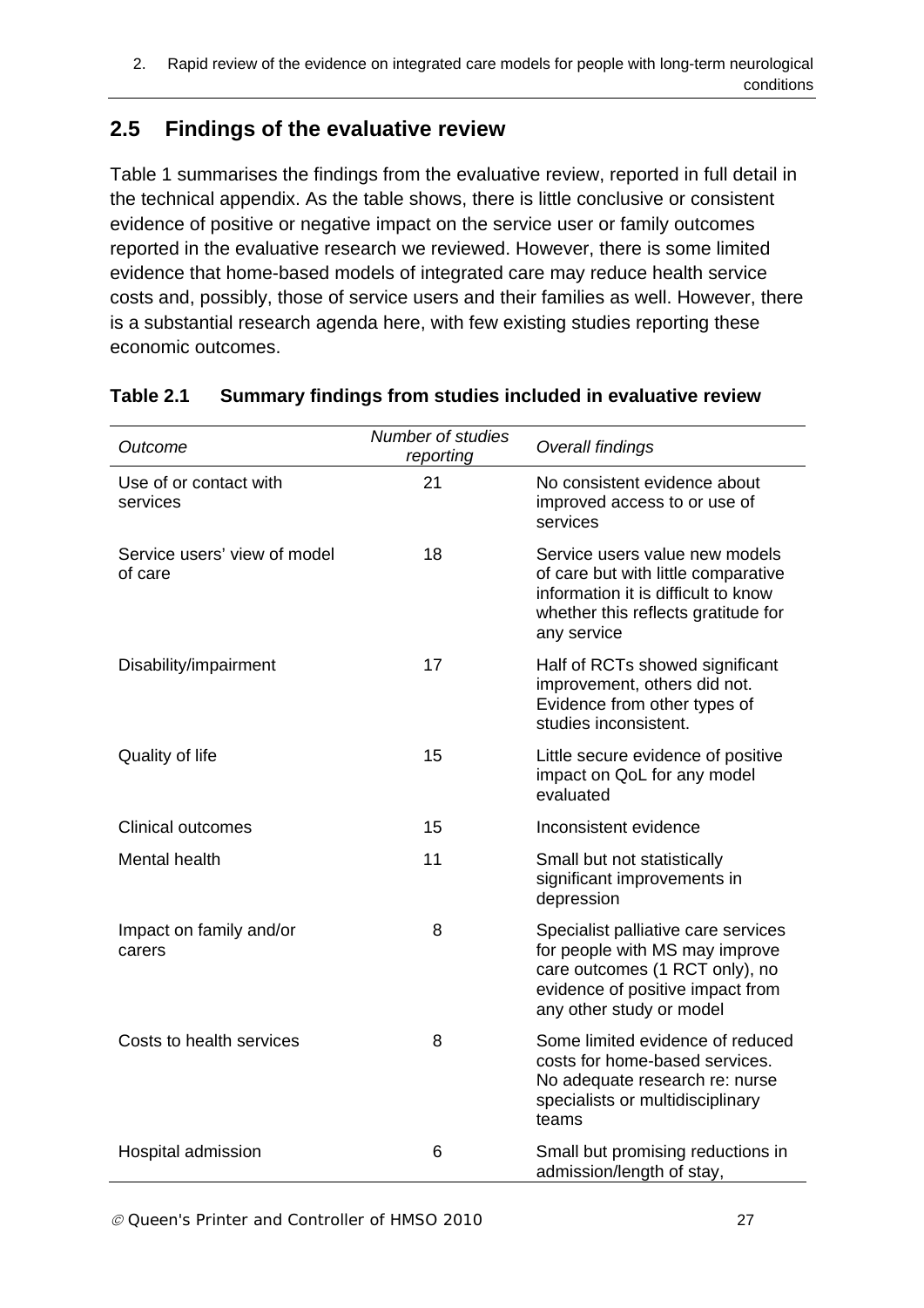## 2.5 Findings of the evaluative review

Table 1 summarises the findings from the evaluative review, reported in full detail in the technical appendix. As the table shows, there is little conclusive or consistent evidence of positive or negative impact on the service user or family outcomes reported in the evaluative research we reviewed. However, there is some limited evidence that home-based models of integrated care may reduce health service costs and, possibly, those of service users and their families as well. However, there is a substantial research agenda here, with few existing studies reporting these economic outcomes.

**Table 2.1 Summary findings from studies included in evaluative review**

| *Outcome* | *Number of studies reporting* | *Overall findings* |
|---|---|---|
| Use of or contact with services | 21 | No consistent evidence about improved access to or use of services |
| Service users' view of model of care | 18 | Service users value new models of care but with little comparative information it is difficult to know whether this reflects gratitude for any service |
| Disability/impairment | 17 | Half of RCTs showed significant improvement, others did not. Evidence from other types of studies inconsistent. |
| Quality of life | 15 | Little secure evidence of positive impact on QoL for any model evaluated |
| Clinical outcomes | 15 | Inconsistent evidence |
| Mental health | 11 | Small but not statistically significant improvements in depression |
| Impact on family and/or carers | 8 | Specialist palliative care services for people with MS may improve care outcomes (1 RCT only), no evidence of positive impact from any other study or model |
| Costs to health services | 8 | Some limited evidence of reduced costs for home-based services. No adequate research re: nurse specialists or multidisciplinary teams |
| Hospital admission | 6 | Small but promising reductions in admission/length of stay, |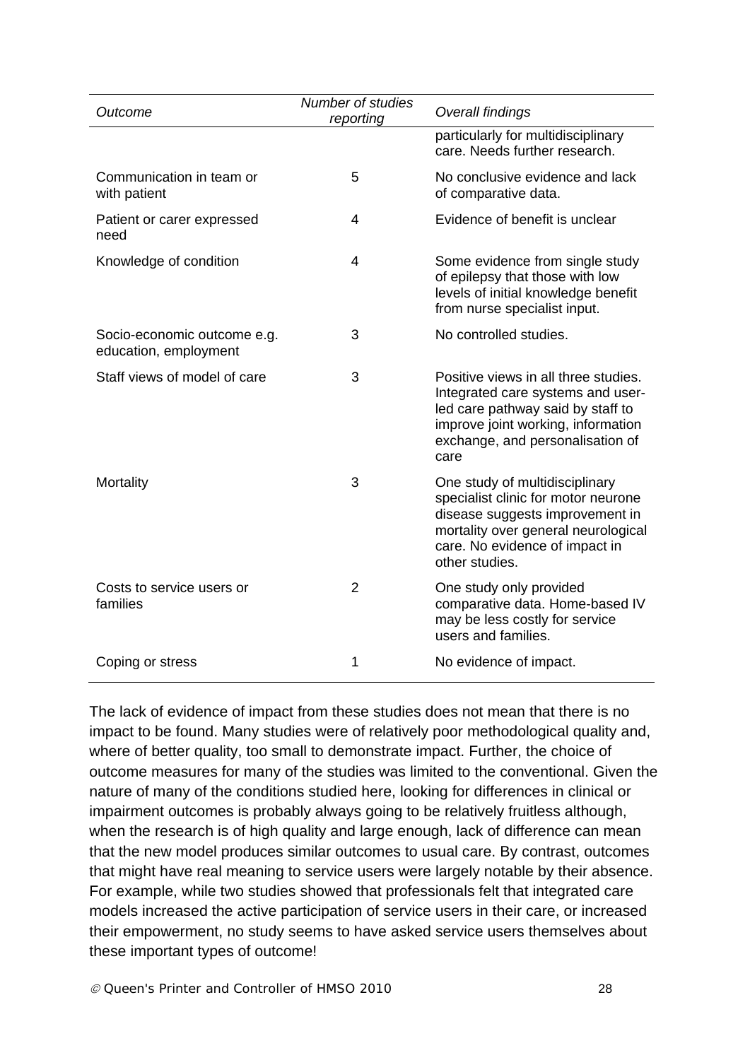| *Outcome* | *Number of studies reporting* | *Overall findings* |
|---|---|---|
| | | particularly for multidisciplinary care. Needs further research. |
| Communication in team or with patient | 5 | No conclusive evidence and lack of comparative data. |
| Patient or carer expressed need | 4 | Evidence of benefit is unclear |
| Knowledge of condition | 4 | Some evidence from single study of epilepsy that those with low levels of initial knowledge benefit from nurse specialist input. |
| Socio-economic outcome e.g. education, employment | 3 | No controlled studies. |
| Staff views of model of care | 3 | Positive views in all three studies. Integrated care systems and user-led care pathway said by staff to improve joint working, information exchange, and personalisation of care |
| Mortality | 3 | One study of multidisciplinary specialist clinic for motor neurone disease suggests improvement in mortality over general neurological care. No evidence of impact in other studies. |
| Costs to service users or families | 2 | One study only provided comparative data. Home-based IV may be less costly for service users and families. |
| Coping or stress | 1 | No evidence of impact. |

The lack of evidence of impact from these studies does not mean that there is no impact to be found. Many studies were of relatively poor methodological quality and, where of better quality, too small to demonstrate impact. Further, the choice of outcome measures for many of the studies was limited to the conventional. Given the nature of many of the conditions studied here, looking for differences in clinical or impairment outcomes is probably always going to be relatively fruitless although, when the research is of high quality and large enough, lack of difference can mean that the new model produces similar outcomes to usual care. By contrast, outcomes that might have real meaning to service users were largely notable by their absence. For example, while two studies showed that professionals felt that integrated care models increased the active participation of service users in their care, or increased their empowerment, no study seems to have asked service users themselves about these important types of outcome!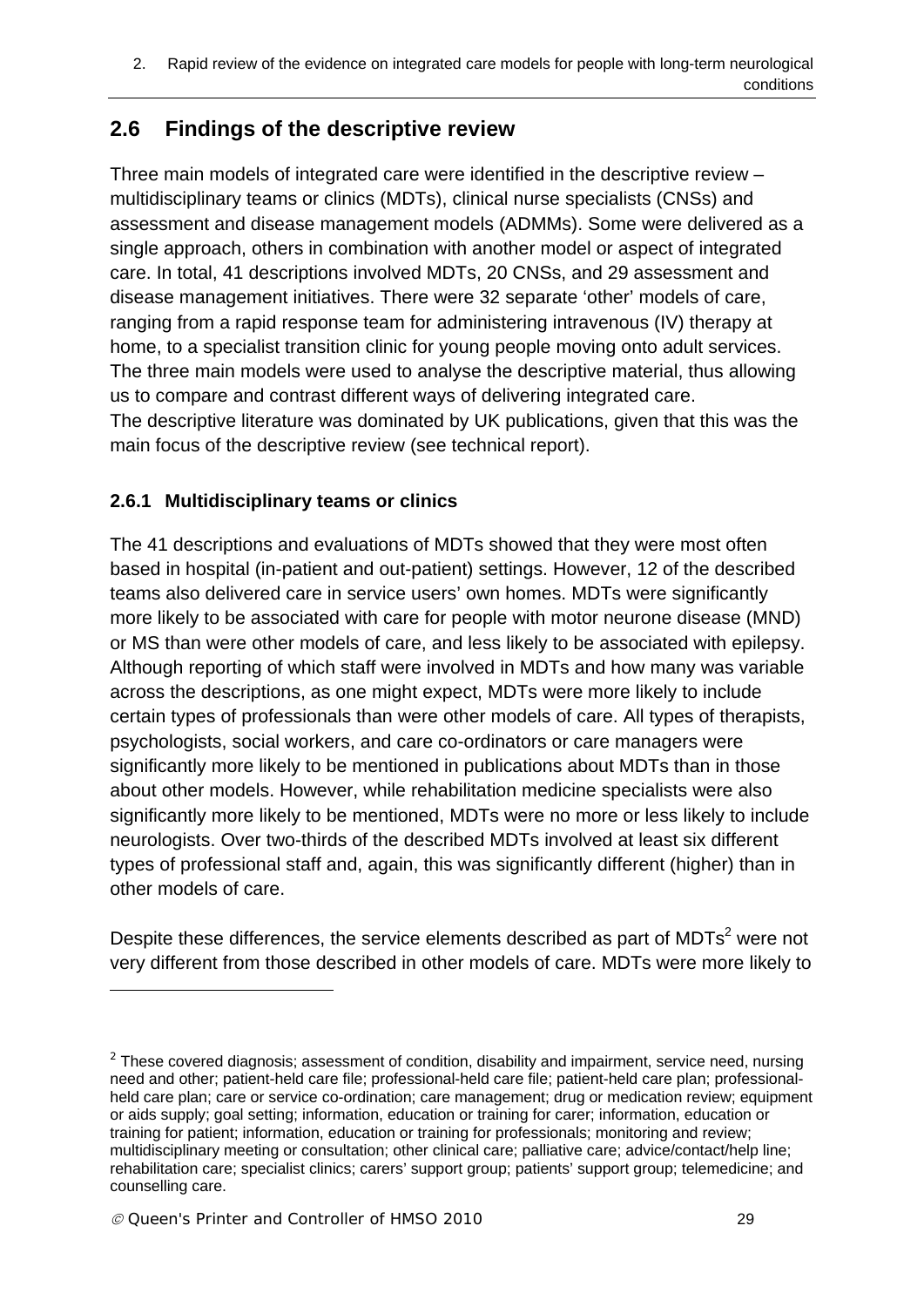## 2.6 Findings of the descriptive review

Three main models of integrated care were identified in the descriptive review – multidisciplinary teams or clinics (MDTs), clinical nurse specialists (CNSs) and assessment and disease management models (ADMMs). Some were delivered as a single approach, others in combination with another model or aspect of integrated care. In total, 41 descriptions involved MDTs, 20 CNSs, and 29 assessment and disease management initiatives. There were 32 separate 'other' models of care, ranging from a rapid response team for administering intravenous (IV) therapy at home, to a specialist transition clinic for young people moving onto adult services. The three main models were used to analyse the descriptive material, thus allowing us to compare and contrast different ways of delivering integrated care.
The descriptive literature was dominated by UK publications, given that this was the main focus of the descriptive review (see technical report).

### 2.6.1 Multidisciplinary teams or clinics

The 41 descriptions and evaluations of MDTs showed that they were most often based in hospital (in-patient and out-patient) settings. However, 12 of the described teams also delivered care in service users' own homes. MDTs were significantly more likely to be associated with care for people with motor neurone disease (MND) or MS than were other models of care, and less likely to be associated with epilepsy. Although reporting of which staff were involved in MDTs and how many was variable across the descriptions, as one might expect, MDTs were more likely to include certain types of professionals than were other models of care. All types of therapists, psychologists, social workers, and care co-ordinators or care managers were significantly more likely to be mentioned in publications about MDTs than in those about other models. However, while rehabilitation medicine specialists were also significantly more likely to be mentioned, MDTs were no more or less likely to include neurologists. Over two-thirds of the described MDTs involved at least six different types of professional staff and, again, this was significantly different (higher) than in other models of care.

Despite these differences, the service elements described as part of MDTs[2] were not very different from those described in other models of care. MDTs were more likely to

[2] These covered diagnosis; assessment of condition, disability and impairment, service need, nursing need and other; patient-held care file; professional-held care file; patient-held care plan; professional-held care plan; care or service co-ordination; care management; drug or medication review; equipment or aids supply; goal setting; information, education or training for carer; information, education or training for patient; information, education or training for professionals; monitoring and review; multidisciplinary meeting or consultation; other clinical care; palliative care; advice/contact/help line; rehabilitation care; specialist clinics; carers' support group; patients' support group; telemedicine; and counselling care.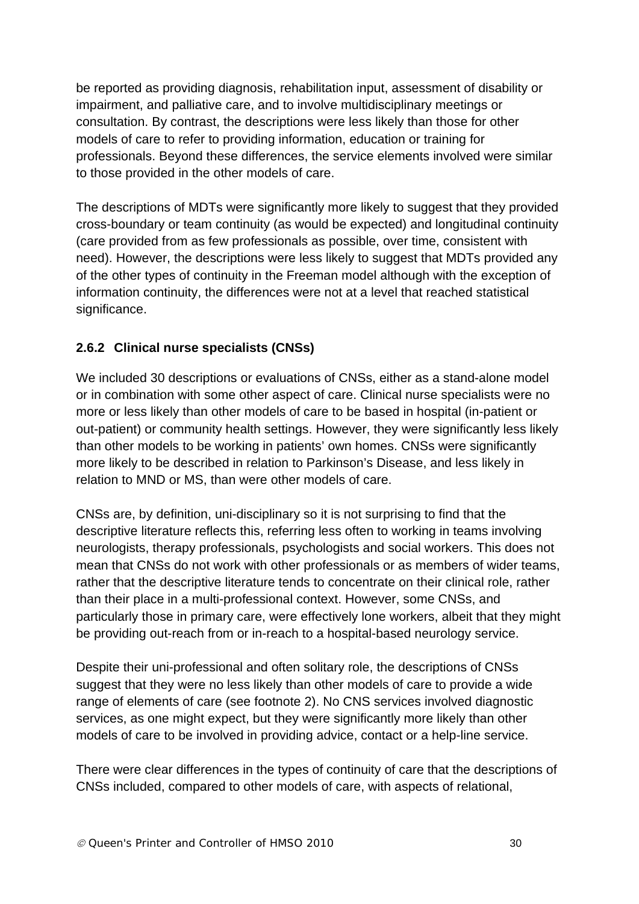be reported as providing diagnosis, rehabilitation input, assessment of disability or impairment, and palliative care, and to involve multidisciplinary meetings or consultation. By contrast, the descriptions were less likely than those for other models of care to refer to providing information, education or training for professionals. Beyond these differences, the service elements involved were similar to those provided in the other models of care.

The descriptions of MDTs were significantly more likely to suggest that they provided cross-boundary or team continuity (as would be expected) and longitudinal continuity (care provided from as few professionals as possible, over time, consistent with need). However, the descriptions were less likely to suggest that MDTs provided any of the other types of continuity in the Freeman model although with the exception of information continuity, the differences were not at a level that reached statistical significance.

### 2.6.2 Clinical nurse specialists (CNSs)

We included 30 descriptions or evaluations of CNSs, either as a stand-alone model or in combination with some other aspect of care. Clinical nurse specialists were no more or less likely than other models of care to be based in hospital (in-patient or out-patient) or community health settings. However, they were significantly less likely than other models to be working in patients' own homes. CNSs were significantly more likely to be described in relation to Parkinson's Disease, and less likely in relation to MND or MS, than were other models of care.

CNSs are, by definition, uni-disciplinary so it is not surprising to find that the descriptive literature reflects this, referring less often to working in teams involving neurologists, therapy professionals, psychologists and social workers. This does not mean that CNSs do not work with other professionals or as members of wider teams, rather that the descriptive literature tends to concentrate on their clinical role, rather than their place in a multi-professional context. However, some CNSs, and particularly those in primary care, were effectively lone workers, albeit that they might be providing out-reach from or in-reach to a hospital-based neurology service.

Despite their uni-professional and often solitary role, the descriptions of CNSs suggest that they were no less likely than other models of care to provide a wide range of elements of care (see footnote 2). No CNS services involved diagnostic services, as one might expect, but they were significantly more likely than other models of care to be involved in providing advice, contact or a help-line service.

There were clear differences in the types of continuity of care that the descriptions of CNSs included, compared to other models of care, with aspects of relational,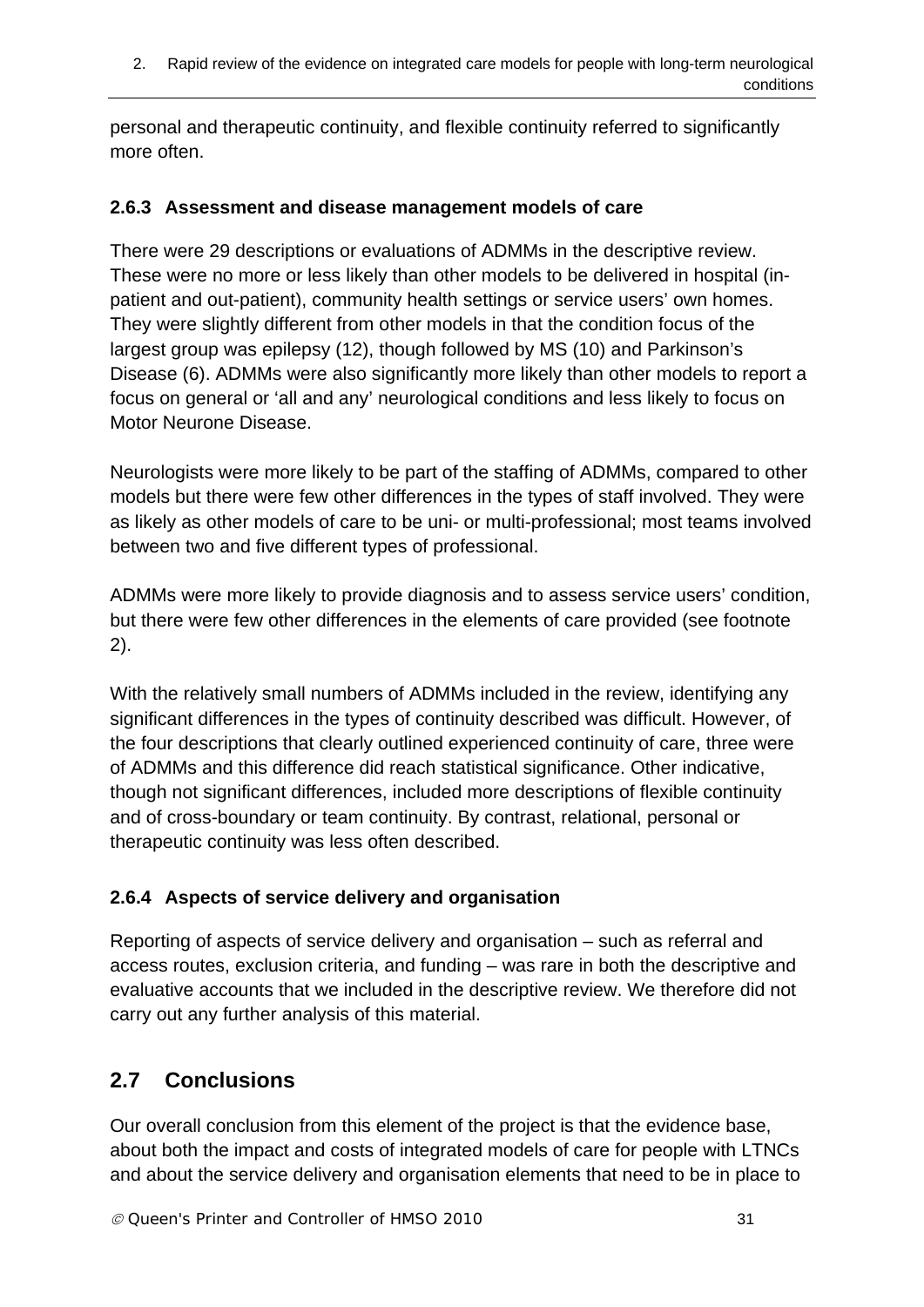personal and therapeutic continuity, and flexible continuity referred to significantly more often.

### 2.6.3 Assessment and disease management models of care

There were 29 descriptions or evaluations of ADMMs in the descriptive review. These were no more or less likely than other models to be delivered in hospital (in-patient and out-patient), community health settings or service users' own homes. They were slightly different from other models in that the condition focus of the largest group was epilepsy (12), though followed by MS (10) and Parkinson's Disease (6). ADMMs were also significantly more likely than other models to report a focus on general or 'all and any' neurological conditions and less likely to focus on Motor Neurone Disease.

Neurologists were more likely to be part of the staffing of ADMMs, compared to other models but there were few other differences in the types of staff involved. They were as likely as other models of care to be uni- or multi-professional; most teams involved between two and five different types of professional.

ADMMs were more likely to provide diagnosis and to assess service users' condition, but there were few other differences in the elements of care provided (see footnote 2).

With the relatively small numbers of ADMMs included in the review, identifying any significant differences in the types of continuity described was difficult. However, of the four descriptions that clearly outlined experienced continuity of care, three were of ADMMs and this difference did reach statistical significance. Other indicative, though not significant differences, included more descriptions of flexible continuity and of cross-boundary or team continuity. By contrast, relational, personal or therapeutic continuity was less often described.

### 2.6.4 Aspects of service delivery and organisation

Reporting of aspects of service delivery and organisation – such as referral and access routes, exclusion criteria, and funding – was rare in both the descriptive and evaluative accounts that we included in the descriptive review. We therefore did not carry out any further analysis of this material.

## 2.7 Conclusions

Our overall conclusion from this element of the project is that the evidence base, about both the impact and costs of integrated models of care for people with LTNCs and about the service delivery and organisation elements that need to be in place to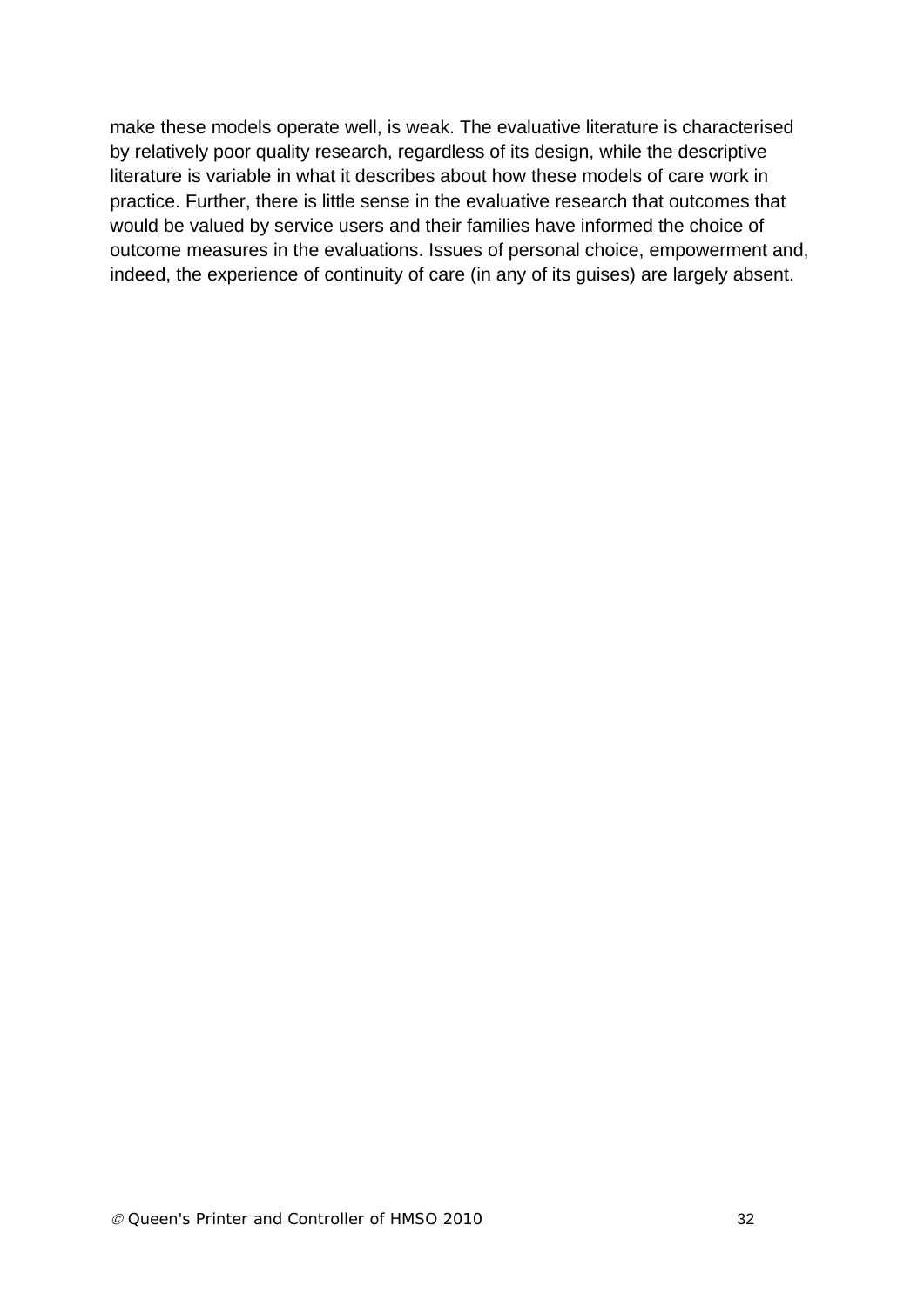make these models operate well, is weak. The evaluative literature is characterised by relatively poor quality research, regardless of its design, while the descriptive literature is variable in what it describes about how these models of care work in practice. Further, there is little sense in the evaluative research that outcomes that would be valued by service users and their families have informed the choice of outcome measures in the evaluations. Issues of personal choice, empowerment and, indeed, the experience of continuity of care (in any of its guises) are largely absent.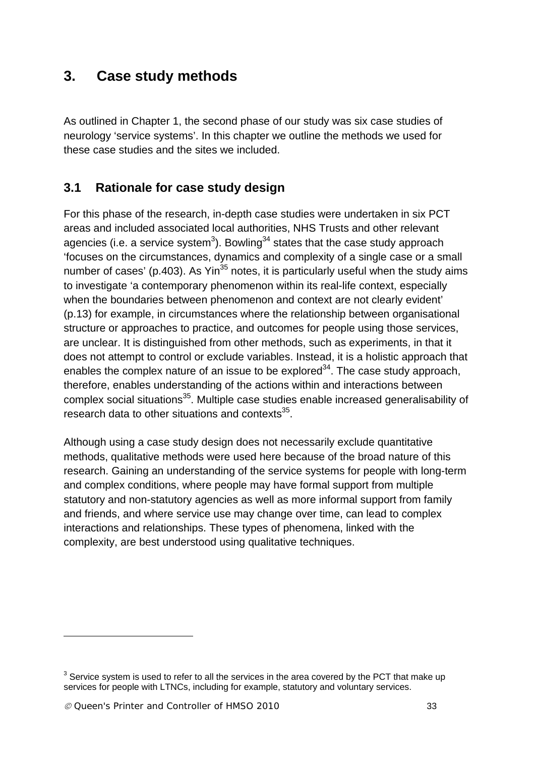# 3. Case study methods

As outlined in Chapter 1, the second phase of our study was six case studies of neurology 'service systems'. In this chapter we outline the methods we used for these case studies and the sites we included.

## 3.1 Rationale for case study design

For this phase of the research, in-depth case studies were undertaken in six PCT areas and included associated local authorities, NHS Trusts and other relevant agencies (i.e. a service system[3]). Bowling[34] states that the case study approach 'focuses on the circumstances, dynamics and complexity of a single case or a small number of cases' (p.403). As Yin[35] notes, it is particularly useful when the study aims to investigate 'a contemporary phenomenon within its real-life context, especially when the boundaries between phenomenon and context are not clearly evident' (p.13) for example, in circumstances where the relationship between organisational structure or approaches to practice, and outcomes for people using those services, are unclear. It is distinguished from other methods, such as experiments, in that it does not attempt to control or exclude variables. Instead, it is a holistic approach that enables the complex nature of an issue to be explored[34]. The case study approach, therefore, enables understanding of the actions within and interactions between complex social situations[35]. Multiple case studies enable increased generalisability of research data to other situations and contexts[35].

Although using a case study design does not necessarily exclude quantitative methods, qualitative methods were used here because of the broad nature of this research. Gaining an understanding of the service systems for people with long-term and complex conditions, where people may have formal support from multiple statutory and non-statutory agencies as well as more informal support from family and friends, and where service use may change over time, can lead to complex interactions and relationships. These types of phenomena, linked with the complexity, are best understood using qualitative techniques.

---

[3] Service system is used to refer to all the services in the area covered by the PCT that make up services for people with LTNCs, including for example, statutory and voluntary services.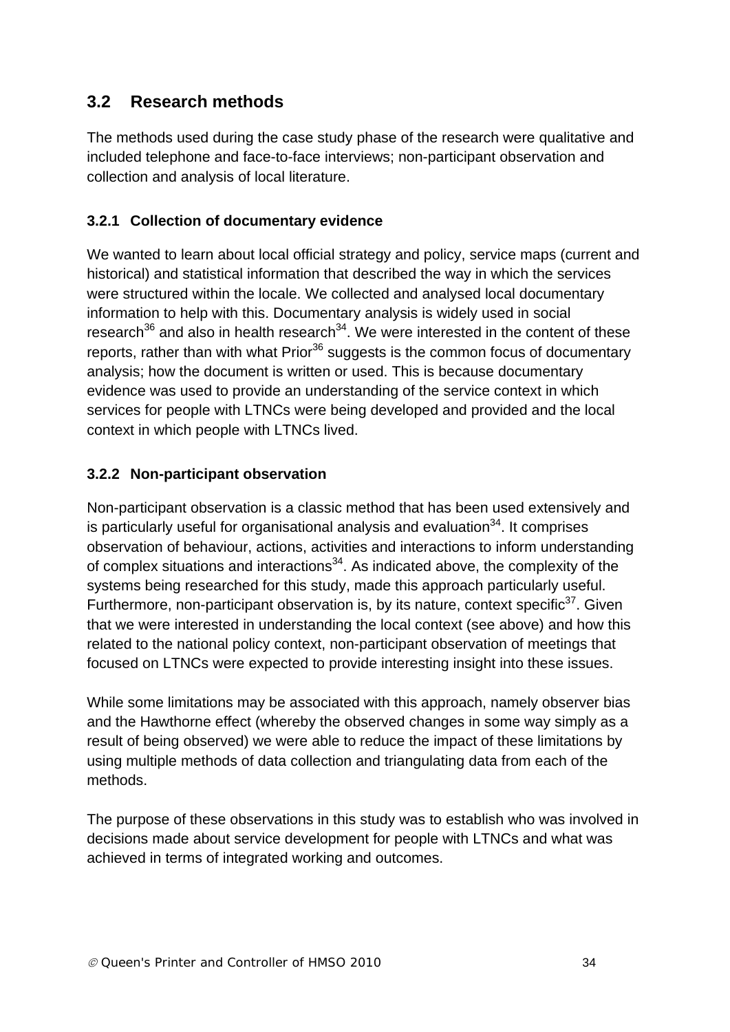## 3.2 Research methods

The methods used during the case study phase of the research were qualitative and included telephone and face-to-face interviews; non-participant observation and collection and analysis of local literature.

### 3.2.1 Collection of documentary evidence

We wanted to learn about local official strategy and policy, service maps (current and historical) and statistical information that described the way in which the services were structured within the locale. We collected and analysed local documentary information to help with this. Documentary analysis is widely used in social research[36] and also in health research[34]. We were interested in the content of these reports, rather than with what Prior[36] suggests is the common focus of documentary analysis; how the document is written or used. This is because documentary evidence was used to provide an understanding of the service context in which services for people with LTNCs were being developed and provided and the local context in which people with LTNCs lived.

### 3.2.2 Non-participant observation

Non-participant observation is a classic method that has been used extensively and is particularly useful for organisational analysis and evaluation[34]. It comprises observation of behaviour, actions, activities and interactions to inform understanding of complex situations and interactions[34]. As indicated above, the complexity of the systems being researched for this study, made this approach particularly useful. Furthermore, non-participant observation is, by its nature, context specific[37]. Given that we were interested in understanding the local context (see above) and how this related to the national policy context, non-participant observation of meetings that focused on LTNCs were expected to provide interesting insight into these issues.

While some limitations may be associated with this approach, namely observer bias and the Hawthorne effect (whereby the observed changes in some way simply as a result of being observed) we were able to reduce the impact of these limitations by using multiple methods of data collection and triangulating data from each of the methods.

The purpose of these observations in this study was to establish who was involved in decisions made about service development for people with LTNCs and what was achieved in terms of integrated working and outcomes.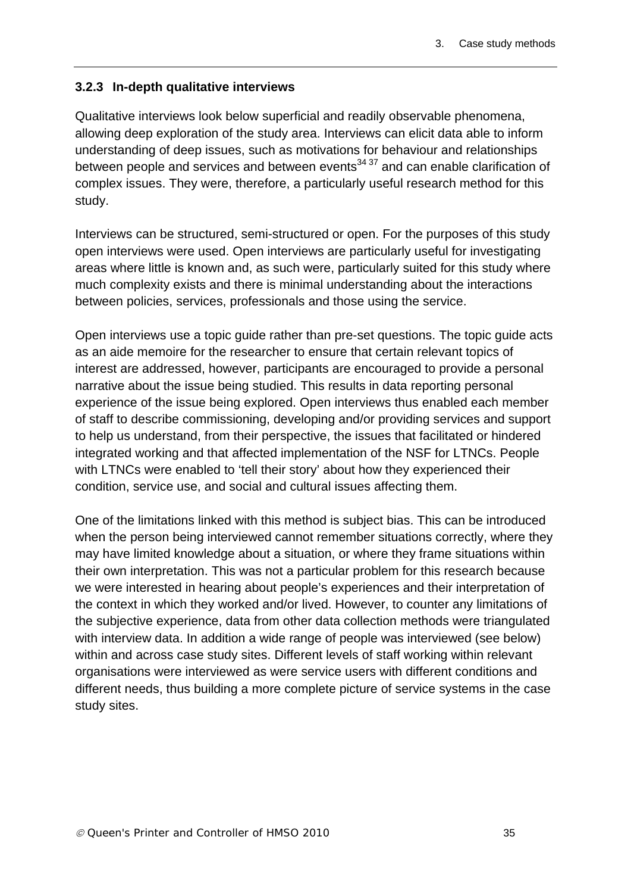### 3.2.3 In-depth qualitative interviews

Qualitative interviews look below superficial and readily observable phenomena, allowing deep exploration of the study area. Interviews can elicit data able to inform understanding of deep issues, such as motivations for behaviour and relationships between people and services and between events[34 37] and can enable clarification of complex issues. They were, therefore, a particularly useful research method for this study.

Interviews can be structured, semi-structured or open. For the purposes of this study open interviews were used. Open interviews are particularly useful for investigating areas where little is known and, as such were, particularly suited for this study where much complexity exists and there is minimal understanding about the interactions between policies, services, professionals and those using the service.

Open interviews use a topic guide rather than pre-set questions. The topic guide acts as an aide memoire for the researcher to ensure that certain relevant topics of interest are addressed, however, participants are encouraged to provide a personal narrative about the issue being studied. This results in data reporting personal experience of the issue being explored. Open interviews thus enabled each member of staff to describe commissioning, developing and/or providing services and support to help us understand, from their perspective, the issues that facilitated or hindered integrated working and that affected implementation of the NSF for LTNCs. People with LTNCs were enabled to 'tell their story' about how they experienced their condition, service use, and social and cultural issues affecting them.

One of the limitations linked with this method is subject bias. This can be introduced when the person being interviewed cannot remember situations correctly, where they may have limited knowledge about a situation, or where they frame situations within their own interpretation. This was not a particular problem for this research because we were interested in hearing about people's experiences and their interpretation of the context in which they worked and/or lived. However, to counter any limitations of the subjective experience, data from other data collection methods were triangulated with interview data. In addition a wide range of people was interviewed (see below) within and across case study sites. Different levels of staff working within relevant organisations were interviewed as were service users with different conditions and different needs, thus building a more complete picture of service systems in the case study sites.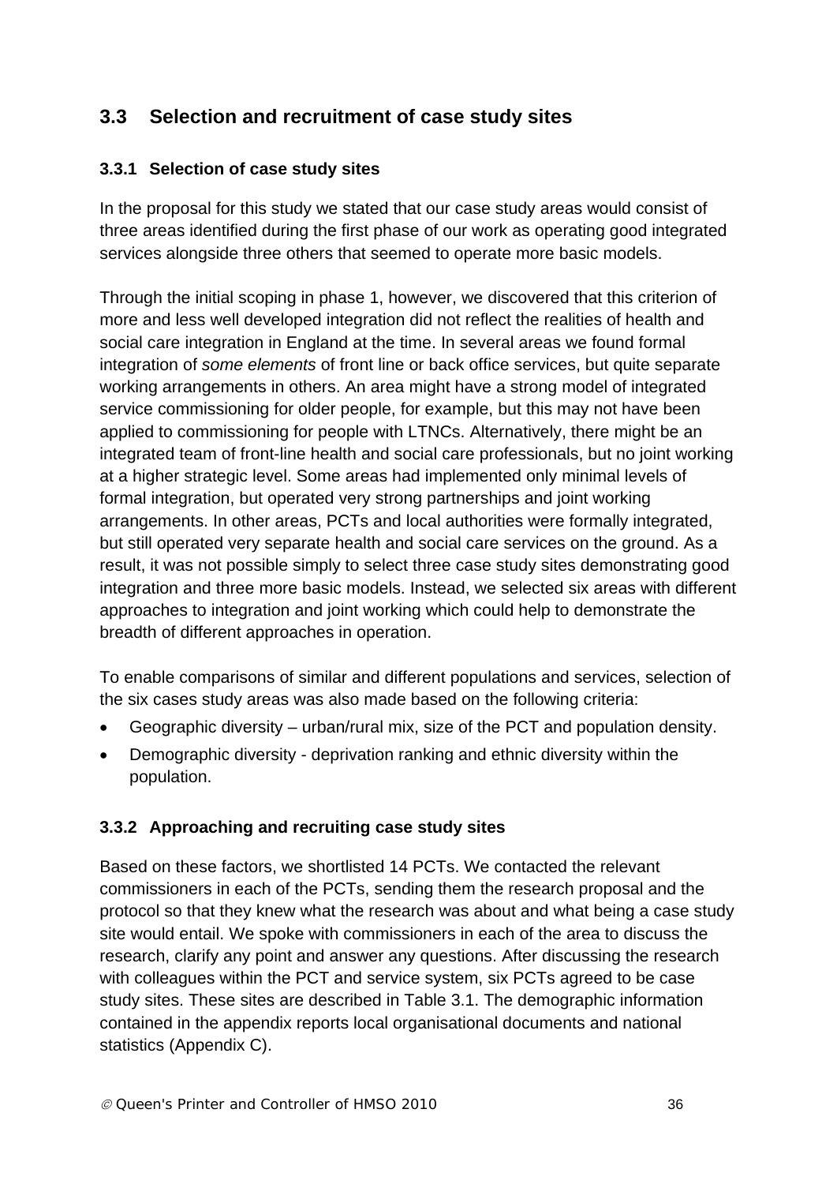## 3.3 Selection and recruitment of case study sites

### 3.3.1 Selection of case study sites

In the proposal for this study we stated that our case study areas would consist of three areas identified during the first phase of our work as operating good integrated services alongside three others that seemed to operate more basic models.

Through the initial scoping in phase 1, however, we discovered that this criterion of more and less well developed integration did not reflect the realities of health and social care integration in England at the time. In several areas we found formal integration of *some elements* of front line or back office services, but quite separate working arrangements in others. An area might have a strong model of integrated service commissioning for older people, for example, but this may not have been applied to commissioning for people with LTNCs. Alternatively, there might be an integrated team of front-line health and social care professionals, but no joint working at a higher strategic level. Some areas had implemented only minimal levels of formal integration, but operated very strong partnerships and joint working arrangements. In other areas, PCTs and local authorities were formally integrated, but still operated very separate health and social care services on the ground. As a result, it was not possible simply to select three case study sites demonstrating good integration and three more basic models. Instead, we selected six areas with different approaches to integration and joint working which could help to demonstrate the breadth of different approaches in operation.

To enable comparisons of similar and different populations and services, selection of the six cases study areas was also made based on the following criteria:

- Geographic diversity – urban/rural mix, size of the PCT and population density.
- Demographic diversity - deprivation ranking and ethnic diversity within the population.

### 3.3.2 Approaching and recruiting case study sites

Based on these factors, we shortlisted 14 PCTs. We contacted the relevant commissioners in each of the PCTs, sending them the research proposal and the protocol so that they knew what the research was about and what being a case study site would entail. We spoke with commissioners in each of the area to discuss the research, clarify any point and answer any questions. After discussing the research with colleagues within the PCT and service system, six PCTs agreed to be case study sites. These sites are described in Table 3.1. The demographic information contained in the appendix reports local organisational documents and national statistics (Appendix C).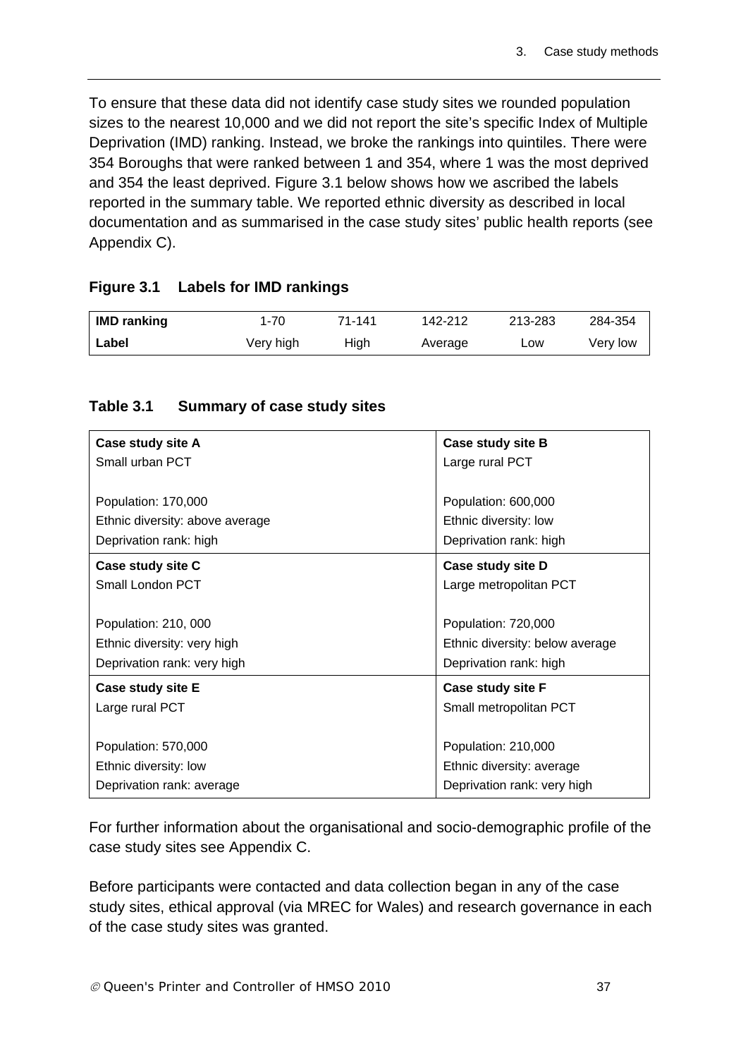To ensure that these data did not identify case study sites we rounded population sizes to the nearest 10,000 and we did not report the site's specific Index of Multiple Deprivation (IMD) ranking. Instead, we broke the rankings into quintiles. There were 354 Boroughs that were ranked between 1 and 354, where 1 was the most deprived and 354 the least deprived. Figure 3.1 below shows how we ascribed the labels reported in the summary table. We reported ethnic diversity as described in local documentation and as summarised in the case study sites' public health reports (see Appendix C).

**Figure 3.1 Labels for IMD rankings**

| **IMD ranking** | 1-70 | 71-141 | 142-212 | 213-283 | 284-354 |
|---|---|---|---|---|---|
| **Label** | Very high | High | Average | Low | Very low |

**Table 3.1 Summary of case study sites**

| **Case study site A** | **Case study site B** |
|---|---|
| Small urban PCT<br><br>Population: 170,000<br>Ethnic diversity: above average<br>Deprivation rank: high | Large rural PCT<br><br>Population: 600,000<br>Ethnic diversity: low<br>Deprivation rank: high |
| **Case study site C**<br>Small London PCT<br><br>Population: 210, 000<br>Ethnic diversity: very high<br>Deprivation rank: very high | **Case study site D**<br>Large metropolitan PCT<br><br>Population: 720,000<br>Ethnic diversity: below average<br>Deprivation rank: high |
| **Case study site E**<br>Large rural PCT<br><br>Population: 570,000<br>Ethnic diversity: low<br>Deprivation rank: average | **Case study site F**<br>Small metropolitan PCT<br><br>Population: 210,000<br>Ethnic diversity: average<br>Deprivation rank: very high |

For further information about the organisational and socio-demographic profile of the case study sites see Appendix C.

Before participants were contacted and data collection began in any of the case study sites, ethical approval (via MREC for Wales) and research governance in each of the case study sites was granted.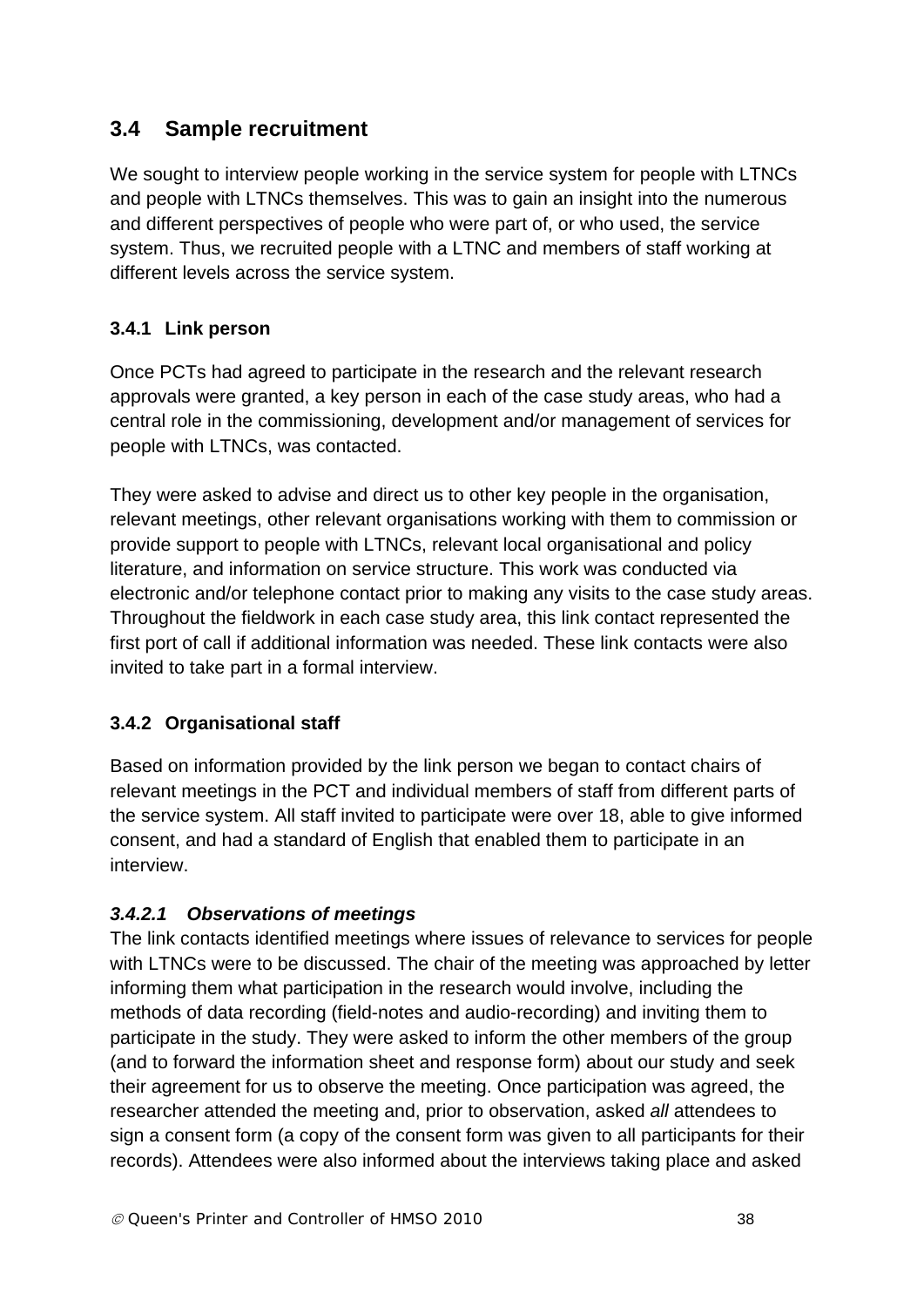## 3.4 Sample recruitment

We sought to interview people working in the service system for people with LTNCs and people with LTNCs themselves. This was to gain an insight into the numerous and different perspectives of people who were part of, or who used, the service system. Thus, we recruited people with a LTNC and members of staff working at different levels across the service system.

### 3.4.1 Link person

Once PCTs had agreed to participate in the research and the relevant research approvals were granted, a key person in each of the case study areas, who had a central role in the commissioning, development and/or management of services for people with LTNCs, was contacted.

They were asked to advise and direct us to other key people in the organisation, relevant meetings, other relevant organisations working with them to commission or provide support to people with LTNCs, relevant local organisational and policy literature, and information on service structure. This work was conducted via electronic and/or telephone contact prior to making any visits to the case study areas. Throughout the fieldwork in each case study area, this link contact represented the first port of call if additional information was needed. These link contacts were also invited to take part in a formal interview.

### 3.4.2 Organisational staff

Based on information provided by the link person we began to contact chairs of relevant meetings in the PCT and individual members of staff from different parts of the service system. All staff invited to participate were over 18, able to give informed consent, and had a standard of English that enabled them to participate in an interview.

#### *3.4.2.1 Observations of meetings*

The link contacts identified meetings where issues of relevance to services for people with LTNCs were to be discussed. The chair of the meeting was approached by letter informing them what participation in the research would involve, including the methods of data recording (field-notes and audio-recording) and inviting them to participate in the study. They were asked to inform the other members of the group (and to forward the information sheet and response form) about our study and seek their agreement for us to observe the meeting. Once participation was agreed, the researcher attended the meeting and, prior to observation, asked *all* attendees to sign a consent form (a copy of the consent form was given to all participants for their records). Attendees were also informed about the interviews taking place and asked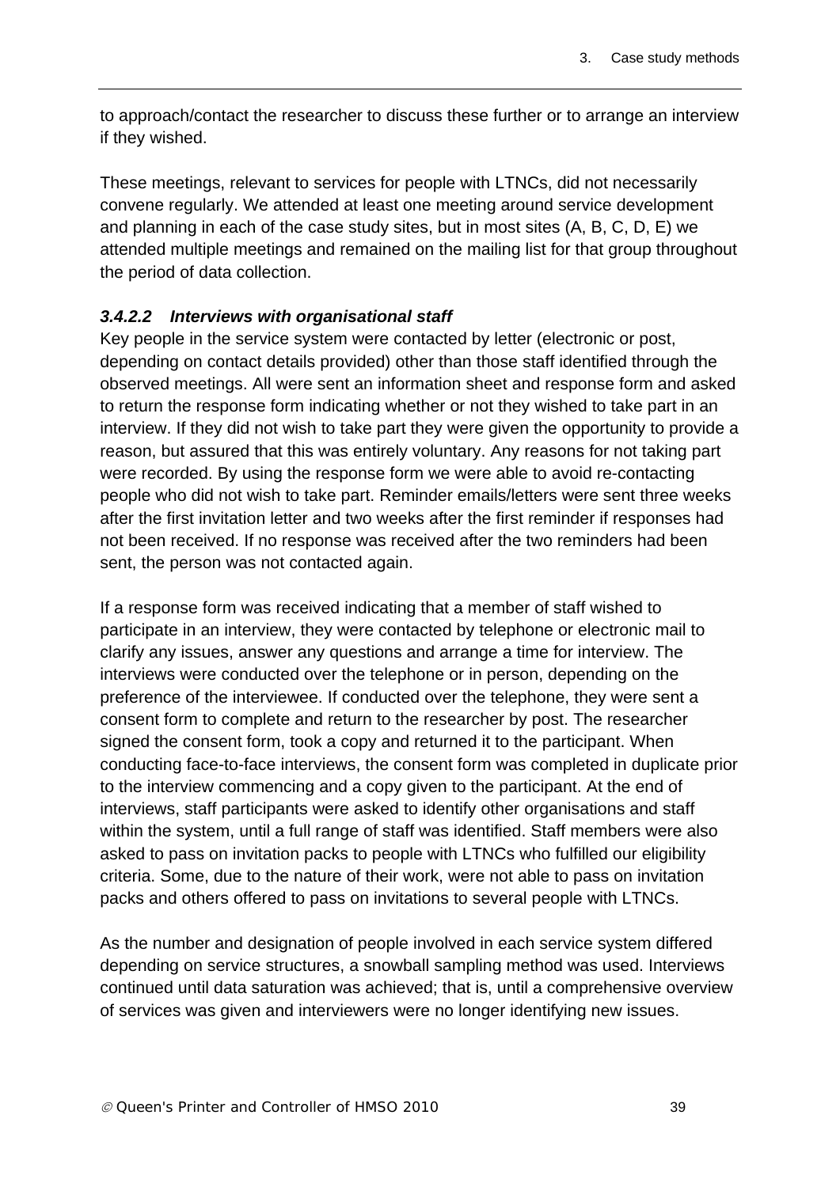to approach/contact the researcher to discuss these further or to arrange an interview if they wished.

These meetings, relevant to services for people with LTNCs, did not necessarily convene regularly. We attended at least one meeting around service development and planning in each of the case study sites, but in most sites (A, B, C, D, E) we attended multiple meetings and remained on the mailing list for that group throughout the period of data collection.

#### *3.4.2.2 Interviews with organisational staff*

Key people in the service system were contacted by letter (electronic or post, depending on contact details provided) other than those staff identified through the observed meetings. All were sent an information sheet and response form and asked to return the response form indicating whether or not they wished to take part in an interview. If they did not wish to take part they were given the opportunity to provide a reason, but assured that this was entirely voluntary. Any reasons for not taking part were recorded. By using the response form we were able to avoid re-contacting people who did not wish to take part. Reminder emails/letters were sent three weeks after the first invitation letter and two weeks after the first reminder if responses had not been received. If no response was received after the two reminders had been sent, the person was not contacted again.

If a response form was received indicating that a member of staff wished to participate in an interview, they were contacted by telephone or electronic mail to clarify any issues, answer any questions and arrange a time for interview. The interviews were conducted over the telephone or in person, depending on the preference of the interviewee. If conducted over the telephone, they were sent a consent form to complete and return to the researcher by post. The researcher signed the consent form, took a copy and returned it to the participant. When conducting face-to-face interviews, the consent form was completed in duplicate prior to the interview commencing and a copy given to the participant. At the end of interviews, staff participants were asked to identify other organisations and staff within the system, until a full range of staff was identified. Staff members were also asked to pass on invitation packs to people with LTNCs who fulfilled our eligibility criteria. Some, due to the nature of their work, were not able to pass on invitation packs and others offered to pass on invitations to several people with LTNCs.

As the number and designation of people involved in each service system differed depending on service structures, a snowball sampling method was used. Interviews continued until data saturation was achieved; that is, until a comprehensive overview of services was given and interviewers were no longer identifying new issues.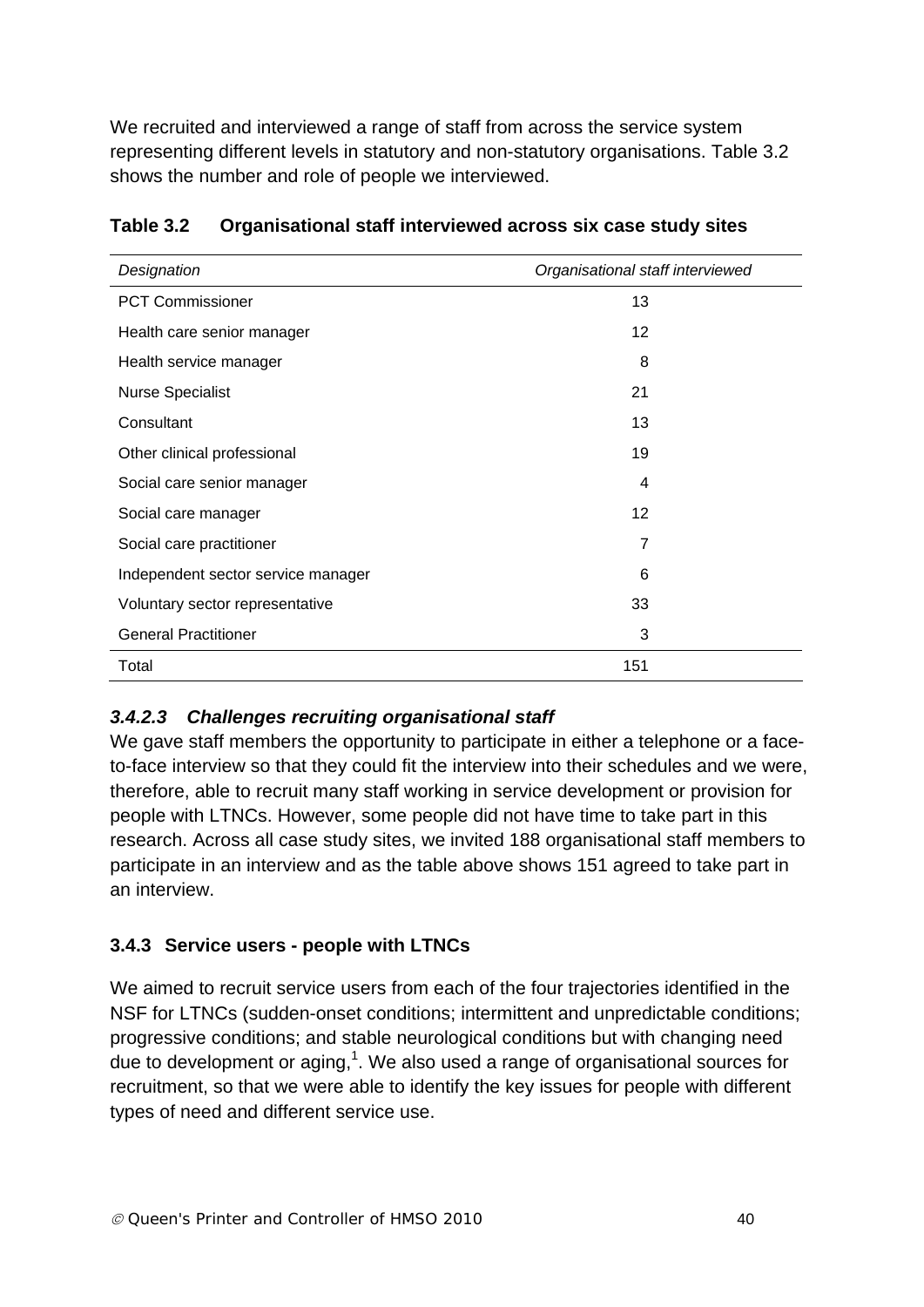We recruited and interviewed a range of staff from across the service system representing different levels in statutory and non-statutory organisations. Table 3.2 shows the number and role of people we interviewed.

**Table 3.2 Organisational staff interviewed across six case study sites**

| *Designation* | *Organisational staff interviewed* |
|---|---|
| PCT Commissioner | 13 |
| Health care senior manager | 12 |
| Health service manager | 8 |
| Nurse Specialist | 21 |
| Consultant | 13 |
| Other clinical professional | 19 |
| Social care senior manager | 4 |
| Social care manager | 12 |
| Social care practitioner | 7 |
| Independent sector service manager | 6 |
| Voluntary sector representative | 33 |
| General Practitioner | 3 |
| Total | 151 |

#### *3.4.2.3 Challenges recruiting organisational staff*

We gave staff members the opportunity to participate in either a telephone or a face-to-face interview so that they could fit the interview into their schedules and we were, therefore, able to recruit many staff working in service development or provision for people with LTNCs. However, some people did not have time to take part in this research. Across all case study sites, we invited 188 organisational staff members to participate in an interview and as the table above shows 151 agreed to take part in an interview.

### 3.4.3 Service users - people with LTNCs

We aimed to recruit service users from each of the four trajectories identified in the NSF for LTNCs (sudden-onset conditions; intermittent and unpredictable conditions; progressive conditions; and stable neurological conditions but with changing need due to development or aging,[1]. We also used a range of organisational sources for recruitment, so that we were able to identify the key issues for people with different types of need and different service use.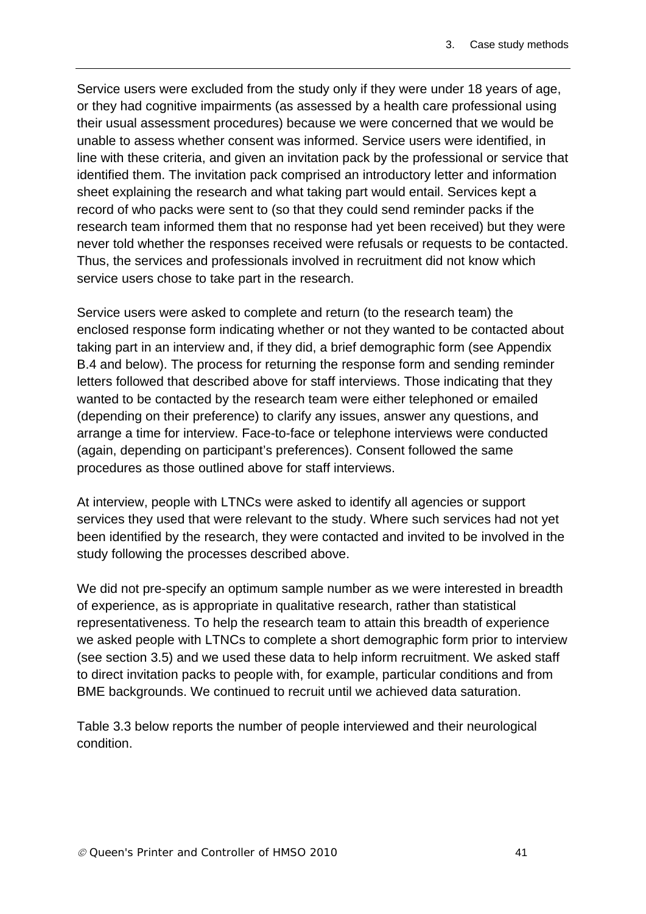Service users were excluded from the study only if they were under 18 years of age, or they had cognitive impairments (as assessed by a health care professional using their usual assessment procedures) because we were concerned that we would be unable to assess whether consent was informed. Service users were identified, in line with these criteria, and given an invitation pack by the professional or service that identified them. The invitation pack comprised an introductory letter and information sheet explaining the research and what taking part would entail. Services kept a record of who packs were sent to (so that they could send reminder packs if the research team informed them that no response had yet been received) but they were never told whether the responses received were refusals or requests to be contacted. Thus, the services and professionals involved in recruitment did not know which service users chose to take part in the research.

Service users were asked to complete and return (to the research team) the enclosed response form indicating whether or not they wanted to be contacted about taking part in an interview and, if they did, a brief demographic form (see Appendix B.4 and below). The process for returning the response form and sending reminder letters followed that described above for staff interviews. Those indicating that they wanted to be contacted by the research team were either telephoned or emailed (depending on their preference) to clarify any issues, answer any questions, and arrange a time for interview. Face-to-face or telephone interviews were conducted (again, depending on participant's preferences). Consent followed the same procedures as those outlined above for staff interviews.

At interview, people with LTNCs were asked to identify all agencies or support services they used that were relevant to the study. Where such services had not yet been identified by the research, they were contacted and invited to be involved in the study following the processes described above.

We did not pre-specify an optimum sample number as we were interested in breadth of experience, as is appropriate in qualitative research, rather than statistical representativeness. To help the research team to attain this breadth of experience we asked people with LTNCs to complete a short demographic form prior to interview (see section 3.5) and we used these data to help inform recruitment. We asked staff to direct invitation packs to people with, for example, particular conditions and from BME backgrounds. We continued to recruit until we achieved data saturation.

Table 3.3 below reports the number of people interviewed and their neurological condition.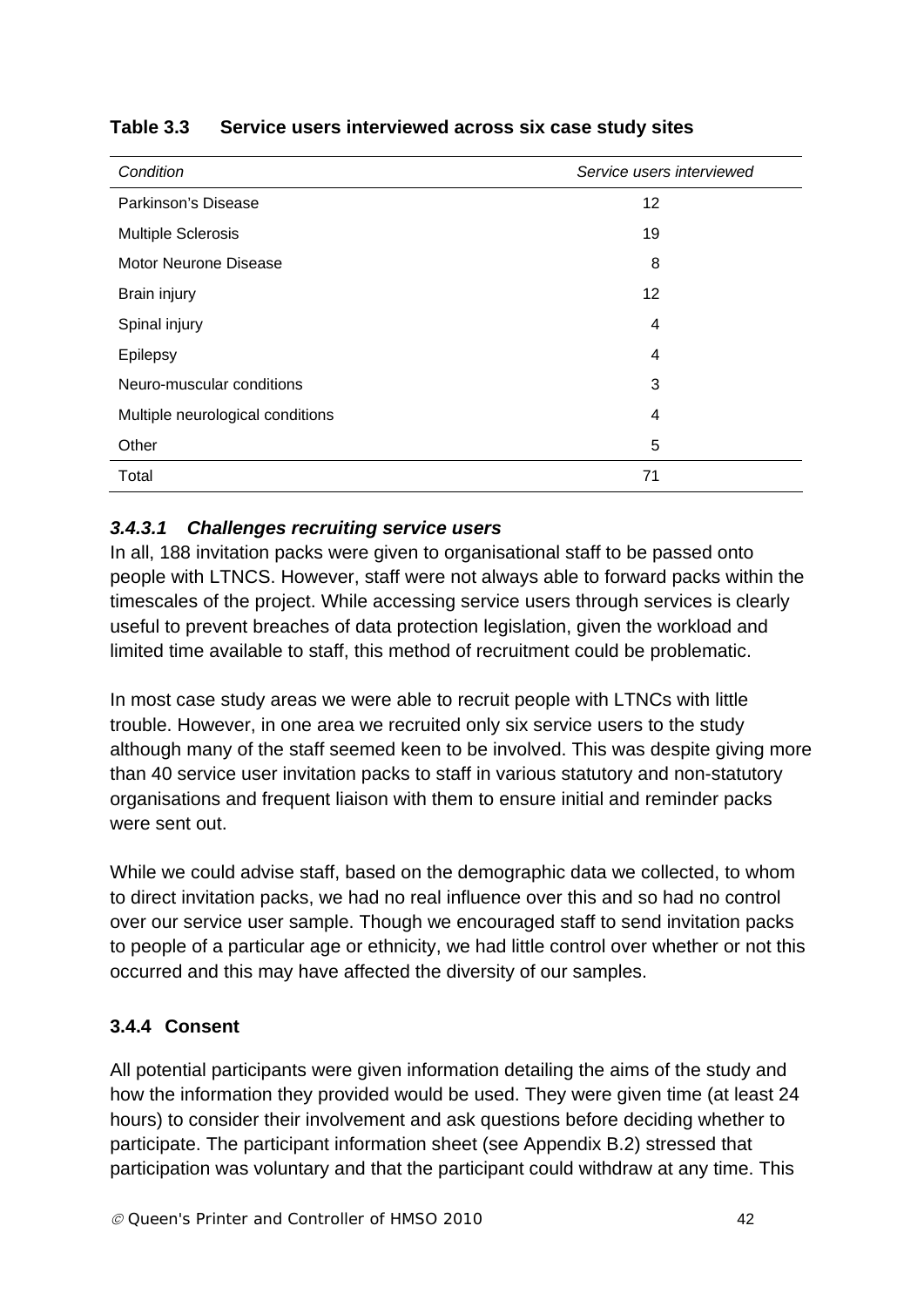**Table 3.3 Service users interviewed across six case study sites**

| *Condition* | *Service users interviewed* |
|---|---|
| Parkinson's Disease | 12 |
| Multiple Sclerosis | 19 |
| Motor Neurone Disease | 8 |
| Brain injury | 12 |
| Spinal injury | 4 |
| Epilepsy | 4 |
| Neuro-muscular conditions | 3 |
| Multiple neurological conditions | 4 |
| Other | 5 |
| Total | 71 |

#### *3.4.3.1 Challenges recruiting service users*

In all, 188 invitation packs were given to organisational staff to be passed onto people with LTNCS. However, staff were not always able to forward packs within the timescales of the project. While accessing service users through services is clearly useful to prevent breaches of data protection legislation, given the workload and limited time available to staff, this method of recruitment could be problematic.

In most case study areas we were able to recruit people with LTNCs with little trouble. However, in one area we recruited only six service users to the study although many of the staff seemed keen to be involved. This was despite giving more than 40 service user invitation packs to staff in various statutory and non-statutory organisations and frequent liaison with them to ensure initial and reminder packs were sent out.

While we could advise staff, based on the demographic data we collected, to whom to direct invitation packs, we had no real influence over this and so had no control over our service user sample. Though we encouraged staff to send invitation packs to people of a particular age or ethnicity, we had little control over whether or not this occurred and this may have affected the diversity of our samples.

### 3.4.4 Consent

All potential participants were given information detailing the aims of the study and how the information they provided would be used. They were given time (at least 24 hours) to consider their involvement and ask questions before deciding whether to participate. The participant information sheet (see Appendix B.2) stressed that participation was voluntary and that the participant could withdraw at any time. This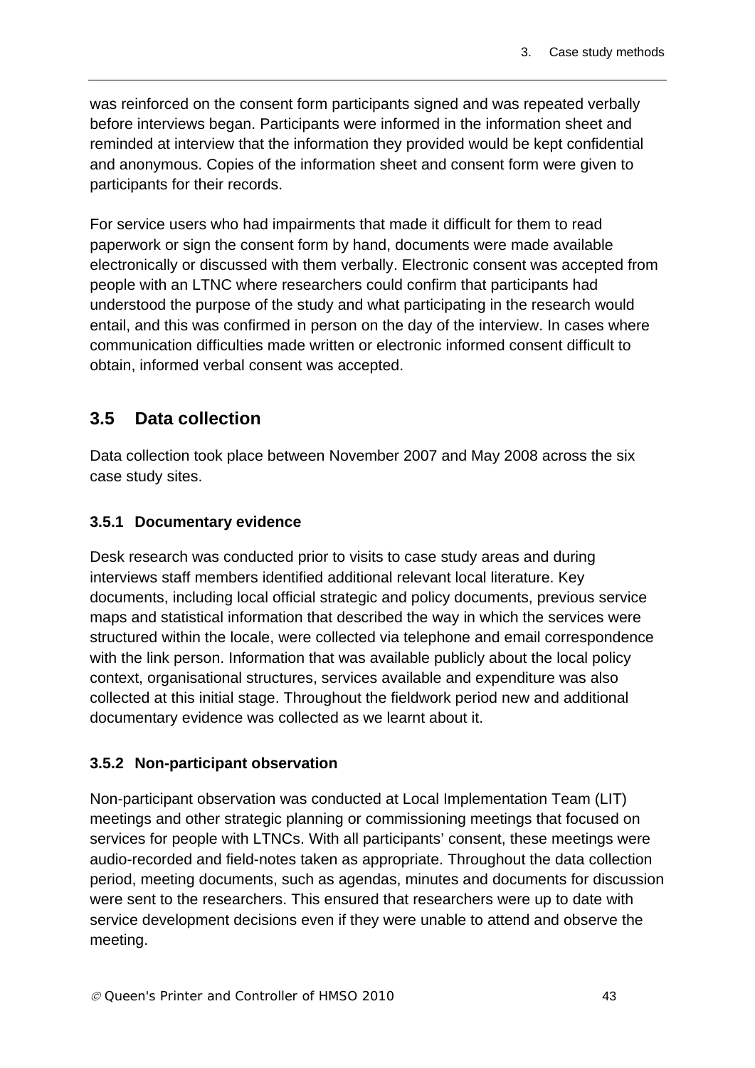was reinforced on the consent form participants signed and was repeated verbally before interviews began. Participants were informed in the information sheet and reminded at interview that the information they provided would be kept confidential and anonymous. Copies of the information sheet and consent form were given to participants for their records.

For service users who had impairments that made it difficult for them to read paperwork or sign the consent form by hand, documents were made available electronically or discussed with them verbally. Electronic consent was accepted from people with an LTNC where researchers could confirm that participants had understood the purpose of the study and what participating in the research would entail, and this was confirmed in person on the day of the interview. In cases where communication difficulties made written or electronic informed consent difficult to obtain, informed verbal consent was accepted.

## 3.5 Data collection

Data collection took place between November 2007 and May 2008 across the six case study sites.

### 3.5.1 Documentary evidence

Desk research was conducted prior to visits to case study areas and during interviews staff members identified additional relevant local literature. Key documents, including local official strategic and policy documents, previous service maps and statistical information that described the way in which the services were structured within the locale, were collected via telephone and email correspondence with the link person. Information that was available publicly about the local policy context, organisational structures, services available and expenditure was also collected at this initial stage. Throughout the fieldwork period new and additional documentary evidence was collected as we learnt about it.

### 3.5.2 Non-participant observation

Non-participant observation was conducted at Local Implementation Team (LIT) meetings and other strategic planning or commissioning meetings that focused on services for people with LTNCs. With all participants' consent, these meetings were audio-recorded and field-notes taken as appropriate. Throughout the data collection period, meeting documents, such as agendas, minutes and documents for discussion were sent to the researchers. This ensured that researchers were up to date with service development decisions even if they were unable to attend and observe the meeting.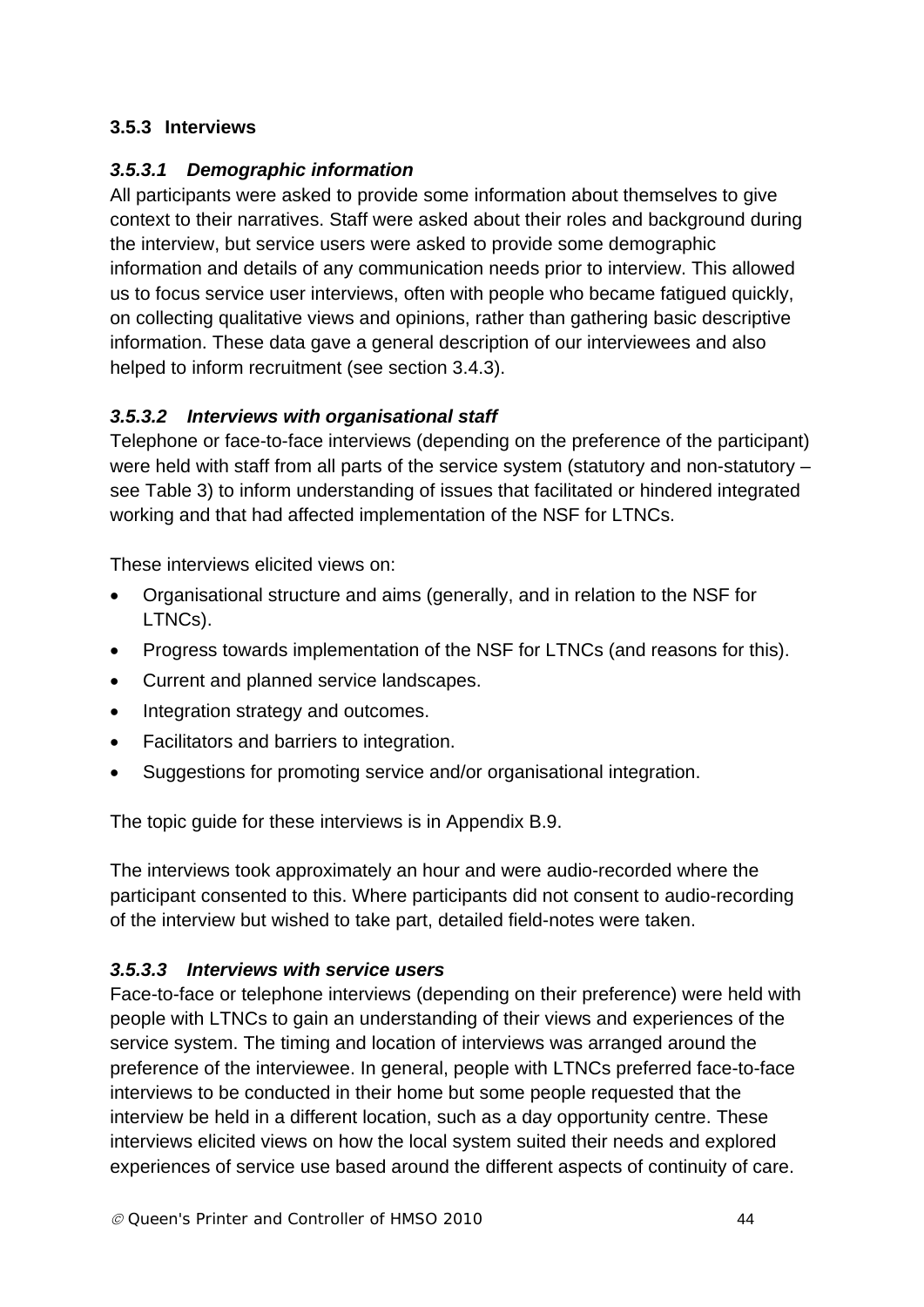### 3.5.3 Interviews

#### *3.5.3.1 Demographic information*

All participants were asked to provide some information about themselves to give context to their narratives. Staff were asked about their roles and background during the interview, but service users were asked to provide some demographic information and details of any communication needs prior to interview. This allowed us to focus service user interviews, often with people who became fatigued quickly, on collecting qualitative views and opinions, rather than gathering basic descriptive information. These data gave a general description of our interviewees and also helped to inform recruitment (see section 3.4.3).

#### *3.5.3.2 Interviews with organisational staff*

Telephone or face-to-face interviews (depending on the preference of the participant) were held with staff from all parts of the service system (statutory and non-statutory – see Table 3) to inform understanding of issues that facilitated or hindered integrated working and that had affected implementation of the NSF for LTNCs.

These interviews elicited views on:

- Organisational structure and aims (generally, and in relation to the NSF for LTNCs).
- Progress towards implementation of the NSF for LTNCs (and reasons for this).
- Current and planned service landscapes.
- Integration strategy and outcomes.
- Facilitators and barriers to integration.
- Suggestions for promoting service and/or organisational integration.

The topic guide for these interviews is in Appendix B.9.

The interviews took approximately an hour and were audio-recorded where the participant consented to this. Where participants did not consent to audio-recording of the interview but wished to take part, detailed field-notes were taken.

#### *3.5.3.3 Interviews with service users*

Face-to-face or telephone interviews (depending on their preference) were held with people with LTNCs to gain an understanding of their views and experiences of the service system. The timing and location of interviews was arranged around the preference of the interviewee. In general, people with LTNCs preferred face-to-face interviews to be conducted in their home but some people requested that the interview be held in a different location, such as a day opportunity centre. These interviews elicited views on how the local system suited their needs and explored experiences of service use based around the different aspects of continuity of care.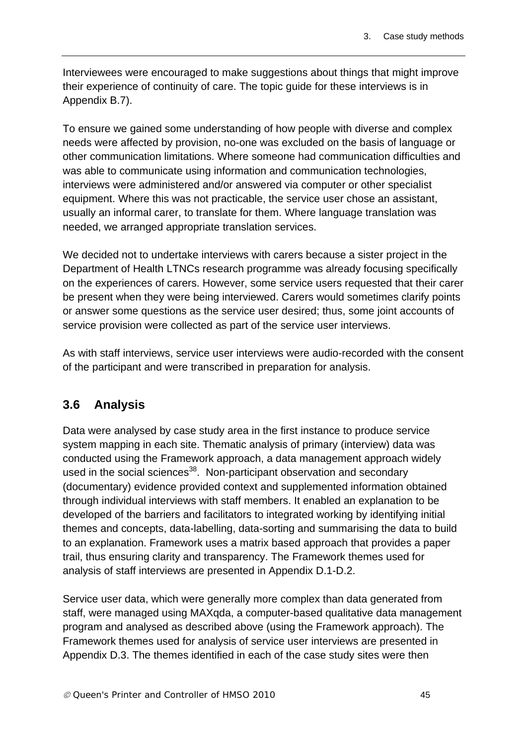Interviewees were encouraged to make suggestions about things that might improve their experience of continuity of care. The topic guide for these interviews is in Appendix B.7).

To ensure we gained some understanding of how people with diverse and complex needs were affected by provision, no-one was excluded on the basis of language or other communication limitations. Where someone had communication difficulties and was able to communicate using information and communication technologies, interviews were administered and/or answered via computer or other specialist equipment. Where this was not practicable, the service user chose an assistant, usually an informal carer, to translate for them. Where language translation was needed, we arranged appropriate translation services.

We decided not to undertake interviews with carers because a sister project in the Department of Health LTNCs research programme was already focusing specifically on the experiences of carers. However, some service users requested that their carer be present when they were being interviewed. Carers would sometimes clarify points or answer some questions as the service user desired; thus, some joint accounts of service provision were collected as part of the service user interviews.

As with staff interviews, service user interviews were audio-recorded with the consent of the participant and were transcribed in preparation for analysis.

## 3.6 Analysis

Data were analysed by case study area in the first instance to produce service system mapping in each site. Thematic analysis of primary (interview) data was conducted using the Framework approach, a data management approach widely used in the social sciences[38]. Non-participant observation and secondary (documentary) evidence provided context and supplemented information obtained through individual interviews with staff members. It enabled an explanation to be developed of the barriers and facilitators to integrated working by identifying initial themes and concepts, data-labelling, data-sorting and summarising the data to build to an explanation. Framework uses a matrix based approach that provides a paper trail, thus ensuring clarity and transparency. The Framework themes used for analysis of staff interviews are presented in Appendix D.1-D.2.

Service user data, which were generally more complex than data generated from staff, were managed using MAXqda, a computer-based qualitative data management program and analysed as described above (using the Framework approach). The Framework themes used for analysis of service user interviews are presented in Appendix D.3. The themes identified in each of the case study sites were then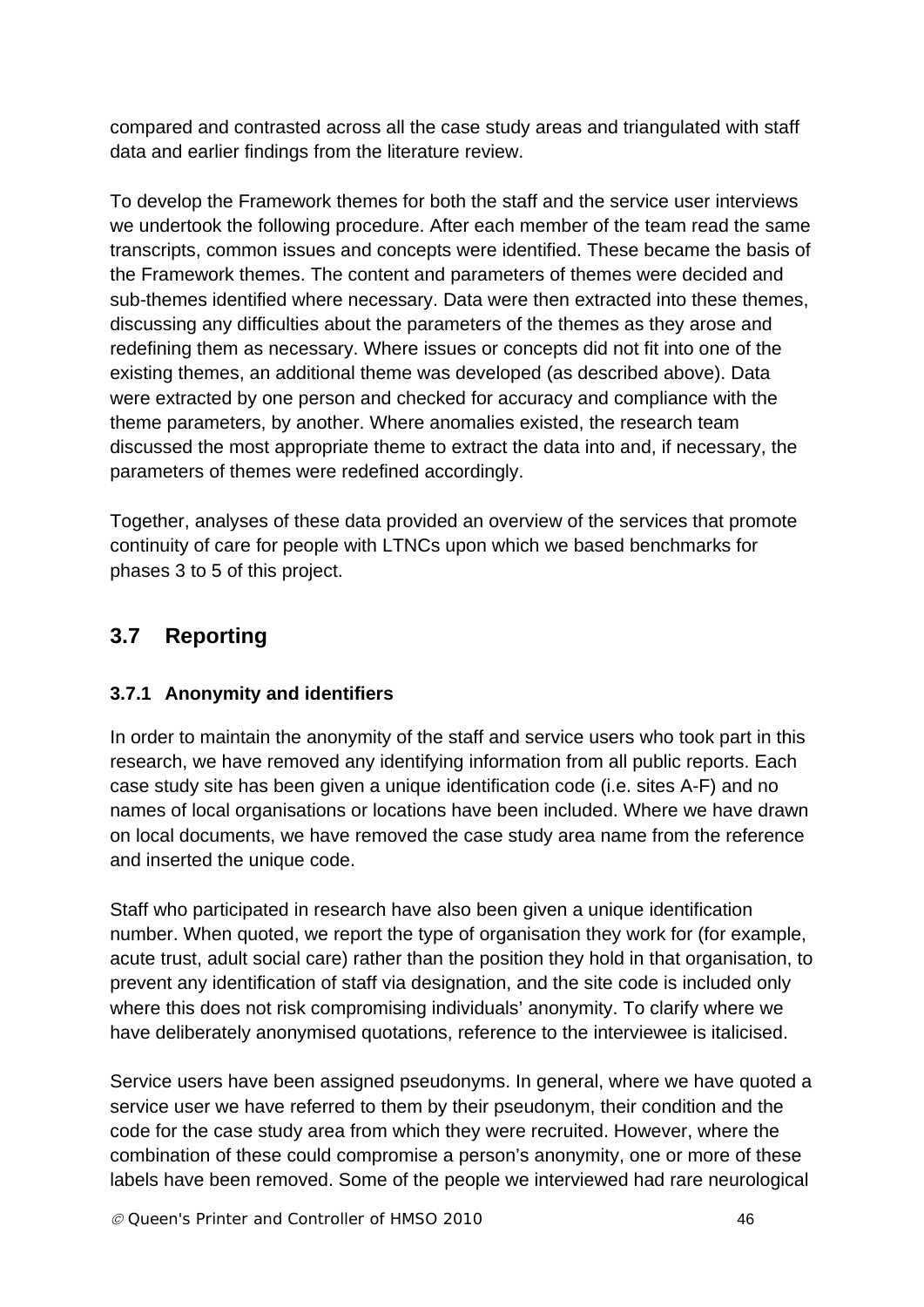compared and contrasted across all the case study areas and triangulated with staff data and earlier findings from the literature review.

To develop the Framework themes for both the staff and the service user interviews we undertook the following procedure. After each member of the team read the same transcripts, common issues and concepts were identified. These became the basis of the Framework themes. The content and parameters of themes were decided and sub-themes identified where necessary. Data were then extracted into these themes, discussing any difficulties about the parameters of the themes as they arose and redefining them as necessary. Where issues or concepts did not fit into one of the existing themes, an additional theme was developed (as described above). Data were extracted by one person and checked for accuracy and compliance with the theme parameters, by another. Where anomalies existed, the research team discussed the most appropriate theme to extract the data into and, if necessary, the parameters of themes were redefined accordingly.

Together, analyses of these data provided an overview of the services that promote continuity of care for people with LTNCs upon which we based benchmarks for phases 3 to 5 of this project.

## 3.7 Reporting

### 3.7.1 Anonymity and identifiers

In order to maintain the anonymity of the staff and service users who took part in this research, we have removed any identifying information from all public reports. Each case study site has been given a unique identification code (i.e. sites A-F) and no names of local organisations or locations have been included. Where we have drawn on local documents, we have removed the case study area name from the reference and inserted the unique code.

Staff who participated in research have also been given a unique identification number. When quoted, we report the type of organisation they work for (for example, acute trust, adult social care) rather than the position they hold in that organisation, to prevent any identification of staff via designation, and the site code is included only where this does not risk compromising individuals' anonymity. To clarify where we have deliberately anonymised quotations, reference to the interviewee is italicised.

Service users have been assigned pseudonyms. In general, where we have quoted a service user we have referred to them by their pseudonym, their condition and the code for the case study area from which they were recruited. However, where the combination of these could compromise a person's anonymity, one or more of these labels have been removed. Some of the people we interviewed had rare neurological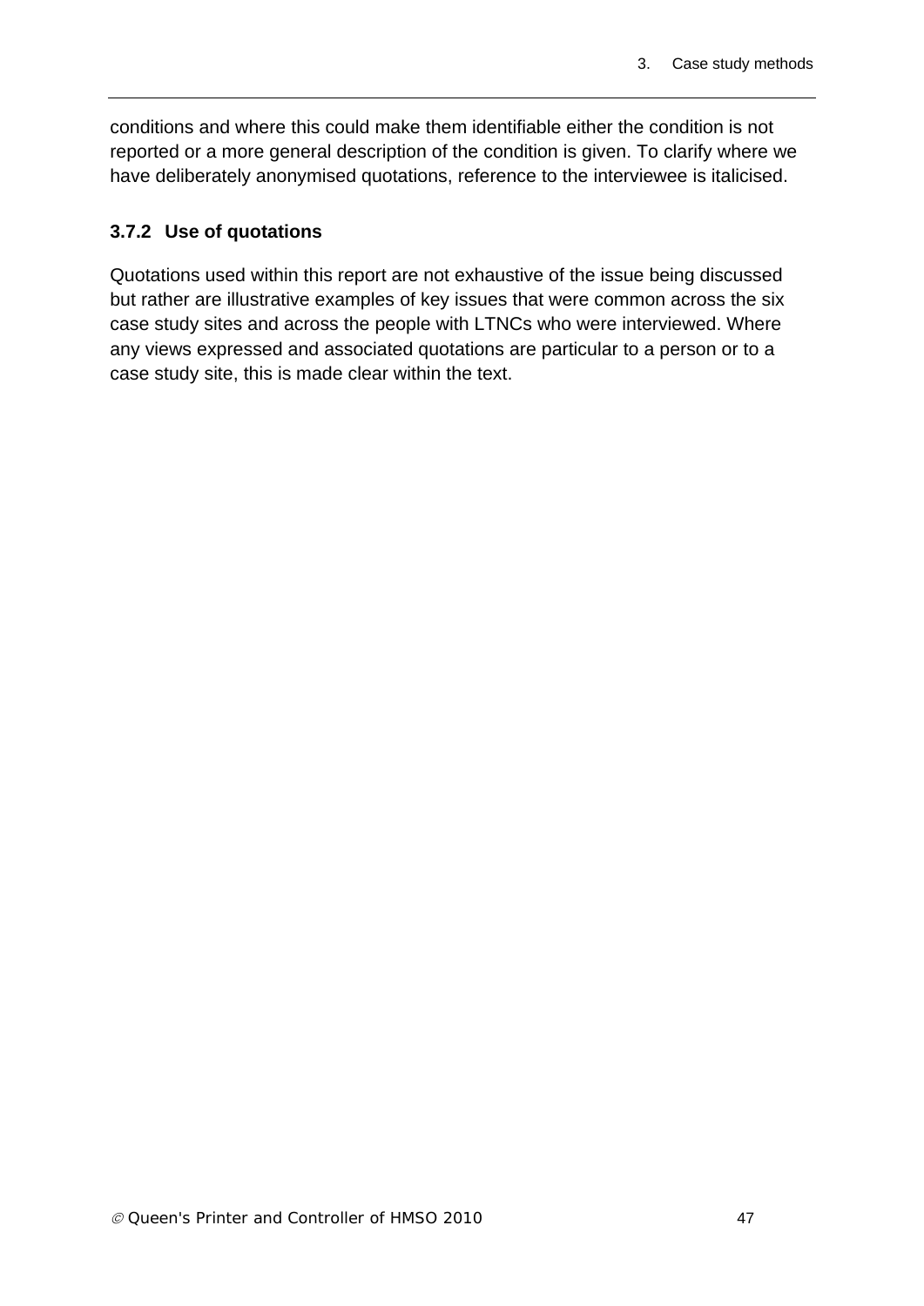conditions and where this could make them identifiable either the condition is not reported or a more general description of the condition is given. To clarify where we have deliberately anonymised quotations, reference to the interviewee is italicised.

### 3.7.2 Use of quotations

Quotations used within this report are not exhaustive of the issue being discussed but rather are illustrative examples of key issues that were common across the six case study sites and across the people with LTNCs who were interviewed. Where any views expressed and associated quotations are particular to a person or to a case study site, this is made clear within the text.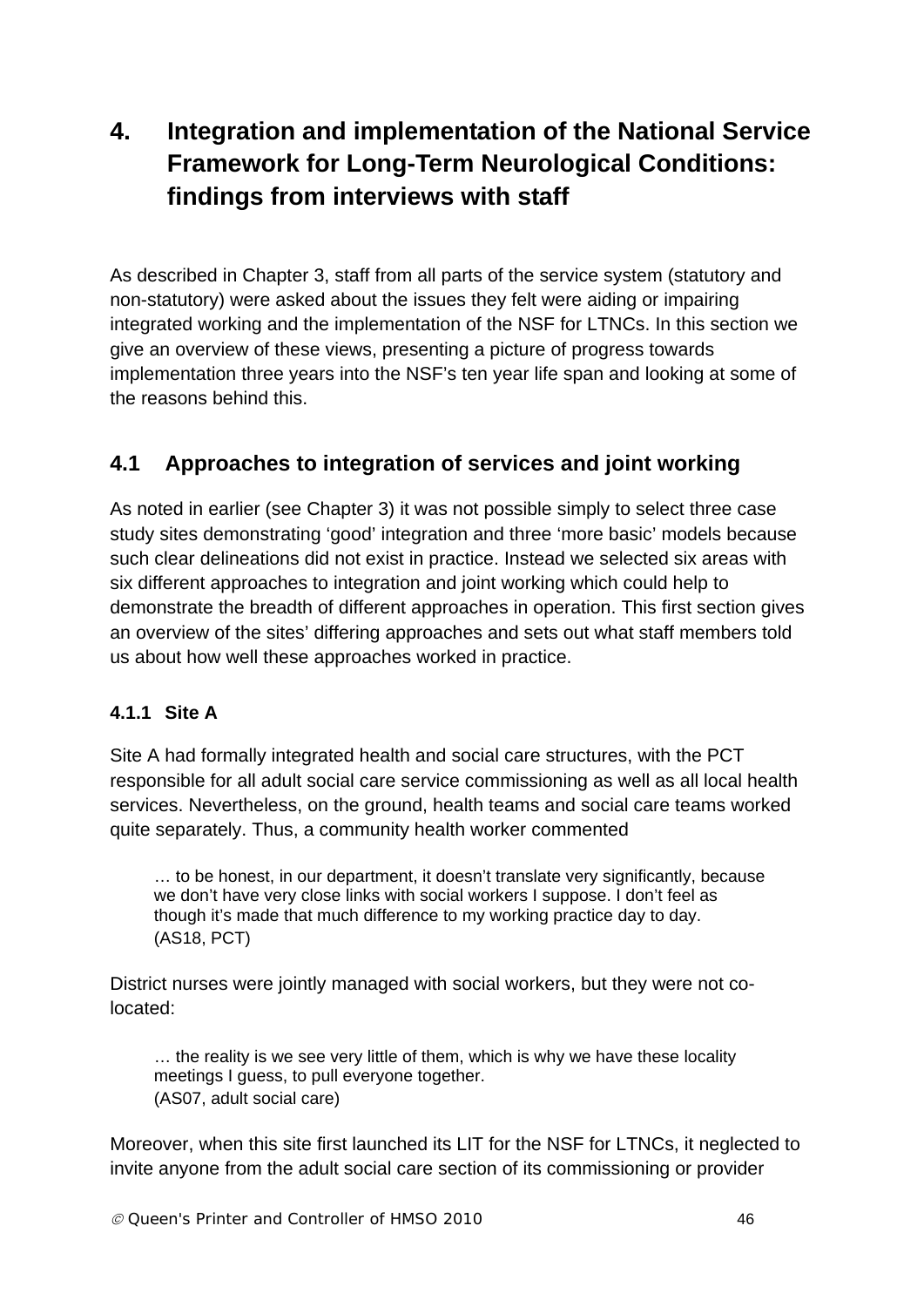# 4. Integration and implementation of the National Service Framework for Long-Term Neurological Conditions: findings from interviews with staff

As described in Chapter 3, staff from all parts of the service system (statutory and non-statutory) were asked about the issues they felt were aiding or impairing integrated working and the implementation of the NSF for LTNCs. In this section we give an overview of these views, presenting a picture of progress towards implementation three years into the NSF's ten year life span and looking at some of the reasons behind this.

## 4.1 Approaches to integration of services and joint working

As noted in earlier (see Chapter 3) it was not possible simply to select three case study sites demonstrating 'good' integration and three 'more basic' models because such clear delineations did not exist in practice. Instead we selected six areas with six different approaches to integration and joint working which could help to demonstrate the breadth of different approaches in operation. This first section gives an overview of the sites' differing approaches and sets out what staff members told us about how well these approaches worked in practice.

### 4.1.1 Site A

Site A had formally integrated health and social care structures, with the PCT responsible for all adult social care service commissioning as well as all local health services. Nevertheless, on the ground, health teams and social care teams worked quite separately. Thus, a community health worker commented

> … to be honest, in our department, it doesn't translate very significantly, because we don't have very close links with social workers I suppose. I don't feel as though it's made that much difference to my working practice day to day.
> (AS18, PCT)

District nurses were jointly managed with social workers, but they were not co-located:

> … the reality is we see very little of them, which is why we have these locality meetings I guess, to pull everyone together.
> (AS07, adult social care)

Moreover, when this site first launched its LIT for the NSF for LTNCs, it neglected to invite anyone from the adult social care section of its commissioning or provider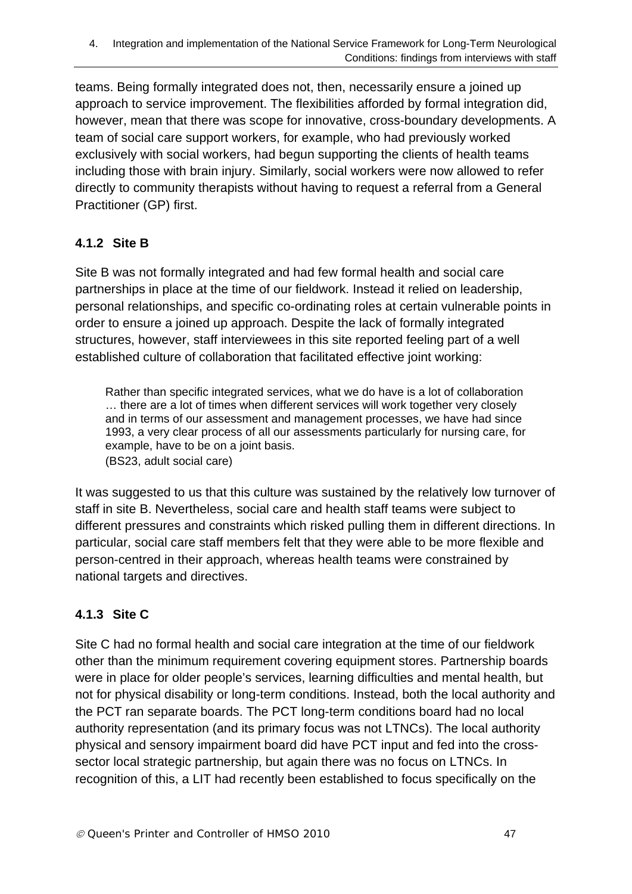teams. Being formally integrated does not, then, necessarily ensure a joined up approach to service improvement. The flexibilities afforded by formal integration did, however, mean that there was scope for innovative, cross-boundary developments. A team of social care support workers, for example, who had previously worked exclusively with social workers, had begun supporting the clients of health teams including those with brain injury. Similarly, social workers were now allowed to refer directly to community therapists without having to request a referral from a General Practitioner (GP) first.

### 4.1.2 Site B

Site B was not formally integrated and had few formal health and social care partnerships in place at the time of our fieldwork. Instead it relied on leadership, personal relationships, and specific co-ordinating roles at certain vulnerable points in order to ensure a joined up approach. Despite the lack of formally integrated structures, however, staff interviewees in this site reported feeling part of a well established culture of collaboration that facilitated effective joint working:

> Rather than specific integrated services, what we do have is a lot of collaboration … there are a lot of times when different services will work together very closely and in terms of our assessment and management processes, we have had since 1993, a very clear process of all our assessments particularly for nursing care, for example, have to be on a joint basis.
> (BS23, adult social care)

It was suggested to us that this culture was sustained by the relatively low turnover of staff in site B. Nevertheless, social care and health staff teams were subject to different pressures and constraints which risked pulling them in different directions. In particular, social care staff members felt that they were able to be more flexible and person-centred in their approach, whereas health teams were constrained by national targets and directives.

### 4.1.3 Site C

Site C had no formal health and social care integration at the time of our fieldwork other than the minimum requirement covering equipment stores. Partnership boards were in place for older people's services, learning difficulties and mental health, but not for physical disability or long-term conditions. Instead, both the local authority and the PCT ran separate boards. The PCT long-term conditions board had no local authority representation (and its primary focus was not LTNCs). The local authority physical and sensory impairment board did have PCT input and fed into the cross-sector local strategic partnership, but again there was no focus on LTNCs. In recognition of this, a LIT had recently been established to focus specifically on the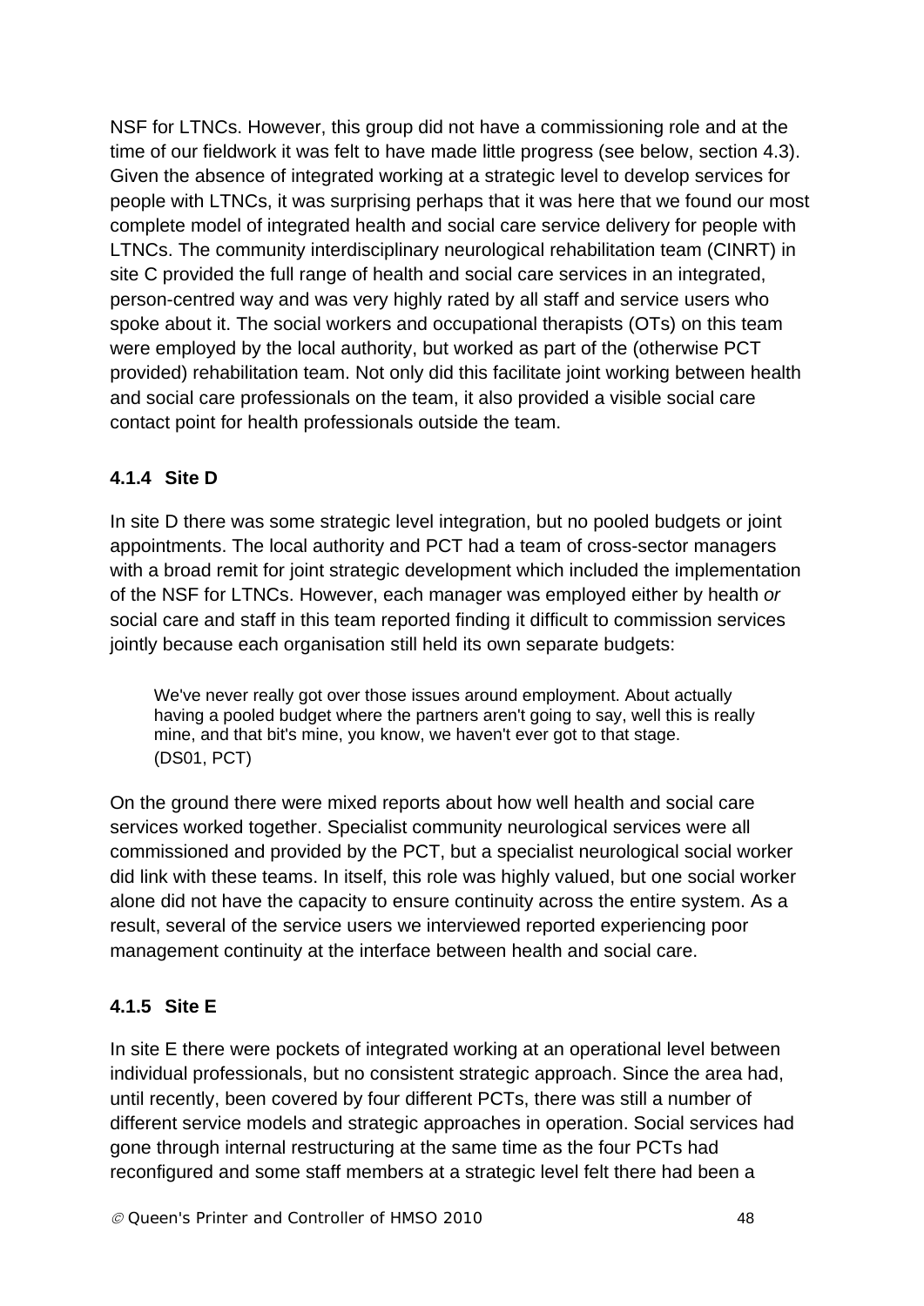NSF for LTNCs. However, this group did not have a commissioning role and at the time of our fieldwork it was felt to have made little progress (see below, section 4.3). Given the absence of integrated working at a strategic level to develop services for people with LTNCs, it was surprising perhaps that it was here that we found our most complete model of integrated health and social care service delivery for people with LTNCs. The community interdisciplinary neurological rehabilitation team (CINRT) in site C provided the full range of health and social care services in an integrated, person-centred way and was very highly rated by all staff and service users who spoke about it. The social workers and occupational therapists (OTs) on this team were employed by the local authority, but worked as part of the (otherwise PCT provided) rehabilitation team. Not only did this facilitate joint working between health and social care professionals on the team, it also provided a visible social care contact point for health professionals outside the team.

### 4.1.4 Site D

In site D there was some strategic level integration, but no pooled budgets or joint appointments. The local authority and PCT had a team of cross-sector managers with a broad remit for joint strategic development which included the implementation of the NSF for LTNCs. However, each manager was employed either by health *or* social care and staff in this team reported finding it difficult to commission services jointly because each organisation still held its own separate budgets:

> We've never really got over those issues around employment. About actually having a pooled budget where the partners aren't going to say, well this is really mine, and that bit's mine, you know, we haven't ever got to that stage.
> (DS01, PCT)

On the ground there were mixed reports about how well health and social care services worked together. Specialist community neurological services were all commissioned and provided by the PCT, but a specialist neurological social worker did link with these teams. In itself, this role was highly valued, but one social worker alone did not have the capacity to ensure continuity across the entire system. As a result, several of the service users we interviewed reported experiencing poor management continuity at the interface between health and social care.

### 4.1.5 Site E

In site E there were pockets of integrated working at an operational level between individual professionals, but no consistent strategic approach. Since the area had, until recently, been covered by four different PCTs, there was still a number of different service models and strategic approaches in operation. Social services had gone through internal restructuring at the same time as the four PCTs had reconfigured and some staff members at a strategic level felt there had been a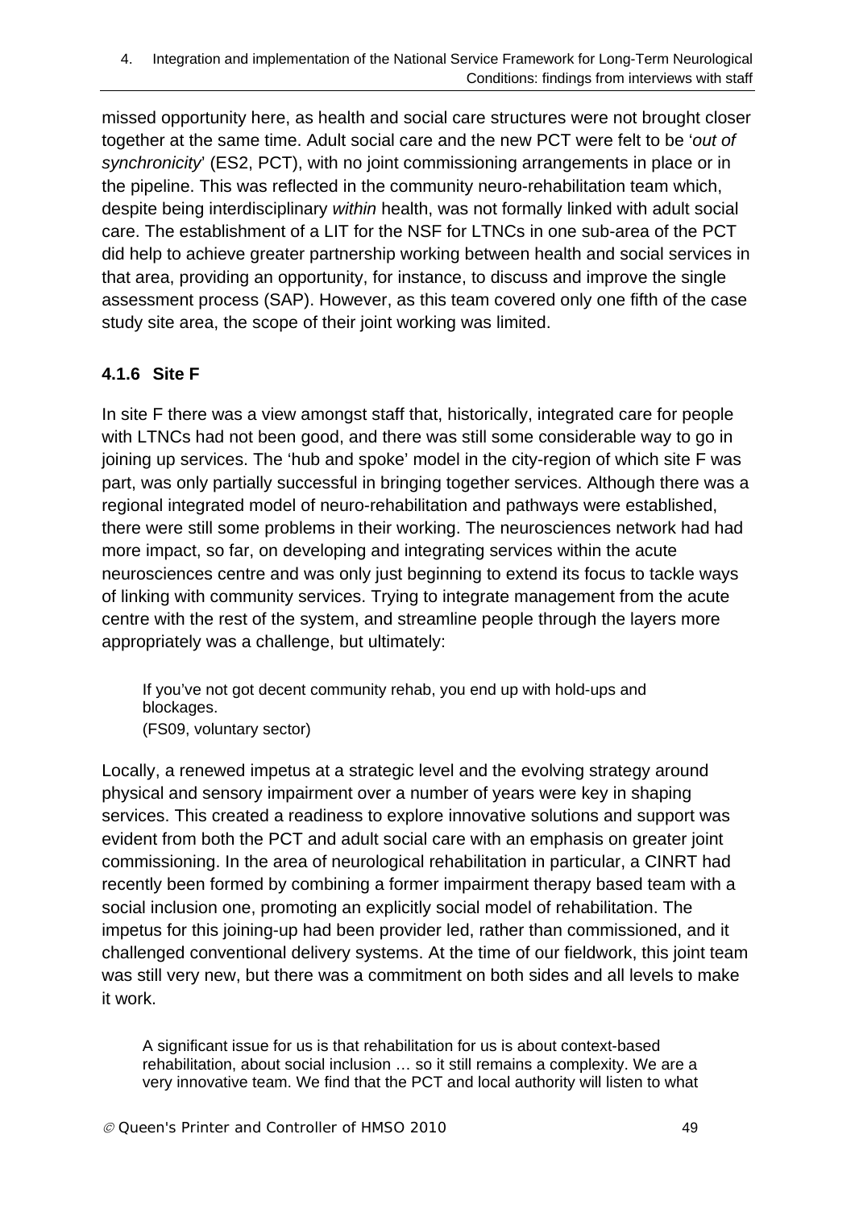missed opportunity here, as health and social care structures were not brought closer together at the same time. Adult social care and the new PCT were felt to be '*out of synchronicity*' (ES2, PCT), with no joint commissioning arrangements in place or in the pipeline. This was reflected in the community neuro-rehabilitation team which, despite being interdisciplinary *within* health, was not formally linked with adult social care. The establishment of a LIT for the NSF for LTNCs in one sub-area of the PCT did help to achieve greater partnership working between health and social services in that area, providing an opportunity, for instance, to discuss and improve the single assessment process (SAP). However, as this team covered only one fifth of the case study site area, the scope of their joint working was limited.

### 4.1.6 Site F

In site F there was a view amongst staff that, historically, integrated care for people with LTNCs had not been good, and there was still some considerable way to go in joining up services. The 'hub and spoke' model in the city-region of which site F was part, was only partially successful in bringing together services. Although there was a regional integrated model of neuro-rehabilitation and pathways were established, there were still some problems in their working. The neurosciences network had had more impact, so far, on developing and integrating services within the acute neurosciences centre and was only just beginning to extend its focus to tackle ways of linking with community services. Trying to integrate management from the acute centre with the rest of the system, and streamline people through the layers more appropriately was a challenge, but ultimately:

> If you've not got decent community rehab, you end up with hold-ups and blockages.
> (FS09, voluntary sector)

Locally, a renewed impetus at a strategic level and the evolving strategy around physical and sensory impairment over a number of years were key in shaping services. This created a readiness to explore innovative solutions and support was evident from both the PCT and adult social care with an emphasis on greater joint commissioning. In the area of neurological rehabilitation in particular, a CINRT had recently been formed by combining a former impairment therapy based team with a social inclusion one, promoting an explicitly social model of rehabilitation. The impetus for this joining-up had been provider led, rather than commissioned, and it challenged conventional delivery systems. At the time of our fieldwork, this joint team was still very new, but there was a commitment on both sides and all levels to make it work.

> A significant issue for us is that rehabilitation for us is about context-based rehabilitation, about social inclusion … so it still remains a complexity. We are a very innovative team. We find that the PCT and local authority will listen to what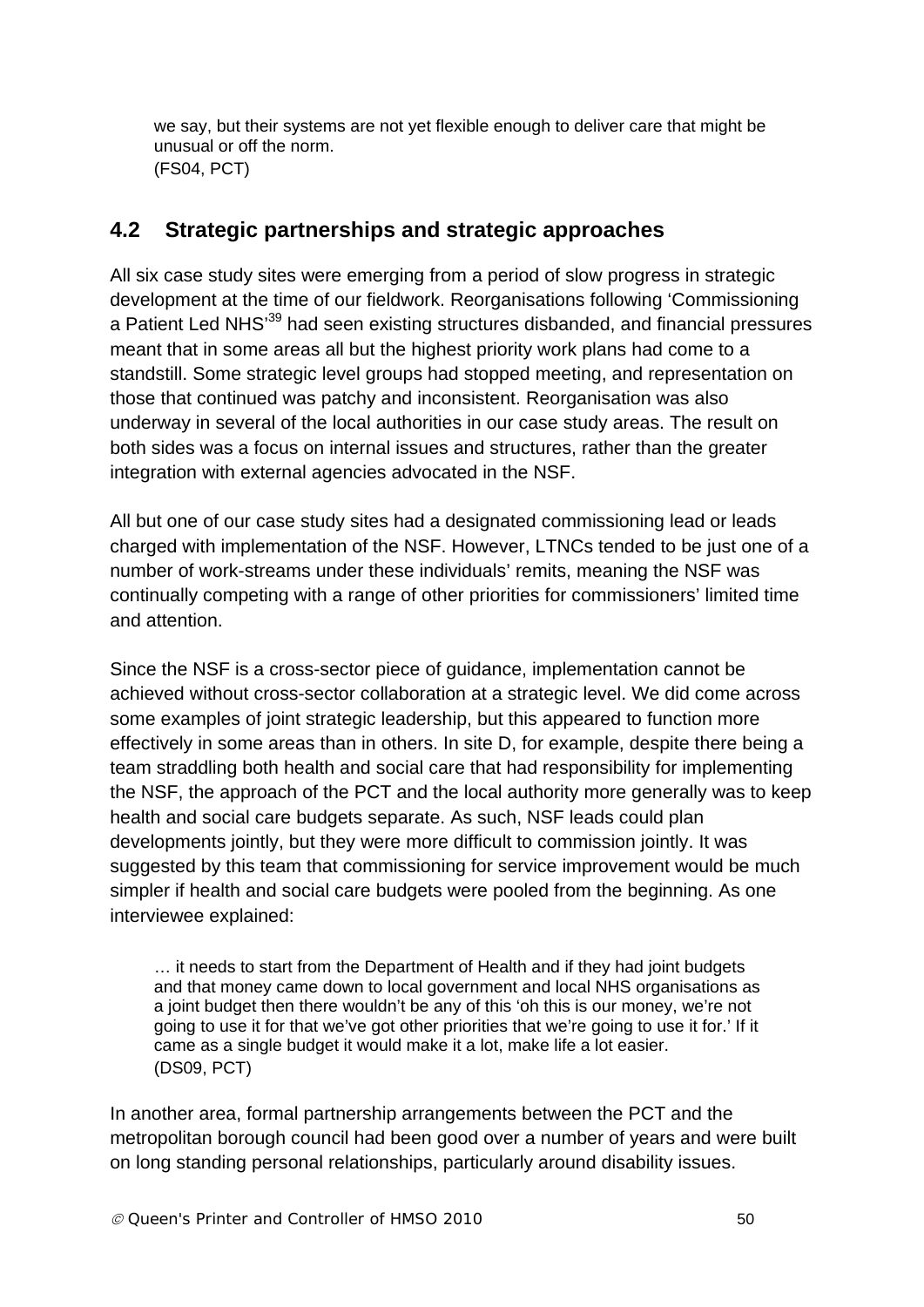> we say, but their systems are not yet flexible enough to deliver care that might be unusual or off the norm.
> (FS04, PCT)

## 4.2 Strategic partnerships and strategic approaches

All six case study sites were emerging from a period of slow progress in strategic development at the time of our fieldwork. Reorganisations following 'Commissioning a Patient Led NHS'[39] had seen existing structures disbanded, and financial pressures meant that in some areas all but the highest priority work plans had come to a standstill. Some strategic level groups had stopped meeting, and representation on those that continued was patchy and inconsistent. Reorganisation was also underway in several of the local authorities in our case study areas. The result on both sides was a focus on internal issues and structures, rather than the greater integration with external agencies advocated in the NSF.

All but one of our case study sites had a designated commissioning lead or leads charged with implementation of the NSF. However, LTNCs tended to be just one of a number of work-streams under these individuals' remits, meaning the NSF was continually competing with a range of other priorities for commissioners' limited time and attention.

Since the NSF is a cross-sector piece of guidance, implementation cannot be achieved without cross-sector collaboration at a strategic level. We did come across some examples of joint strategic leadership, but this appeared to function more effectively in some areas than in others. In site D, for example, despite there being a team straddling both health and social care that had responsibility for implementing the NSF, the approach of the PCT and the local authority more generally was to keep health and social care budgets separate. As such, NSF leads could plan developments jointly, but they were more difficult to commission jointly. It was suggested by this team that commissioning for service improvement would be much simpler if health and social care budgets were pooled from the beginning. As one interviewee explained:

> … it needs to start from the Department of Health and if they had joint budgets and that money came down to local government and local NHS organisations as a joint budget then there wouldn't be any of this 'oh this is our money, we're not going to use it for that we've got other priorities that we're going to use it for.' If it came as a single budget it would make it a lot, make life a lot easier.
> (DS09, PCT)

In another area, formal partnership arrangements between the PCT and the metropolitan borough council had been good over a number of years and were built on long standing personal relationships, particularly around disability issues.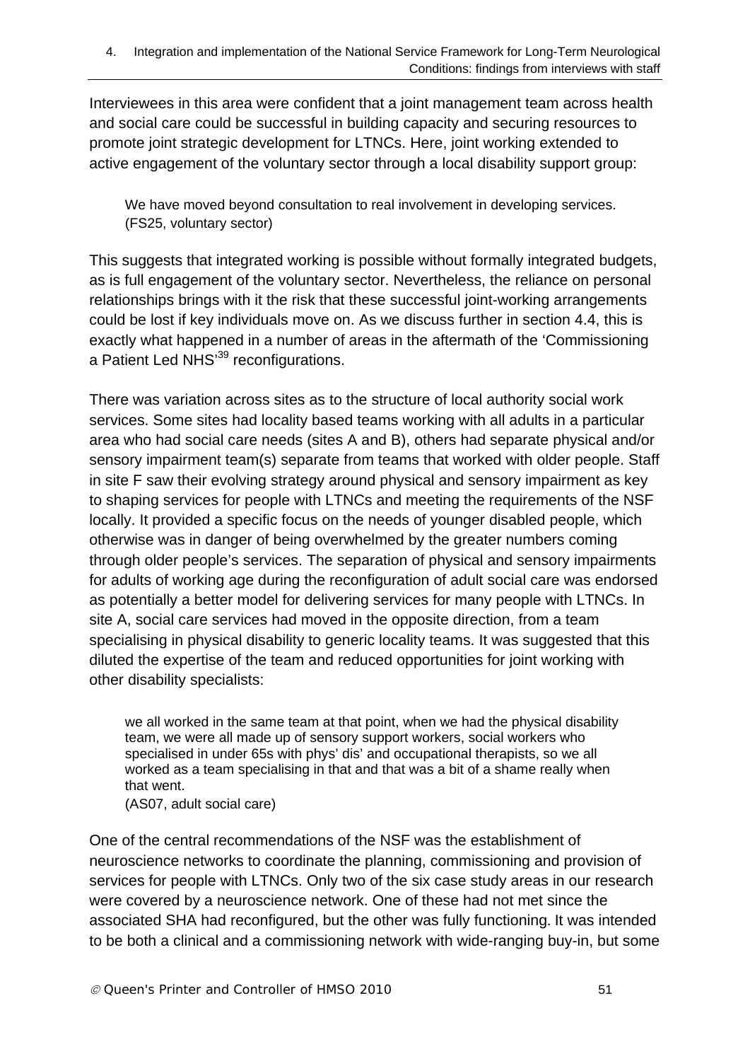Interviewees in this area were confident that a joint management team across health and social care could be successful in building capacity and securing resources to promote joint strategic development for LTNCs. Here, joint working extended to active engagement of the voluntary sector through a local disability support group:

> We have moved beyond consultation to real involvement in developing services. (FS25, voluntary sector)

This suggests that integrated working is possible without formally integrated budgets, as is full engagement of the voluntary sector. Nevertheless, the reliance on personal relationships brings with it the risk that these successful joint-working arrangements could be lost if key individuals move on. As we discuss further in section 4.4, this is exactly what happened in a number of areas in the aftermath of the 'Commissioning a Patient Led NHS'[39] reconfigurations.

There was variation across sites as to the structure of local authority social work services. Some sites had locality based teams working with all adults in a particular area who had social care needs (sites A and B), others had separate physical and/or sensory impairment team(s) separate from teams that worked with older people. Staff in site F saw their evolving strategy around physical and sensory impairment as key to shaping services for people with LTNCs and meeting the requirements of the NSF locally. It provided a specific focus on the needs of younger disabled people, which otherwise was in danger of being overwhelmed by the greater numbers coming through older people's services. The separation of physical and sensory impairments for adults of working age during the reconfiguration of adult social care was endorsed as potentially a better model for delivering services for many people with LTNCs. In site A, social care services had moved in the opposite direction, from a team specialising in physical disability to generic locality teams. It was suggested that this diluted the expertise of the team and reduced opportunities for joint working with other disability specialists:

> we all worked in the same team at that point, when we had the physical disability team, we were all made up of sensory support workers, social workers who specialised in under 65s with phys' dis' and occupational therapists, so we all worked as a team specialising in that and that was a bit of a shame really when that went.
> (AS07, adult social care)

One of the central recommendations of the NSF was the establishment of neuroscience networks to coordinate the planning, commissioning and provision of services for people with LTNCs. Only two of the six case study areas in our research were covered by a neuroscience network. One of these had not met since the associated SHA had reconfigured, but the other was fully functioning. It was intended to be both a clinical and a commissioning network with wide-ranging buy-in, but some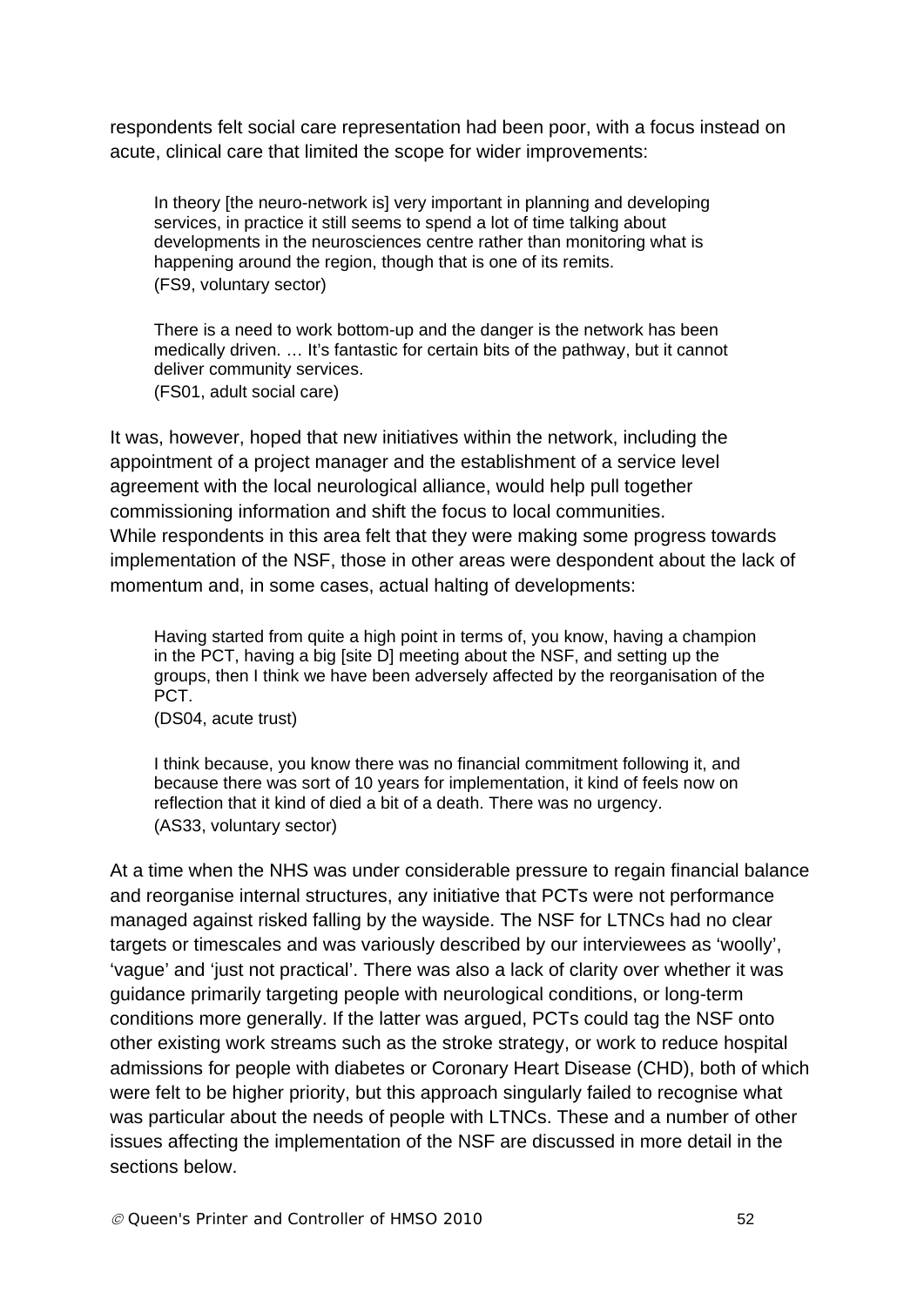respondents felt social care representation had been poor, with a focus instead on acute, clinical care that limited the scope for wider improvements:

> In theory [the neuro-network is] very important in planning and developing services, in practice it still seems to spend a lot of time talking about developments in the neurosciences centre rather than monitoring what is happening around the region, though that is one of its remits.
> (FS9, voluntary sector)

> There is a need to work bottom-up and the danger is the network has been medically driven. … It's fantastic for certain bits of the pathway, but it cannot deliver community services.
> (FS01, adult social care)

It was, however, hoped that new initiatives within the network, including the appointment of a project manager and the establishment of a service level agreement with the local neurological alliance, would help pull together commissioning information and shift the focus to local communities.
While respondents in this area felt that they were making some progress towards implementation of the NSF, those in other areas were despondent about the lack of momentum and, in some cases, actual halting of developments:

> Having started from quite a high point in terms of, you know, having a champion in the PCT, having a big [site D] meeting about the NSF, and setting up the groups, then I think we have been adversely affected by the reorganisation of the PCT.
> (DS04, acute trust)

> I think because, you know there was no financial commitment following it, and because there was sort of 10 years for implementation, it kind of feels now on reflection that it kind of died a bit of a death. There was no urgency.
> (AS33, voluntary sector)

At a time when the NHS was under considerable pressure to regain financial balance and reorganise internal structures, any initiative that PCTs were not performance managed against risked falling by the wayside. The NSF for LTNCs had no clear targets or timescales and was variously described by our interviewees as 'woolly', 'vague' and 'just not practical'. There was also a lack of clarity over whether it was guidance primarily targeting people with neurological conditions, or long-term conditions more generally. If the latter was argued, PCTs could tag the NSF onto other existing work streams such as the stroke strategy, or work to reduce hospital admissions for people with diabetes or Coronary Heart Disease (CHD), both of which were felt to be higher priority, but this approach singularly failed to recognise what was particular about the needs of people with LTNCs. These and a number of other issues affecting the implementation of the NSF are discussed in more detail in the sections below.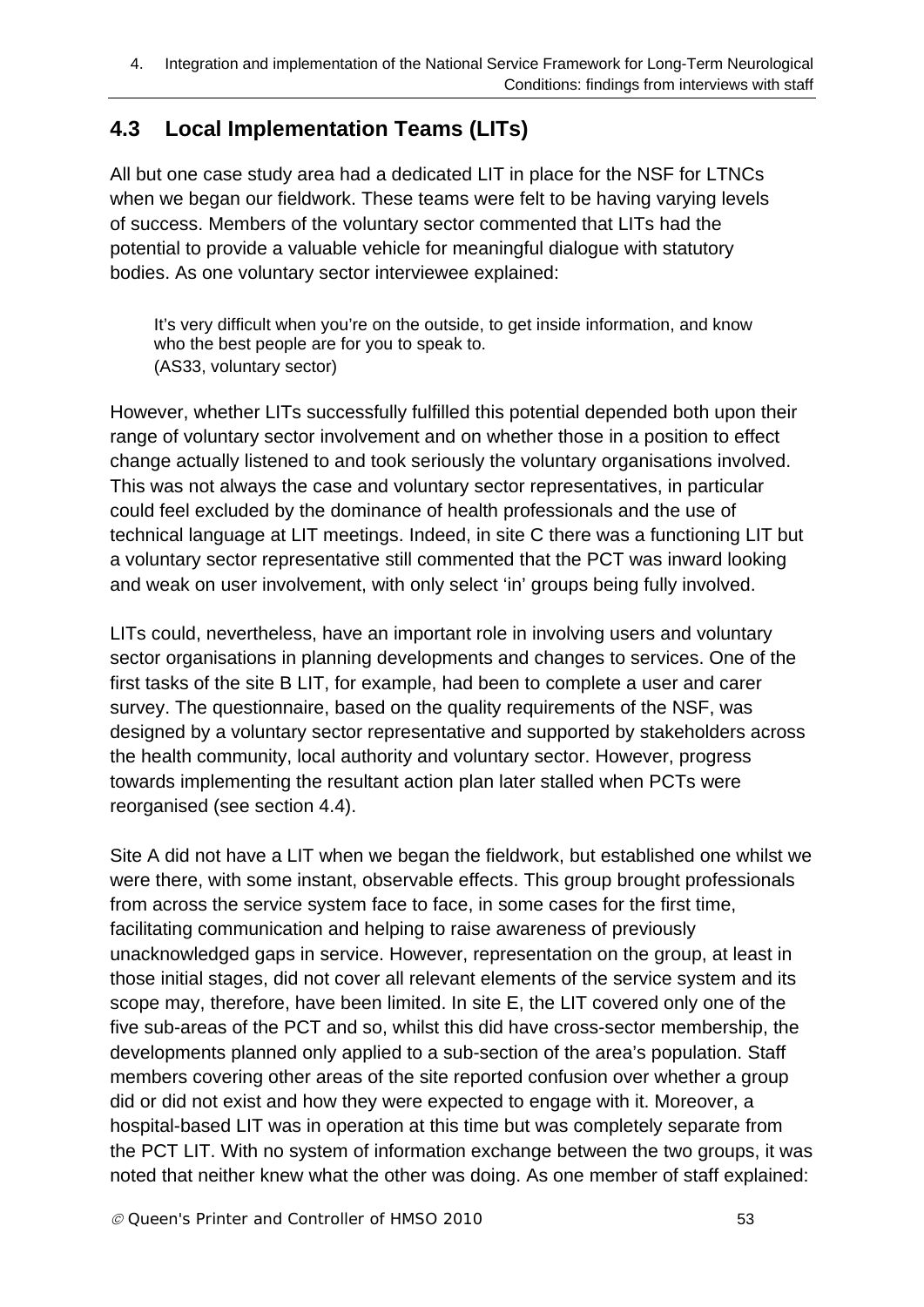## 4.3 Local Implementation Teams (LITs)

All but one case study area had a dedicated LIT in place for the NSF for LTNCs when we began our fieldwork. These teams were felt to be having varying levels of success. Members of the voluntary sector commented that LITs had the potential to provide a valuable vehicle for meaningful dialogue with statutory bodies. As one voluntary sector interviewee explained:

> It's very difficult when you're on the outside, to get inside information, and know who the best people are for you to speak to.
> (AS33, voluntary sector)

However, whether LITs successfully fulfilled this potential depended both upon their range of voluntary sector involvement and on whether those in a position to effect change actually listened to and took seriously the voluntary organisations involved. This was not always the case and voluntary sector representatives, in particular could feel excluded by the dominance of health professionals and the use of technical language at LIT meetings. Indeed, in site C there was a functioning LIT but a voluntary sector representative still commented that the PCT was inward looking and weak on user involvement, with only select 'in' groups being fully involved.

LITs could, nevertheless, have an important role in involving users and voluntary sector organisations in planning developments and changes to services. One of the first tasks of the site B LIT, for example, had been to complete a user and carer survey. The questionnaire, based on the quality requirements of the NSF, was designed by a voluntary sector representative and supported by stakeholders across the health community, local authority and voluntary sector. However, progress towards implementing the resultant action plan later stalled when PCTs were reorganised (see section 4.4).

Site A did not have a LIT when we began the fieldwork, but established one whilst we were there, with some instant, observable effects. This group brought professionals from across the service system face to face, in some cases for the first time, facilitating communication and helping to raise awareness of previously unacknowledged gaps in service. However, representation on the group, at least in those initial stages, did not cover all relevant elements of the service system and its scope may, therefore, have been limited. In site E, the LIT covered only one of the five sub-areas of the PCT and so, whilst this did have cross-sector membership, the developments planned only applied to a sub-section of the area's population. Staff members covering other areas of the site reported confusion over whether a group did or did not exist and how they were expected to engage with it. Moreover, a hospital-based LIT was in operation at this time but was completely separate from the PCT LIT. With no system of information exchange between the two groups, it was noted that neither knew what the other was doing. As one member of staff explained: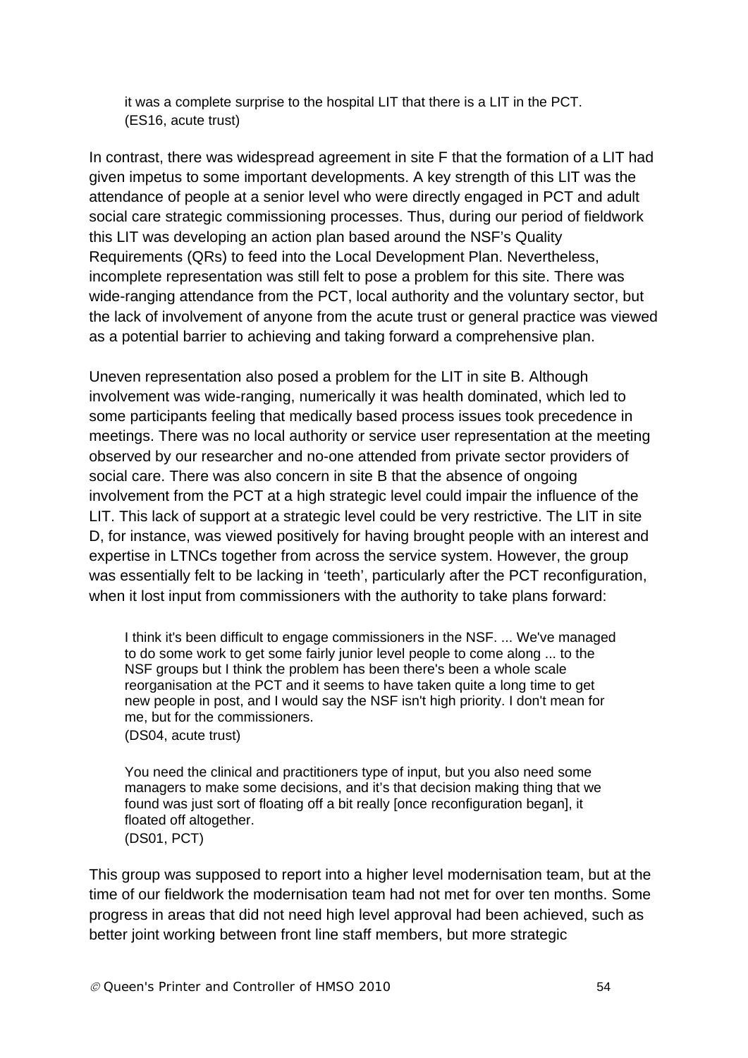> it was a complete surprise to the hospital LIT that there is a LIT in the PCT.
> (ES16, acute trust)

In contrast, there was widespread agreement in site F that the formation of a LIT had given impetus to some important developments. A key strength of this LIT was the attendance of people at a senior level who were directly engaged in PCT and adult social care strategic commissioning processes. Thus, during our period of fieldwork this LIT was developing an action plan based around the NSF's Quality Requirements (QRs) to feed into the Local Development Plan. Nevertheless, incomplete representation was still felt to pose a problem for this site. There was wide-ranging attendance from the PCT, local authority and the voluntary sector, but the lack of involvement of anyone from the acute trust or general practice was viewed as a potential barrier to achieving and taking forward a comprehensive plan.

Uneven representation also posed a problem for the LIT in site B. Although involvement was wide-ranging, numerically it was health dominated, which led to some participants feeling that medically based process issues took precedence in meetings. There was no local authority or service user representation at the meeting observed by our researcher and no-one attended from private sector providers of social care. There was also concern in site B that the absence of ongoing involvement from the PCT at a high strategic level could impair the influence of the LIT. This lack of support at a strategic level could be very restrictive. The LIT in site D, for instance, was viewed positively for having brought people with an interest and expertise in LTNCs together from across the service system. However, the group was essentially felt to be lacking in 'teeth', particularly after the PCT reconfiguration, when it lost input from commissioners with the authority to take plans forward:

> I think it's been difficult to engage commissioners in the NSF. ... We've managed to do some work to get some fairly junior level people to come along ... to the NSF groups but I think the problem has been there's been a whole scale reorganisation at the PCT and it seems to have taken quite a long time to get new people in post, and I would say the NSF isn't high priority. I don't mean for me, but for the commissioners.
> (DS04, acute trust)

> You need the clinical and practitioners type of input, but you also need some managers to make some decisions, and it's that decision making thing that we found was just sort of floating off a bit really [once reconfiguration began], it floated off altogether.
> (DS01, PCT)

This group was supposed to report into a higher level modernisation team, but at the time of our fieldwork the modernisation team had not met for over ten months. Some progress in areas that did not need high level approval had been achieved, such as better joint working between front line staff members, but more strategic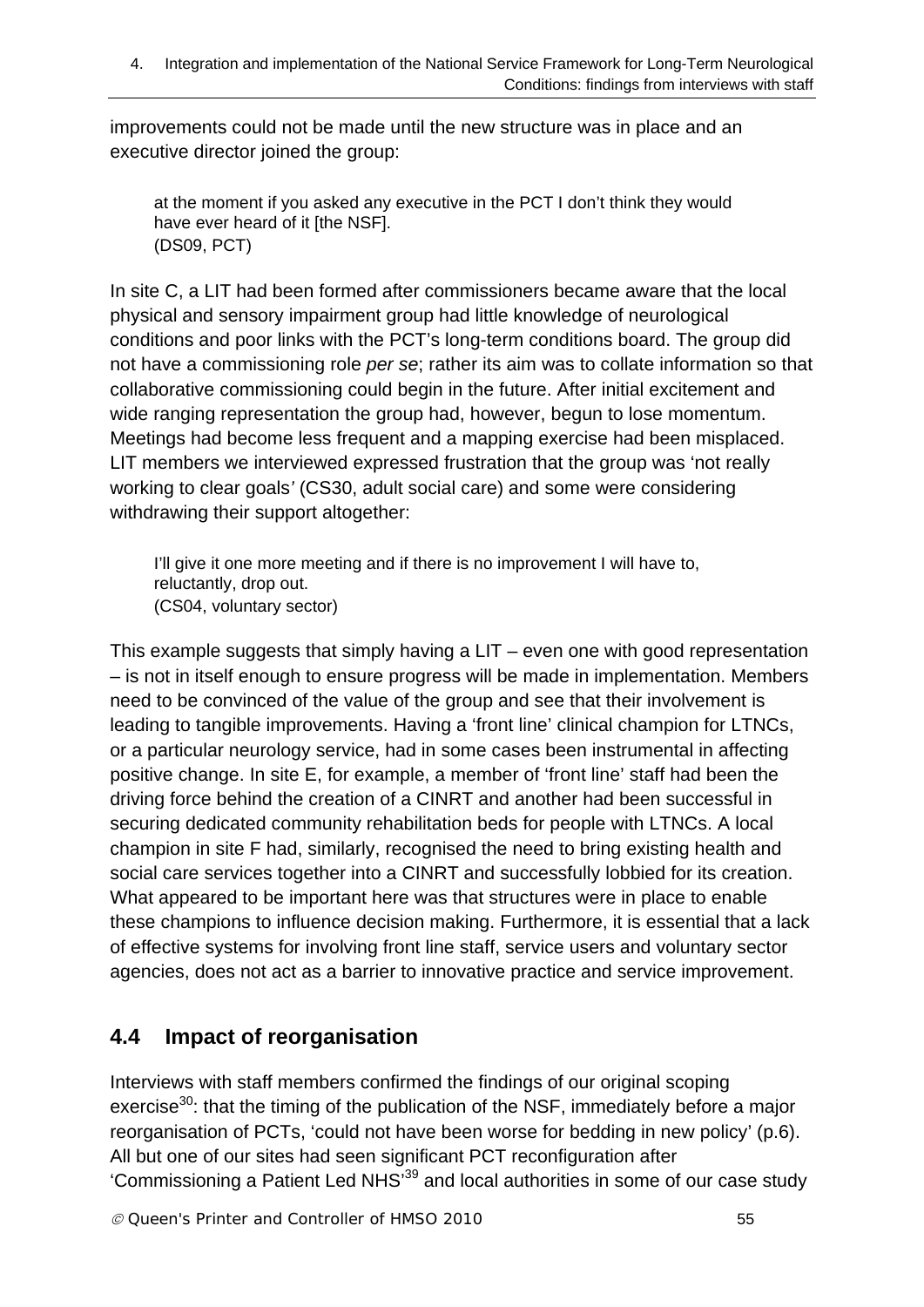improvements could not be made until the new structure was in place and an executive director joined the group:

> at the moment if you asked any executive in the PCT I don't think they would have ever heard of it [the NSF].
> (DS09, PCT)

In site C, a LIT had been formed after commissioners became aware that the local physical and sensory impairment group had little knowledge of neurological conditions and poor links with the PCT's long-term conditions board. The group did not have a commissioning role *per se*; rather its aim was to collate information so that collaborative commissioning could begin in the future. After initial excitement and wide ranging representation the group had, however, begun to lose momentum. Meetings had become less frequent and a mapping exercise had been misplaced. LIT members we interviewed expressed frustration that the group was 'not really working to clear goals' (CS30, adult social care) and some were considering withdrawing their support altogether:

> I'll give it one more meeting and if there is no improvement I will have to, reluctantly, drop out.
> (CS04, voluntary sector)

This example suggests that simply having a LIT – even one with good representation – is not in itself enough to ensure progress will be made in implementation. Members need to be convinced of the value of the group and see that their involvement is leading to tangible improvements. Having a 'front line' clinical champion for LTNCs, or a particular neurology service, had in some cases been instrumental in affecting positive change. In site E, for example, a member of 'front line' staff had been the driving force behind the creation of a CINRT and another had been successful in securing dedicated community rehabilitation beds for people with LTNCs. A local champion in site F had, similarly, recognised the need to bring existing health and social care services together into a CINRT and successfully lobbied for its creation. What appeared to be important here was that structures were in place to enable these champions to influence decision making. Furthermore, it is essential that a lack of effective systems for involving front line staff, service users and voluntary sector agencies, does not act as a barrier to innovative practice and service improvement.

## 4.4 Impact of reorganisation

Interviews with staff members confirmed the findings of our original scoping exercise[30]: that the timing of the publication of the NSF, immediately before a major reorganisation of PCTs, 'could not have been worse for bedding in new policy' (p.6). All but one of our sites had seen significant PCT reconfiguration after 'Commissioning a Patient Led NHS'[39] and local authorities in some of our case study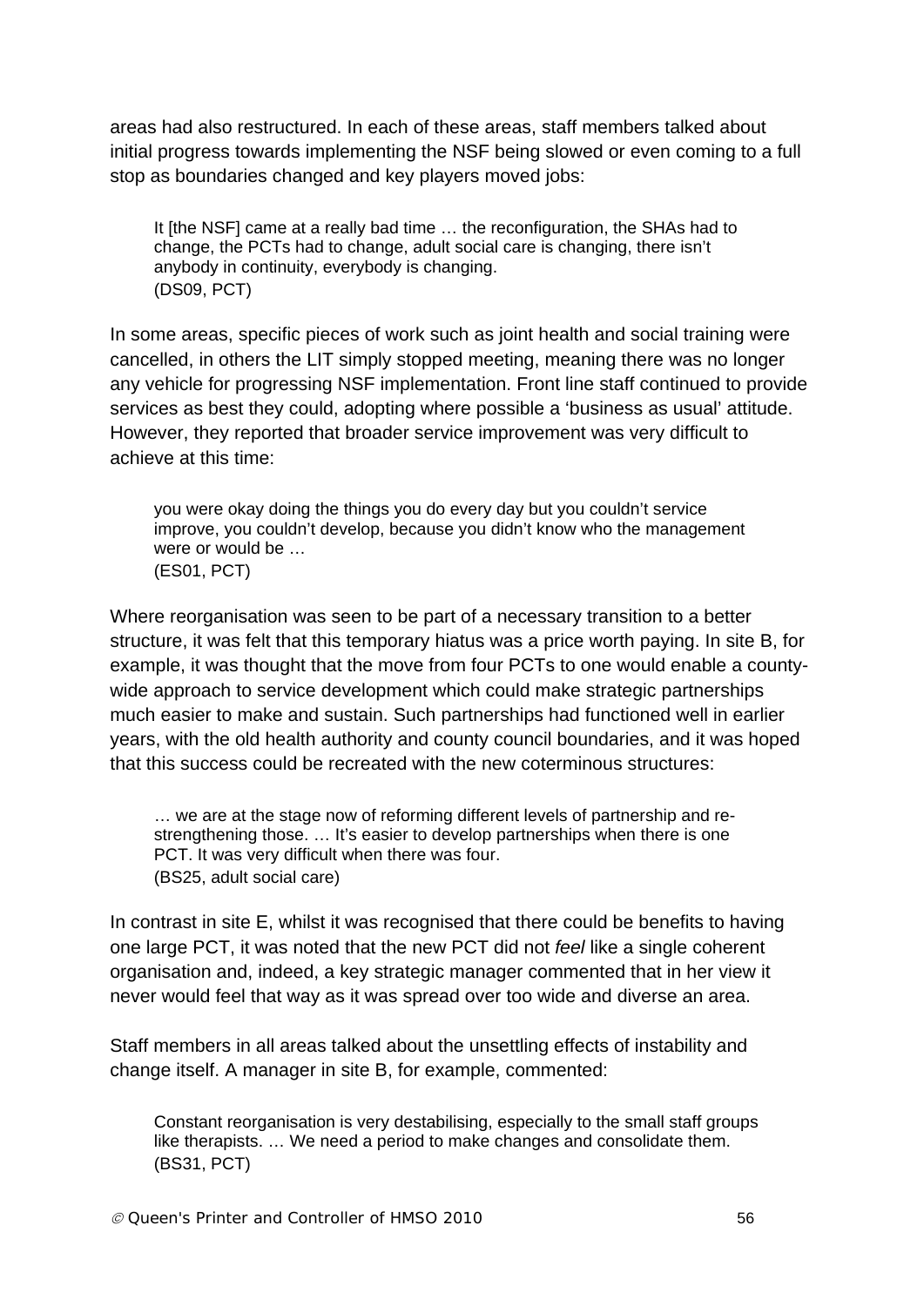areas had also restructured. In each of these areas, staff members talked about initial progress towards implementing the NSF being slowed or even coming to a full stop as boundaries changed and key players moved jobs:

> It [the NSF] came at a really bad time … the reconfiguration, the SHAs had to change, the PCTs had to change, adult social care is changing, there isn't anybody in continuity, everybody is changing.
> (DS09, PCT)

In some areas, specific pieces of work such as joint health and social training were cancelled, in others the LIT simply stopped meeting, meaning there was no longer any vehicle for progressing NSF implementation. Front line staff continued to provide services as best they could, adopting where possible a 'business as usual' attitude. However, they reported that broader service improvement was very difficult to achieve at this time:

> you were okay doing the things you do every day but you couldn't service improve, you couldn't develop, because you didn't know who the management were or would be …
> (ES01, PCT)

Where reorganisation was seen to be part of a necessary transition to a better structure, it was felt that this temporary hiatus was a price worth paying. In site B, for example, it was thought that the move from four PCTs to one would enable a county-wide approach to service development which could make strategic partnerships much easier to make and sustain. Such partnerships had functioned well in earlier years, with the old health authority and county council boundaries, and it was hoped that this success could be recreated with the new coterminous structures:

> … we are at the stage now of reforming different levels of partnership and re-strengthening those. … It's easier to develop partnerships when there is one PCT. It was very difficult when there was four.
> (BS25, adult social care)

In contrast in site E, whilst it was recognised that there could be benefits to having one large PCT, it was noted that the new PCT did not *feel* like a single coherent organisation and, indeed, a key strategic manager commented that in her view it never would feel that way as it was spread over too wide and diverse an area.

Staff members in all areas talked about the unsettling effects of instability and change itself. A manager in site B, for example, commented:

> Constant reorganisation is very destabilising, especially to the small staff groups like therapists. … We need a period to make changes and consolidate them.
> (BS31, PCT)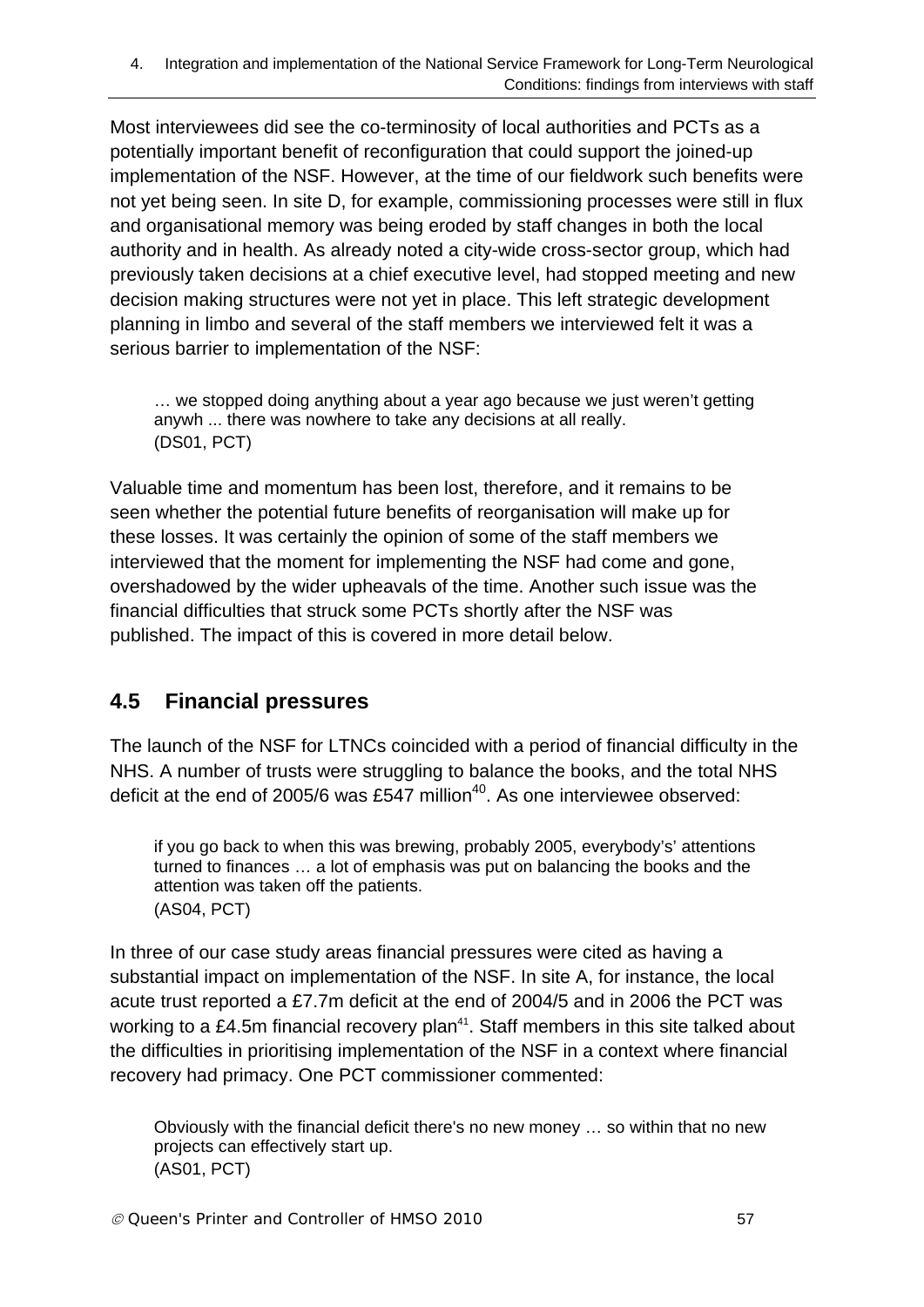Most interviewees did see the co-terminosity of local authorities and PCTs as a potentially important benefit of reconfiguration that could support the joined-up implementation of the NSF. However, at the time of our fieldwork such benefits were not yet being seen. In site D, for example, commissioning processes were still in flux and organisational memory was being eroded by staff changes in both the local authority and in health. As already noted a city-wide cross-sector group, which had previously taken decisions at a chief executive level, had stopped meeting and new decision making structures were not yet in place. This left strategic development planning in limbo and several of the staff members we interviewed felt it was a serious barrier to implementation of the NSF:

> … we stopped doing anything about a year ago because we just weren't getting anywh ... there was nowhere to take any decisions at all really.
> (DS01, PCT)

Valuable time and momentum has been lost, therefore, and it remains to be seen whether the potential future benefits of reorganisation will make up for these losses. It was certainly the opinion of some of the staff members we interviewed that the moment for implementing the NSF had come and gone, overshadowed by the wider upheavals of the time. Another such issue was the financial difficulties that struck some PCTs shortly after the NSF was published. The impact of this is covered in more detail below.

## 4.5 Financial pressures

The launch of the NSF for LTNCs coincided with a period of financial difficulty in the NHS. A number of trusts were struggling to balance the books, and the total NHS deficit at the end of 2005/6 was £547 million[40]. As one interviewee observed:

> if you go back to when this was brewing, probably 2005, everybody's' attentions turned to finances … a lot of emphasis was put on balancing the books and the attention was taken off the patients.
> (AS04, PCT)

In three of our case study areas financial pressures were cited as having a substantial impact on implementation of the NSF. In site A, for instance, the local acute trust reported a £7.7m deficit at the end of 2004/5 and in 2006 the PCT was working to a £4.5m financial recovery plan[41]. Staff members in this site talked about the difficulties in prioritising implementation of the NSF in a context where financial recovery had primacy. One PCT commissioner commented:

> Obviously with the financial deficit there's no new money … so within that no new projects can effectively start up.
> (AS01, PCT)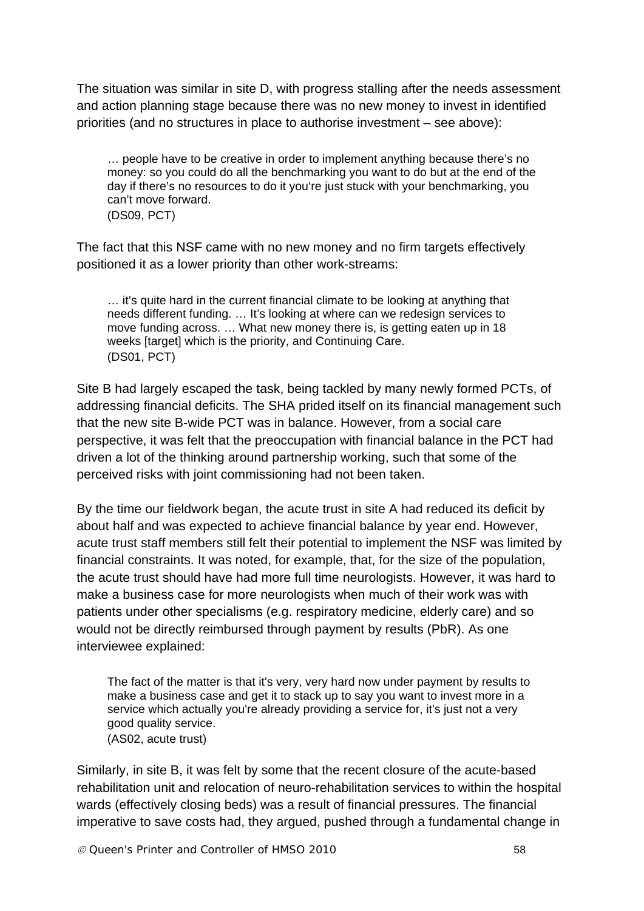The situation was similar in site D, with progress stalling after the needs assessment and action planning stage because there was no new money to invest in identified priorities (and no structures in place to authorise investment – see above):

> … people have to be creative in order to implement anything because there's no money: so you could do all the benchmarking you want to do but at the end of the day if there's no resources to do it you're just stuck with your benchmarking, you can't move forward.
> (DS09, PCT)

The fact that this NSF came with no new money and no firm targets effectively positioned it as a lower priority than other work-streams:

> … it's quite hard in the current financial climate to be looking at anything that needs different funding. … It's looking at where can we redesign services to move funding across. … What new money there is, is getting eaten up in 18 weeks [target] which is the priority, and Continuing Care.
> (DS01, PCT)

Site B had largely escaped the task, being tackled by many newly formed PCTs, of addressing financial deficits. The SHA prided itself on its financial management such that the new site B-wide PCT was in balance. However, from a social care perspective, it was felt that the preoccupation with financial balance in the PCT had driven a lot of the thinking around partnership working, such that some of the perceived risks with joint commissioning had not been taken.

By the time our fieldwork began, the acute trust in site A had reduced its deficit by about half and was expected to achieve financial balance by year end. However, acute trust staff members still felt their potential to implement the NSF was limited by financial constraints. It was noted, for example, that, for the size of the population, the acute trust should have had more full time neurologists. However, it was hard to make a business case for more neurologists when much of their work was with patients under other specialisms (e.g. respiratory medicine, elderly care) and so would not be directly reimbursed through payment by results (PbR). As one interviewee explained:

> The fact of the matter is that it's very, very hard now under payment by results to make a business case and get it to stack up to say you want to invest more in a service which actually you're already providing a service for, it's just not a very good quality service.
> (AS02, acute trust)

Similarly, in site B, it was felt by some that the recent closure of the acute-based rehabilitation unit and relocation of neuro-rehabilitation services to within the hospital wards (effectively closing beds) was a result of financial pressures. The financial imperative to save costs had, they argued, pushed through a fundamental change in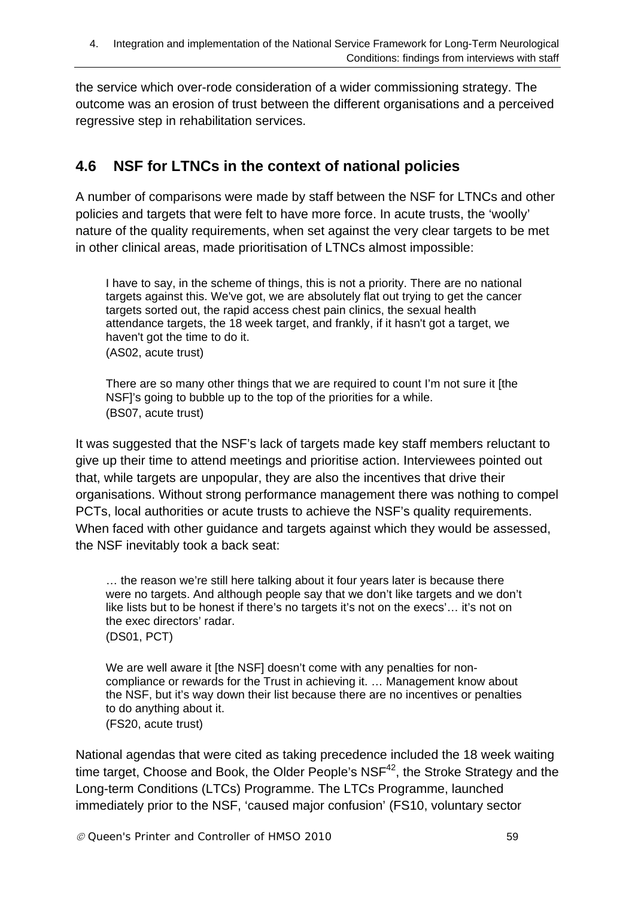the service which over-rode consideration of a wider commissioning strategy. The outcome was an erosion of trust between the different organisations and a perceived regressive step in rehabilitation services.

## 4.6 NSF for LTNCs in the context of national policies

A number of comparisons were made by staff between the NSF for LTNCs and other policies and targets that were felt to have more force. In acute trusts, the 'woolly' nature of the quality requirements, when set against the very clear targets to be met in other clinical areas, made prioritisation of LTNCs almost impossible:

> I have to say, in the scheme of things, this is not a priority. There are no national targets against this. We've got, we are absolutely flat out trying to get the cancer targets sorted out, the rapid access chest pain clinics, the sexual health attendance targets, the 18 week target, and frankly, if it hasn't got a target, we haven't got the time to do it.
> (AS02, acute trust)

> There are so many other things that we are required to count I'm not sure it [the NSF]'s going to bubble up to the top of the priorities for a while.
> (BS07, acute trust)

It was suggested that the NSF's lack of targets made key staff members reluctant to give up their time to attend meetings and prioritise action. Interviewees pointed out that, while targets are unpopular, they are also the incentives that drive their organisations. Without strong performance management there was nothing to compel PCTs, local authorities or acute trusts to achieve the NSF's quality requirements. When faced with other guidance and targets against which they would be assessed, the NSF inevitably took a back seat:

> … the reason we're still here talking about it four years later is because there were no targets. And although people say that we don't like targets and we don't like lists but to be honest if there's no targets it's not on the execs'… it's not on the exec directors' radar.
> (DS01, PCT)

> We are well aware it [the NSF] doesn't come with any penalties for non-compliance or rewards for the Trust in achieving it. … Management know about the NSF, but it's way down their list because there are no incentives or penalties to do anything about it.
> (FS20, acute trust)

National agendas that were cited as taking precedence included the 18 week waiting time target, Choose and Book, the Older People's NSF[42], the Stroke Strategy and the Long-term Conditions (LTCs) Programme. The LTCs Programme, launched immediately prior to the NSF, 'caused major confusion' (FS10, voluntary sector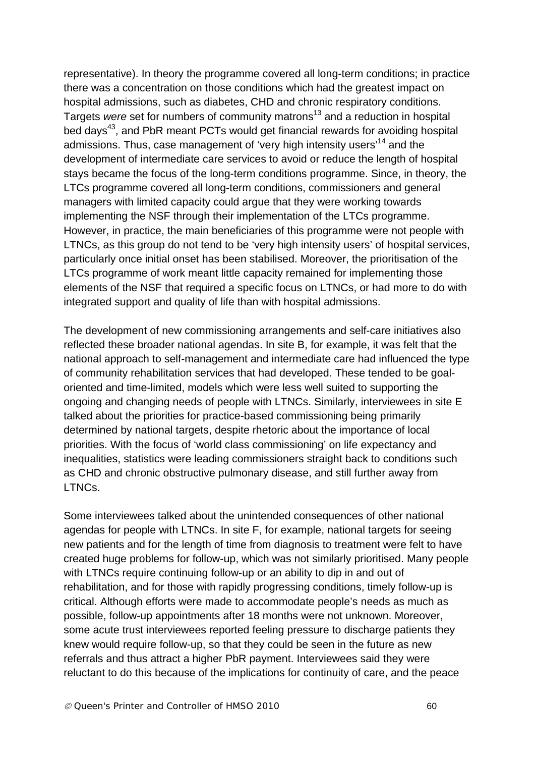representative). In theory the programme covered all long-term conditions; in practice there was a concentration on those conditions which had the greatest impact on hospital admissions, such as diabetes, CHD and chronic respiratory conditions. Targets *were* set for numbers of community matrons[13] and a reduction in hospital bed days[43], and PbR meant PCTs would get financial rewards for avoiding hospital admissions. Thus, case management of 'very high intensity users'[14] and the development of intermediate care services to avoid or reduce the length of hospital stays became the focus of the long-term conditions programme. Since, in theory, the LTCs programme covered all long-term conditions, commissioners and general managers with limited capacity could argue that they were working towards implementing the NSF through their implementation of the LTCs programme. However, in practice, the main beneficiaries of this programme were not people with LTNCs, as this group do not tend to be 'very high intensity users' of hospital services, particularly once initial onset has been stabilised. Moreover, the prioritisation of the LTCs programme of work meant little capacity remained for implementing those elements of the NSF that required a specific focus on LTNCs, or had more to do with integrated support and quality of life than with hospital admissions.

The development of new commissioning arrangements and self-care initiatives also reflected these broader national agendas. In site B, for example, it was felt that the national approach to self-management and intermediate care had influenced the type of community rehabilitation services that had developed. These tended to be goal-oriented and time-limited, models which were less well suited to supporting the ongoing and changing needs of people with LTNCs. Similarly, interviewees in site E talked about the priorities for practice-based commissioning being primarily determined by national targets, despite rhetoric about the importance of local priorities. With the focus of 'world class commissioning' on life expectancy and inequalities, statistics were leading commissioners straight back to conditions such as CHD and chronic obstructive pulmonary disease, and still further away from LTNCs.

Some interviewees talked about the unintended consequences of other national agendas for people with LTNCs. In site F, for example, national targets for seeing new patients and for the length of time from diagnosis to treatment were felt to have created huge problems for follow-up, which was not similarly prioritised. Many people with LTNCs require continuing follow-up or an ability to dip in and out of rehabilitation, and for those with rapidly progressing conditions, timely follow-up is critical. Although efforts were made to accommodate people's needs as much as possible, follow-up appointments after 18 months were not unknown. Moreover, some acute trust interviewees reported feeling pressure to discharge patients they knew would require follow-up, so that they could be seen in the future as new referrals and thus attract a higher PbR payment. Interviewees said they were reluctant to do this because of the implications for continuity of care, and the peace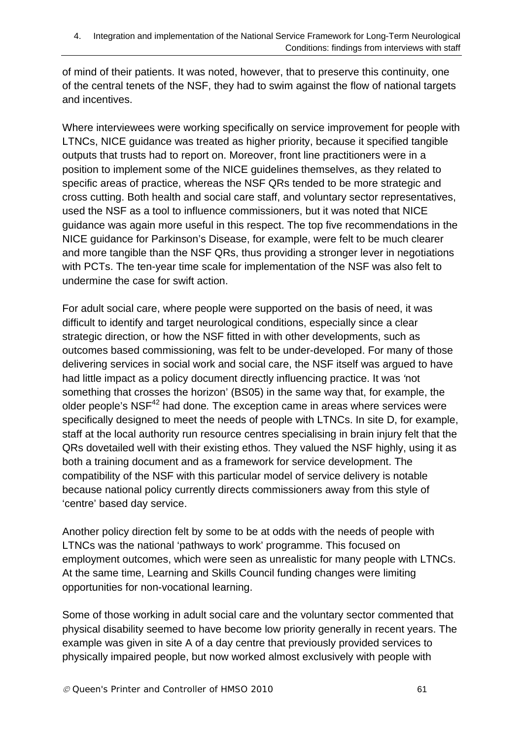of mind of their patients. It was noted, however, that to preserve this continuity, one of the central tenets of the NSF, they had to swim against the flow of national targets and incentives.

Where interviewees were working specifically on service improvement for people with LTNCs, NICE guidance was treated as higher priority, because it specified tangible outputs that trusts had to report on. Moreover, front line practitioners were in a position to implement some of the NICE guidelines themselves, as they related to specific areas of practice, whereas the NSF QRs tended to be more strategic and cross cutting. Both health and social care staff, and voluntary sector representatives, used the NSF as a tool to influence commissioners, but it was noted that NICE guidance was again more useful in this respect. The top five recommendations in the NICE guidance for Parkinson's Disease, for example, were felt to be much clearer and more tangible than the NSF QRs, thus providing a stronger lever in negotiations with PCTs. The ten-year time scale for implementation of the NSF was also felt to undermine the case for swift action.

For adult social care, where people were supported on the basis of need, it was difficult to identify and target neurological conditions, especially since a clear strategic direction, or how the NSF fitted in with other developments, such as outcomes based commissioning, was felt to be under-developed. For many of those delivering services in social work and social care, the NSF itself was argued to have had little impact as a policy document directly influencing practice. It was *'not something that crosses the horizon'* (BS05) in the same way that, for example, the older people's NSF[42] had done. The exception came in areas where services were specifically designed to meet the needs of people with LTNCs. In site D, for example, staff at the local authority run resource centres specialising in brain injury felt that the QRs dovetailed well with their existing ethos. They valued the NSF highly, using it as both a training document and as a framework for service development. The compatibility of the NSF with this particular model of service delivery is notable because national policy currently directs commissioners away from this style of 'centre' based day service.

Another policy direction felt by some to be at odds with the needs of people with LTNCs was the national 'pathways to work' programme. This focused on employment outcomes, which were seen as unrealistic for many people with LTNCs. At the same time, Learning and Skills Council funding changes were limiting opportunities for non-vocational learning.

Some of those working in adult social care and the voluntary sector commented that physical disability seemed to have become low priority generally in recent years. The example was given in site A of a day centre that previously provided services to physically impaired people, but now worked almost exclusively with people with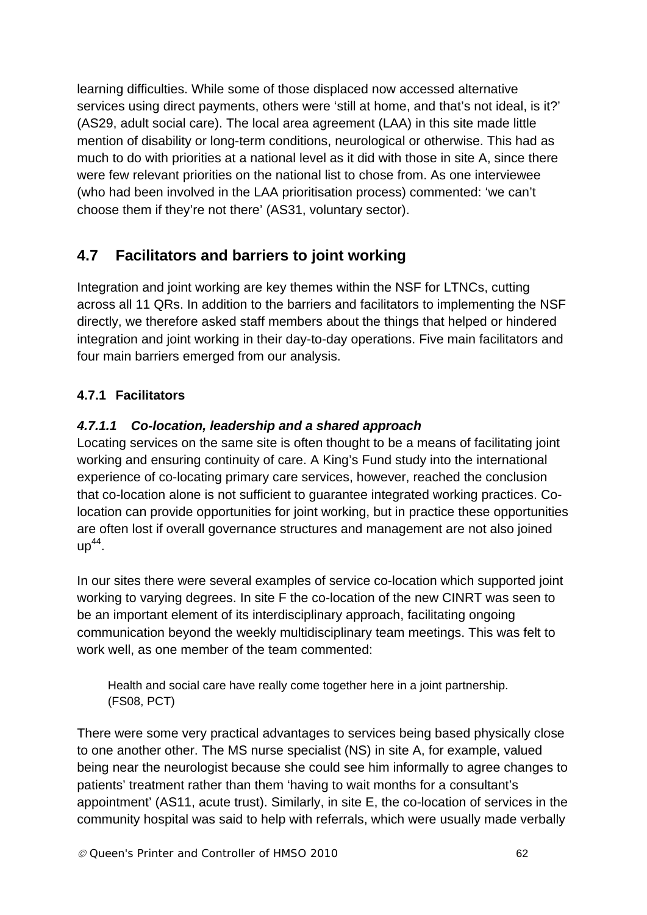learning difficulties. While some of those displaced now accessed alternative services using direct payments, others were 'still at home, and that's not ideal, is it?' (AS29, adult social care). The local area agreement (LAA) in this site made little mention of disability or long-term conditions, neurological or otherwise. This had as much to do with priorities at a national level as it did with those in site A, since there were few relevant priorities on the national list to chose from. As one interviewee (who had been involved in the LAA prioritisation process) commented: 'we can't choose them if they're not there' (AS31, voluntary sector).

## 4.7 Facilitators and barriers to joint working

Integration and joint working are key themes within the NSF for LTNCs, cutting across all 11 QRs. In addition to the barriers and facilitators to implementing the NSF directly, we therefore asked staff members about the things that helped or hindered integration and joint working in their day-to-day operations. Five main facilitators and four main barriers emerged from our analysis.

### 4.7.1 Facilitators

#### *4.7.1.1 Co-location, leadership and a shared approach*

Locating services on the same site is often thought to be a means of facilitating joint working and ensuring continuity of care. A King's Fund study into the international experience of co-locating primary care services, however, reached the conclusion that co-location alone is not sufficient to guarantee integrated working practices. Co-location can provide opportunities for joint working, but in practice these opportunities are often lost if overall governance structures and management are not also joined up[44].

In our sites there were several examples of service co-location which supported joint working to varying degrees. In site F the co-location of the new CINRT was seen to be an important element of its interdisciplinary approach, facilitating ongoing communication beyond the weekly multidisciplinary team meetings. This was felt to work well, as one member of the team commented:

> Health and social care have really come together here in a joint partnership. (FS08, PCT)

There were some very practical advantages to services being based physically close to one another other. The MS nurse specialist (NS) in site A, for example, valued being near the neurologist because she could see him informally to agree changes to patients' treatment rather than them 'having to wait months for a consultant's appointment' (AS11, acute trust). Similarly, in site E, the co-location of services in the community hospital was said to help with referrals, which were usually made verbally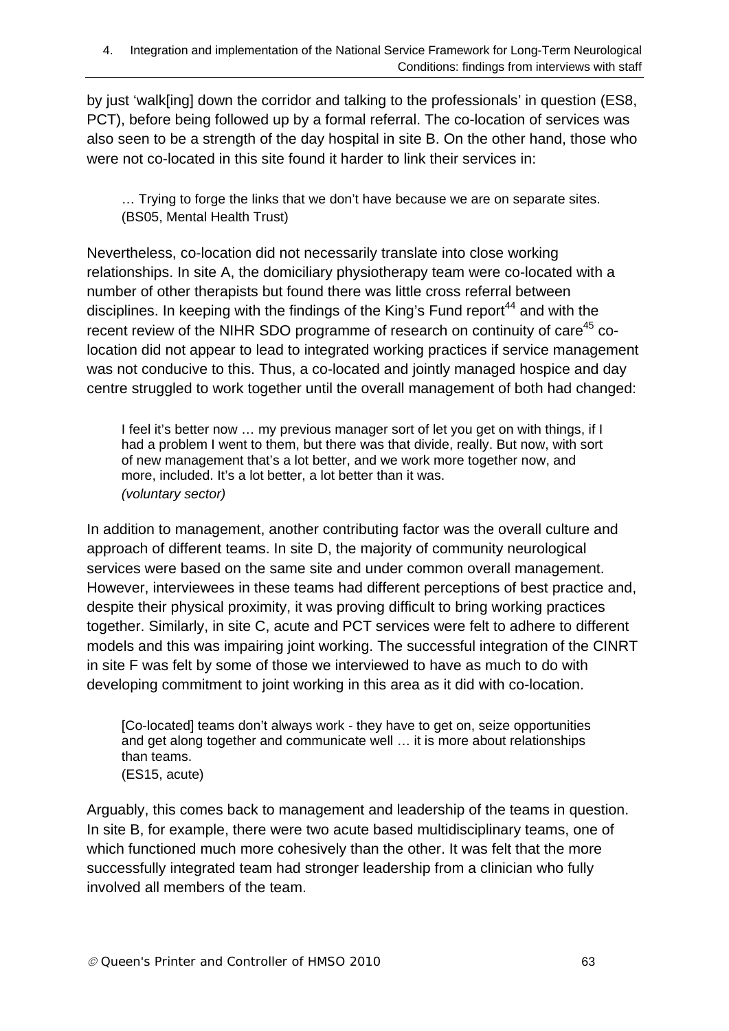by just 'walk[ing] down the corridor and talking to the professionals' in question (ES8, PCT), before being followed up by a formal referral. The co-location of services was also seen to be a strength of the day hospital in site B. On the other hand, those who were not co-located in this site found it harder to link their services in:

> … Trying to forge the links that we don't have because we are on separate sites. (BS05, Mental Health Trust)

Nevertheless, co-location did not necessarily translate into close working relationships. In site A, the domiciliary physiotherapy team were co-located with a number of other therapists but found there was little cross referral between disciplines. In keeping with the findings of the King's Fund report[44] and with the recent review of the NIHR SDO programme of research on continuity of care[45] co-location did not appear to lead to integrated working practices if service management was not conducive to this. Thus, a co-located and jointly managed hospice and day centre struggled to work together until the overall management of both had changed:

> I feel it's better now … my previous manager sort of let you get on with things, if I had a problem I went to them, but there was that divide, really. But now, with sort of new management that's a lot better, and we work more together now, and more, included. It's a lot better, a lot better than it was.
> *(voluntary sector)*

In addition to management, another contributing factor was the overall culture and approach of different teams. In site D, the majority of community neurological services were based on the same site and under common overall management. However, interviewees in these teams had different perceptions of best practice and, despite their physical proximity, it was proving difficult to bring working practices together. Similarly, in site C, acute and PCT services were felt to adhere to different models and this was impairing joint working. The successful integration of the CINRT in site F was felt by some of those we interviewed to have as much to do with developing commitment to joint working in this area as it did with co-location.

> [Co-located] teams don't always work - they have to get on, seize opportunities and get along together and communicate well … it is more about relationships than teams.
> (ES15, acute)

Arguably, this comes back to management and leadership of the teams in question. In site B, for example, there were two acute based multidisciplinary teams, one of which functioned much more cohesively than the other. It was felt that the more successfully integrated team had stronger leadership from a clinician who fully involved all members of the team.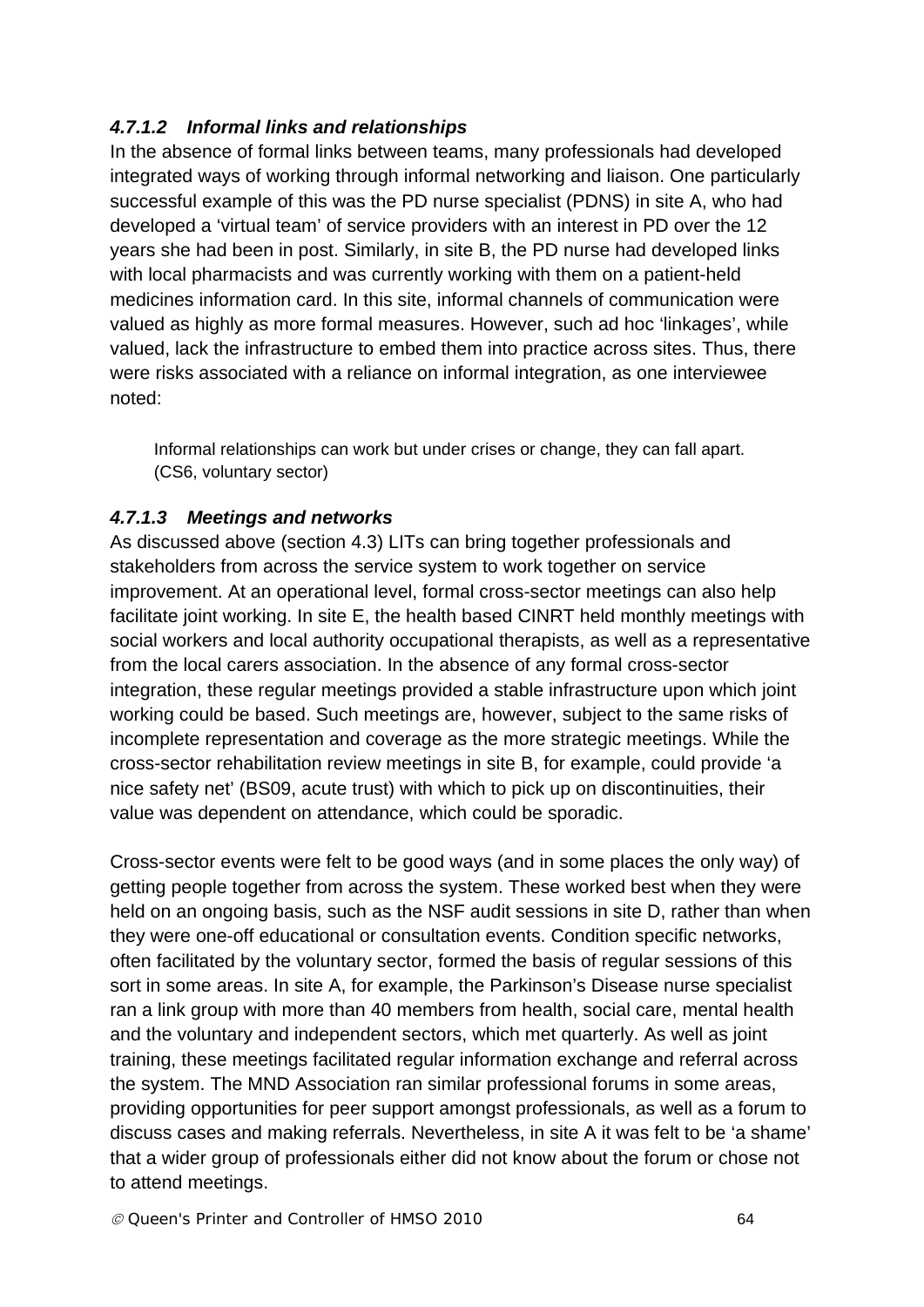#### *4.7.1.2 Informal links and relationships*

In the absence of formal links between teams, many professionals had developed integrated ways of working through informal networking and liaison. One particularly successful example of this was the PD nurse specialist (PDNS) in site A, who had developed a 'virtual team' of service providers with an interest in PD over the 12 years she had been in post. Similarly, in site B, the PD nurse had developed links with local pharmacists and was currently working with them on a patient-held medicines information card. In this site, informal channels of communication were valued as highly as more formal measures. However, such ad hoc 'linkages', while valued, lack the infrastructure to embed them into practice across sites. Thus, there were risks associated with a reliance on informal integration, as one interviewee noted:

> Informal relationships can work but under crises or change, they can fall apart. (CS6, voluntary sector)

#### *4.7.1.3 Meetings and networks*

As discussed above (section 4.3) LITs can bring together professionals and stakeholders from across the service system to work together on service improvement. At an operational level, formal cross-sector meetings can also help facilitate joint working. In site E, the health based CINRT held monthly meetings with social workers and local authority occupational therapists, as well as a representative from the local carers association. In the absence of any formal cross-sector integration, these regular meetings provided a stable infrastructure upon which joint working could be based. Such meetings are, however, subject to the same risks of incomplete representation and coverage as the more strategic meetings. While the cross-sector rehabilitation review meetings in site B, for example, could provide 'a nice safety net' (BS09, acute trust) with which to pick up on discontinuities, their value was dependent on attendance, which could be sporadic.

Cross-sector events were felt to be good ways (and in some places the only way) of getting people together from across the system. These worked best when they were held on an ongoing basis, such as the NSF audit sessions in site D, rather than when they were one-off educational or consultation events. Condition specific networks, often facilitated by the voluntary sector, formed the basis of regular sessions of this sort in some areas. In site A, for example, the Parkinson's Disease nurse specialist ran a link group with more than 40 members from health, social care, mental health and the voluntary and independent sectors, which met quarterly. As well as joint training, these meetings facilitated regular information exchange and referral across the system. The MND Association ran similar professional forums in some areas, providing opportunities for peer support amongst professionals, as well as a forum to discuss cases and making referrals. Nevertheless, in site A it was felt to be 'a shame' that a wider group of professionals either did not know about the forum or chose not to attend meetings.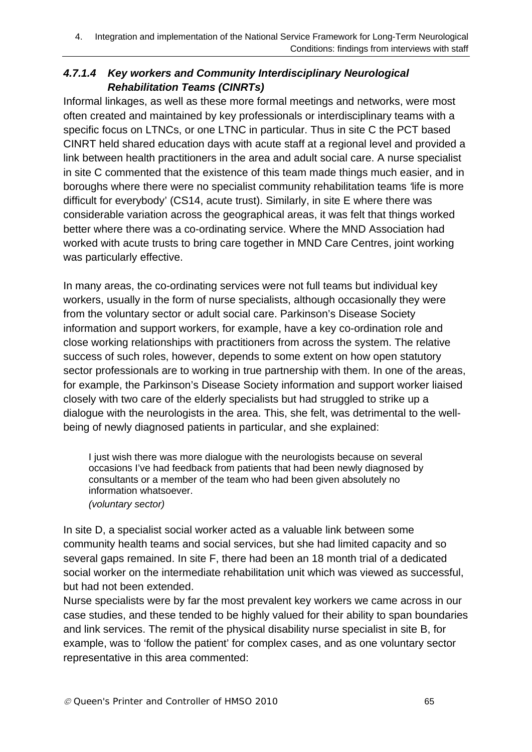#### *4.7.1.4 Key workers and Community Interdisciplinary Neurological Rehabilitation Teams (CINRTs)*

Informal linkages, as well as these more formal meetings and networks, were most often created and maintained by key professionals or interdisciplinary teams with a specific focus on LTNCs, or one LTNC in particular. Thus in site C the PCT based CINRT held shared education days with acute staff at a regional level and provided a link between health practitioners in the area and adult social care. A nurse specialist in site C commented that the existence of this team made things much easier, and in boroughs where there were no specialist community rehabilitation teams 'life is more difficult for everybody' (CS14, acute trust). Similarly, in site E where there was considerable variation across the geographical areas, it was felt that things worked better where there was a co-ordinating service. Where the MND Association had worked with acute trusts to bring care together in MND Care Centres, joint working was particularly effective.

In many areas, the co-ordinating services were not full teams but individual key workers, usually in the form of nurse specialists, although occasionally they were from the voluntary sector or adult social care. Parkinson's Disease Society information and support workers, for example, have a key co-ordination role and close working relationships with practitioners from across the system. The relative success of such roles, however, depends to some extent on how open statutory sector professionals are to working in true partnership with them. In one of the areas, for example, the Parkinson's Disease Society information and support worker liaised closely with two care of the elderly specialists but had struggled to strike up a dialogue with the neurologists in the area. This, she felt, was detrimental to the well-being of newly diagnosed patients in particular, and she explained:

> I just wish there was more dialogue with the neurologists because on several occasions I've had feedback from patients that had been newly diagnosed by consultants or a member of the team who had been given absolutely no information whatsoever.
> *(voluntary sector)*

In site D, a specialist social worker acted as a valuable link between some community health teams and social services, but she had limited capacity and so several gaps remained. In site F, there had been an 18 month trial of a dedicated social worker on the intermediate rehabilitation unit which was viewed as successful, but had not been extended.

Nurse specialists were by far the most prevalent key workers we came across in our case studies, and these tended to be highly valued for their ability to span boundaries and link services. The remit of the physical disability nurse specialist in site B, for example, was to 'follow the patient' for complex cases, and as one voluntary sector representative in this area commented: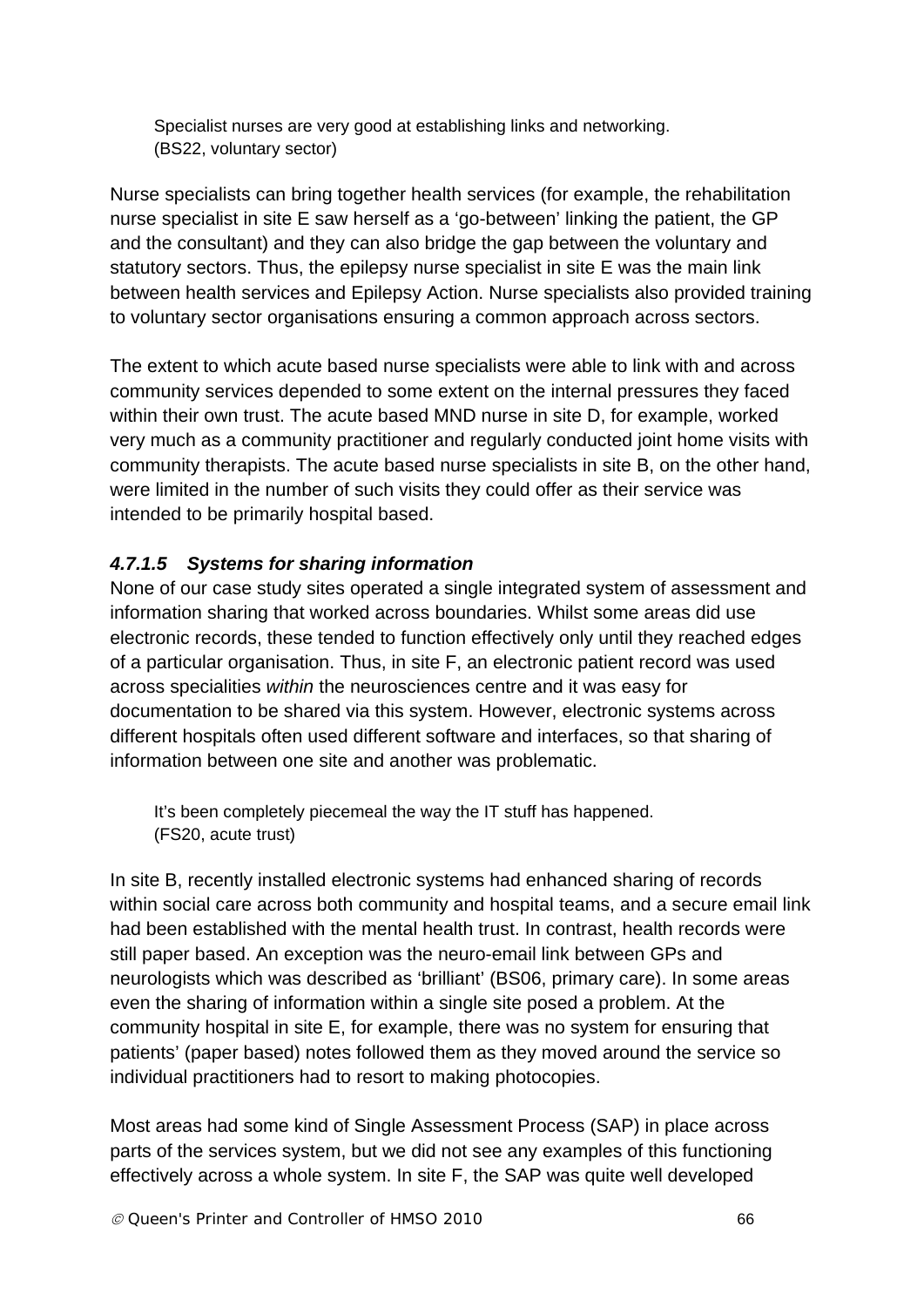> Specialist nurses are very good at establishing links and networking.
> (BS22, voluntary sector)

Nurse specialists can bring together health services (for example, the rehabilitation nurse specialist in site E saw herself as a 'go-between' linking the patient, the GP and the consultant) and they can also bridge the gap between the voluntary and statutory sectors. Thus, the epilepsy nurse specialist in site E was the main link between health services and Epilepsy Action. Nurse specialists also provided training to voluntary sector organisations ensuring a common approach across sectors.

The extent to which acute based nurse specialists were able to link with and across community services depended to some extent on the internal pressures they faced within their own trust. The acute based MND nurse in site D, for example, worked very much as a community practitioner and regularly conducted joint home visits with community therapists. The acute based nurse specialists in site B, on the other hand, were limited in the number of such visits they could offer as their service was intended to be primarily hospital based.

#### *4.7.1.5 Systems for sharing information*

None of our case study sites operated a single integrated system of assessment and information sharing that worked across boundaries. Whilst some areas did use electronic records, these tended to function effectively only until they reached edges of a particular organisation. Thus, in site F, an electronic patient record was used across specialities *within* the neurosciences centre and it was easy for documentation to be shared via this system. However, electronic systems across different hospitals often used different software and interfaces, so that sharing of information between one site and another was problematic.

> It's been completely piecemeal the way the IT stuff has happened.
> (FS20, acute trust)

In site B, recently installed electronic systems had enhanced sharing of records within social care across both community and hospital teams, and a secure email link had been established with the mental health trust. In contrast, health records were still paper based. An exception was the neuro-email link between GPs and neurologists which was described as 'brilliant' (BS06, primary care). In some areas even the sharing of information within a single site posed a problem. At the community hospital in site E, for example, there was no system for ensuring that patients' (paper based) notes followed them as they moved around the service so individual practitioners had to resort to making photocopies.

Most areas had some kind of Single Assessment Process (SAP) in place across parts of the services system, but we did not see any examples of this functioning effectively across a whole system. In site F, the SAP was quite well developed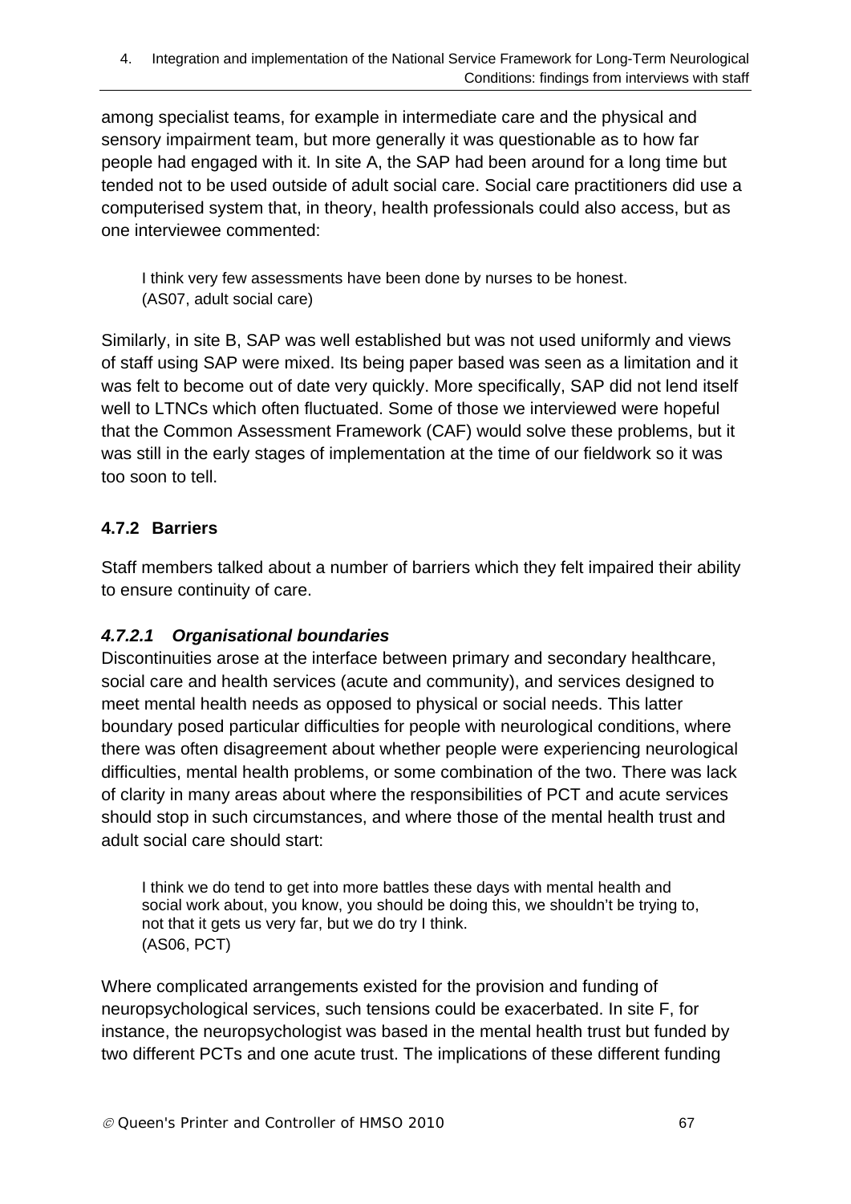among specialist teams, for example in intermediate care and the physical and sensory impairment team, but more generally it was questionable as to how far people had engaged with it. In site A, the SAP had been around for a long time but tended not to be used outside of adult social care. Social care practitioners did use a computerised system that, in theory, health professionals could also access, but as one interviewee commented:

> I think very few assessments have been done by nurses to be honest.
> (AS07, adult social care)

Similarly, in site B, SAP was well established but was not used uniformly and views of staff using SAP were mixed. Its being paper based was seen as a limitation and it was felt to become out of date very quickly. More specifically, SAP did not lend itself well to LTNCs which often fluctuated. Some of those we interviewed were hopeful that the Common Assessment Framework (CAF) would solve these problems, but it was still in the early stages of implementation at the time of our fieldwork so it was too soon to tell.

### 4.7.2 Barriers

Staff members talked about a number of barriers which they felt impaired their ability to ensure continuity of care.

#### *4.7.2.1 Organisational boundaries*

Discontinuities arose at the interface between primary and secondary healthcare, social care and health services (acute and community), and services designed to meet mental health needs as opposed to physical or social needs. This latter boundary posed particular difficulties for people with neurological conditions, where there was often disagreement about whether people were experiencing neurological difficulties, mental health problems, or some combination of the two. There was lack of clarity in many areas about where the responsibilities of PCT and acute services should stop in such circumstances, and where those of the mental health trust and adult social care should start:

> I think we do tend to get into more battles these days with mental health and social work about, you know, you should be doing this, we shouldn't be trying to, not that it gets us very far, but we do try I think.
> (AS06, PCT)

Where complicated arrangements existed for the provision and funding of neuropsychological services, such tensions could be exacerbated. In site F, for instance, the neuropsychologist was based in the mental health trust but funded by two different PCTs and one acute trust. The implications of these different funding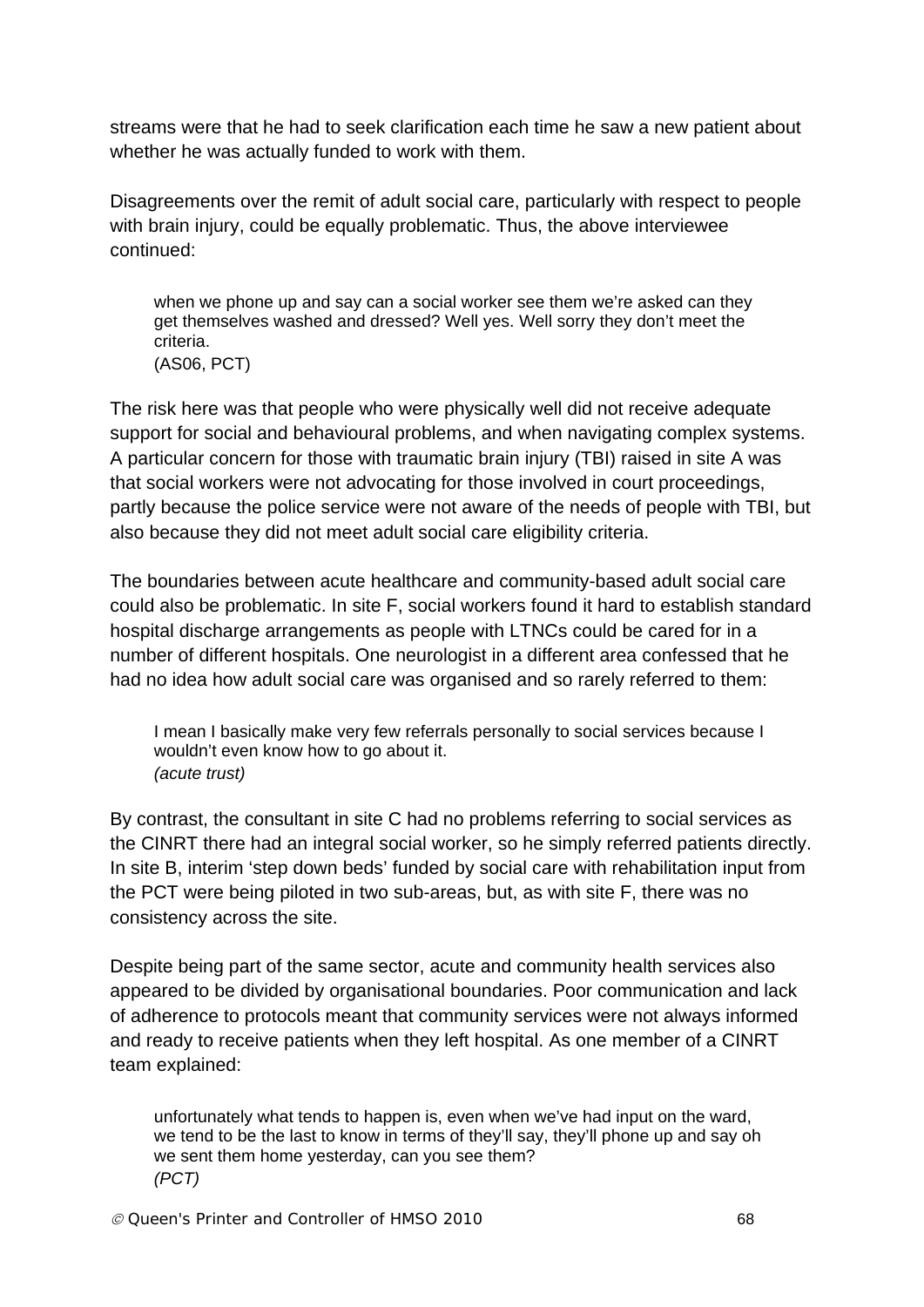streams were that he had to seek clarification each time he saw a new patient about whether he was actually funded to work with them.

Disagreements over the remit of adult social care, particularly with respect to people with brain injury, could be equally problematic. Thus, the above interviewee continued:

> when we phone up and say can a social worker see them we're asked can they get themselves washed and dressed? Well yes. Well sorry they don't meet the criteria.
> (AS06, PCT)

The risk here was that people who were physically well did not receive adequate support for social and behavioural problems, and when navigating complex systems. A particular concern for those with traumatic brain injury (TBI) raised in site A was that social workers were not advocating for those involved in court proceedings, partly because the police service were not aware of the needs of people with TBI, but also because they did not meet adult social care eligibility criteria.

The boundaries between acute healthcare and community-based adult social care could also be problematic. In site F, social workers found it hard to establish standard hospital discharge arrangements as people with LTNCs could be cared for in a number of different hospitals. One neurologist in a different area confessed that he had no idea how adult social care was organised and so rarely referred to them:

> I mean I basically make very few referrals personally to social services because I wouldn't even know how to go about it.
> *(acute trust)*

By contrast, the consultant in site C had no problems referring to social services as the CINRT there had an integral social worker, so he simply referred patients directly. In site B, interim 'step down beds' funded by social care with rehabilitation input from the PCT were being piloted in two sub-areas, but, as with site F, there was no consistency across the site.

Despite being part of the same sector, acute and community health services also appeared to be divided by organisational boundaries. Poor communication and lack of adherence to protocols meant that community services were not always informed and ready to receive patients when they left hospital. As one member of a CINRT team explained:

> unfortunately what tends to happen is, even when we've had input on the ward, we tend to be the last to know in terms of they'll say, they'll phone up and say oh we sent them home yesterday, can you see them?
> *(PCT)*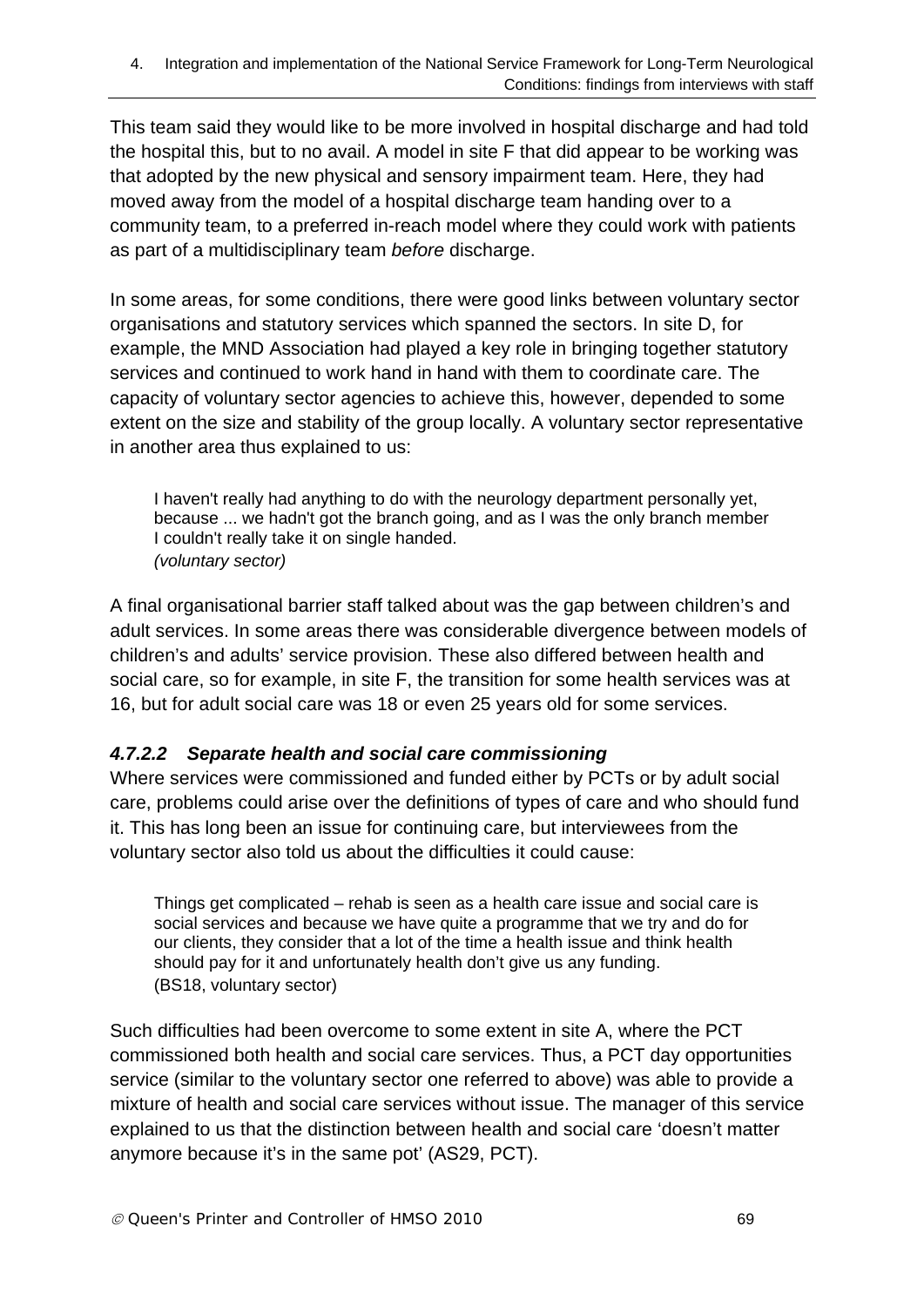This team said they would like to be more involved in hospital discharge and had told the hospital this, but to no avail. A model in site F that did appear to be working was that adopted by the new physical and sensory impairment team. Here, they had moved away from the model of a hospital discharge team handing over to a community team, to a preferred in-reach model where they could work with patients as part of a multidisciplinary team *before* discharge.

In some areas, for some conditions, there were good links between voluntary sector organisations and statutory services which spanned the sectors. In site D, for example, the MND Association had played a key role in bringing together statutory services and continued to work hand in hand with them to coordinate care. The capacity of voluntary sector agencies to achieve this, however, depended to some extent on the size and stability of the group locally. A voluntary sector representative in another area thus explained to us:

> I haven't really had anything to do with the neurology department personally yet, because ... we hadn't got the branch going, and as I was the only branch member I couldn't really take it on single handed.
> *(voluntary sector)*

A final organisational barrier staff talked about was the gap between children's and adult services. In some areas there was considerable divergence between models of children's and adults' service provision. These also differed between health and social care, so for example, in site F, the transition for some health services was at 16, but for adult social care was 18 or even 25 years old for some services.

#### *4.7.2.2 Separate health and social care commissioning*

Where services were commissioned and funded either by PCTs or by adult social care, problems could arise over the definitions of types of care and who should fund it. This has long been an issue for continuing care, but interviewees from the voluntary sector also told us about the difficulties it could cause:

> Things get complicated – rehab is seen as a health care issue and social care is social services and because we have quite a programme that we try and do for our clients, they consider that a lot of the time a health issue and think health should pay for it and unfortunately health don't give us any funding.
> (BS18, voluntary sector)

Such difficulties had been overcome to some extent in site A, where the PCT commissioned both health and social care services. Thus, a PCT day opportunities service (similar to the voluntary sector one referred to above) was able to provide a mixture of health and social care services without issue. The manager of this service explained to us that the distinction between health and social care 'doesn't matter anymore because it's in the same pot' (AS29, PCT).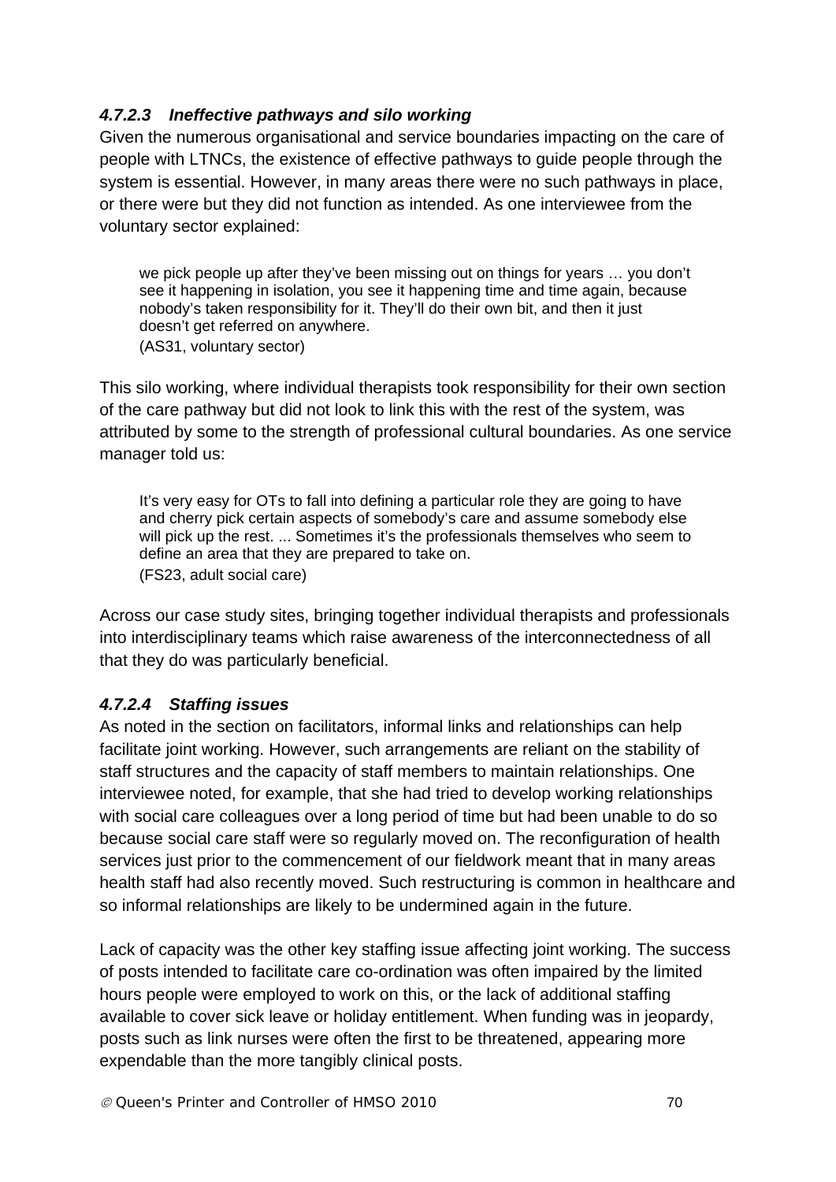#### *4.7.2.3 Ineffective pathways and silo working*

Given the numerous organisational and service boundaries impacting on the care of people with LTNCs, the existence of effective pathways to guide people through the system is essential. However, in many areas there were no such pathways in place, or there were but they did not function as intended. As one interviewee from the voluntary sector explained:

> we pick people up after they've been missing out on things for years … you don't see it happening in isolation, you see it happening time and time again, because nobody's taken responsibility for it. They'll do their own bit, and then it just doesn't get referred on anywhere.
> (AS31, voluntary sector)

This silo working, where individual therapists took responsibility for their own section of the care pathway but did not look to link this with the rest of the system, was attributed by some to the strength of professional cultural boundaries. As one service manager told us:

> It's very easy for OTs to fall into defining a particular role they are going to have and cherry pick certain aspects of somebody's care and assume somebody else will pick up the rest. ... Sometimes it's the professionals themselves who seem to define an area that they are prepared to take on.
> (FS23, adult social care)

Across our case study sites, bringing together individual therapists and professionals into interdisciplinary teams which raise awareness of the interconnectedness of all that they do was particularly beneficial.

#### *4.7.2.4 Staffing issues*

As noted in the section on facilitators, informal links and relationships can help facilitate joint working. However, such arrangements are reliant on the stability of staff structures and the capacity of staff members to maintain relationships. One interviewee noted, for example, that she had tried to develop working relationships with social care colleagues over a long period of time but had been unable to do so because social care staff were so regularly moved on. The reconfiguration of health services just prior to the commencement of our fieldwork meant that in many areas health staff had also recently moved. Such restructuring is common in healthcare and so informal relationships are likely to be undermined again in the future.

Lack of capacity was the other key staffing issue affecting joint working. The success of posts intended to facilitate care co-ordination was often impaired by the limited hours people were employed to work on this, or the lack of additional staffing available to cover sick leave or holiday entitlement. When funding was in jeopardy, posts such as link nurses were often the first to be threatened, appearing more expendable than the more tangibly clinical posts.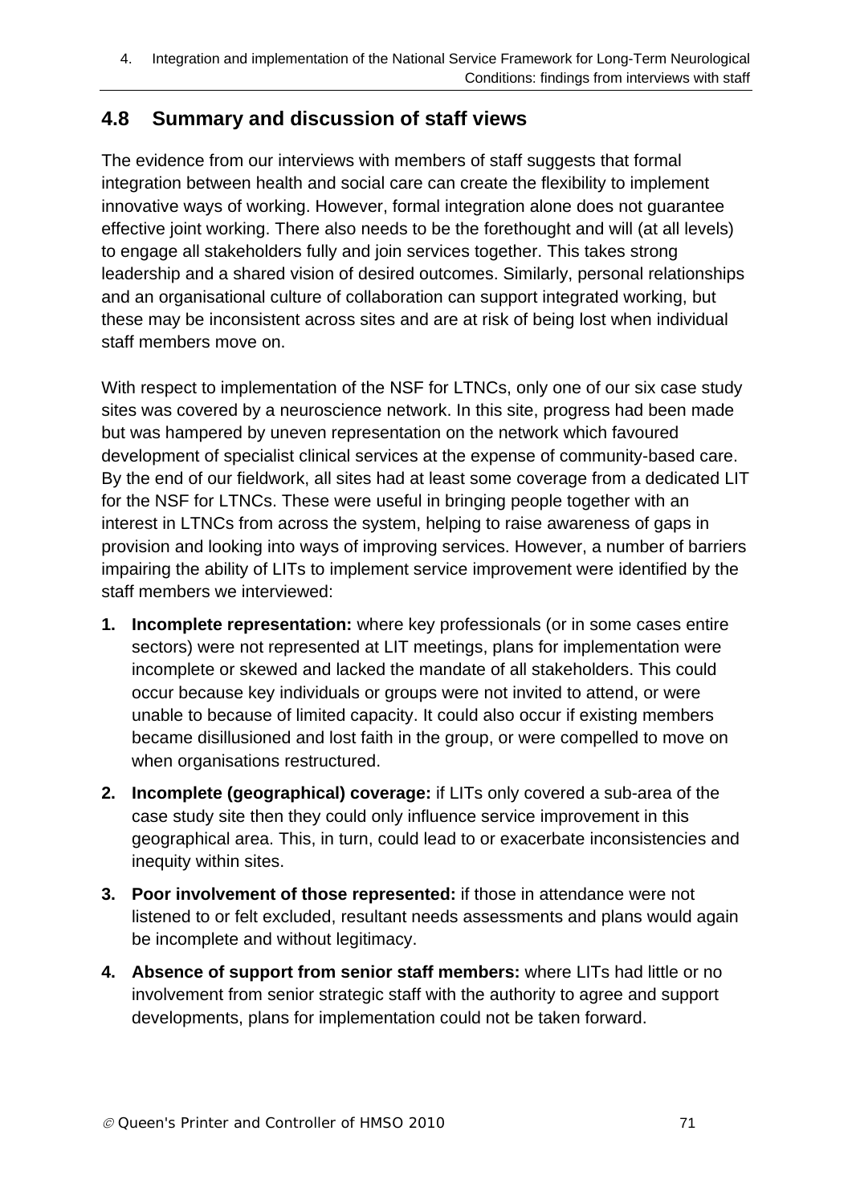## 4.8 Summary and discussion of staff views

The evidence from our interviews with members of staff suggests that formal integration between health and social care can create the flexibility to implement innovative ways of working. However, formal integration alone does not guarantee effective joint working. There also needs to be the forethought and will (at all levels) to engage all stakeholders fully and join services together. This takes strong leadership and a shared vision of desired outcomes. Similarly, personal relationships and an organisational culture of collaboration can support integrated working, but these may be inconsistent across sites and are at risk of being lost when individual staff members move on.

With respect to implementation of the NSF for LTNCs, only one of our six case study sites was covered by a neuroscience network. In this site, progress had been made but was hampered by uneven representation on the network which favoured development of specialist clinical services at the expense of community-based care. By the end of our fieldwork, all sites had at least some coverage from a dedicated LIT for the NSF for LTNCs. These were useful in bringing people together with an interest in LTNCs from across the system, helping to raise awareness of gaps in provision and looking into ways of improving services. However, a number of barriers impairing the ability of LITs to implement service improvement were identified by the staff members we interviewed:

1. **Incomplete representation:** where key professionals (or in some cases entire sectors) were not represented at LIT meetings, plans for implementation were incomplete or skewed and lacked the mandate of all stakeholders. This could occur because key individuals or groups were not invited to attend, or were unable to because of limited capacity. It could also occur if existing members became disillusioned and lost faith in the group, or were compelled to move on when organisations restructured.
2. **Incomplete (geographical) coverage:** if LITs only covered a sub-area of the case study site then they could only influence service improvement in this geographical area. This, in turn, could lead to or exacerbate inconsistencies and inequity within sites.
3. **Poor involvement of those represented:** if those in attendance were not listened to or felt excluded, resultant needs assessments and plans would again be incomplete and without legitimacy.
4. **Absence of support from senior staff members:** where LITs had little or no involvement from senior strategic staff with the authority to agree and support developments, plans for implementation could not be taken forward.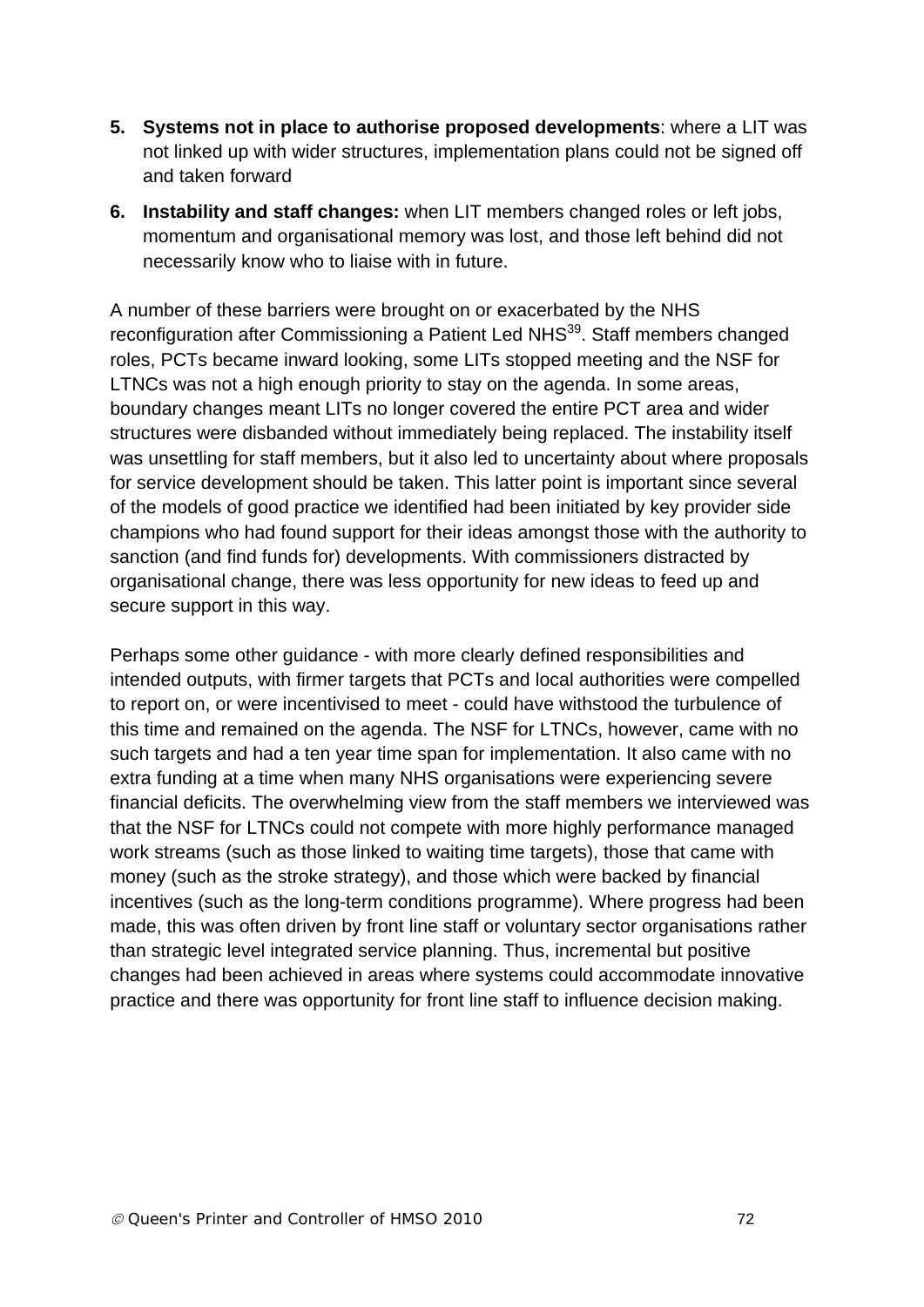5. **Systems not in place to authorise proposed developments**: where a LIT was not linked up with wider structures, implementation plans could not be signed off and taken forward

6. **Instability and staff changes:** when LIT members changed roles or left jobs, momentum and organisational memory was lost, and those left behind did not necessarily know who to liaise with in future.

A number of these barriers were brought on or exacerbated by the NHS reconfiguration after Commissioning a Patient Led NHS[39]. Staff members changed roles, PCTs became inward looking, some LITs stopped meeting and the NSF for LTNCs was not a high enough priority to stay on the agenda. In some areas, boundary changes meant LITs no longer covered the entire PCT area and wider structures were disbanded without immediately being replaced. The instability itself was unsettling for staff members, but it also led to uncertainty about where proposals for service development should be taken. This latter point is important since several of the models of good practice we identified had been initiated by key provider side champions who had found support for their ideas amongst those with the authority to sanction (and find funds for) developments. With commissioners distracted by organisational change, there was less opportunity for new ideas to feed up and secure support in this way.

Perhaps some other guidance - with more clearly defined responsibilities and intended outputs, with firmer targets that PCTs and local authorities were compelled to report on, or were incentivised to meet - could have withstood the turbulence of this time and remained on the agenda. The NSF for LTNCs, however, came with no such targets and had a ten year time span for implementation. It also came with no extra funding at a time when many NHS organisations were experiencing severe financial deficits. The overwhelming view from the staff members we interviewed was that the NSF for LTNCs could not compete with more highly performance managed work streams (such as those linked to waiting time targets), those that came with money (such as the stroke strategy), and those which were backed by financial incentives (such as the long-term conditions programme). Where progress had been made, this was often driven by front line staff or voluntary sector organisations rather than strategic level integrated service planning. Thus, incremental but positive changes had been achieved in areas where systems could accommodate innovative practice and there was opportunity for front line staff to influence decision making.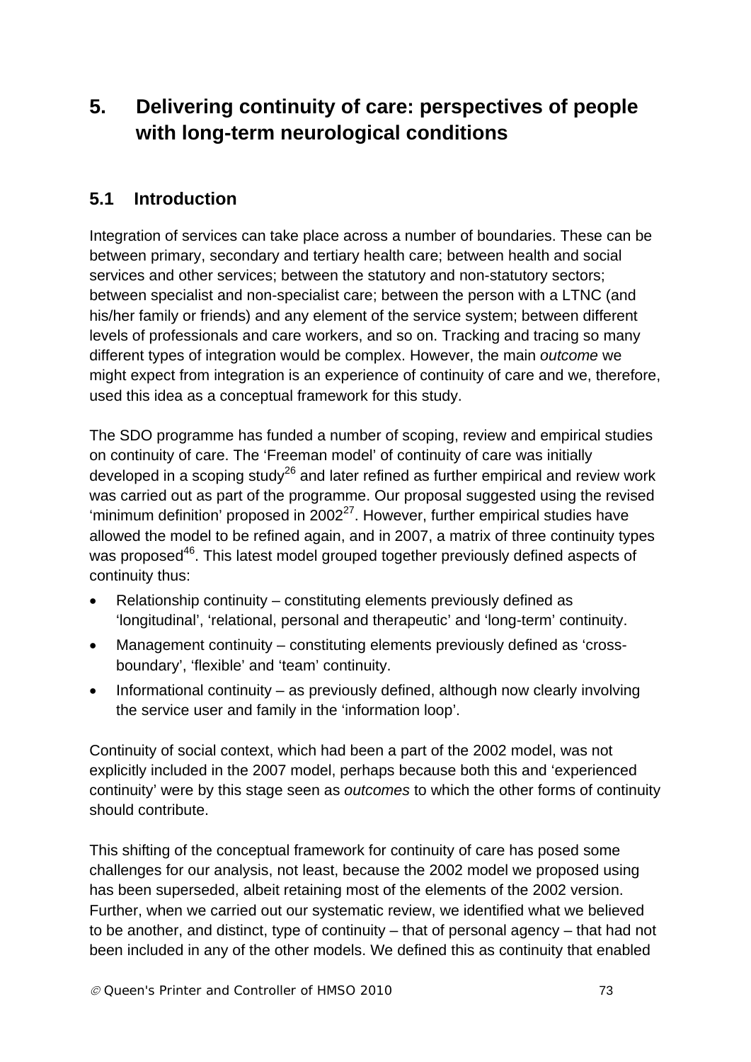# 5. Delivering continuity of care: perspectives of people with long-term neurological conditions

## 5.1 Introduction

Integration of services can take place across a number of boundaries. These can be between primary, secondary and tertiary health care; between health and social services and other services; between the statutory and non-statutory sectors; between specialist and non-specialist care; between the person with a LTNC (and his/her family or friends) and any element of the service system; between different levels of professionals and care workers, and so on. Tracking and tracing so many different types of integration would be complex. However, the main *outcome* we might expect from integration is an experience of continuity of care and we, therefore, used this idea as a conceptual framework for this study.

The SDO programme has funded a number of scoping, review and empirical studies on continuity of care. The 'Freeman model' of continuity of care was initially developed in a scoping study[26] and later refined as further empirical and review work was carried out as part of the programme. Our proposal suggested using the revised 'minimum definition' proposed in 2002[27]. However, further empirical studies have allowed the model to be refined again, and in 2007, a matrix of three continuity types was proposed[46]. This latest model grouped together previously defined aspects of continuity thus:

- Relationship continuity – constituting elements previously defined as 'longitudinal', 'relational, personal and therapeutic' and 'long-term' continuity.
- Management continuity – constituting elements previously defined as 'cross-boundary', 'flexible' and 'team' continuity.
- Informational continuity – as previously defined, although now clearly involving the service user and family in the 'information loop'.

Continuity of social context, which had been a part of the 2002 model, was not explicitly included in the 2007 model, perhaps because both this and 'experienced continuity' were by this stage seen as *outcomes* to which the other forms of continuity should contribute.

This shifting of the conceptual framework for continuity of care has posed some challenges for our analysis, not least, because the 2002 model we proposed using has been superseded, albeit retaining most of the elements of the 2002 version. Further, when we carried out our systematic review, we identified what we believed to be another, and distinct, type of continuity – that of personal agency – that had not been included in any of the other models. We defined this as continuity that enabled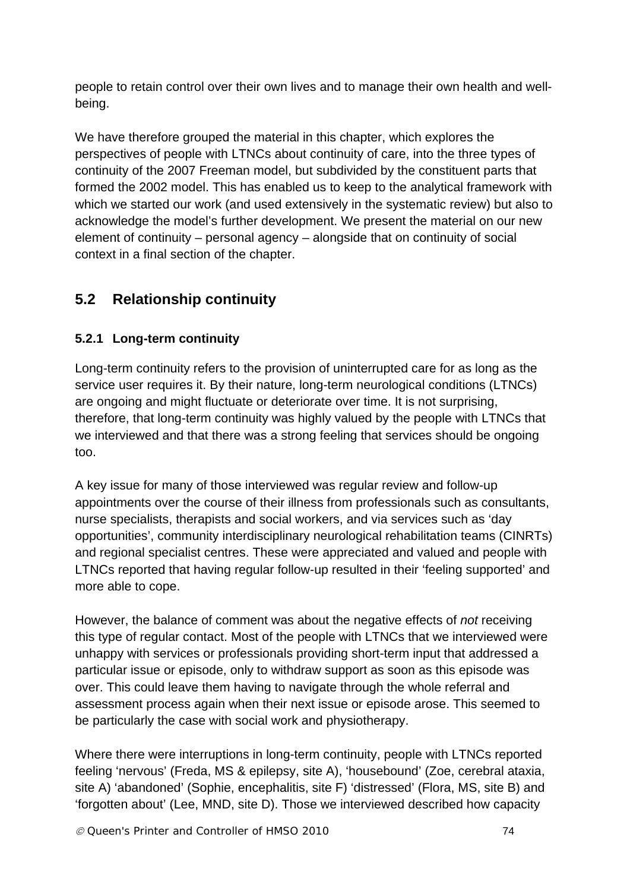people to retain control over their own lives and to manage their own health and well-being.

We have therefore grouped the material in this chapter, which explores the perspectives of people with LTNCs about continuity of care, into the three types of continuity of the 2007 Freeman model, but subdivided by the constituent parts that formed the 2002 model. This has enabled us to keep to the analytical framework with which we started our work (and used extensively in the systematic review) but also to acknowledge the model's further development. We present the material on our new element of continuity – personal agency – alongside that on continuity of social context in a final section of the chapter.

## 5.2 Relationship continuity

### 5.2.1 Long-term continuity

Long-term continuity refers to the provision of uninterrupted care for as long as the service user requires it. By their nature, long-term neurological conditions (LTNCs) are ongoing and might fluctuate or deteriorate over time. It is not surprising, therefore, that long-term continuity was highly valued by the people with LTNCs that we interviewed and that there was a strong feeling that services should be ongoing too.

A key issue for many of those interviewed was regular review and follow-up appointments over the course of their illness from professionals such as consultants, nurse specialists, therapists and social workers, and via services such as 'day opportunities', community interdisciplinary neurological rehabilitation teams (CINRTs) and regional specialist centres. These were appreciated and valued and people with LTNCs reported that having regular follow-up resulted in their 'feeling supported' and more able to cope.

However, the balance of comment was about the negative effects of *not* receiving this type of regular contact. Most of the people with LTNCs that we interviewed were unhappy with services or professionals providing short-term input that addressed a particular issue or episode, only to withdraw support as soon as this episode was over. This could leave them having to navigate through the whole referral and assessment process again when their next issue or episode arose. This seemed to be particularly the case with social work and physiotherapy.

Where there were interruptions in long-term continuity, people with LTNCs reported feeling 'nervous' (Freda, MS & epilepsy, site A), 'housebound' (Zoe, cerebral ataxia, site A) 'abandoned' (Sophie, encephalitis, site F) 'distressed' (Flora, MS, site B) and 'forgotten about' (Lee, MND, site D). Those we interviewed described how capacity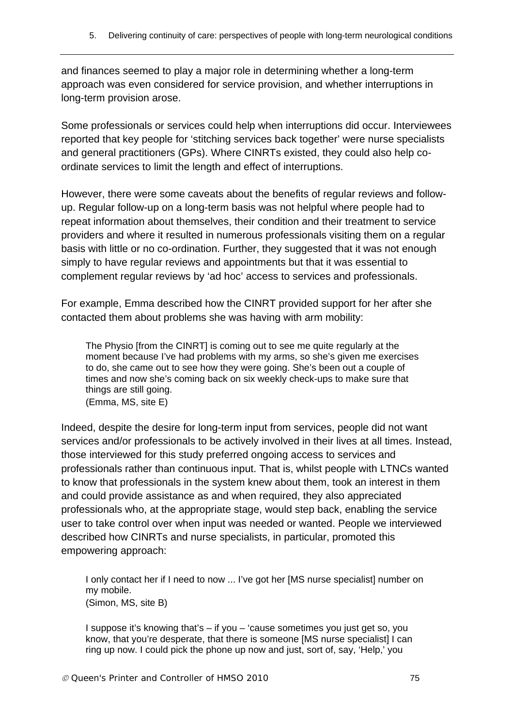and finances seemed to play a major role in determining whether a long-term approach was even considered for service provision, and whether interruptions in long-term provision arose.

Some professionals or services could help when interruptions did occur. Interviewees reported that key people for 'stitching services back together' were nurse specialists and general practitioners (GPs). Where CINRTs existed, they could also help co-ordinate services to limit the length and effect of interruptions.

However, there were some caveats about the benefits of regular reviews and follow-up. Regular follow-up on a long-term basis was not helpful where people had to repeat information about themselves, their condition and their treatment to service providers and where it resulted in numerous professionals visiting them on a regular basis with little or no co-ordination. Further, they suggested that it was not enough simply to have regular reviews and appointments but that it was essential to complement regular reviews by 'ad hoc' access to services and professionals.

For example, Emma described how the CINRT provided support for her after she contacted them about problems she was having with arm mobility:

> The Physio [from the CINRT] is coming out to see me quite regularly at the moment because I've had problems with my arms, so she's given me exercises to do, she came out to see how they were going. She's been out a couple of times and now she's coming back on six weekly check-ups to make sure that things are still going.
> (Emma, MS, site E)

Indeed, despite the desire for long-term input from services, people did not want services and/or professionals to be actively involved in their lives at all times. Instead, those interviewed for this study preferred ongoing access to services and professionals rather than continuous input. That is, whilst people with LTNCs wanted to know that professionals in the system knew about them, took an interest in them and could provide assistance as and when required, they also appreciated professionals who, at the appropriate stage, would step back, enabling the service user to take control over when input was needed or wanted. People we interviewed described how CINRTs and nurse specialists, in particular, promoted this empowering approach:

> I only contact her if I need to now ... I've got her [MS nurse specialist] number on my mobile.
> (Simon, MS, site B)

> I suppose it's knowing that's – if you – 'cause sometimes you just get so, you know, that you're desperate, that there is someone [MS nurse specialist] I can ring up now. I could pick the phone up now and just, sort of, say, 'Help,' you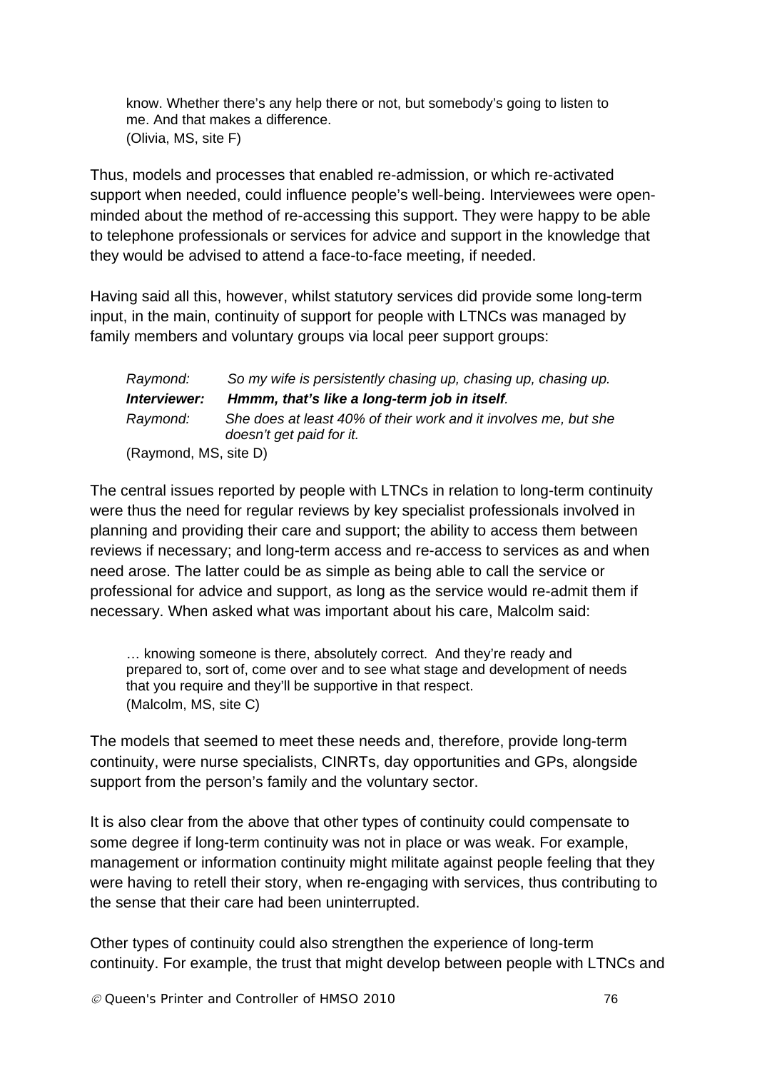> know. Whether there's any help there or not, but somebody's going to listen to me. And that makes a difference.
> (Olivia, MS, site F)

Thus, models and processes that enabled re-admission, or which re-activated support when needed, could influence people's well-being. Interviewees were open-minded about the method of re-accessing this support. They were happy to be able to telephone professionals or services for advice and support in the knowledge that they would be advised to attend a face-to-face meeting, if needed.

Having said all this, however, whilst statutory services did provide some long-term input, in the main, continuity of support for people with LTNCs was managed by family members and voluntary groups via local peer support groups:

> *Raymond:* *So my wife is persistently chasing up, chasing up, chasing up.*
>
> ***Interviewer:*** ***Hmmm, that's like a long-term job in itself**.*
>
> *Raymond:* *She does at least 40% of their work and it involves me, but she doesn't get paid for it.*
>
> (Raymond, MS, site D)

The central issues reported by people with LTNCs in relation to long-term continuity were thus the need for regular reviews by key specialist professionals involved in planning and providing their care and support; the ability to access them between reviews if necessary; and long-term access and re-access to services as and when need arose. The latter could be as simple as being able to call the service or professional for advice and support, as long as the service would re-admit them if necessary. When asked what was important about his care, Malcolm said:

> … knowing someone is there, absolutely correct. And they're ready and prepared to, sort of, come over and to see what stage and development of needs that you require and they'll be supportive in that respect.
> (Malcolm, MS, site C)

The models that seemed to meet these needs and, therefore, provide long-term continuity, were nurse specialists, CINRTs, day opportunities and GPs, alongside support from the person's family and the voluntary sector.

It is also clear from the above that other types of continuity could compensate to some degree if long-term continuity was not in place or was weak. For example, management or information continuity might militate against people feeling that they were having to retell their story, when re-engaging with services, thus contributing to the sense that their care had been uninterrupted.

Other types of continuity could also strengthen the experience of long-term continuity. For example, the trust that might develop between people with LTNCs and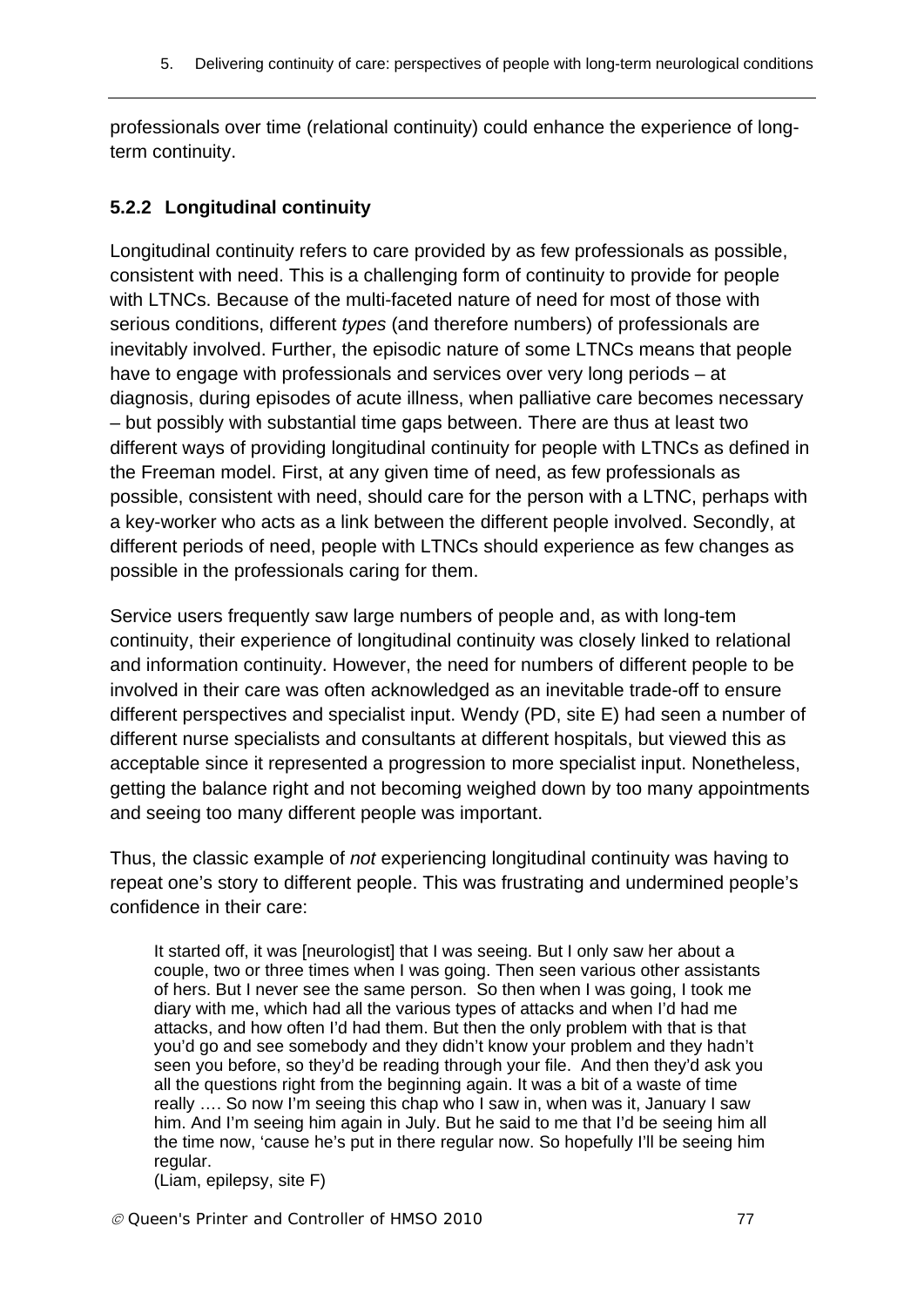professionals over time (relational continuity) could enhance the experience of long-term continuity.

### 5.2.2 Longitudinal continuity

Longitudinal continuity refers to care provided by as few professionals as possible, consistent with need. This is a challenging form of continuity to provide for people with LTNCs. Because of the multi-faceted nature of need for most of those with serious conditions, different *types* (and therefore numbers) of professionals are inevitably involved. Further, the episodic nature of some LTNCs means that people have to engage with professionals and services over very long periods – at diagnosis, during episodes of acute illness, when palliative care becomes necessary – but possibly with substantial time gaps between. There are thus at least two different ways of providing longitudinal continuity for people with LTNCs as defined in the Freeman model. First, at any given time of need, as few professionals as possible, consistent with need, should care for the person with a LTNC, perhaps with a key-worker who acts as a link between the different people involved. Secondly, at different periods of need, people with LTNCs should experience as few changes as possible in the professionals caring for them.

Service users frequently saw large numbers of people and, as with long-tem continuity, their experience of longitudinal continuity was closely linked to relational and information continuity. However, the need for numbers of different people to be involved in their care was often acknowledged as an inevitable trade-off to ensure different perspectives and specialist input. Wendy (PD, site E) had seen a number of different nurse specialists and consultants at different hospitals, but viewed this as acceptable since it represented a progression to more specialist input. Nonetheless, getting the balance right and not becoming weighed down by too many appointments and seeing too many different people was important.

Thus, the classic example of *not* experiencing longitudinal continuity was having to repeat one's story to different people. This was frustrating and undermined people's confidence in their care:

> It started off, it was [neurologist] that I was seeing. But I only saw her about a couple, two or three times when I was going. Then seen various other assistants of hers. But I never see the same person. So then when I was going, I took me diary with me, which had all the various types of attacks and when I'd had me attacks, and how often I'd had them. But then the only problem with that is that you'd go and see somebody and they didn't know your problem and they hadn't seen you before, so they'd be reading through your file. And then they'd ask you all the questions right from the beginning again. It was a bit of a waste of time really …. So now I'm seeing this chap who I saw in, when was it, January I saw him. And I'm seeing him again in July. But he said to me that I'd be seeing him all the time now, 'cause he's put in there regular now. So hopefully I'll be seeing him regular.
> (Liam, epilepsy, site F)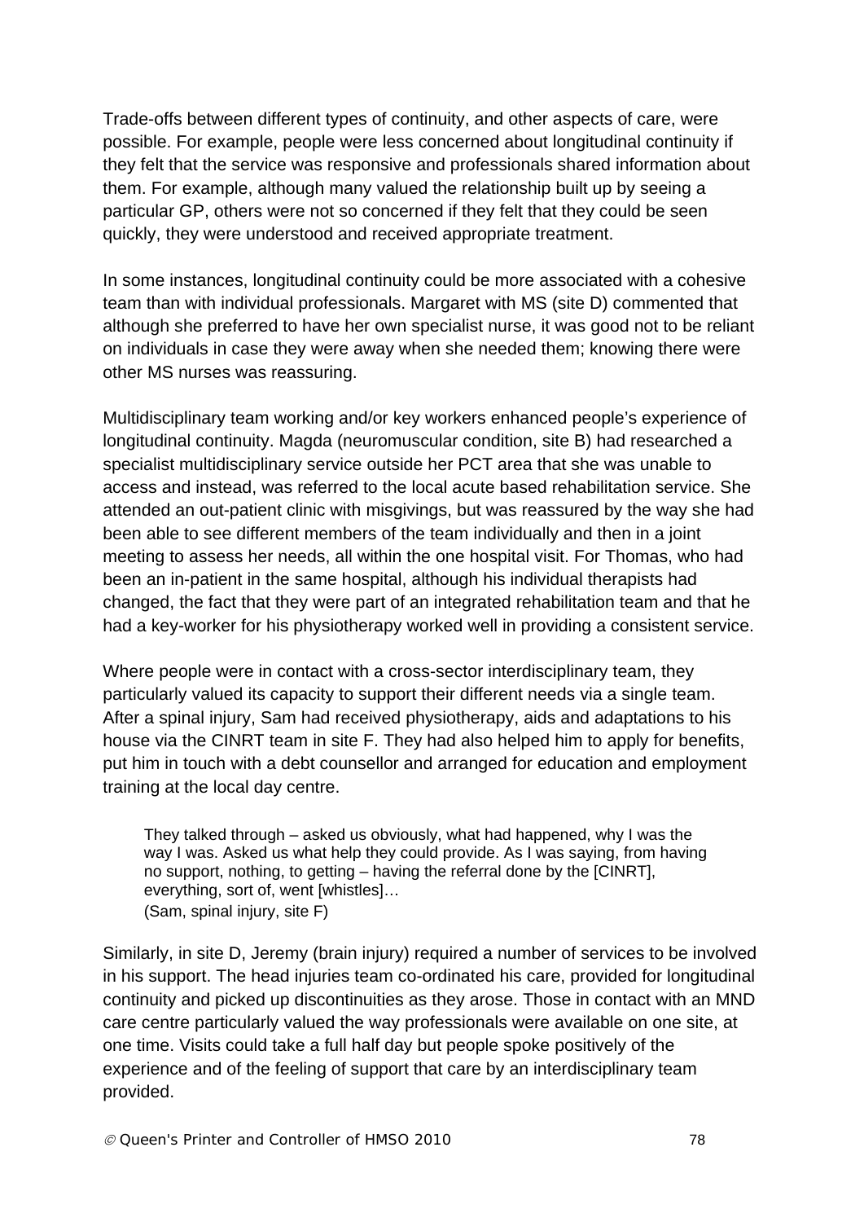Trade-offs between different types of continuity, and other aspects of care, were possible. For example, people were less concerned about longitudinal continuity if they felt that the service was responsive and professionals shared information about them. For example, although many valued the relationship built up by seeing a particular GP, others were not so concerned if they felt that they could be seen quickly, they were understood and received appropriate treatment.

In some instances, longitudinal continuity could be more associated with a cohesive team than with individual professionals. Margaret with MS (site D) commented that although she preferred to have her own specialist nurse, it was good not to be reliant on individuals in case they were away when she needed them; knowing there were other MS nurses was reassuring.

Multidisciplinary team working and/or key workers enhanced people's experience of longitudinal continuity. Magda (neuromuscular condition, site B) had researched a specialist multidisciplinary service outside her PCT area that she was unable to access and instead, was referred to the local acute based rehabilitation service. She attended an out-patient clinic with misgivings, but was reassured by the way she had been able to see different members of the team individually and then in a joint meeting to assess her needs, all within the one hospital visit. For Thomas, who had been an in-patient in the same hospital, although his individual therapists had changed, the fact that they were part of an integrated rehabilitation team and that he had a key-worker for his physiotherapy worked well in providing a consistent service.

Where people were in contact with a cross-sector interdisciplinary team, they particularly valued its capacity to support their different needs via a single team. After a spinal injury, Sam had received physiotherapy, aids and adaptations to his house via the CINRT team in site F. They had also helped him to apply for benefits, put him in touch with a debt counsellor and arranged for education and employment training at the local day centre.

> They talked through – asked us obviously, what had happened, why I was the way I was. Asked us what help they could provide. As I was saying, from having no support, nothing, to getting – having the referral done by the [CINRT], everything, sort of, went [whistles]…
> (Sam, spinal injury, site F)

Similarly, in site D, Jeremy (brain injury) required a number of services to be involved in his support. The head injuries team co-ordinated his care, provided for longitudinal continuity and picked up discontinuities as they arose. Those in contact with an MND care centre particularly valued the way professionals were available on one site, at one time. Visits could take a full half day but people spoke positively of the experience and of the feeling of support that care by an interdisciplinary team provided.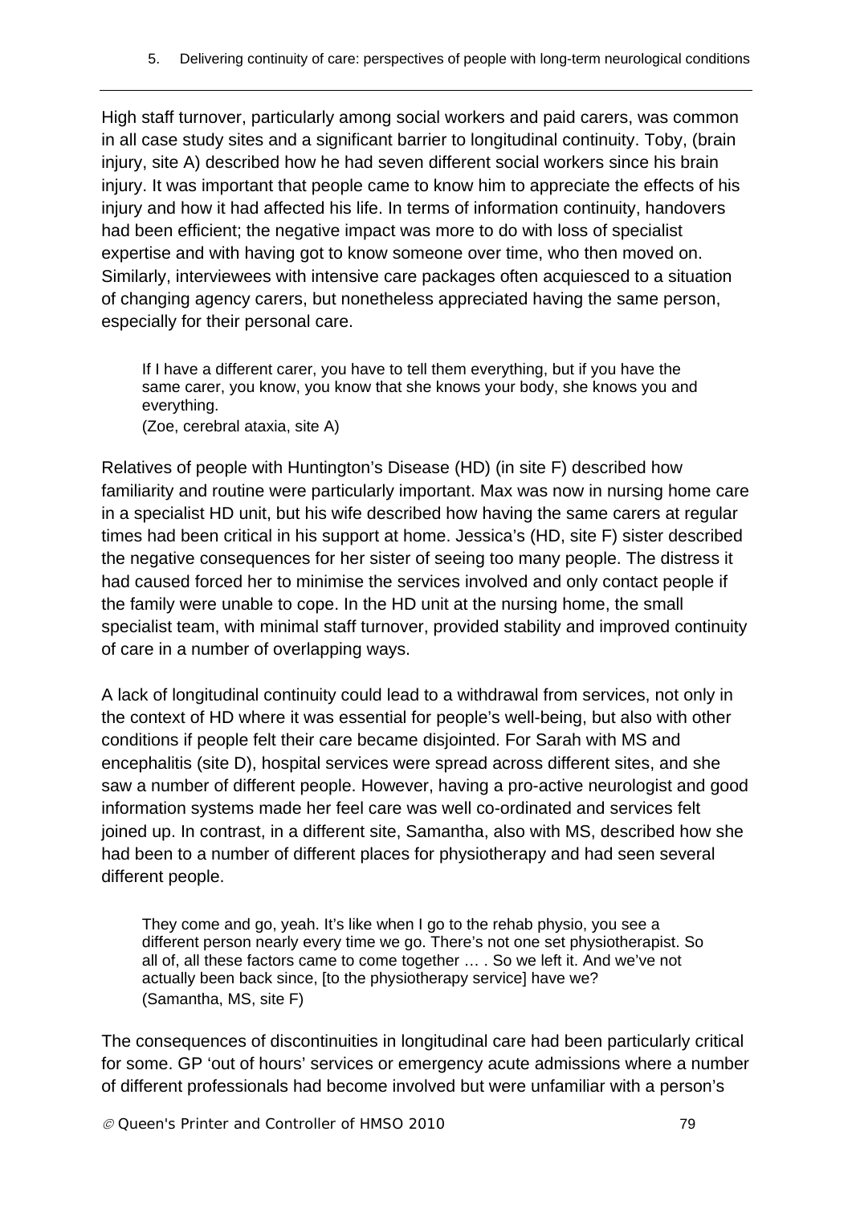High staff turnover, particularly among social workers and paid carers, was common in all case study sites and a significant barrier to longitudinal continuity. Toby, (brain injury, site A) described how he had seven different social workers since his brain injury. It was important that people came to know him to appreciate the effects of his injury and how it had affected his life. In terms of information continuity, handovers had been efficient; the negative impact was more to do with loss of specialist expertise and with having got to know someone over time, who then moved on. Similarly, interviewees with intensive care packages often acquiesced to a situation of changing agency carers, but nonetheless appreciated having the same person, especially for their personal care.

> If I have a different carer, you have to tell them everything, but if you have the same carer, you know, you know that she knows your body, she knows you and everything.
> (Zoe, cerebral ataxia, site A)

Relatives of people with Huntington's Disease (HD) (in site F) described how familiarity and routine were particularly important. Max was now in nursing home care in a specialist HD unit, but his wife described how having the same carers at regular times had been critical in his support at home. Jessica's (HD, site F) sister described the negative consequences for her sister of seeing too many people. The distress it had caused forced her to minimise the services involved and only contact people if the family were unable to cope. In the HD unit at the nursing home, the small specialist team, with minimal staff turnover, provided stability and improved continuity of care in a number of overlapping ways.

A lack of longitudinal continuity could lead to a withdrawal from services, not only in the context of HD where it was essential for people's well-being, but also with other conditions if people felt their care became disjointed. For Sarah with MS and encephalitis (site D), hospital services were spread across different sites, and she saw a number of different people. However, having a pro-active neurologist and good information systems made her feel care was well co-ordinated and services felt joined up. In contrast, in a different site, Samantha, also with MS, described how she had been to a number of different places for physiotherapy and had seen several different people.

> They come and go, yeah. It's like when I go to the rehab physio, you see a different person nearly every time we go. There's not one set physiotherapist. So all of, all these factors came to come together … . So we left it. And we've not actually been back since, [to the physiotherapy service] have we?
> (Samantha, MS, site F)

The consequences of discontinuities in longitudinal care had been particularly critical for some. GP 'out of hours' services or emergency acute admissions where a number of different professionals had become involved but were unfamiliar with a person's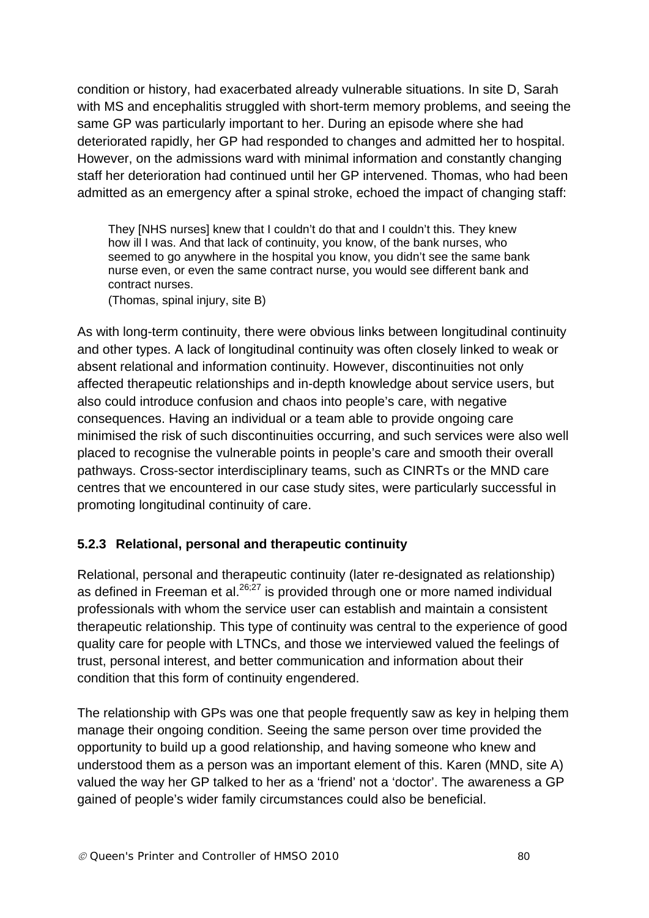condition or history, had exacerbated already vulnerable situations. In site D, Sarah with MS and encephalitis struggled with short-term memory problems, and seeing the same GP was particularly important to her. During an episode where she had deteriorated rapidly, her GP had responded to changes and admitted her to hospital. However, on the admissions ward with minimal information and constantly changing staff her deterioration had continued until her GP intervened. Thomas, who had been admitted as an emergency after a spinal stroke, echoed the impact of changing staff:

> They [NHS nurses] knew that I couldn't do that and I couldn't this. They knew how ill I was. And that lack of continuity, you know, of the bank nurses, who seemed to go anywhere in the hospital you know, you didn't see the same bank nurse even, or even the same contract nurse, you would see different bank and contract nurses.
> (Thomas, spinal injury, site B)

As with long-term continuity, there were obvious links between longitudinal continuity and other types. A lack of longitudinal continuity was often closely linked to weak or absent relational and information continuity. However, discontinuities not only affected therapeutic relationships and in-depth knowledge about service users, but also could introduce confusion and chaos into people's care, with negative consequences. Having an individual or a team able to provide ongoing care minimised the risk of such discontinuities occurring, and such services were also well placed to recognise the vulnerable points in people's care and smooth their overall pathways. Cross-sector interdisciplinary teams, such as CINRTs or the MND care centres that we encountered in our case study sites, were particularly successful in promoting longitudinal continuity of care.

### 5.2.3 Relational, personal and therapeutic continuity

Relational, personal and therapeutic continuity (later re-designated as relationship) as defined in Freeman et al.[26;27] is provided through one or more named individual professionals with whom the service user can establish and maintain a consistent therapeutic relationship. This type of continuity was central to the experience of good quality care for people with LTNCs, and those we interviewed valued the feelings of trust, personal interest, and better communication and information about their condition that this form of continuity engendered.

The relationship with GPs was one that people frequently saw as key in helping them manage their ongoing condition. Seeing the same person over time provided the opportunity to build up a good relationship, and having someone who knew and understood them as a person was an important element of this. Karen (MND, site A) valued the way her GP talked to her as a 'friend' not a 'doctor'. The awareness a GP gained of people's wider family circumstances could also be beneficial.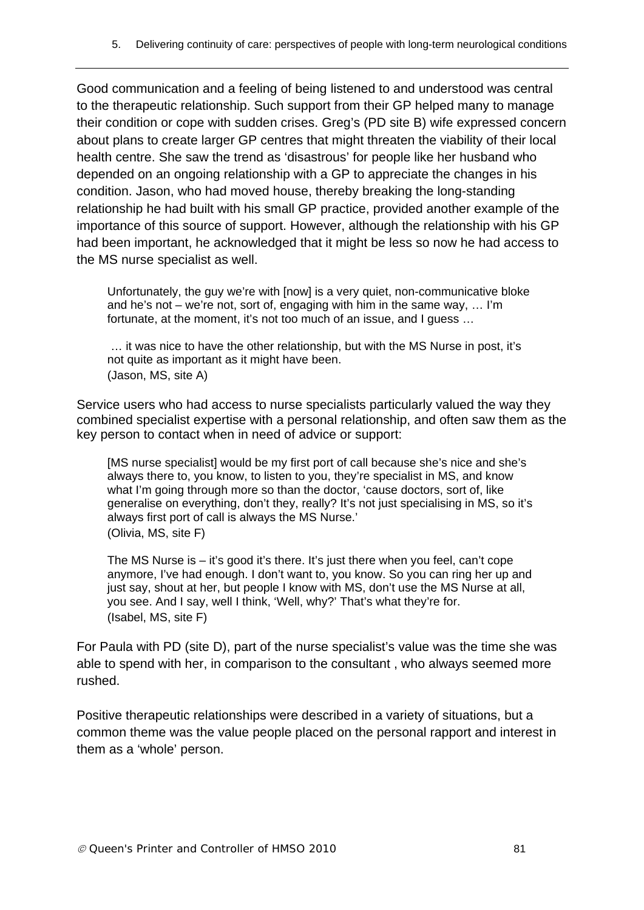Good communication and a feeling of being listened to and understood was central to the therapeutic relationship. Such support from their GP helped many to manage their condition or cope with sudden crises. Greg's (PD site B) wife expressed concern about plans to create larger GP centres that might threaten the viability of their local health centre. She saw the trend as 'disastrous' for people like her husband who depended on an ongoing relationship with a GP to appreciate the changes in his condition. Jason, who had moved house, thereby breaking the long-standing relationship he had built with his small GP practice, provided another example of the importance of this source of support. However, although the relationship with his GP had been important, he acknowledged that it might be less so now he had access to the MS nurse specialist as well.

> Unfortunately, the guy we're with [now] is a very quiet, non-communicative bloke and he's not – we're not, sort of, engaging with him in the same way, … I'm fortunate, at the moment, it's not too much of an issue, and I guess …
>
> … it was nice to have the other relationship, but with the MS Nurse in post, it's not quite as important as it might have been.
> (Jason, MS, site A)

Service users who had access to nurse specialists particularly valued the way they combined specialist expertise with a personal relationship, and often saw them as the key person to contact when in need of advice or support:

> [MS nurse specialist] would be my first port of call because she's nice and she's always there to, you know, to listen to you, they're specialist in MS, and know what I'm going through more so than the doctor, 'cause doctors, sort of, like generalise on everything, don't they, really? It's not just specialising in MS, so it's always first port of call is always the MS Nurse.'
> (Olivia, MS, site F)

> The MS Nurse is – it's good it's there. It's just there when you feel, can't cope anymore, I've had enough. I don't want to, you know. So you can ring her up and just say, shout at her, but people I know with MS, don't use the MS Nurse at all, you see. And I say, well I think, 'Well, why?' That's what they're for.
> (Isabel, MS, site F)

For Paula with PD (site D), part of the nurse specialist's value was the time she was able to spend with her, in comparison to the consultant , who always seemed more rushed.

Positive therapeutic relationships were described in a variety of situations, but a common theme was the value people placed on the personal rapport and interest in them as a 'whole' person.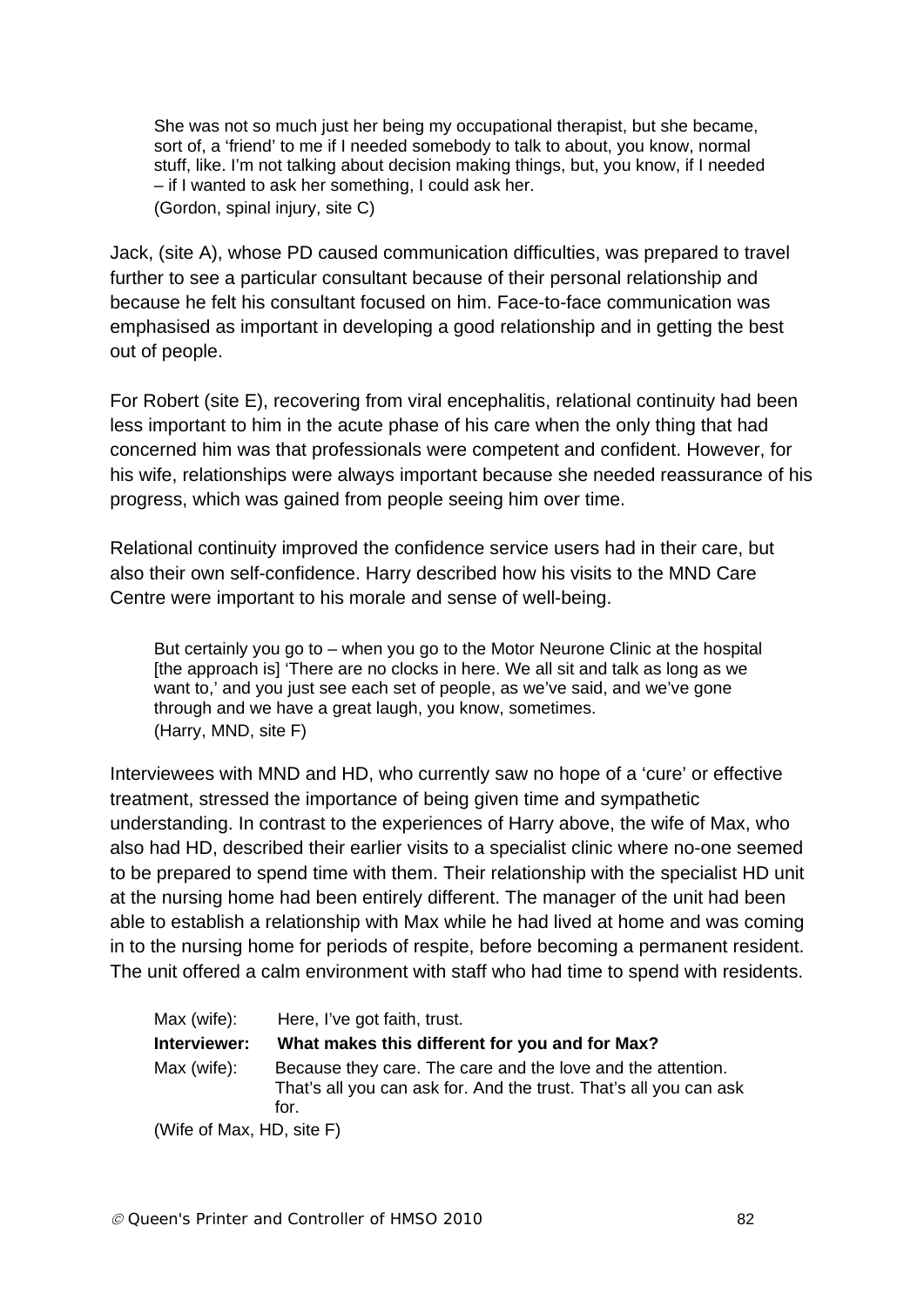> She was not so much just her being my occupational therapist, but she became, sort of, a 'friend' to me if I needed somebody to talk to about, you know, normal stuff, like. I'm not talking about decision making things, but, you know, if I needed – if I wanted to ask her something, I could ask her.
> (Gordon, spinal injury, site C)

Jack, (site A), whose PD caused communication difficulties, was prepared to travel further to see a particular consultant because of their personal relationship and because he felt his consultant focused on him. Face-to-face communication was emphasised as important in developing a good relationship and in getting the best out of people.

For Robert (site E), recovering from viral encephalitis, relational continuity had been less important to him in the acute phase of his care when the only thing that had concerned him was that professionals were competent and confident. However, for his wife, relationships were always important because she needed reassurance of his progress, which was gained from people seeing him over time.

Relational continuity improved the confidence service users had in their care, but also their own self-confidence. Harry described how his visits to the MND Care Centre were important to his morale and sense of well-being.

> But certainly you go to – when you go to the Motor Neurone Clinic at the hospital [the approach is] 'There are no clocks in here. We all sit and talk as long as we want to,' and you just see each set of people, as we've said, and we've gone through and we have a great laugh, you know, sometimes.
> (Harry, MND, site F)

Interviewees with MND and HD, who currently saw no hope of a 'cure' or effective treatment, stressed the importance of being given time and sympathetic understanding. In contrast to the experiences of Harry above, the wife of Max, who also had HD, described their earlier visits to a specialist clinic where no-one seemed to be prepared to spend time with them. Their relationship with the specialist HD unit at the nursing home had been entirely different. The manager of the unit had been able to establish a relationship with Max while he had lived at home and was coming in to the nursing home for periods of respite, before becoming a permanent resident. The unit offered a calm environment with staff who had time to spend with residents.

> Max (wife): Here, I've got faith, trust.
> **Interviewer: What makes this different for you and for Max?**
> Max (wife): Because they care. The care and the love and the attention. That's all you can ask for. And the trust. That's all you can ask for.
> (Wife of Max, HD, site F)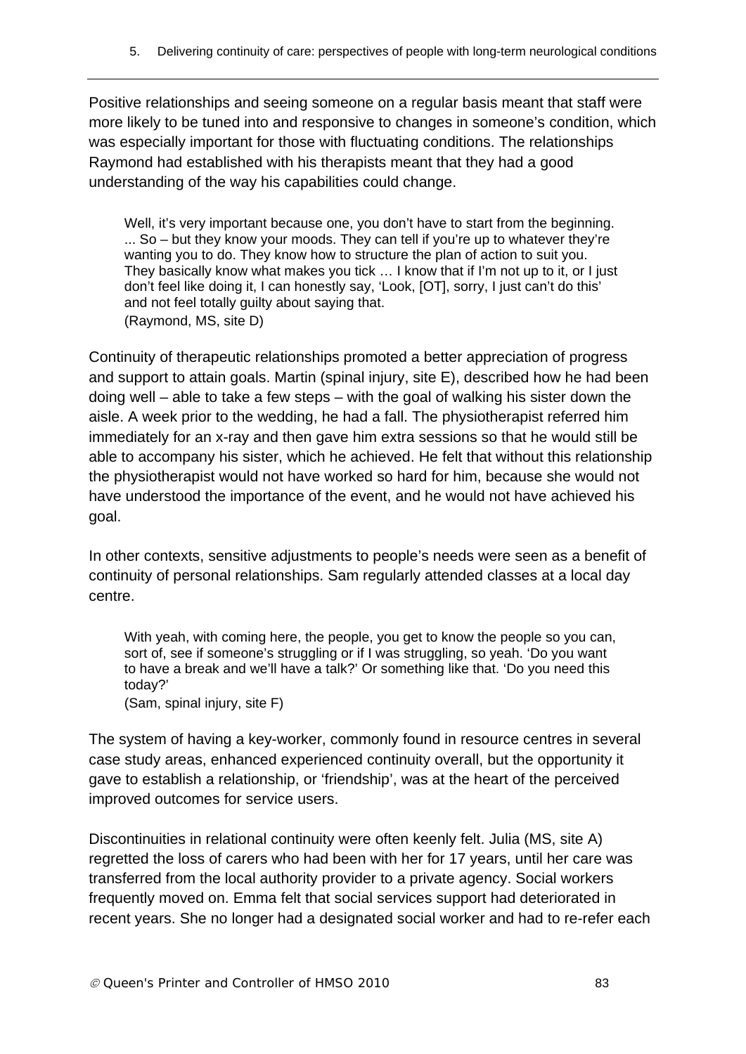Positive relationships and seeing someone on a regular basis meant that staff were more likely to be tuned into and responsive to changes in someone's condition, which was especially important for those with fluctuating conditions. The relationships Raymond had established with his therapists meant that they had a good understanding of the way his capabilities could change.

> Well, it's very important because one, you don't have to start from the beginning. ... So – but they know your moods. They can tell if you're up to whatever they're wanting you to do. They know how to structure the plan of action to suit you. They basically know what makes you tick … I know that if I'm not up to it, or I just don't feel like doing it, I can honestly say, 'Look, [OT], sorry, I just can't do this' and not feel totally guilty about saying that.
> (Raymond, MS, site D)

Continuity of therapeutic relationships promoted a better appreciation of progress and support to attain goals. Martin (spinal injury, site E), described how he had been doing well – able to take a few steps – with the goal of walking his sister down the aisle. A week prior to the wedding, he had a fall. The physiotherapist referred him immediately for an x-ray and then gave him extra sessions so that he would still be able to accompany his sister, which he achieved. He felt that without this relationship the physiotherapist would not have worked so hard for him, because she would not have understood the importance of the event, and he would not have achieved his goal.

In other contexts, sensitive adjustments to people's needs were seen as a benefit of continuity of personal relationships. Sam regularly attended classes at a local day centre.

> With yeah, with coming here, the people, you get to know the people so you can, sort of, see if someone's struggling or if I was struggling, so yeah. 'Do you want to have a break and we'll have a talk?' Or something like that. 'Do you need this today?'
> (Sam, spinal injury, site F)

The system of having a key-worker, commonly found in resource centres in several case study areas, enhanced experienced continuity overall, but the opportunity it gave to establish a relationship, or 'friendship', was at the heart of the perceived improved outcomes for service users.

Discontinuities in relational continuity were often keenly felt. Julia (MS, site A) regretted the loss of carers who had been with her for 17 years, until her care was transferred from the local authority provider to a private agency. Social workers frequently moved on. Emma felt that social services support had deteriorated in recent years. She no longer had a designated social worker and had to re-refer each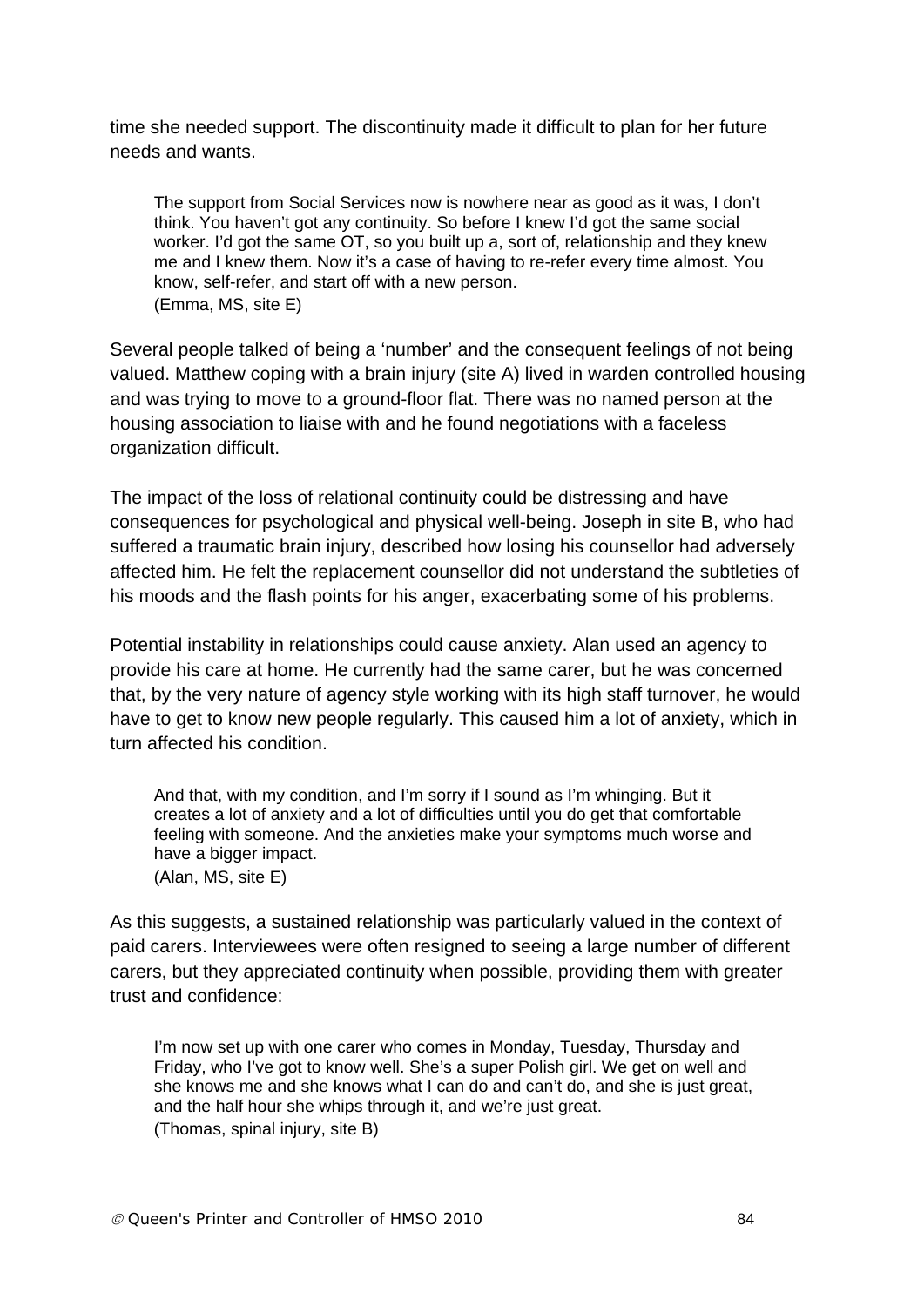time she needed support. The discontinuity made it difficult to plan for her future needs and wants.

> The support from Social Services now is nowhere near as good as it was, I don't think. You haven't got any continuity. So before I knew I'd got the same social worker. I'd got the same OT, so you built up a, sort of, relationship and they knew me and I knew them. Now it's a case of having to re-refer every time almost. You know, self-refer, and start off with a new person.
> (Emma, MS, site E)

Several people talked of being a 'number' and the consequent feelings of not being valued. Matthew coping with a brain injury (site A) lived in warden controlled housing and was trying to move to a ground-floor flat. There was no named person at the housing association to liaise with and he found negotiations with a faceless organization difficult.

The impact of the loss of relational continuity could be distressing and have consequences for psychological and physical well-being. Joseph in site B, who had suffered a traumatic brain injury, described how losing his counsellor had adversely affected him. He felt the replacement counsellor did not understand the subtleties of his moods and the flash points for his anger, exacerbating some of his problems.

Potential instability in relationships could cause anxiety. Alan used an agency to provide his care at home. He currently had the same carer, but he was concerned that, by the very nature of agency style working with its high staff turnover, he would have to get to know new people regularly. This caused him a lot of anxiety, which in turn affected his condition.

> And that, with my condition, and I'm sorry if I sound as I'm whinging. But it creates a lot of anxiety and a lot of difficulties until you do get that comfortable feeling with someone. And the anxieties make your symptoms much worse and have a bigger impact.
> (Alan, MS, site E)

As this suggests, a sustained relationship was particularly valued in the context of paid carers. Interviewees were often resigned to seeing a large number of different carers, but they appreciated continuity when possible, providing them with greater trust and confidence:

> I'm now set up with one carer who comes in Monday, Tuesday, Thursday and Friday, who I've got to know well. She's a super Polish girl. We get on well and she knows me and she knows what I can do and can't do, and she is just great, and the half hour she whips through it, and we're just great.
> (Thomas, spinal injury, site B)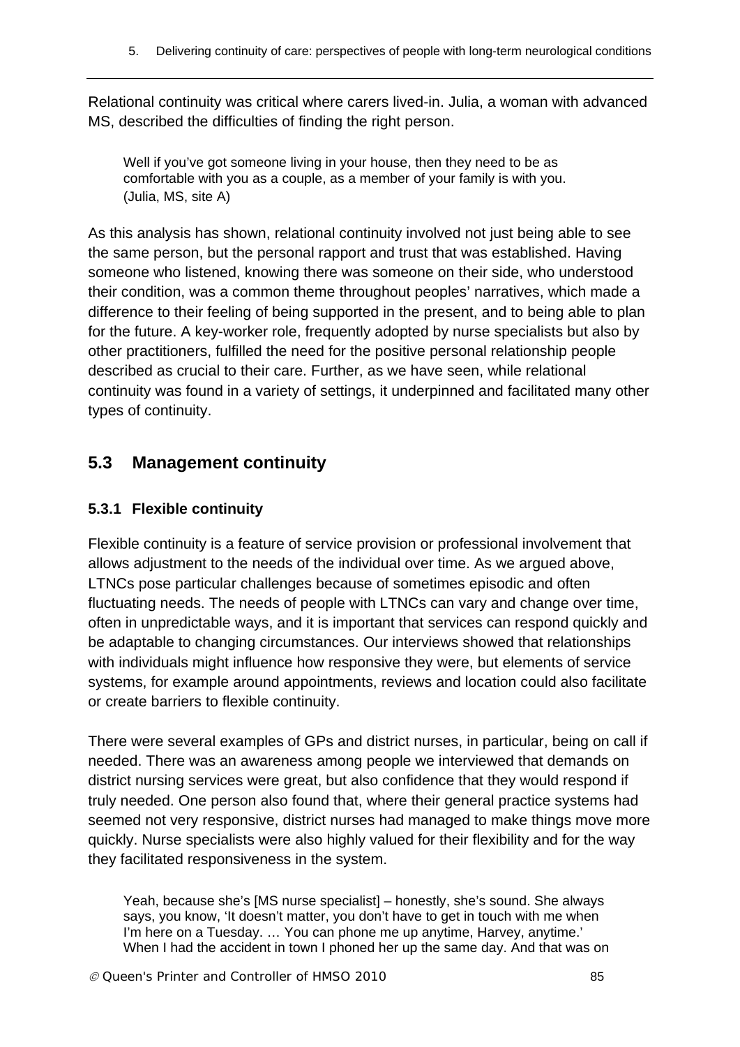Relational continuity was critical where carers lived-in. Julia, a woman with advanced MS, described the difficulties of finding the right person.

> Well if you've got someone living in your house, then they need to be as comfortable with you as a couple, as a member of your family is with you. (Julia, MS, site A)

As this analysis has shown, relational continuity involved not just being able to see the same person, but the personal rapport and trust that was established. Having someone who listened, knowing there was someone on their side, who understood their condition, was a common theme throughout peoples' narratives, which made a difference to their feeling of being supported in the present, and to being able to plan for the future. A key-worker role, frequently adopted by nurse specialists but also by other practitioners, fulfilled the need for the positive personal relationship people described as crucial to their care. Further, as we have seen, while relational continuity was found in a variety of settings, it underpinned and facilitated many other types of continuity.

## 5.3 Management continuity

### 5.3.1 Flexible continuity

Flexible continuity is a feature of service provision or professional involvement that allows adjustment to the needs of the individual over time. As we argued above, LTNCs pose particular challenges because of sometimes episodic and often fluctuating needs. The needs of people with LTNCs can vary and change over time, often in unpredictable ways, and it is important that services can respond quickly and be adaptable to changing circumstances. Our interviews showed that relationships with individuals might influence how responsive they were, but elements of service systems, for example around appointments, reviews and location could also facilitate or create barriers to flexible continuity.

There were several examples of GPs and district nurses, in particular, being on call if needed. There was an awareness among people we interviewed that demands on district nursing services were great, but also confidence that they would respond if truly needed. One person also found that, where their general practice systems had seemed not very responsive, district nurses had managed to make things move more quickly. Nurse specialists were also highly valued for their flexibility and for the way they facilitated responsiveness in the system.

> Yeah, because she's [MS nurse specialist] – honestly, she's sound. She always says, you know, 'It doesn't matter, you don't have to get in touch with me when I'm here on a Tuesday. … You can phone me up anytime, Harvey, anytime.' When I had the accident in town I phoned her up the same day. And that was on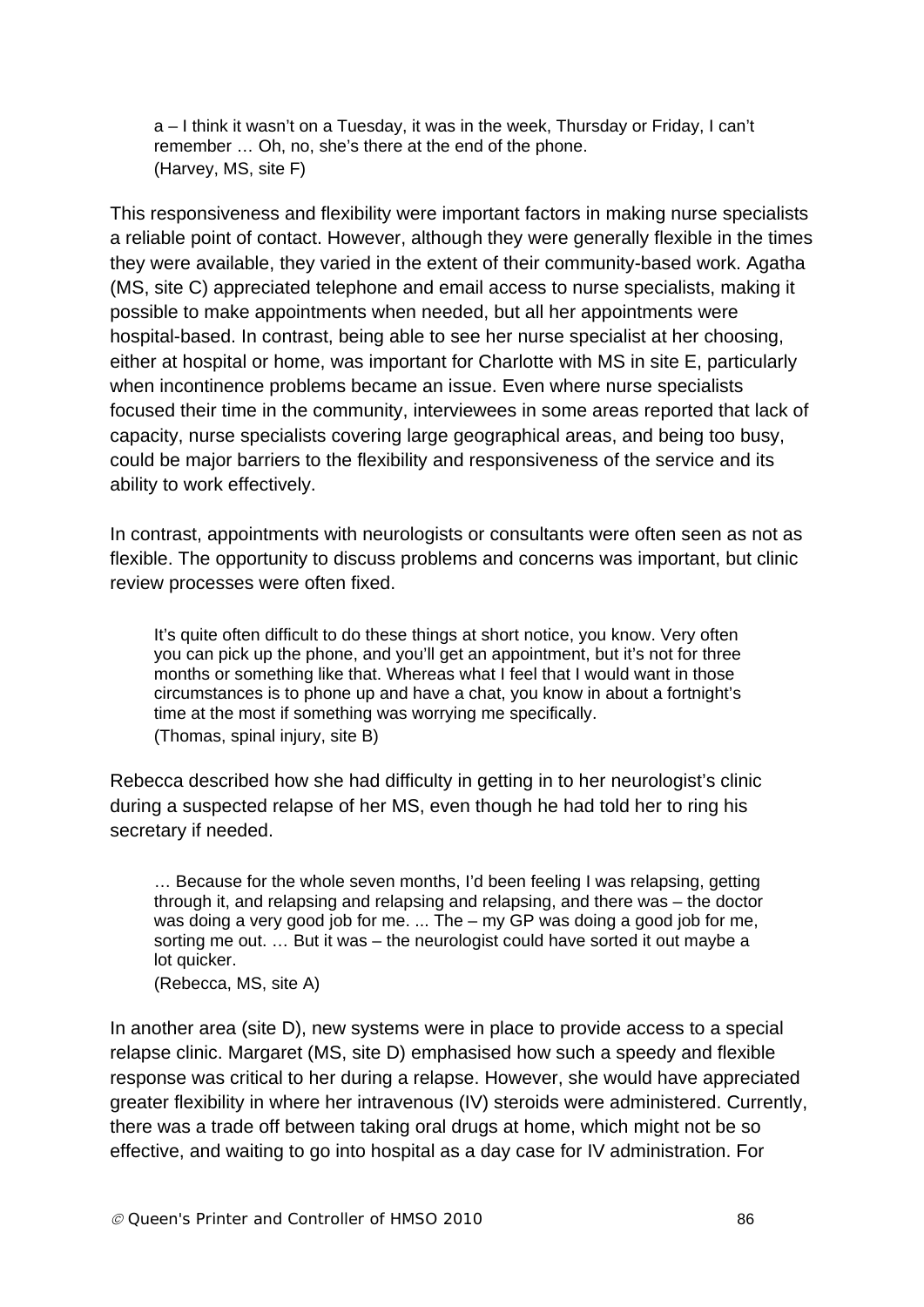> a – I think it wasn't on a Tuesday, it was in the week, Thursday or Friday, I can't remember … Oh, no, she's there at the end of the phone.
> (Harvey, MS, site F)

This responsiveness and flexibility were important factors in making nurse specialists a reliable point of contact. However, although they were generally flexible in the times they were available, they varied in the extent of their community-based work. Agatha (MS, site C) appreciated telephone and email access to nurse specialists, making it possible to make appointments when needed, but all her appointments were hospital-based. In contrast, being able to see her nurse specialist at her choosing, either at hospital or home, was important for Charlotte with MS in site E, particularly when incontinence problems became an issue. Even where nurse specialists focused their time in the community, interviewees in some areas reported that lack of capacity, nurse specialists covering large geographical areas, and being too busy, could be major barriers to the flexibility and responsiveness of the service and its ability to work effectively.

In contrast, appointments with neurologists or consultants were often seen as not as flexible. The opportunity to discuss problems and concerns was important, but clinic review processes were often fixed.

> It's quite often difficult to do these things at short notice, you know. Very often you can pick up the phone, and you'll get an appointment, but it's not for three months or something like that. Whereas what I feel that I would want in those circumstances is to phone up and have a chat, you know in about a fortnight's time at the most if something was worrying me specifically.
> (Thomas, spinal injury, site B)

Rebecca described how she had difficulty in getting in to her neurologist's clinic during a suspected relapse of her MS, even though he had told her to ring his secretary if needed.

> … Because for the whole seven months, I'd been feeling I was relapsing, getting through it, and relapsing and relapsing and relapsing, and there was – the doctor was doing a very good job for me. ... The – my GP was doing a good job for me, sorting me out. … But it was – the neurologist could have sorted it out maybe a lot quicker.
> (Rebecca, MS, site A)

In another area (site D), new systems were in place to provide access to a special relapse clinic. Margaret (MS, site D) emphasised how such a speedy and flexible response was critical to her during a relapse. However, she would have appreciated greater flexibility in where her intravenous (IV) steroids were administered. Currently, there was a trade off between taking oral drugs at home, which might not be so effective, and waiting to go into hospital as a day case for IV administration. For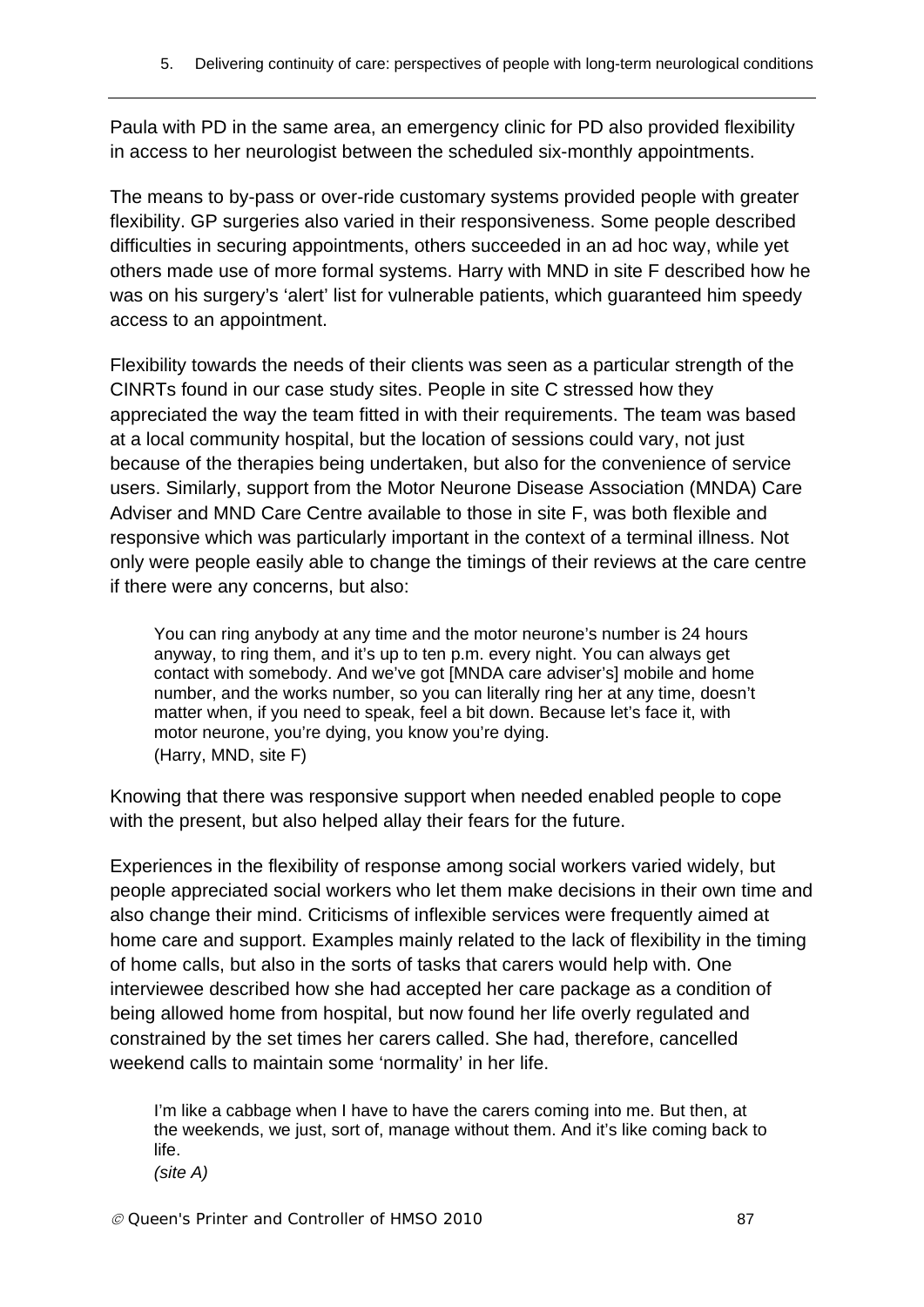Paula with PD in the same area, an emergency clinic for PD also provided flexibility in access to her neurologist between the scheduled six-monthly appointments.

The means to by-pass or over-ride customary systems provided people with greater flexibility. GP surgeries also varied in their responsiveness. Some people described difficulties in securing appointments, others succeeded in an ad hoc way, while yet others made use of more formal systems. Harry with MND in site F described how he was on his surgery's 'alert' list for vulnerable patients, which guaranteed him speedy access to an appointment.

Flexibility towards the needs of their clients was seen as a particular strength of the CINRTs found in our case study sites. People in site C stressed how they appreciated the way the team fitted in with their requirements. The team was based at a local community hospital, but the location of sessions could vary, not just because of the therapies being undertaken, but also for the convenience of service users. Similarly, support from the Motor Neurone Disease Association (MNDA) Care Adviser and MND Care Centre available to those in site F, was both flexible and responsive which was particularly important in the context of a terminal illness. Not only were people easily able to change the timings of their reviews at the care centre if there were any concerns, but also:

> You can ring anybody at any time and the motor neurone's number is 24 hours anyway, to ring them, and it's up to ten p.m. every night. You can always get contact with somebody. And we've got [MNDA care adviser's] mobile and home number, and the works number, so you can literally ring her at any time, doesn't matter when, if you need to speak, feel a bit down. Because let's face it, with motor neurone, you're dying, you know you're dying.
> (Harry, MND, site F)

Knowing that there was responsive support when needed enabled people to cope with the present, but also helped allay their fears for the future.

Experiences in the flexibility of response among social workers varied widely, but people appreciated social workers who let them make decisions in their own time and also change their mind. Criticisms of inflexible services were frequently aimed at home care and support. Examples mainly related to the lack of flexibility in the timing of home calls, but also in the sorts of tasks that carers would help with. One interviewee described how she had accepted her care package as a condition of being allowed home from hospital, but now found her life overly regulated and constrained by the set times her carers called. She had, therefore, cancelled weekend calls to maintain some 'normality' in her life.

> I'm like a cabbage when I have to have the carers coming into me. But then, at the weekends, we just, sort of, manage without them. And it's like coming back to life.
> *(site A)*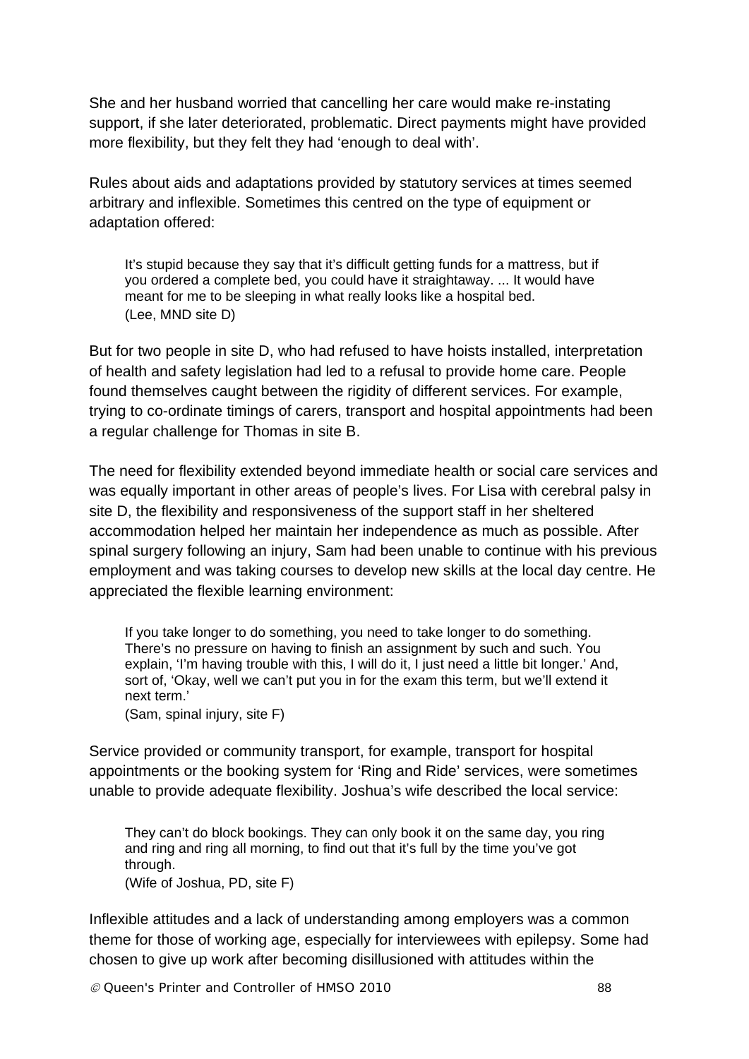She and her husband worried that cancelling her care would make re-instating support, if she later deteriorated, problematic. Direct payments might have provided more flexibility, but they felt they had 'enough to deal with'.

Rules about aids and adaptations provided by statutory services at times seemed arbitrary and inflexible. Sometimes this centred on the type of equipment or adaptation offered:

> It's stupid because they say that it's difficult getting funds for a mattress, but if you ordered a complete bed, you could have it straightaway. ... It would have meant for me to be sleeping in what really looks like a hospital bed.
> (Lee, MND site D)

But for two people in site D, who had refused to have hoists installed, interpretation of health and safety legislation had led to a refusal to provide home care. People found themselves caught between the rigidity of different services. For example, trying to co-ordinate timings of carers, transport and hospital appointments had been a regular challenge for Thomas in site B.

The need for flexibility extended beyond immediate health or social care services and was equally important in other areas of people's lives. For Lisa with cerebral palsy in site D, the flexibility and responsiveness of the support staff in her sheltered accommodation helped her maintain her independence as much as possible. After spinal surgery following an injury, Sam had been unable to continue with his previous employment and was taking courses to develop new skills at the local day centre. He appreciated the flexible learning environment:

> If you take longer to do something, you need to take longer to do something. There's no pressure on having to finish an assignment by such and such. You explain, 'I'm having trouble with this, I will do it, I just need a little bit longer.' And, sort of, 'Okay, well we can't put you in for the exam this term, but we'll extend it next term.'
> (Sam, spinal injury, site F)

Service provided or community transport, for example, transport for hospital appointments or the booking system for 'Ring and Ride' services, were sometimes unable to provide adequate flexibility. Joshua's wife described the local service:

> They can't do block bookings. They can only book it on the same day, you ring and ring and ring all morning, to find out that it's full by the time you've got through.
> (Wife of Joshua, PD, site F)

Inflexible attitudes and a lack of understanding among employers was a common theme for those of working age, especially for interviewees with epilepsy. Some had chosen to give up work after becoming disillusioned with attitudes within the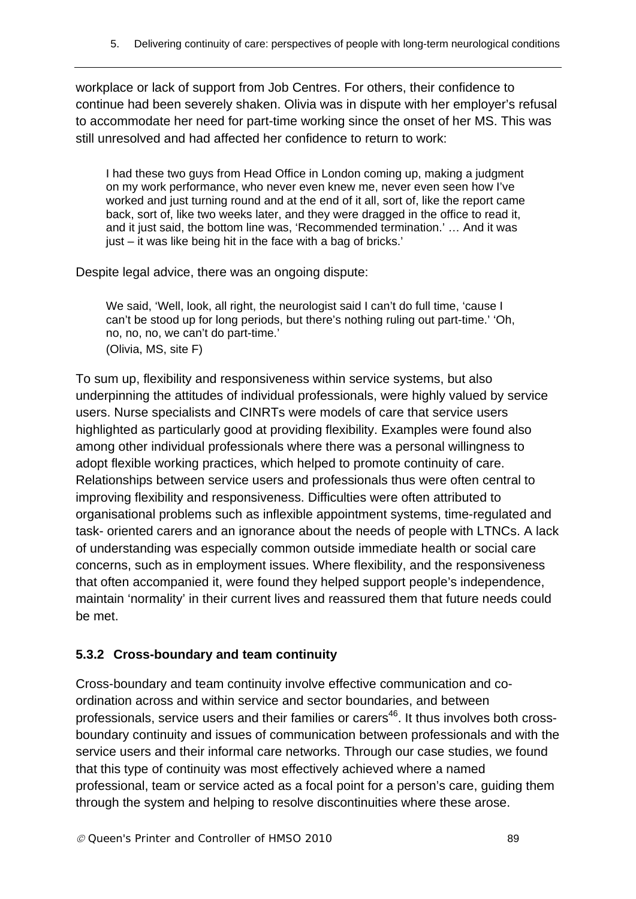workplace or lack of support from Job Centres. For others, their confidence to continue had been severely shaken. Olivia was in dispute with her employer's refusal to accommodate her need for part-time working since the onset of her MS. This was still unresolved and had affected her confidence to return to work:

> I had these two guys from Head Office in London coming up, making a judgment on my work performance, who never even knew me, never even seen how I've worked and just turning round and at the end of it all, sort of, like the report came back, sort of, like two weeks later, and they were dragged in the office to read it, and it just said, the bottom line was, 'Recommended termination.' … And it was just – it was like being hit in the face with a bag of bricks.'

Despite legal advice, there was an ongoing dispute:

> We said, 'Well, look, all right, the neurologist said I can't do full time, 'cause I can't be stood up for long periods, but there's nothing ruling out part-time.' 'Oh, no, no, no, we can't do part-time.'
> (Olivia, MS, site F)

To sum up, flexibility and responsiveness within service systems, but also underpinning the attitudes of individual professionals, were highly valued by service users. Nurse specialists and CINRTs were models of care that service users highlighted as particularly good at providing flexibility. Examples were found also among other individual professionals where there was a personal willingness to adopt flexible working practices, which helped to promote continuity of care. Relationships between service users and professionals thus were often central to improving flexibility and responsiveness. Difficulties were often attributed to organisational problems such as inflexible appointment systems, time-regulated and task- oriented carers and an ignorance about the needs of people with LTNCs. A lack of understanding was especially common outside immediate health or social care concerns, such as in employment issues. Where flexibility, and the responsiveness that often accompanied it, were found they helped support people's independence, maintain 'normality' in their current lives and reassured them that future needs could be met.

### 5.3.2 Cross-boundary and team continuity

Cross-boundary and team continuity involve effective communication and co-ordination across and within service and sector boundaries, and between professionals, service users and their families or carers[46]. It thus involves both cross-boundary continuity and issues of communication between professionals and with the service users and their informal care networks. Through our case studies, we found that this type of continuity was most effectively achieved where a named professional, team or service acted as a focal point for a person's care, guiding them through the system and helping to resolve discontinuities where these arose.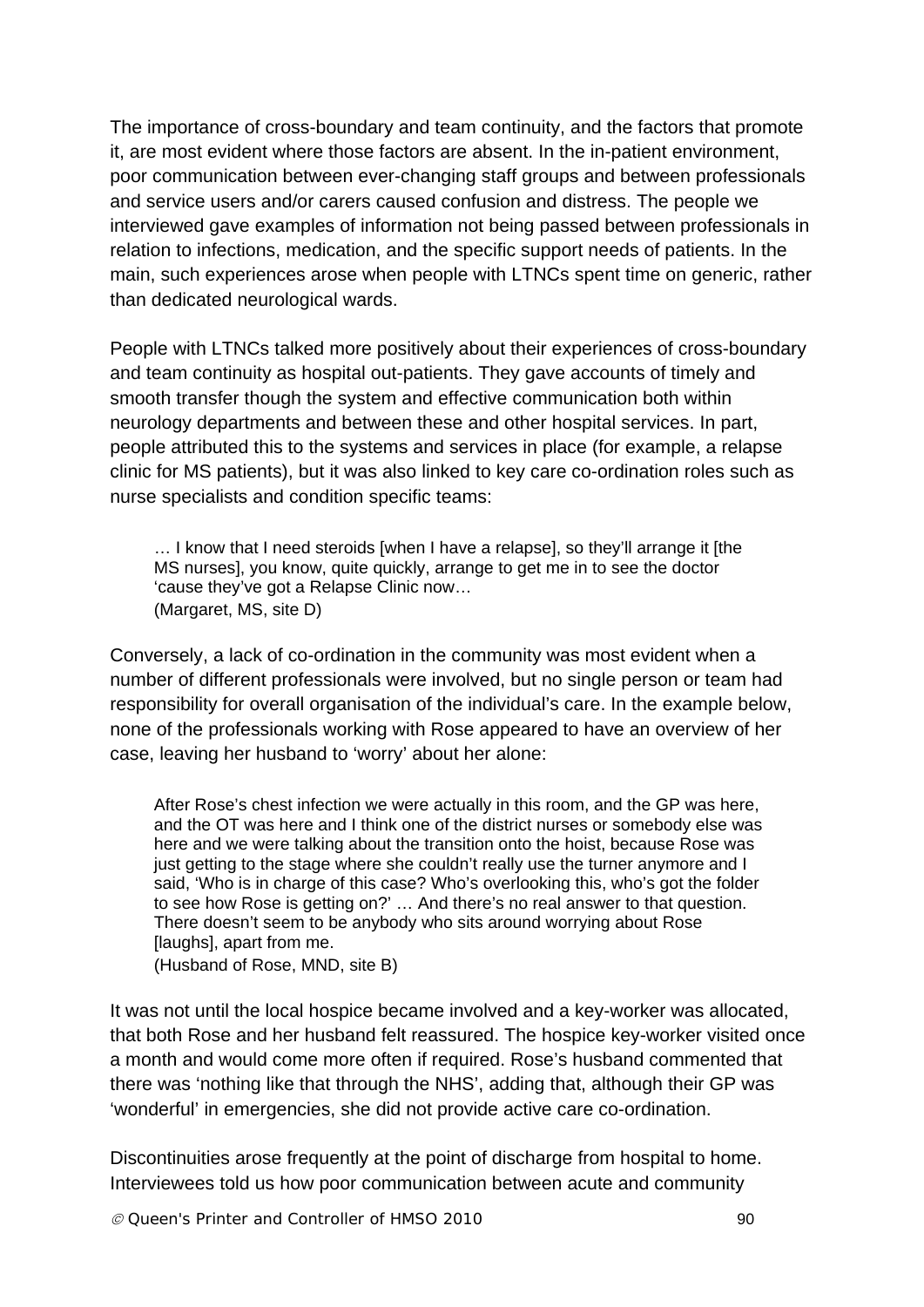The importance of cross-boundary and team continuity, and the factors that promote it, are most evident where those factors are absent. In the in-patient environment, poor communication between ever-changing staff groups and between professionals and service users and/or carers caused confusion and distress. The people we interviewed gave examples of information not being passed between professionals in relation to infections, medication, and the specific support needs of patients. In the main, such experiences arose when people with LTNCs spent time on generic, rather than dedicated neurological wards.

People with LTNCs talked more positively about their experiences of cross-boundary and team continuity as hospital out-patients. They gave accounts of timely and smooth transfer though the system and effective communication both within neurology departments and between these and other hospital services. In part, people attributed this to the systems and services in place (for example, a relapse clinic for MS patients), but it was also linked to key care co-ordination roles such as nurse specialists and condition specific teams:

> … I know that I need steroids [when I have a relapse], so they'll arrange it [the MS nurses], you know, quite quickly, arrange to get me in to see the doctor 'cause they've got a Relapse Clinic now…
> (Margaret, MS, site D)

Conversely, a lack of co-ordination in the community was most evident when a number of different professionals were involved, but no single person or team had responsibility for overall organisation of the individual's care. In the example below, none of the professionals working with Rose appeared to have an overview of her case, leaving her husband to 'worry' about her alone:

> After Rose's chest infection we were actually in this room, and the GP was here, and the OT was here and I think one of the district nurses or somebody else was here and we were talking about the transition onto the hoist, because Rose was just getting to the stage where she couldn't really use the turner anymore and I said, 'Who is in charge of this case? Who's overlooking this, who's got the folder to see how Rose is getting on?' … And there's no real answer to that question. There doesn't seem to be anybody who sits around worrying about Rose [laughs], apart from me.
> (Husband of Rose, MND, site B)

It was not until the local hospice became involved and a key-worker was allocated, that both Rose and her husband felt reassured. The hospice key-worker visited once a month and would come more often if required. Rose's husband commented that there was 'nothing like that through the NHS', adding that, although their GP was 'wonderful' in emergencies, she did not provide active care co-ordination.

Discontinuities arose frequently at the point of discharge from hospital to home. Interviewees told us how poor communication between acute and community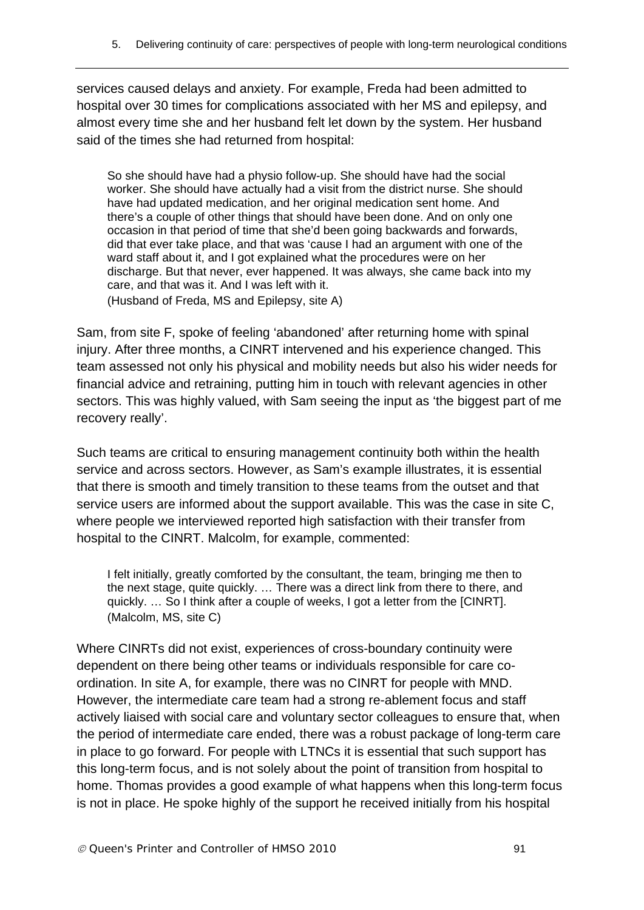services caused delays and anxiety. For example, Freda had been admitted to hospital over 30 times for complications associated with her MS and epilepsy, and almost every time she and her husband felt let down by the system. Her husband said of the times she had returned from hospital:

> So she should have had a physio follow-up. She should have had the social worker. She should have actually had a visit from the district nurse. She should have had updated medication, and her original medication sent home. And there's a couple of other things that should have been done. And on only one occasion in that period of time that she'd been going backwards and forwards, did that ever take place, and that was 'cause I had an argument with one of the ward staff about it, and I got explained what the procedures were on her discharge. But that never, ever happened. It was always, she came back into my care, and that was it. And I was left with it.
> (Husband of Freda, MS and Epilepsy, site A)

Sam, from site F, spoke of feeling 'abandoned' after returning home with spinal injury. After three months, a CINRT intervened and his experience changed. This team assessed not only his physical and mobility needs but also his wider needs for financial advice and retraining, putting him in touch with relevant agencies in other sectors. This was highly valued, with Sam seeing the input as 'the biggest part of me recovery really'.

Such teams are critical to ensuring management continuity both within the health service and across sectors. However, as Sam's example illustrates, it is essential that there is smooth and timely transition to these teams from the outset and that service users are informed about the support available. This was the case in site C, where people we interviewed reported high satisfaction with their transfer from hospital to the CINRT. Malcolm, for example, commented:

> I felt initially, greatly comforted by the consultant, the team, bringing me then to the next stage, quite quickly. … There was a direct link from there to there, and quickly. … So I think after a couple of weeks, I got a letter from the [CINRT].
> (Malcolm, MS, site C)

Where CINRTs did not exist, experiences of cross-boundary continuity were dependent on there being other teams or individuals responsible for care co-ordination. In site A, for example, there was no CINRT for people with MND. However, the intermediate care team had a strong re-ablement focus and staff actively liaised with social care and voluntary sector colleagues to ensure that, when the period of intermediate care ended, there was a robust package of long-term care in place to go forward. For people with LTNCs it is essential that such support has this long-term focus, and is not solely about the point of transition from hospital to home. Thomas provides a good example of what happens when this long-term focus is not in place. He spoke highly of the support he received initially from his hospital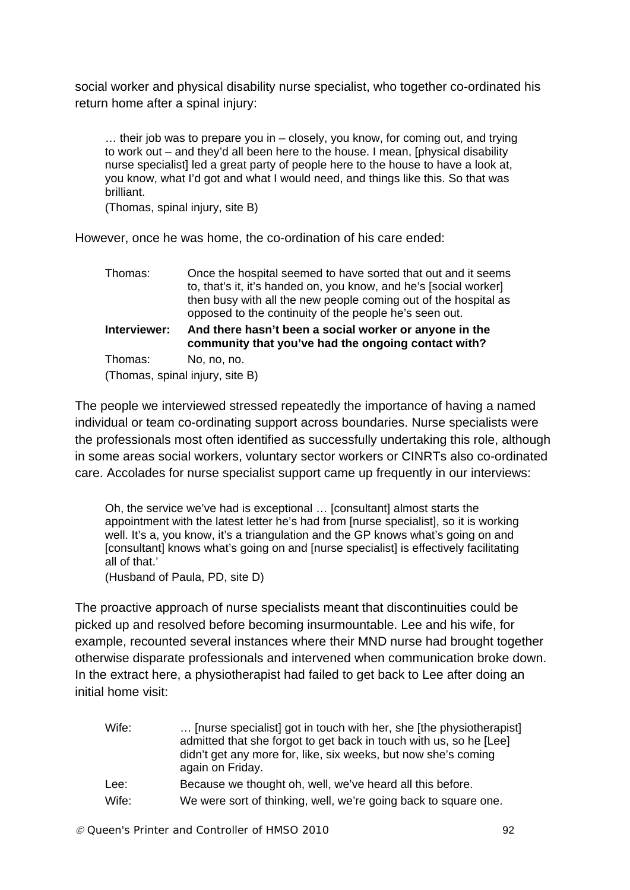social worker and physical disability nurse specialist, who together co-ordinated his return home after a spinal injury:

> … their job was to prepare you in – closely, you know, for coming out, and trying to work out – and they'd all been here to the house. I mean, [physical disability nurse specialist] led a great party of people here to the house to have a look at, you know, what I'd got and what I would need, and things like this. So that was brilliant.
>
> (Thomas, spinal injury, site B)

However, once he was home, the co-ordination of his care ended:

> Thomas: Once the hospital seemed to have sorted that out and it seems to, that's it, it's handed on, you know, and he's [social worker] then busy with all the new people coming out of the hospital as opposed to the continuity of the people he's seen out.
>
> **Interviewer: And there hasn't been a social worker or anyone in the community that you've had the ongoing contact with?**
>
> Thomas: No, no, no.
>
> (Thomas, spinal injury, site B)

The people we interviewed stressed repeatedly the importance of having a named individual or team co-ordinating support across boundaries. Nurse specialists were the professionals most often identified as successfully undertaking this role, although in some areas social workers, voluntary sector workers or CINRTs also co-ordinated care. Accolades for nurse specialist support came up frequently in our interviews:

> Oh, the service we've had is exceptional … [consultant] almost starts the appointment with the latest letter he's had from [nurse specialist], so it is working well. It's a, you know, it's a triangulation and the GP knows what's going on and [consultant] knows what's going on and [nurse specialist] is effectively facilitating all of that.'
>
> (Husband of Paula, PD, site D)

The proactive approach of nurse specialists meant that discontinuities could be picked up and resolved before becoming insurmountable. Lee and his wife, for example, recounted several instances where their MND nurse had brought together otherwise disparate professionals and intervened when communication broke down. In the extract here, a physiotherapist had failed to get back to Lee after doing an initial home visit:

> Wife: … [nurse specialist] got in touch with her, she [the physiotherapist] admitted that she forgot to get back in touch with us, so he [Lee] didn't get any more for, like, six weeks, but now she's coming again on Friday.
>
> Lee: Because we thought oh, well, we've heard all this before.
>
> Wife: We were sort of thinking, well, we're going back to square one.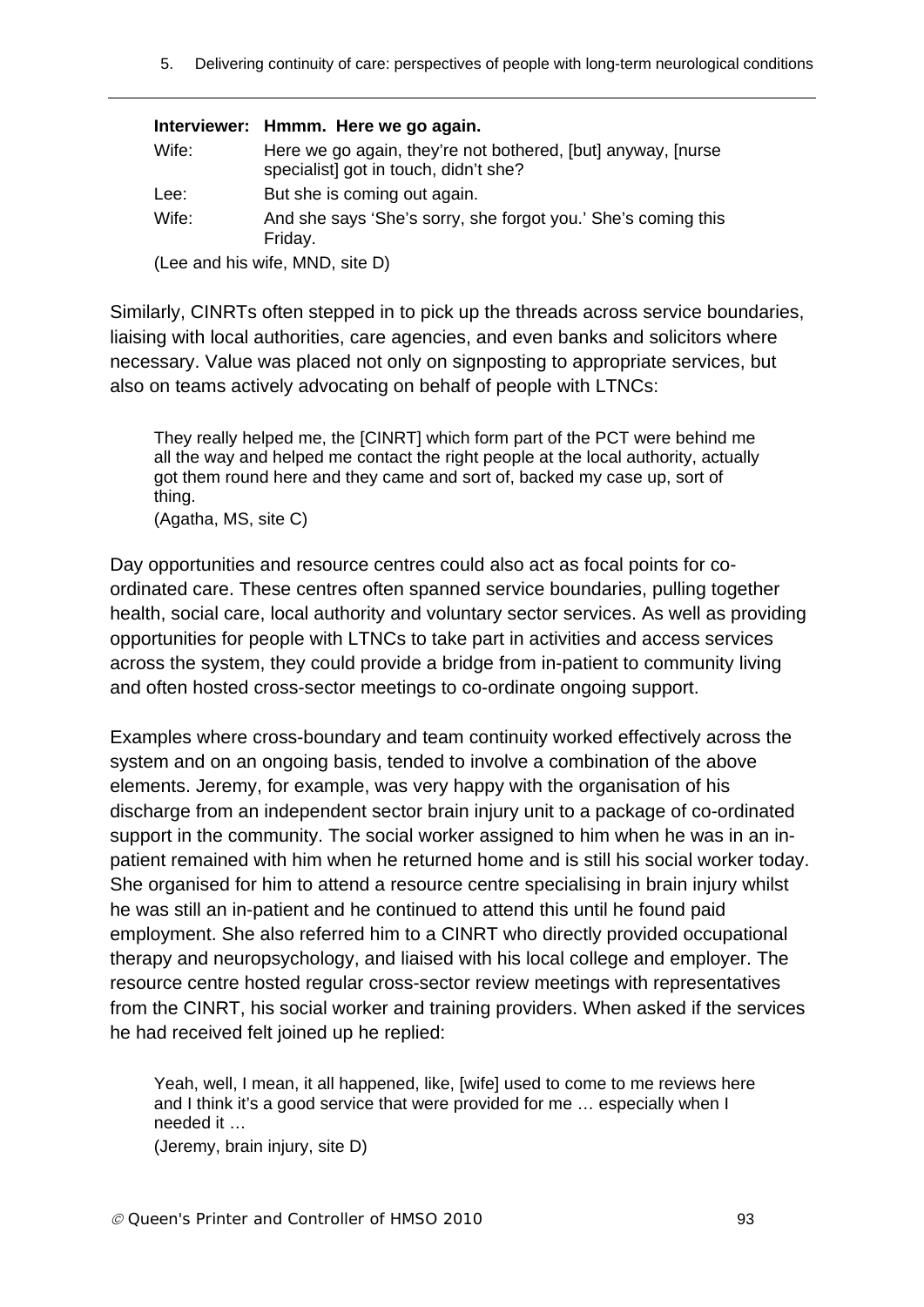| | |
|---|---|
| **Interviewer:** | **Hmmm. Here we go again.** |
| Wife: | Here we go again, they're not bothered, [but] anyway, [nurse specialist] got in touch, didn't she? |
| Lee: | But she is coming out again. |
| Wife: | And she says 'She's sorry, she forgot you.' She's coming this Friday. |

(Lee and his wife, MND, site D)

Similarly, CINRTs often stepped in to pick up the threads across service boundaries, liaising with local authorities, care agencies, and even banks and solicitors where necessary. Value was placed not only on signposting to appropriate services, but also on teams actively advocating on behalf of people with LTNCs:

> They really helped me, the [CINRT] which form part of the PCT were behind me all the way and helped me contact the right people at the local authority, actually got them round here and they came and sort of, backed my case up, sort of thing.
> (Agatha, MS, site C)

Day opportunities and resource centres could also act as focal points for co-ordinated care. These centres often spanned service boundaries, pulling together health, social care, local authority and voluntary sector services. As well as providing opportunities for people with LTNCs to take part in activities and access services across the system, they could provide a bridge from in-patient to community living and often hosted cross-sector meetings to co-ordinate ongoing support.

Examples where cross-boundary and team continuity worked effectively across the system and on an ongoing basis, tended to involve a combination of the above elements. Jeremy, for example, was very happy with the organisation of his discharge from an independent sector brain injury unit to a package of co-ordinated support in the community. The social worker assigned to him when he was in an in-patient remained with him when he returned home and is still his social worker today. She organised for him to attend a resource centre specialising in brain injury whilst he was still an in-patient and he continued to attend this until he found paid employment. She also referred him to a CINRT who directly provided occupational therapy and neuropsychology, and liaised with his local college and employer. The resource centre hosted regular cross-sector review meetings with representatives from the CINRT, his social worker and training providers. When asked if the services he had received felt joined up he replied:

> Yeah, well, I mean, it all happened, like, [wife] used to come to me reviews here and I think it's a good service that were provided for me … especially when I needed it …
> (Jeremy, brain injury, site D)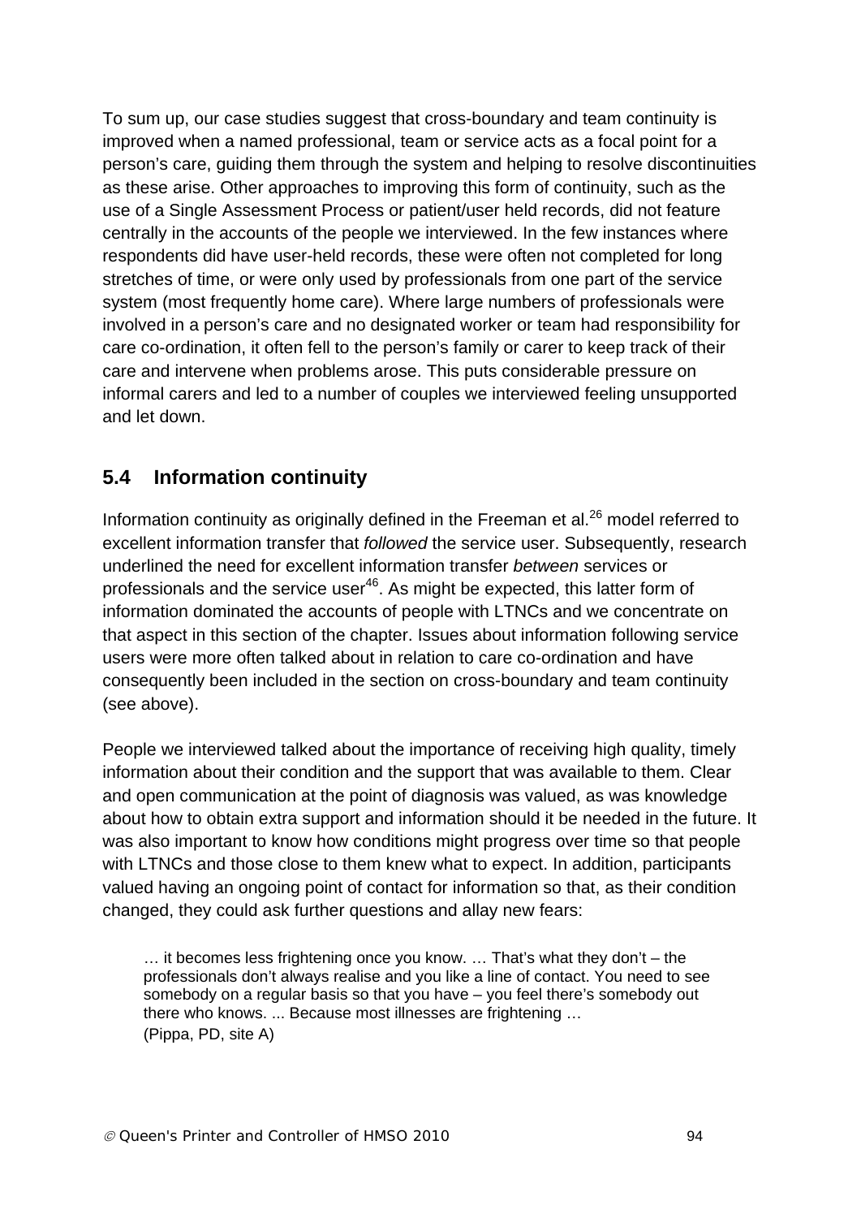To sum up, our case studies suggest that cross-boundary and team continuity is improved when a named professional, team or service acts as a focal point for a person's care, guiding them through the system and helping to resolve discontinuities as these arise. Other approaches to improving this form of continuity, such as the use of a Single Assessment Process or patient/user held records, did not feature centrally in the accounts of the people we interviewed. In the few instances where respondents did have user-held records, these were often not completed for long stretches of time, or were only used by professionals from one part of the service system (most frequently home care). Where large numbers of professionals were involved in a person's care and no designated worker or team had responsibility for care co-ordination, it often fell to the person's family or carer to keep track of their care and intervene when problems arose. This puts considerable pressure on informal carers and led to a number of couples we interviewed feeling unsupported and let down.

## 5.4 Information continuity

Information continuity as originally defined in the Freeman et al.[26] model referred to excellent information transfer that *followed* the service user. Subsequently, research underlined the need for excellent information transfer *between* services or professionals and the service user[46]. As might be expected, this latter form of information dominated the accounts of people with LTNCs and we concentrate on that aspect in this section of the chapter. Issues about information following service users were more often talked about in relation to care co-ordination and have consequently been included in the section on cross-boundary and team continuity (see above).

People we interviewed talked about the importance of receiving high quality, timely information about their condition and the support that was available to them. Clear and open communication at the point of diagnosis was valued, as was knowledge about how to obtain extra support and information should it be needed in the future. It was also important to know how conditions might progress over time so that people with LTNCs and those close to them knew what to expect. In addition, participants valued having an ongoing point of contact for information so that, as their condition changed, they could ask further questions and allay new fears:

> … it becomes less frightening once you know. … That's what they don't – the professionals don't always realise and you like a line of contact. You need to see somebody on a regular basis so that you have – you feel there's somebody out there who knows. ... Because most illnesses are frightening …
> (Pippa, PD, site A)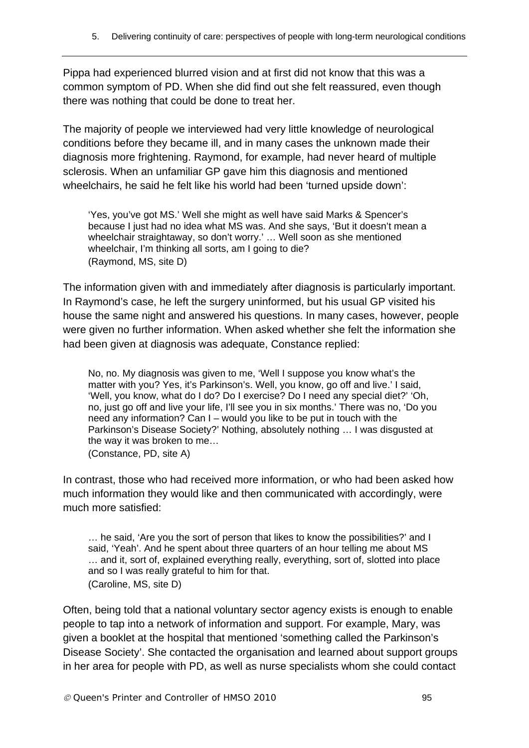Pippa had experienced blurred vision and at first did not know that this was a common symptom of PD. When she did find out she felt reassured, even though there was nothing that could be done to treat her.

The majority of people we interviewed had very little knowledge of neurological conditions before they became ill, and in many cases the unknown made their diagnosis more frightening. Raymond, for example, had never heard of multiple sclerosis. When an unfamiliar GP gave him this diagnosis and mentioned wheelchairs, he said he felt like his world had been 'turned upside down':

> 'Yes, you've got MS.' Well she might as well have said Marks & Spencer's because I just had no idea what MS was. And she says, 'But it doesn't mean a wheelchair straightaway, so don't worry.' … Well soon as she mentioned wheelchair, I'm thinking all sorts, am I going to die?
> (Raymond, MS, site D)

The information given with and immediately after diagnosis is particularly important. In Raymond's case, he left the surgery uninformed, but his usual GP visited his house the same night and answered his questions. In many cases, however, people were given no further information. When asked whether she felt the information she had been given at diagnosis was adequate, Constance replied:

> No, no. My diagnosis was given to me, 'Well I suppose you know what's the matter with you? Yes, it's Parkinson's. Well, you know, go off and live.' I said, 'Well, you know, what do I do? Do I exercise? Do I need any special diet?' 'Oh, no, just go off and live your life, I'll see you in six months.' There was no, 'Do you need any information? Can I – would you like to be put in touch with the Parkinson's Disease Society?' Nothing, absolutely nothing … I was disgusted at the way it was broken to me…
> (Constance, PD, site A)

In contrast, those who had received more information, or who had been asked how much information they would like and then communicated with accordingly, were much more satisfied:

> … he said, 'Are you the sort of person that likes to know the possibilities?' and I said, 'Yeah'. And he spent about three quarters of an hour telling me about MS … and it, sort of, explained everything really, everything, sort of, slotted into place and so I was really grateful to him for that.
> (Caroline, MS, site D)

Often, being told that a national voluntary sector agency exists is enough to enable people to tap into a network of information and support. For example, Mary, was given a booklet at the hospital that mentioned 'something called the Parkinson's Disease Society'. She contacted the organisation and learned about support groups in her area for people with PD, as well as nurse specialists whom she could contact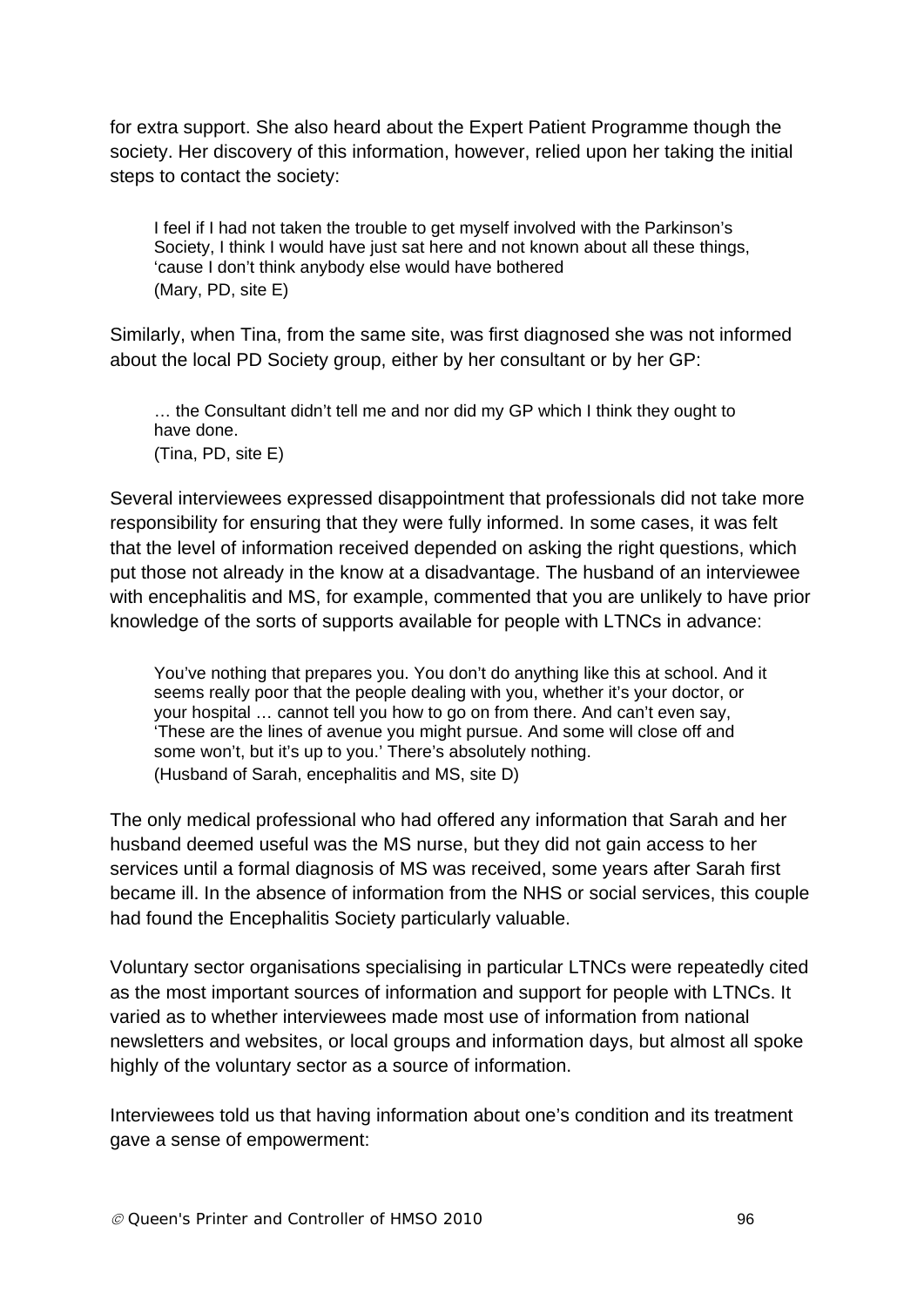for extra support. She also heard about the Expert Patient Programme though the society. Her discovery of this information, however, relied upon her taking the initial steps to contact the society:

> I feel if I had not taken the trouble to get myself involved with the Parkinson's Society, I think I would have just sat here and not known about all these things, 'cause I don't think anybody else would have bothered
> (Mary, PD, site E)

Similarly, when Tina, from the same site, was first diagnosed she was not informed about the local PD Society group, either by her consultant or by her GP:

> … the Consultant didn't tell me and nor did my GP which I think they ought to have done.
> (Tina, PD, site E)

Several interviewees expressed disappointment that professionals did not take more responsibility for ensuring that they were fully informed. In some cases, it was felt that the level of information received depended on asking the right questions, which put those not already in the know at a disadvantage. The husband of an interviewee with encephalitis and MS, for example, commented that you are unlikely to have prior knowledge of the sorts of supports available for people with LTNCs in advance:

> You've nothing that prepares you. You don't do anything like this at school. And it seems really poor that the people dealing with you, whether it's your doctor, or your hospital … cannot tell you how to go on from there. And can't even say, 'These are the lines of avenue you might pursue. And some will close off and some won't, but it's up to you.' There's absolutely nothing.
> (Husband of Sarah, encephalitis and MS, site D)

The only medical professional who had offered any information that Sarah and her husband deemed useful was the MS nurse, but they did not gain access to her services until a formal diagnosis of MS was received, some years after Sarah first became ill. In the absence of information from the NHS or social services, this couple had found the Encephalitis Society particularly valuable.

Voluntary sector organisations specialising in particular LTNCs were repeatedly cited as the most important sources of information and support for people with LTNCs. It varied as to whether interviewees made most use of information from national newsletters and websites, or local groups and information days, but almost all spoke highly of the voluntary sector as a source of information.

Interviewees told us that having information about one's condition and its treatment gave a sense of empowerment: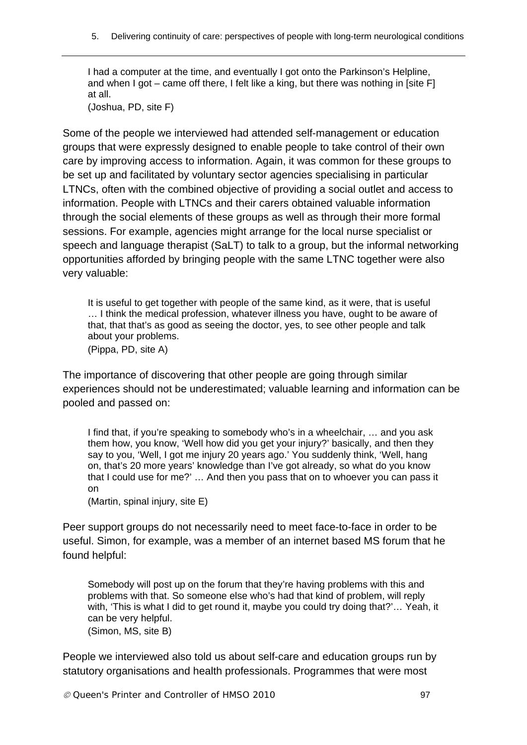> I had a computer at the time, and eventually I got onto the Parkinson's Helpline, and when I got – came off there, I felt like a king, but there was nothing in [site F] at all.
> (Joshua, PD, site F)

Some of the people we interviewed had attended self-management or education groups that were expressly designed to enable people to take control of their own care by improving access to information. Again, it was common for these groups to be set up and facilitated by voluntary sector agencies specialising in particular LTNCs, often with the combined objective of providing a social outlet and access to information. People with LTNCs and their carers obtained valuable information through the social elements of these groups as well as through their more formal sessions. For example, agencies might arrange for the local nurse specialist or speech and language therapist (SaLT) to talk to a group, but the informal networking opportunities afforded by bringing people with the same LTNC together were also very valuable:

> It is useful to get together with people of the same kind, as it were, that is useful … I think the medical profession, whatever illness you have, ought to be aware of that, that that's as good as seeing the doctor, yes, to see other people and talk about your problems.
> (Pippa, PD, site A)

The importance of discovering that other people are going through similar experiences should not be underestimated; valuable learning and information can be pooled and passed on:

> I find that, if you're speaking to somebody who's in a wheelchair, … and you ask them how, you know, 'Well how did you get your injury?' basically, and then they say to you, 'Well, I got me injury 20 years ago.' You suddenly think, 'Well, hang on, that's 20 more years' knowledge than I've got already, so what do you know that I could use for me?' … And then you pass that on to whoever you can pass it on
> (Martin, spinal injury, site E)

Peer support groups do not necessarily need to meet face-to-face in order to be useful. Simon, for example, was a member of an internet based MS forum that he found helpful:

> Somebody will post up on the forum that they're having problems with this and problems with that. So someone else who's had that kind of problem, will reply with, 'This is what I did to get round it, maybe you could try doing that?'… Yeah, it can be very helpful.
> (Simon, MS, site B)

People we interviewed also told us about self-care and education groups run by statutory organisations and health professionals. Programmes that were most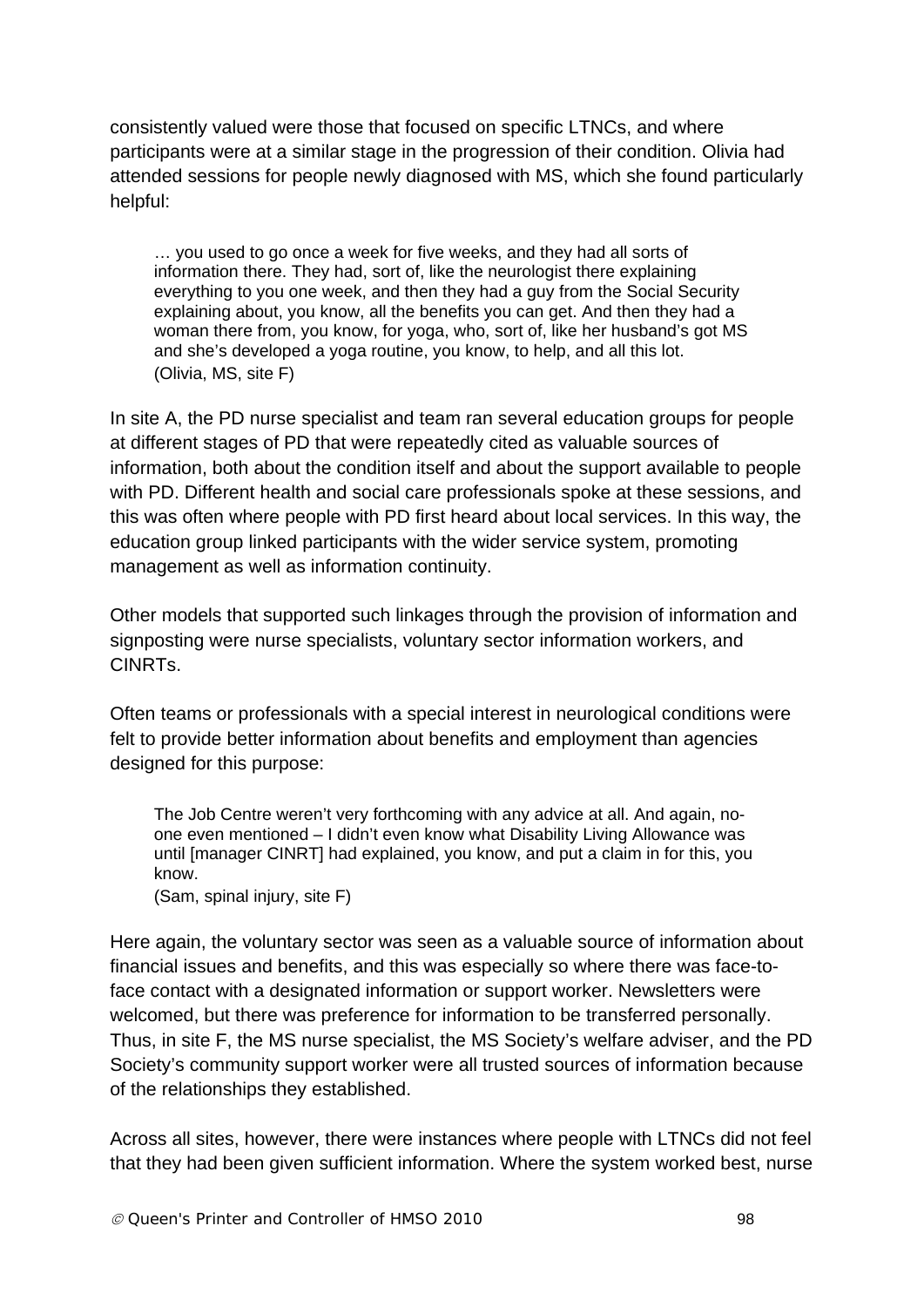consistently valued were those that focused on specific LTNCs, and where participants were at a similar stage in the progression of their condition. Olivia had attended sessions for people newly diagnosed with MS, which she found particularly helpful:

> … you used to go once a week for five weeks, and they had all sorts of information there. They had, sort of, like the neurologist there explaining everything to you one week, and then they had a guy from the Social Security explaining about, you know, all the benefits you can get. And then they had a woman there from, you know, for yoga, who, sort of, like her husband's got MS and she's developed a yoga routine, you know, to help, and all this lot.
> (Olivia, MS, site F)

In site A, the PD nurse specialist and team ran several education groups for people at different stages of PD that were repeatedly cited as valuable sources of information, both about the condition itself and about the support available to people with PD. Different health and social care professionals spoke at these sessions, and this was often where people with PD first heard about local services. In this way, the education group linked participants with the wider service system, promoting management as well as information continuity.

Other models that supported such linkages through the provision of information and signposting were nurse specialists, voluntary sector information workers, and CINRTs.

Often teams or professionals with a special interest in neurological conditions were felt to provide better information about benefits and employment than agencies designed for this purpose:

> The Job Centre weren't very forthcoming with any advice at all. And again, no-one even mentioned – I didn't even know what Disability Living Allowance was until [manager CINRT] had explained, you know, and put a claim in for this, you know.
> (Sam, spinal injury, site F)

Here again, the voluntary sector was seen as a valuable source of information about financial issues and benefits, and this was especially so where there was face-to-face contact with a designated information or support worker. Newsletters were welcomed, but there was preference for information to be transferred personally. Thus, in site F, the MS nurse specialist, the MS Society's welfare adviser, and the PD Society's community support worker were all trusted sources of information because of the relationships they established.

Across all sites, however, there were instances where people with LTNCs did not feel that they had been given sufficient information. Where the system worked best, nurse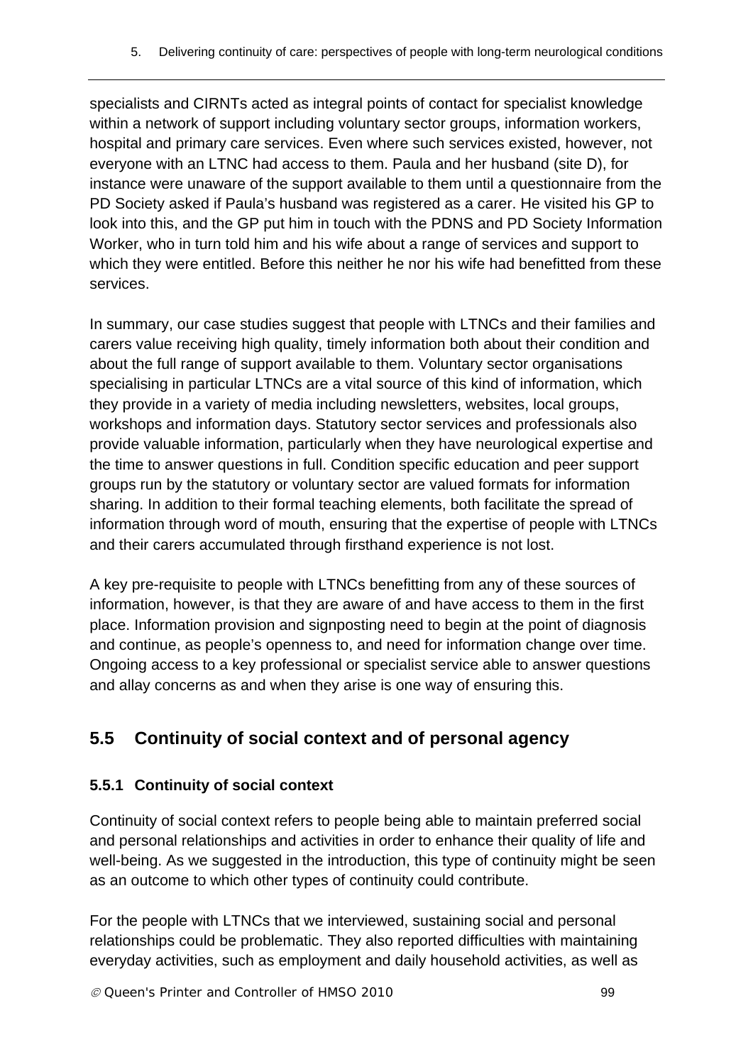specialists and CIRNTs acted as integral points of contact for specialist knowledge within a network of support including voluntary sector groups, information workers, hospital and primary care services. Even where such services existed, however, not everyone with an LTNC had access to them. Paula and her husband (site D), for instance were unaware of the support available to them until a questionnaire from the PD Society asked if Paula's husband was registered as a carer. He visited his GP to look into this, and the GP put him in touch with the PDNS and PD Society Information Worker, who in turn told him and his wife about a range of services and support to which they were entitled. Before this neither he nor his wife had benefitted from these services.

In summary, our case studies suggest that people with LTNCs and their families and carers value receiving high quality, timely information both about their condition and about the full range of support available to them. Voluntary sector organisations specialising in particular LTNCs are a vital source of this kind of information, which they provide in a variety of media including newsletters, websites, local groups, workshops and information days. Statutory sector services and professionals also provide valuable information, particularly when they have neurological expertise and the time to answer questions in full. Condition specific education and peer support groups run by the statutory or voluntary sector are valued formats for information sharing. In addition to their formal teaching elements, both facilitate the spread of information through word of mouth, ensuring that the expertise of people with LTNCs and their carers accumulated through firsthand experience is not lost.

A key pre-requisite to people with LTNCs benefitting from any of these sources of information, however, is that they are aware of and have access to them in the first place. Information provision and signposting need to begin at the point of diagnosis and continue, as people's openness to, and need for information change over time. Ongoing access to a key professional or specialist service able to answer questions and allay concerns as and when they arise is one way of ensuring this.

## 5.5 Continuity of social context and of personal agency

### 5.5.1 Continuity of social context

Continuity of social context refers to people being able to maintain preferred social and personal relationships and activities in order to enhance their quality of life and well-being. As we suggested in the introduction, this type of continuity might be seen as an outcome to which other types of continuity could contribute.

For the people with LTNCs that we interviewed, sustaining social and personal relationships could be problematic. They also reported difficulties with maintaining everyday activities, such as employment and daily household activities, as well as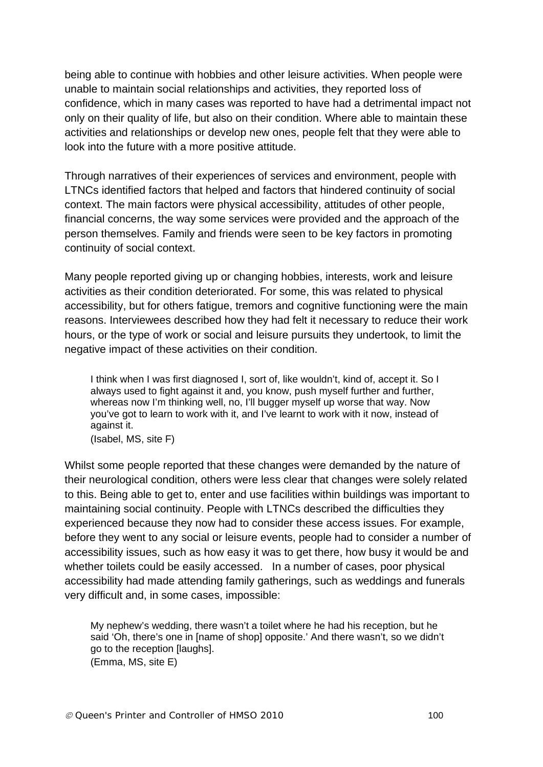being able to continue with hobbies and other leisure activities. When people were unable to maintain social relationships and activities, they reported loss of confidence, which in many cases was reported to have had a detrimental impact not only on their quality of life, but also on their condition. Where able to maintain these activities and relationships or develop new ones, people felt that they were able to look into the future with a more positive attitude.

Through narratives of their experiences of services and environment, people with LTNCs identified factors that helped and factors that hindered continuity of social context. The main factors were physical accessibility, attitudes of other people, financial concerns, the way some services were provided and the approach of the person themselves. Family and friends were seen to be key factors in promoting continuity of social context.

Many people reported giving up or changing hobbies, interests, work and leisure activities as their condition deteriorated. For some, this was related to physical accessibility, but for others fatigue, tremors and cognitive functioning were the main reasons. Interviewees described how they had felt it necessary to reduce their work hours, or the type of work or social and leisure pursuits they undertook, to limit the negative impact of these activities on their condition.

> I think when I was first diagnosed I, sort of, like wouldn't, kind of, accept it. So I always used to fight against it and, you know, push myself further and further, whereas now I'm thinking well, no, I'll bugger myself up worse that way. Now you've got to learn to work with it, and I've learnt to work with it now, instead of against it.
> (Isabel, MS, site F)

Whilst some people reported that these changes were demanded by the nature of their neurological condition, others were less clear that changes were solely related to this. Being able to get to, enter and use facilities within buildings was important to maintaining social continuity. People with LTNCs described the difficulties they experienced because they now had to consider these access issues. For example, before they went to any social or leisure events, people had to consider a number of accessibility issues, such as how easy it was to get there, how busy it would be and whether toilets could be easily accessed. In a number of cases, poor physical accessibility had made attending family gatherings, such as weddings and funerals very difficult and, in some cases, impossible:

> My nephew's wedding, there wasn't a toilet where he had his reception, but he said 'Oh, there's one in [name of shop] opposite.' And there wasn't, so we didn't go to the reception [laughs].
> (Emma, MS, site E)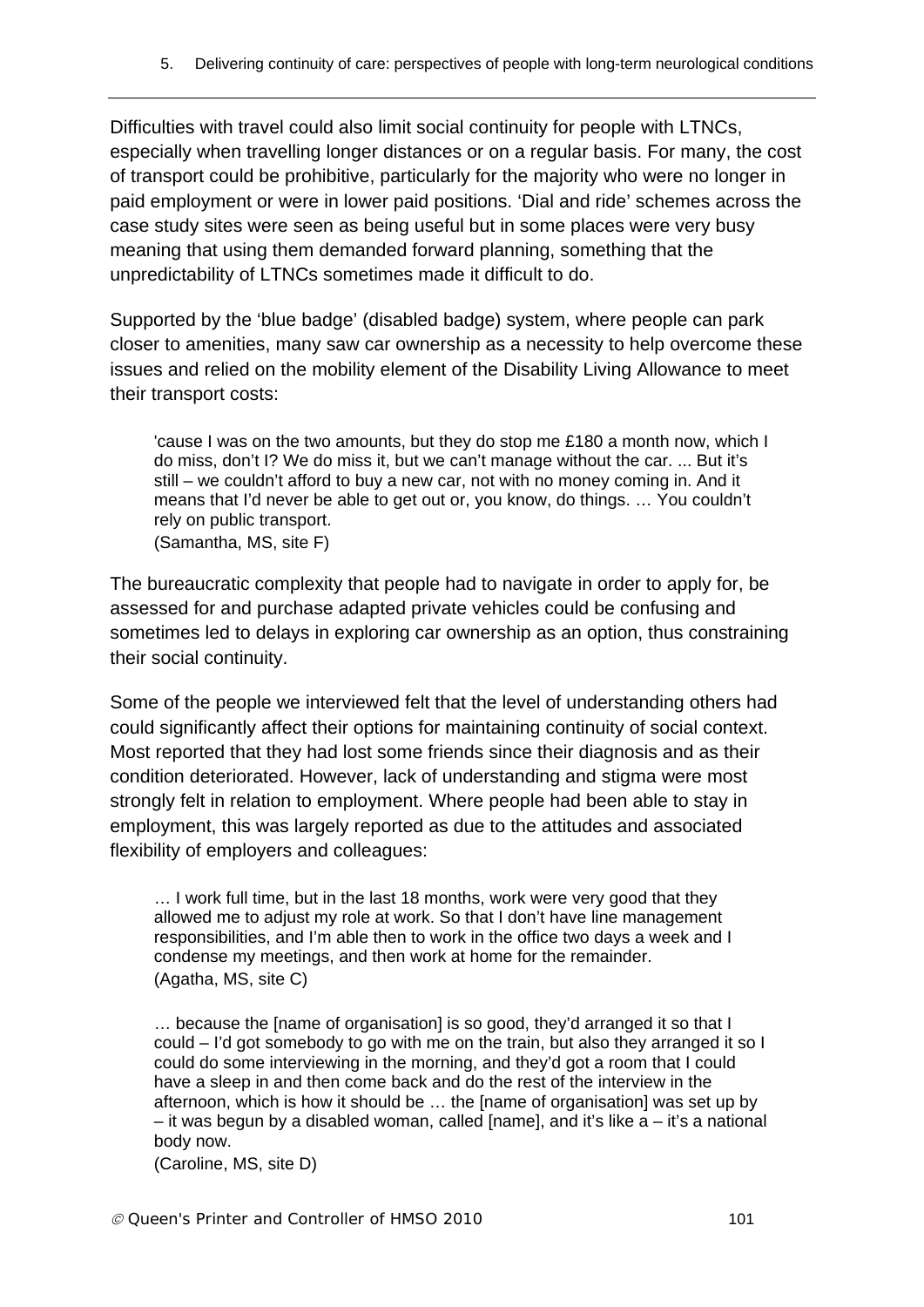Difficulties with travel could also limit social continuity for people with LTNCs, especially when travelling longer distances or on a regular basis. For many, the cost of transport could be prohibitive, particularly for the majority who were no longer in paid employment or were in lower paid positions. 'Dial and ride' schemes across the case study sites were seen as being useful but in some places were very busy meaning that using them demanded forward planning, something that the unpredictability of LTNCs sometimes made it difficult to do.

Supported by the 'blue badge' (disabled badge) system, where people can park closer to amenities, many saw car ownership as a necessity to help overcome these issues and relied on the mobility element of the Disability Living Allowance to meet their transport costs:

> 'cause I was on the two amounts, but they do stop me £180 a month now, which I do miss, don't I? We do miss it, but we can't manage without the car. ... But it's still – we couldn't afford to buy a new car, not with no money coming in. And it means that I'd never be able to get out or, you know, do things. … You couldn't rely on public transport.
> (Samantha, MS, site F)

The bureaucratic complexity that people had to navigate in order to apply for, be assessed for and purchase adapted private vehicles could be confusing and sometimes led to delays in exploring car ownership as an option, thus constraining their social continuity.

Some of the people we interviewed felt that the level of understanding others had could significantly affect their options for maintaining continuity of social context. Most reported that they had lost some friends since their diagnosis and as their condition deteriorated. However, lack of understanding and stigma were most strongly felt in relation to employment. Where people had been able to stay in employment, this was largely reported as due to the attitudes and associated flexibility of employers and colleagues:

> … I work full time, but in the last 18 months, work were very good that they allowed me to adjust my role at work. So that I don't have line management responsibilities, and I'm able then to work in the office two days a week and I condense my meetings, and then work at home for the remainder.
> (Agatha, MS, site C)

> … because the [name of organisation] is so good, they'd arranged it so that I could – I'd got somebody to go with me on the train, but also they arranged it so I could do some interviewing in the morning, and they'd got a room that I could have a sleep in and then come back and do the rest of the interview in the afternoon, which is how it should be … the [name of organisation] was set up by – it was begun by a disabled woman, called [name], and it's like a – it's a national body now.
> (Caroline, MS, site D)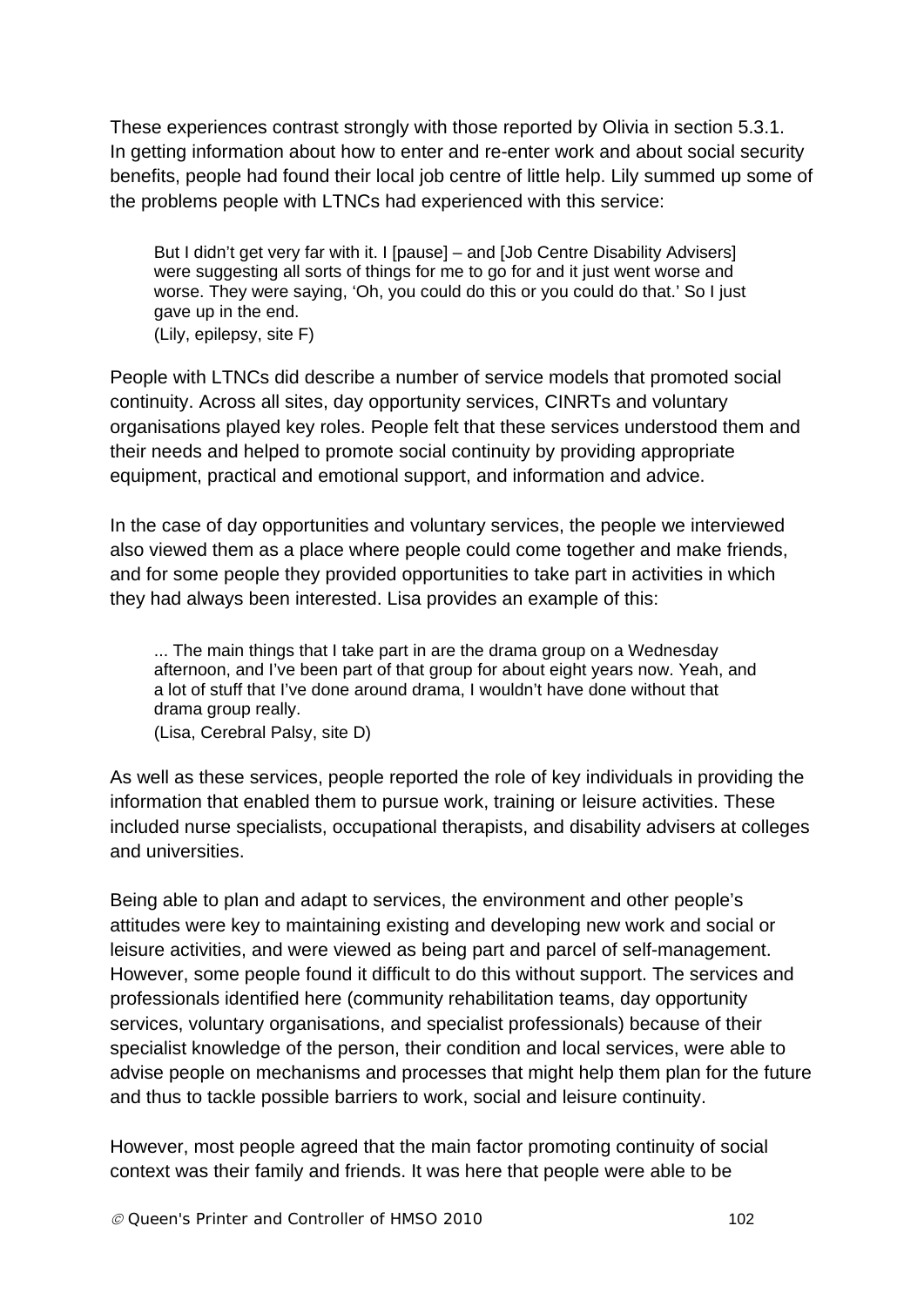These experiences contrast strongly with those reported by Olivia in section 5.3.1. In getting information about how to enter and re-enter work and about social security benefits, people had found their local job centre of little help. Lily summed up some of the problems people with LTNCs had experienced with this service:

> But I didn't get very far with it. I [pause] – and [Job Centre Disability Advisers] were suggesting all sorts of things for me to go for and it just went worse and worse. They were saying, 'Oh, you could do this or you could do that.' So I just gave up in the end.
> (Lily, epilepsy, site F)

People with LTNCs did describe a number of service models that promoted social continuity. Across all sites, day opportunity services, CINRTs and voluntary organisations played key roles. People felt that these services understood them and their needs and helped to promote social continuity by providing appropriate equipment, practical and emotional support, and information and advice.

In the case of day opportunities and voluntary services, the people we interviewed also viewed them as a place where people could come together and make friends, and for some people they provided opportunities to take part in activities in which they had always been interested. Lisa provides an example of this:

> ... The main things that I take part in are the drama group on a Wednesday afternoon, and I've been part of that group for about eight years now. Yeah, and a lot of stuff that I've done around drama, I wouldn't have done without that drama group really.
> (Lisa, Cerebral Palsy, site D)

As well as these services, people reported the role of key individuals in providing the information that enabled them to pursue work, training or leisure activities. These included nurse specialists, occupational therapists, and disability advisers at colleges and universities.

Being able to plan and adapt to services, the environment and other people's attitudes were key to maintaining existing and developing new work and social or leisure activities, and were viewed as being part and parcel of self-management. However, some people found it difficult to do this without support. The services and professionals identified here (community rehabilitation teams, day opportunity services, voluntary organisations, and specialist professionals) because of their specialist knowledge of the person, their condition and local services, were able to advise people on mechanisms and processes that might help them plan for the future and thus to tackle possible barriers to work, social and leisure continuity.

However, most people agreed that the main factor promoting continuity of social context was their family and friends. It was here that people were able to be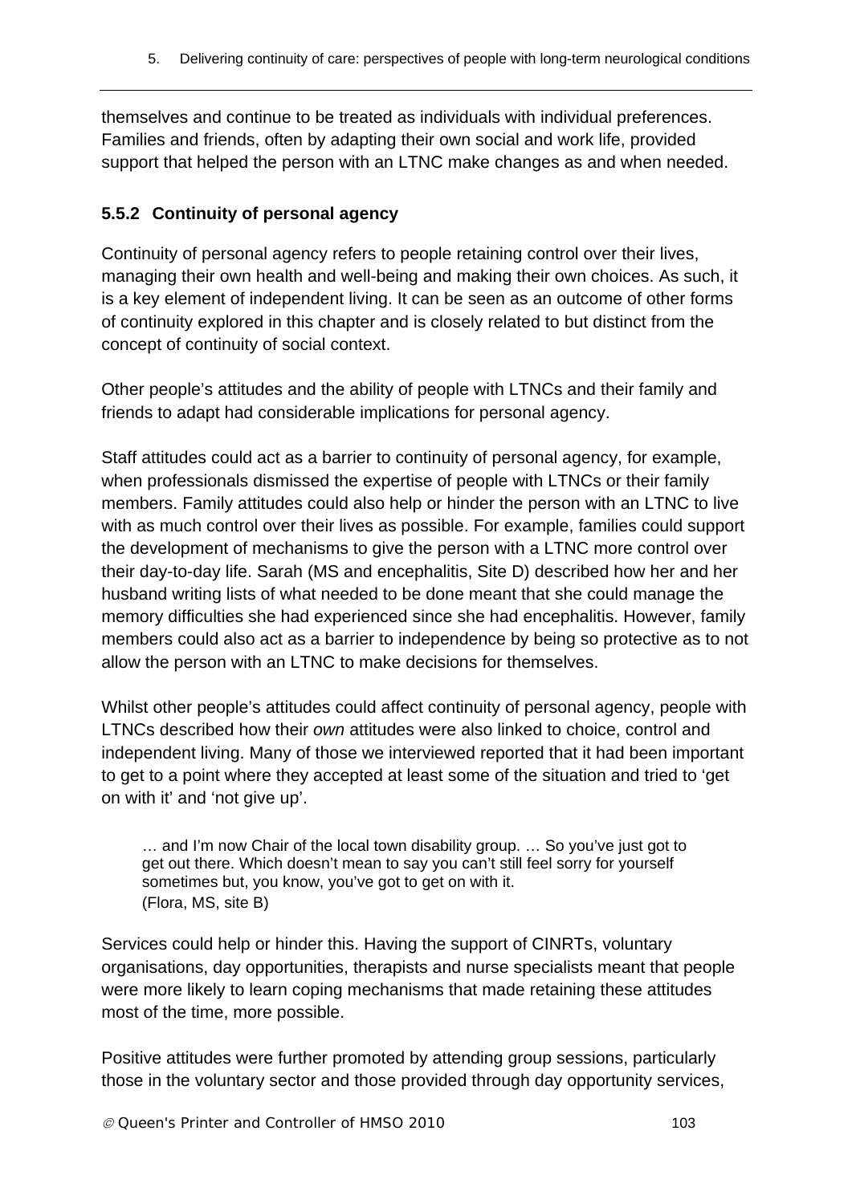themselves and continue to be treated as individuals with individual preferences. Families and friends, often by adapting their own social and work life, provided support that helped the person with an LTNC make changes as and when needed.

### 5.5.2 Continuity of personal agency

Continuity of personal agency refers to people retaining control over their lives, managing their own health and well-being and making their own choices. As such, it is a key element of independent living. It can be seen as an outcome of other forms of continuity explored in this chapter and is closely related to but distinct from the concept of continuity of social context.

Other people's attitudes and the ability of people with LTNCs and their family and friends to adapt had considerable implications for personal agency.

Staff attitudes could act as a barrier to continuity of personal agency, for example, when professionals dismissed the expertise of people with LTNCs or their family members. Family attitudes could also help or hinder the person with an LTNC to live with as much control over their lives as possible. For example, families could support the development of mechanisms to give the person with a LTNC more control over their day-to-day life. Sarah (MS and encephalitis, Site D) described how her and her husband writing lists of what needed to be done meant that she could manage the memory difficulties she had experienced since she had encephalitis. However, family members could also act as a barrier to independence by being so protective as to not allow the person with an LTNC to make decisions for themselves.

Whilst other people's attitudes could affect continuity of personal agency, people with LTNCs described how their *own* attitudes were also linked to choice, control and independent living. Many of those we interviewed reported that it had been important to get to a point where they accepted at least some of the situation and tried to 'get on with it' and 'not give up'.

> … and I'm now Chair of the local town disability group. … So you've just got to get out there. Which doesn't mean to say you can't still feel sorry for yourself sometimes but, you know, you've got to get on with it.
> (Flora, MS, site B)

Services could help or hinder this. Having the support of CINRTs, voluntary organisations, day opportunities, therapists and nurse specialists meant that people were more likely to learn coping mechanisms that made retaining these attitudes most of the time, more possible.

Positive attitudes were further promoted by attending group sessions, particularly those in the voluntary sector and those provided through day opportunity services,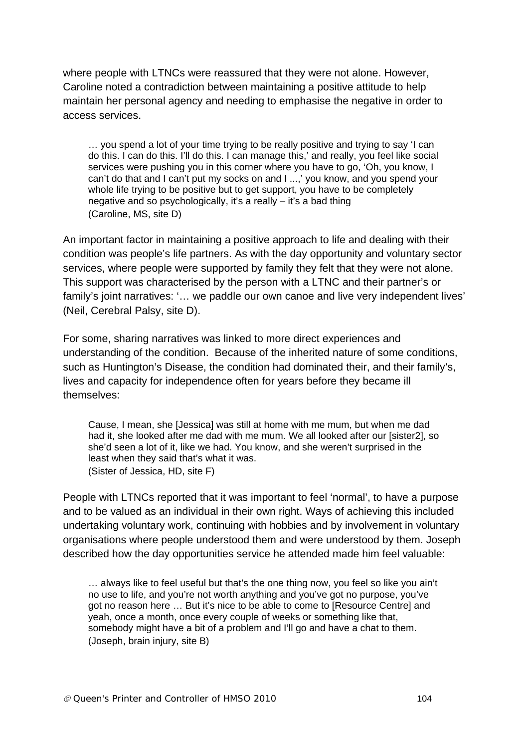where people with LTNCs were reassured that they were not alone. However, Caroline noted a contradiction between maintaining a positive attitude to help maintain her personal agency and needing to emphasise the negative in order to access services.

> … you spend a lot of your time trying to be really positive and trying to say 'I can do this. I can do this. I'll do this. I can manage this,' and really, you feel like social services were pushing you in this corner where you have to go, 'Oh, you know, I can't do that and I can't put my socks on and I ...,' you know, and you spend your whole life trying to be positive but to get support, you have to be completely negative and so psychologically, it's a really – it's a bad thing
> (Caroline, MS, site D)

An important factor in maintaining a positive approach to life and dealing with their condition was people's life partners. As with the day opportunity and voluntary sector services, where people were supported by family they felt that they were not alone. This support was characterised by the person with a LTNC and their partner's or family's joint narratives: '… we paddle our own canoe and live very independent lives' (Neil, Cerebral Palsy, site D).

For some, sharing narratives was linked to more direct experiences and understanding of the condition. Because of the inherited nature of some conditions, such as Huntington's Disease, the condition had dominated their, and their family's, lives and capacity for independence often for years before they became ill themselves:

> Cause, I mean, she [Jessica] was still at home with me mum, but when me dad had it, she looked after me dad with me mum. We all looked after our [sister2], so she'd seen a lot of it, like we had. You know, and she weren't surprised in the least when they said that's what it was.
> (Sister of Jessica, HD, site F)

People with LTNCs reported that it was important to feel 'normal', to have a purpose and to be valued as an individual in their own right. Ways of achieving this included undertaking voluntary work, continuing with hobbies and by involvement in voluntary organisations where people understood them and were understood by them. Joseph described how the day opportunities service he attended made him feel valuable:

> … always like to feel useful but that's the one thing now, you feel so like you ain't no use to life, and you're not worth anything and you've got no purpose, you've got no reason here … But it's nice to be able to come to [Resource Centre] and yeah, once a month, once every couple of weeks or something like that, somebody might have a bit of a problem and I'll go and have a chat to them.
> (Joseph, brain injury, site B)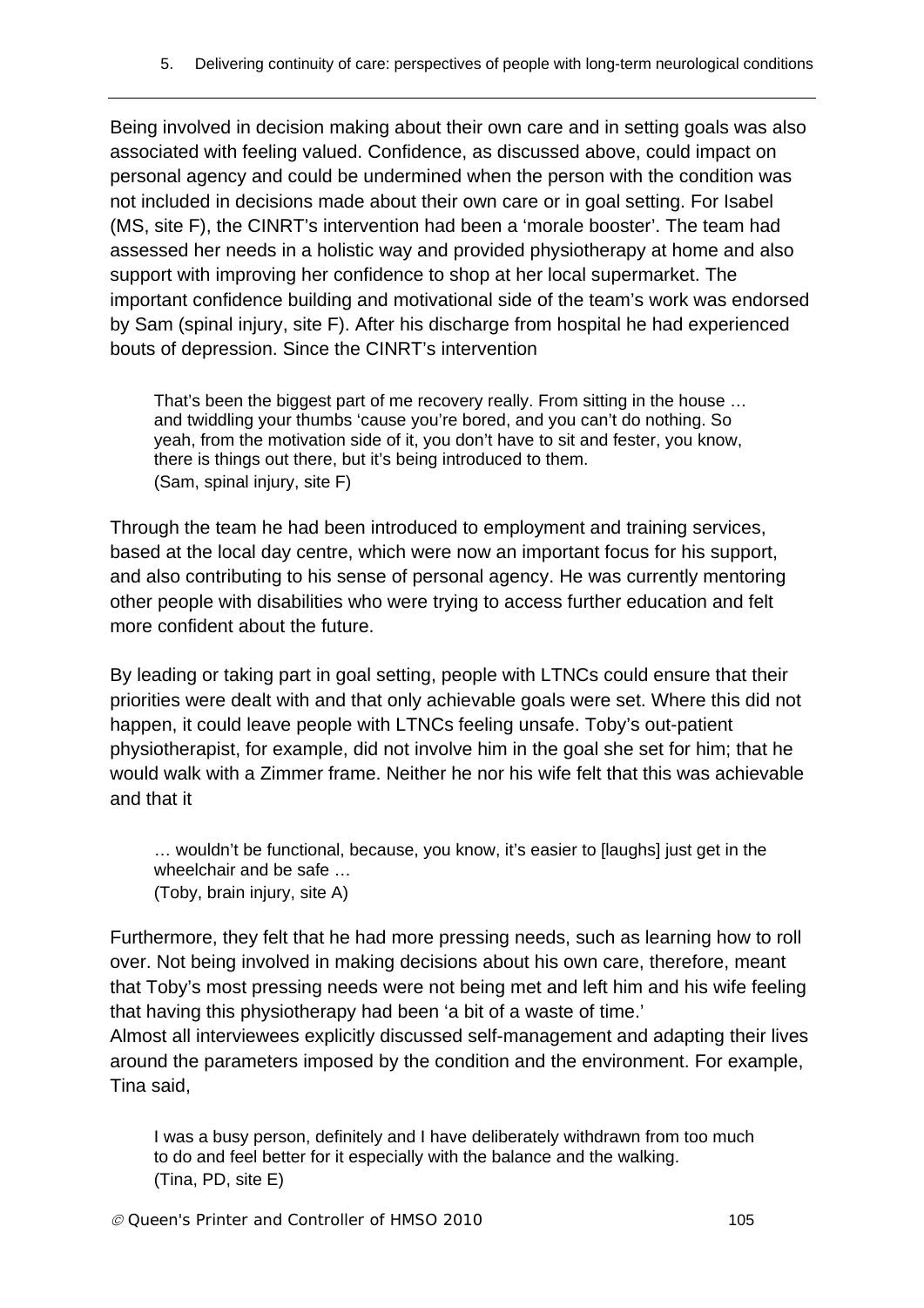Being involved in decision making about their own care and in setting goals was also associated with feeling valued. Confidence, as discussed above, could impact on personal agency and could be undermined when the person with the condition was not included in decisions made about their own care or in goal setting. For Isabel (MS, site F), the CINRT's intervention had been a 'morale booster'. The team had assessed her needs in a holistic way and provided physiotherapy at home and also support with improving her confidence to shop at her local supermarket. The important confidence building and motivational side of the team's work was endorsed by Sam (spinal injury, site F). After his discharge from hospital he had experienced bouts of depression. Since the CINRT's intervention

> That's been the biggest part of me recovery really. From sitting in the house … and twiddling your thumbs 'cause you're bored, and you can't do nothing. So yeah, from the motivation side of it, you don't have to sit and fester, you know, there is things out there, but it's being introduced to them.
> (Sam, spinal injury, site F)

Through the team he had been introduced to employment and training services, based at the local day centre, which were now an important focus for his support, and also contributing to his sense of personal agency. He was currently mentoring other people with disabilities who were trying to access further education and felt more confident about the future.

By leading or taking part in goal setting, people with LTNCs could ensure that their priorities were dealt with and that only achievable goals were set. Where this did not happen, it could leave people with LTNCs feeling unsafe. Toby's out-patient physiotherapist, for example, did not involve him in the goal she set for him; that he would walk with a Zimmer frame. Neither he nor his wife felt that this was achievable and that it

> … wouldn't be functional, because, you know, it's easier to [laughs] just get in the wheelchair and be safe …
> (Toby, brain injury, site A)

Furthermore, they felt that he had more pressing needs, such as learning how to roll over. Not being involved in making decisions about his own care, therefore, meant that Toby's most pressing needs were not being met and left him and his wife feeling that having this physiotherapy had been 'a bit of a waste of time.'

Almost all interviewees explicitly discussed self-management and adapting their lives around the parameters imposed by the condition and the environment. For example, Tina said,

> I was a busy person, definitely and I have deliberately withdrawn from too much to do and feel better for it especially with the balance and the walking.
> (Tina, PD, site E)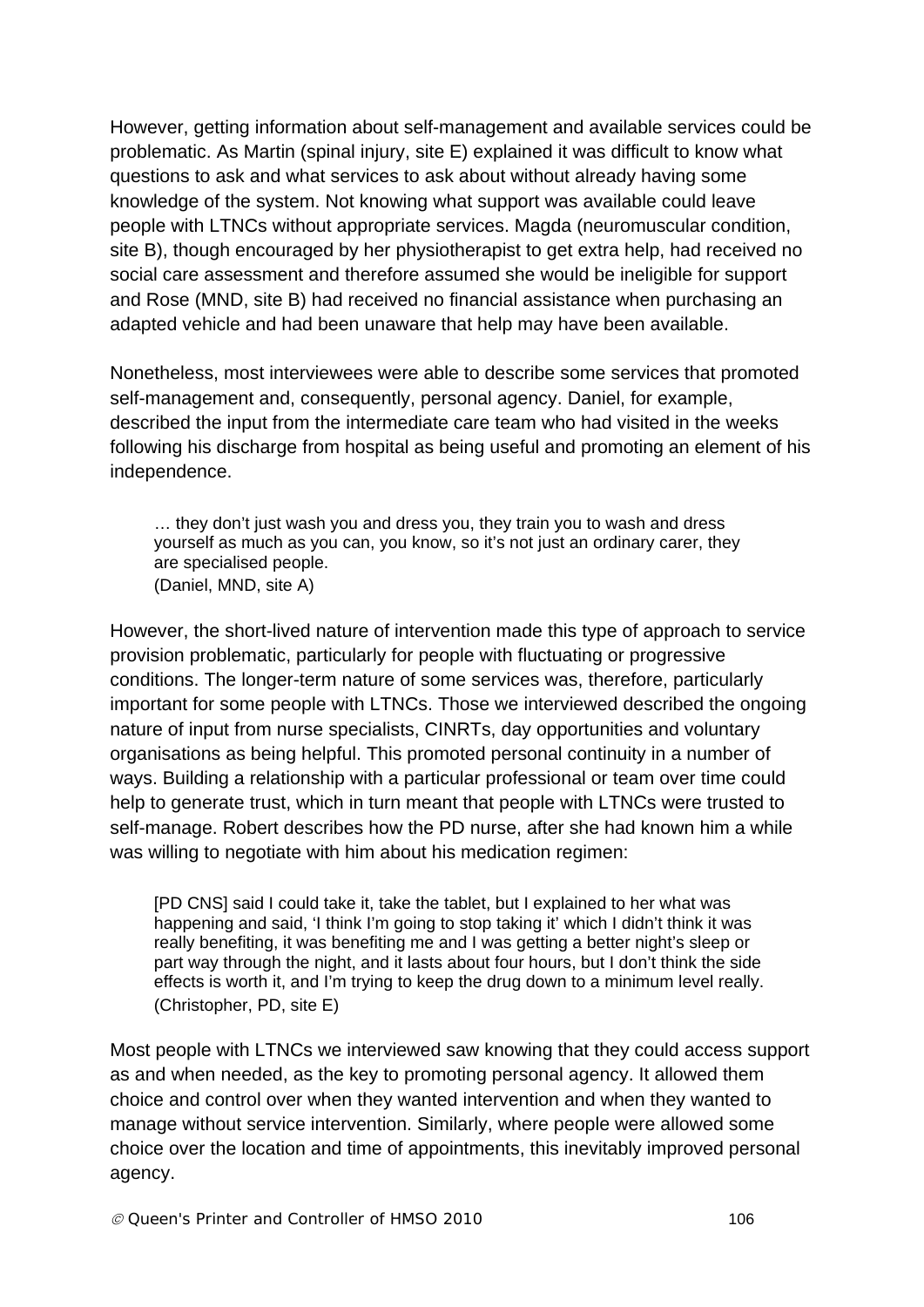However, getting information about self-management and available services could be problematic. As Martin (spinal injury, site E) explained it was difficult to know what questions to ask and what services to ask about without already having some knowledge of the system. Not knowing what support was available could leave people with LTNCs without appropriate services. Magda (neuromuscular condition, site B), though encouraged by her physiotherapist to get extra help, had received no social care assessment and therefore assumed she would be ineligible for support and Rose (MND, site B) had received no financial assistance when purchasing an adapted vehicle and had been unaware that help may have been available.

Nonetheless, most interviewees were able to describe some services that promoted self-management and, consequently, personal agency. Daniel, for example, described the input from the intermediate care team who had visited in the weeks following his discharge from hospital as being useful and promoting an element of his independence.

> … they don't just wash you and dress you, they train you to wash and dress yourself as much as you can, you know, so it's not just an ordinary carer, they are specialised people.
> (Daniel, MND, site A)

However, the short-lived nature of intervention made this type of approach to service provision problematic, particularly for people with fluctuating or progressive conditions. The longer-term nature of some services was, therefore, particularly important for some people with LTNCs. Those we interviewed described the ongoing nature of input from nurse specialists, CINRTs, day opportunities and voluntary organisations as being helpful. This promoted personal continuity in a number of ways. Building a relationship with a particular professional or team over time could help to generate trust, which in turn meant that people with LTNCs were trusted to self-manage. Robert describes how the PD nurse, after she had known him a while was willing to negotiate with him about his medication regimen:

> [PD CNS] said I could take it, take the tablet, but I explained to her what was happening and said, 'I think I'm going to stop taking it' which I didn't think it was really benefiting, it was benefiting me and I was getting a better night's sleep or part way through the night, and it lasts about four hours, but I don't think the side effects is worth it, and I'm trying to keep the drug down to a minimum level really.
> (Christopher, PD, site E)

Most people with LTNCs we interviewed saw knowing that they could access support as and when needed, as the key to promoting personal agency. It allowed them choice and control over when they wanted intervention and when they wanted to manage without service intervention. Similarly, where people were allowed some choice over the location and time of appointments, this inevitably improved personal agency.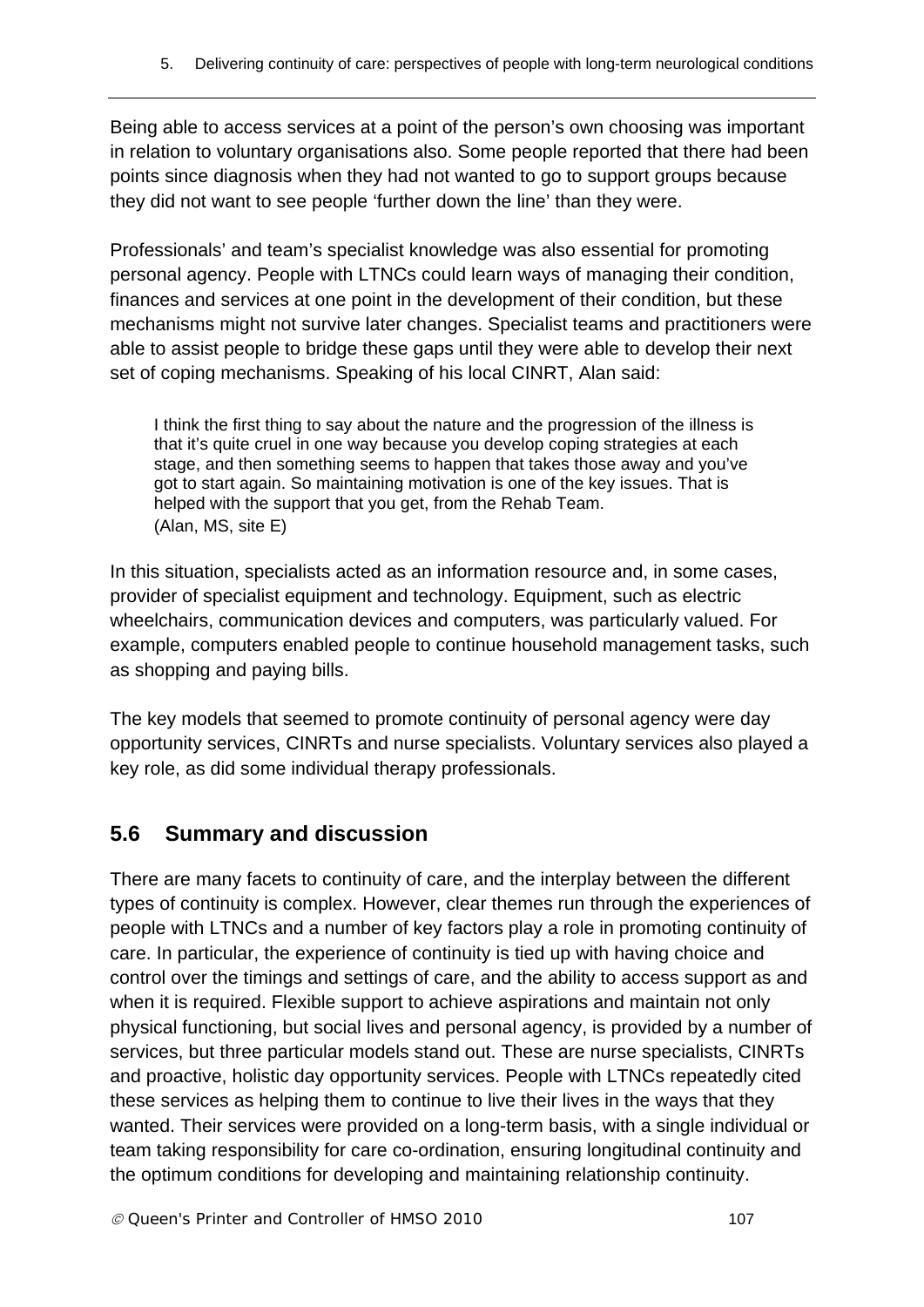Being able to access services at a point of the person's own choosing was important in relation to voluntary organisations also. Some people reported that there had been points since diagnosis when they had not wanted to go to support groups because they did not want to see people 'further down the line' than they were.

Professionals' and team's specialist knowledge was also essential for promoting personal agency. People with LTNCs could learn ways of managing their condition, finances and services at one point in the development of their condition, but these mechanisms might not survive later changes. Specialist teams and practitioners were able to assist people to bridge these gaps until they were able to develop their next set of coping mechanisms. Speaking of his local CINRT, Alan said:

> I think the first thing to say about the nature and the progression of the illness is that it's quite cruel in one way because you develop coping strategies at each stage, and then something seems to happen that takes those away and you've got to start again. So maintaining motivation is one of the key issues. That is helped with the support that you get, from the Rehab Team.
> (Alan, MS, site E)

In this situation, specialists acted as an information resource and, in some cases, provider of specialist equipment and technology. Equipment, such as electric wheelchairs, communication devices and computers, was particularly valued. For example, computers enabled people to continue household management tasks, such as shopping and paying bills.

The key models that seemed to promote continuity of personal agency were day opportunity services, CINRTs and nurse specialists. Voluntary services also played a key role, as did some individual therapy professionals.

## 5.6 Summary and discussion

There are many facets to continuity of care, and the interplay between the different types of continuity is complex. However, clear themes run through the experiences of people with LTNCs and a number of key factors play a role in promoting continuity of care. In particular, the experience of continuity is tied up with having choice and control over the timings and settings of care, and the ability to access support as and when it is required. Flexible support to achieve aspirations and maintain not only physical functioning, but social lives and personal agency, is provided by a number of services, but three particular models stand out. These are nurse specialists, CINRTs and proactive, holistic day opportunity services. People with LTNCs repeatedly cited these services as helping them to continue to live their lives in the ways that they wanted. Their services were provided on a long-term basis, with a single individual or team taking responsibility for care co-ordination, ensuring longitudinal continuity and the optimum conditions for developing and maintaining relationship continuity.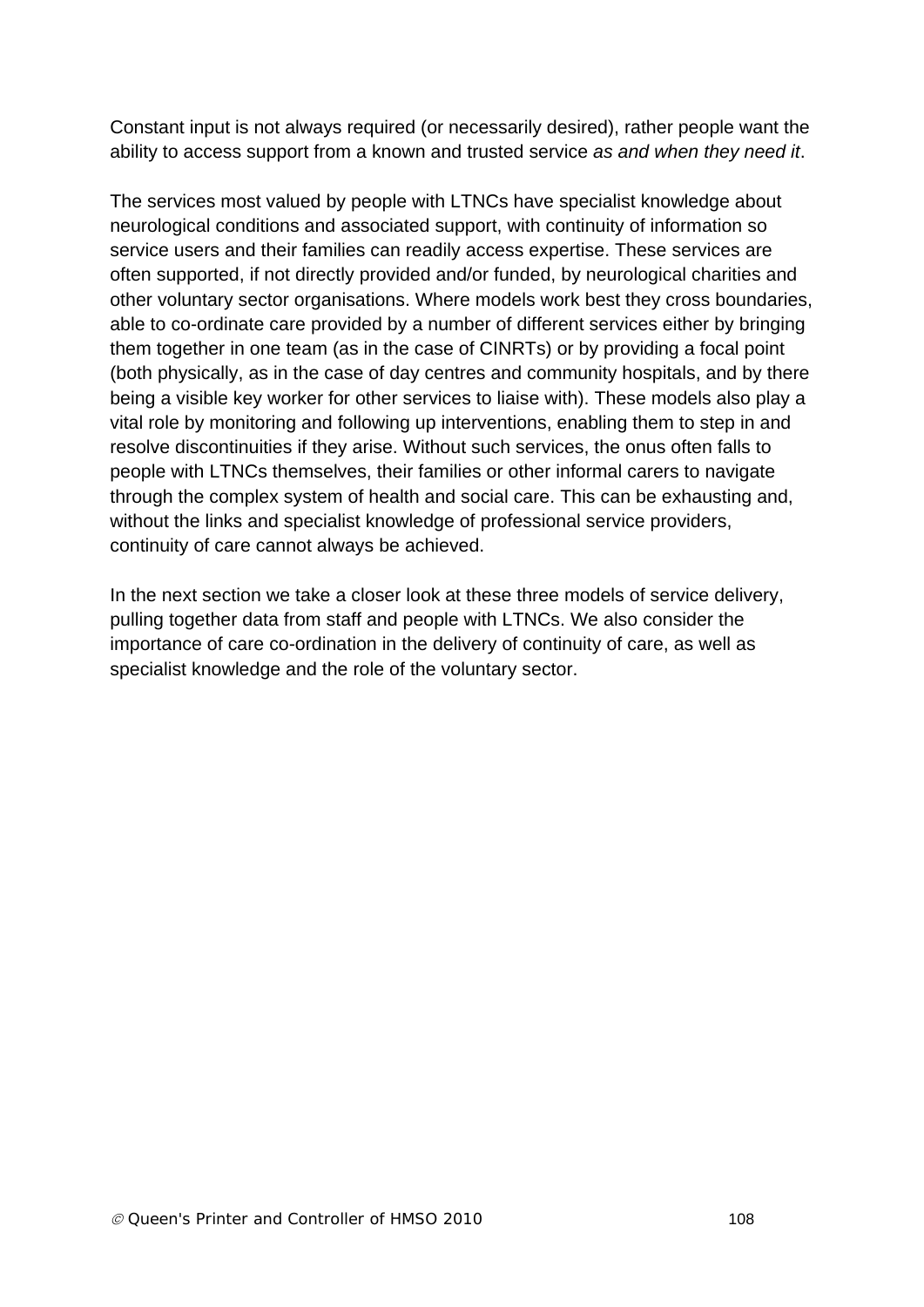Constant input is not always required (or necessarily desired), rather people want the ability to access support from a known and trusted service *as and when they need it*.

The services most valued by people with LTNCs have specialist knowledge about neurological conditions and associated support, with continuity of information so service users and their families can readily access expertise. These services are often supported, if not directly provided and/or funded, by neurological charities and other voluntary sector organisations. Where models work best they cross boundaries, able to co-ordinate care provided by a number of different services either by bringing them together in one team (as in the case of CINRTs) or by providing a focal point (both physically, as in the case of day centres and community hospitals, and by there being a visible key worker for other services to liaise with). These models also play a vital role by monitoring and following up interventions, enabling them to step in and resolve discontinuities if they arise. Without such services, the onus often falls to people with LTNCs themselves, their families or other informal carers to navigate through the complex system of health and social care. This can be exhausting and, without the links and specialist knowledge of professional service providers, continuity of care cannot always be achieved.

In the next section we take a closer look at these three models of service delivery, pulling together data from staff and people with LTNCs. We also consider the importance of care co-ordination in the delivery of continuity of care, as well as specialist knowledge and the role of the voluntary sector.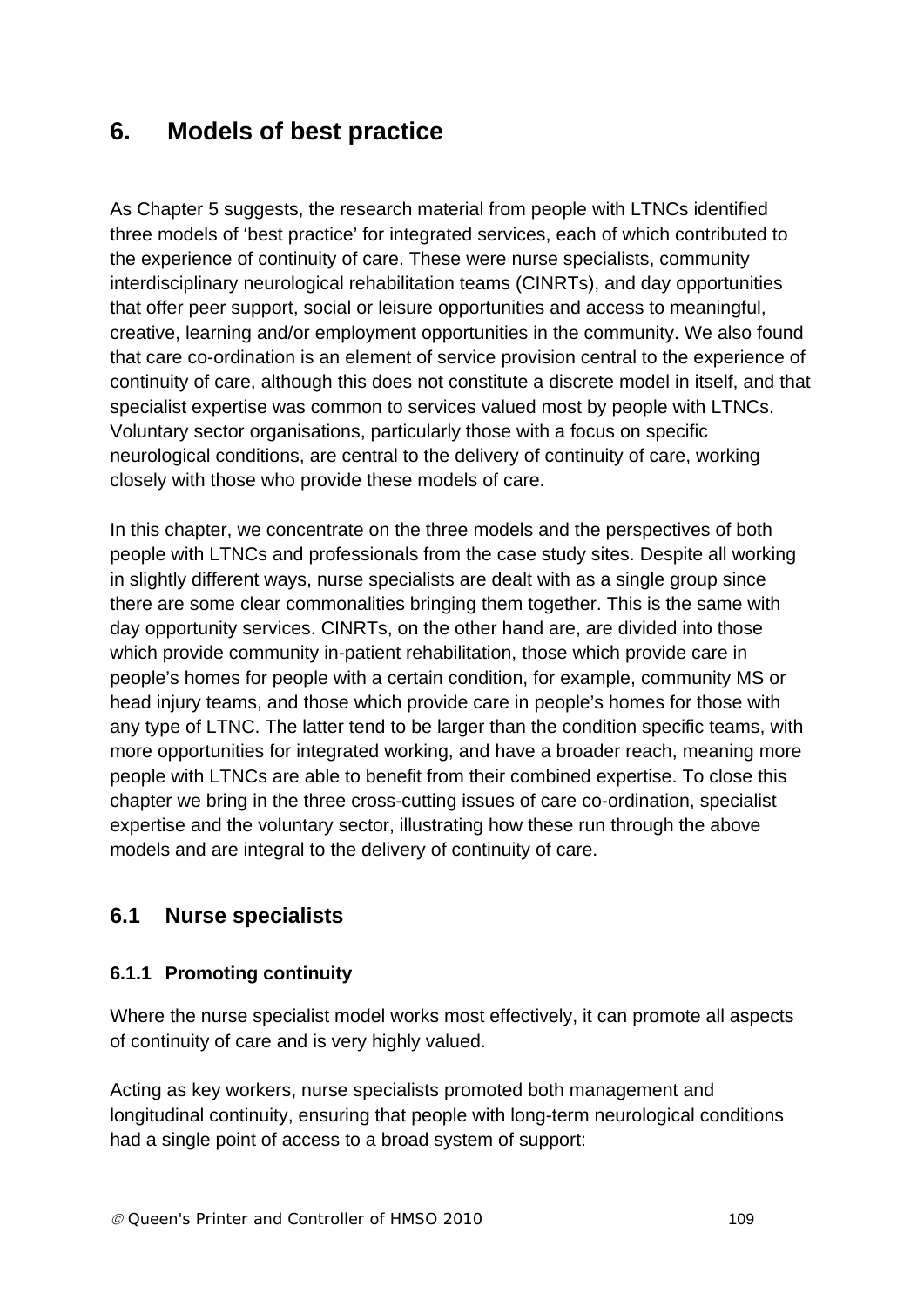# 6. Models of best practice

As Chapter 5 suggests, the research material from people with LTNCs identified three models of 'best practice' for integrated services, each of which contributed to the experience of continuity of care. These were nurse specialists, community interdisciplinary neurological rehabilitation teams (CINRTs), and day opportunities that offer peer support, social or leisure opportunities and access to meaningful, creative, learning and/or employment opportunities in the community. We also found that care co-ordination is an element of service provision central to the experience of continuity of care, although this does not constitute a discrete model in itself, and that specialist expertise was common to services valued most by people with LTNCs. Voluntary sector organisations, particularly those with a focus on specific neurological conditions, are central to the delivery of continuity of care, working closely with those who provide these models of care.

In this chapter, we concentrate on the three models and the perspectives of both people with LTNCs and professionals from the case study sites. Despite all working in slightly different ways, nurse specialists are dealt with as a single group since there are some clear commonalities bringing them together. This is the same with day opportunity services. CINRTs, on the other hand are, are divided into those which provide community in-patient rehabilitation, those which provide care in people's homes for people with a certain condition, for example, community MS or head injury teams, and those which provide care in people's homes for those with any type of LTNC. The latter tend to be larger than the condition specific teams, with more opportunities for integrated working, and have a broader reach, meaning more people with LTNCs are able to benefit from their combined expertise. To close this chapter we bring in the three cross-cutting issues of care co-ordination, specialist expertise and the voluntary sector, illustrating how these run through the above models and are integral to the delivery of continuity of care.

## 6.1 Nurse specialists

### 6.1.1 Promoting continuity

Where the nurse specialist model works most effectively, it can promote all aspects of continuity of care and is very highly valued.

Acting as key workers, nurse specialists promoted both management and longitudinal continuity, ensuring that people with long-term neurological conditions had a single point of access to a broad system of support: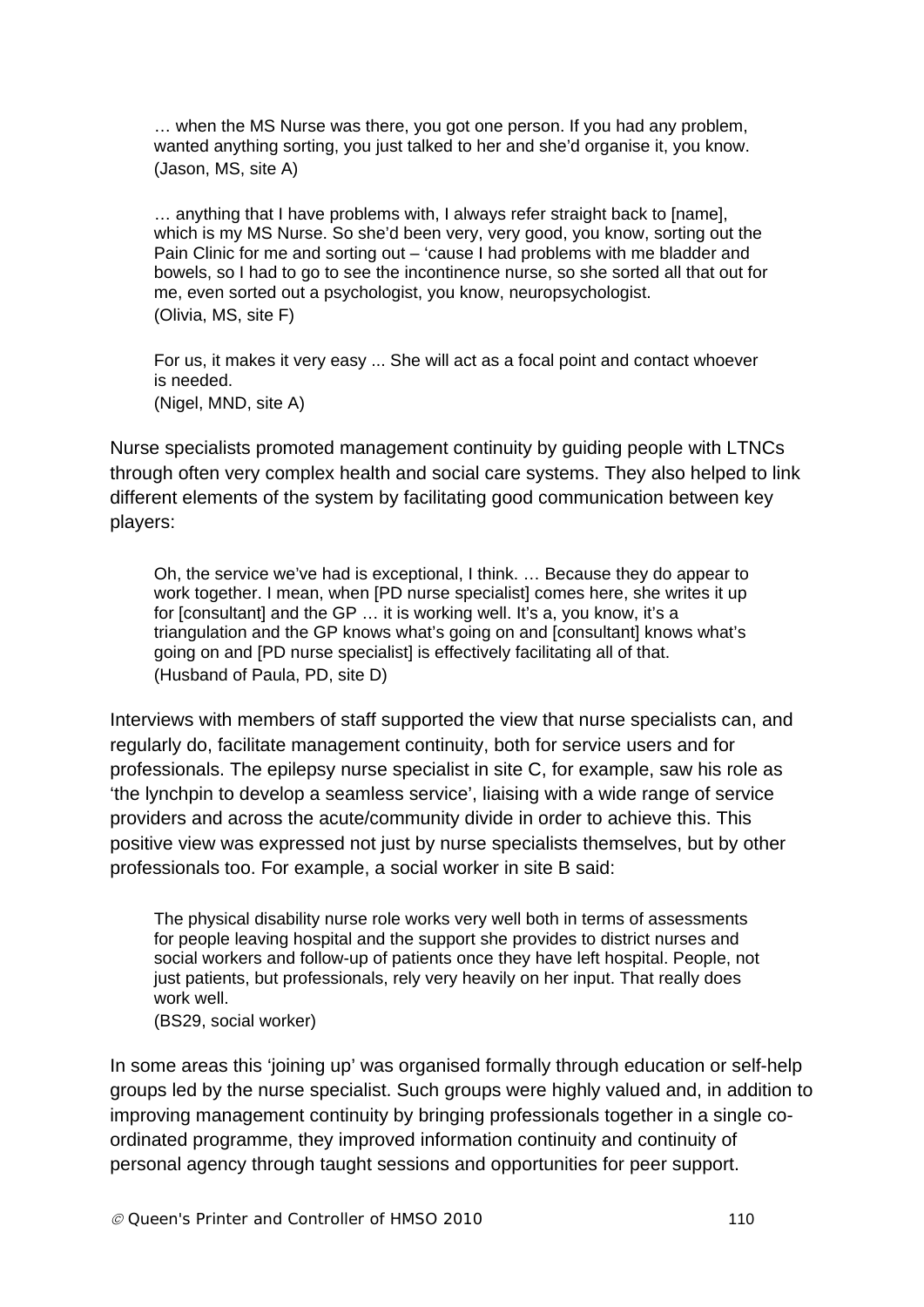> … when the MS Nurse was there, you got one person. If you had any problem, wanted anything sorting, you just talked to her and she'd organise it, you know.
> (Jason, MS, site A)

> … anything that I have problems with, I always refer straight back to [name], which is my MS Nurse. So she'd been very, very good, you know, sorting out the Pain Clinic for me and sorting out – 'cause I had problems with me bladder and bowels, so I had to go to see the incontinence nurse, so she sorted all that out for me, even sorted out a psychologist, you know, neuropsychologist.
> (Olivia, MS, site F)

> For us, it makes it very easy ... She will act as a focal point and contact whoever is needed.
> (Nigel, MND, site A)

Nurse specialists promoted management continuity by guiding people with LTNCs through often very complex health and social care systems. They also helped to link different elements of the system by facilitating good communication between key players:

> Oh, the service we've had is exceptional, I think. … Because they do appear to work together. I mean, when [PD nurse specialist] comes here, she writes it up for [consultant] and the GP … it is working well. It's a, you know, it's a triangulation and the GP knows what's going on and [consultant] knows what's going on and [PD nurse specialist] is effectively facilitating all of that.
> (Husband of Paula, PD, site D)

Interviews with members of staff supported the view that nurse specialists can, and regularly do, facilitate management continuity, both for service users and for professionals. The epilepsy nurse specialist in site C, for example, saw his role as 'the lynchpin to develop a seamless service', liaising with a wide range of service providers and across the acute/community divide in order to achieve this. This positive view was expressed not just by nurse specialists themselves, but by other professionals too. For example, a social worker in site B said:

> The physical disability nurse role works very well both in terms of assessments for people leaving hospital and the support she provides to district nurses and social workers and follow-up of patients once they have left hospital. People, not just patients, but professionals, rely very heavily on her input. That really does work well.
> (BS29, social worker)

In some areas this 'joining up' was organised formally through education or self-help groups led by the nurse specialist. Such groups were highly valued and, in addition to improving management continuity by bringing professionals together in a single co-ordinated programme, they improved information continuity and continuity of personal agency through taught sessions and opportunities for peer support.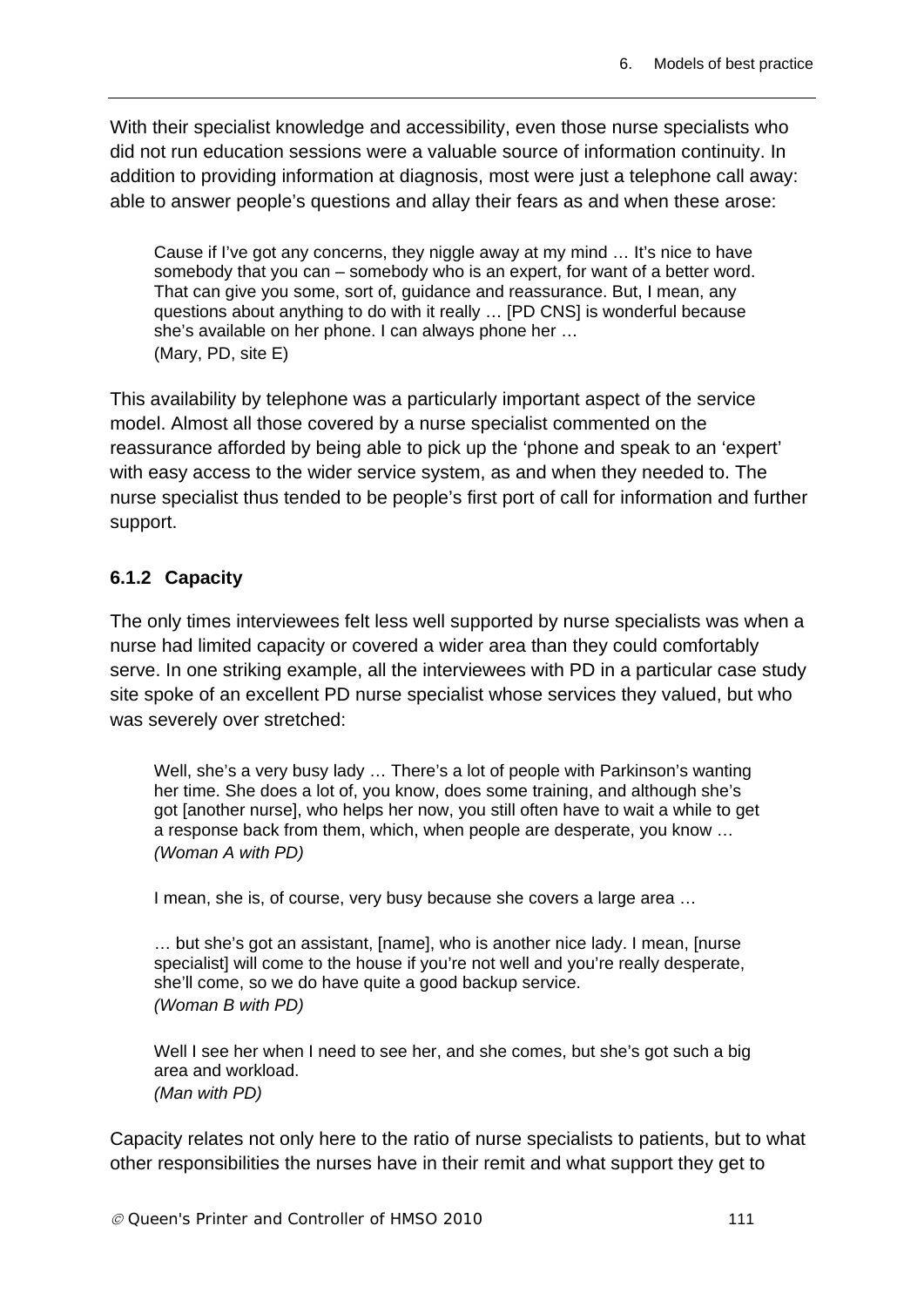With their specialist knowledge and accessibility, even those nurse specialists who did not run education sessions were a valuable source of information continuity. In addition to providing information at diagnosis, most were just a telephone call away: able to answer people's questions and allay their fears as and when these arose:

> Cause if I've got any concerns, they niggle away at my mind … It's nice to have somebody that you can – somebody who is an expert, for want of a better word. That can give you some, sort of, guidance and reassurance. But, I mean, any questions about anything to do with it really … [PD CNS] is wonderful because she's available on her phone. I can always phone her …
> (Mary, PD, site E)

This availability by telephone was a particularly important aspect of the service model. Almost all those covered by a nurse specialist commented on the reassurance afforded by being able to pick up the 'phone and speak to an 'expert' with easy access to the wider service system, as and when they needed to. The nurse specialist thus tended to be people's first port of call for information and further support.

### 6.1.2 Capacity

The only times interviewees felt less well supported by nurse specialists was when a nurse had limited capacity or covered a wider area than they could comfortably serve. In one striking example, all the interviewees with PD in a particular case study site spoke of an excellent PD nurse specialist whose services they valued, but who was severely over stretched:

> Well, she's a very busy lady … There's a lot of people with Parkinson's wanting her time. She does a lot of, you know, does some training, and although she's got [another nurse], who helps her now, you still often have to wait a while to get a response back from them, which, when people are desperate, you know …
> *(Woman A with PD)*

> I mean, she is, of course, very busy because she covers a large area …
>
> … but she's got an assistant, [name], who is another nice lady. I mean, [nurse specialist] will come to the house if you're not well and you're really desperate, she'll come, so we do have quite a good backup service.
> *(Woman B with PD)*

> Well I see her when I need to see her, and she comes, but she's got such a big area and workload.
> *(Man with PD)*

Capacity relates not only here to the ratio of nurse specialists to patients, but to what other responsibilities the nurses have in their remit and what support they get to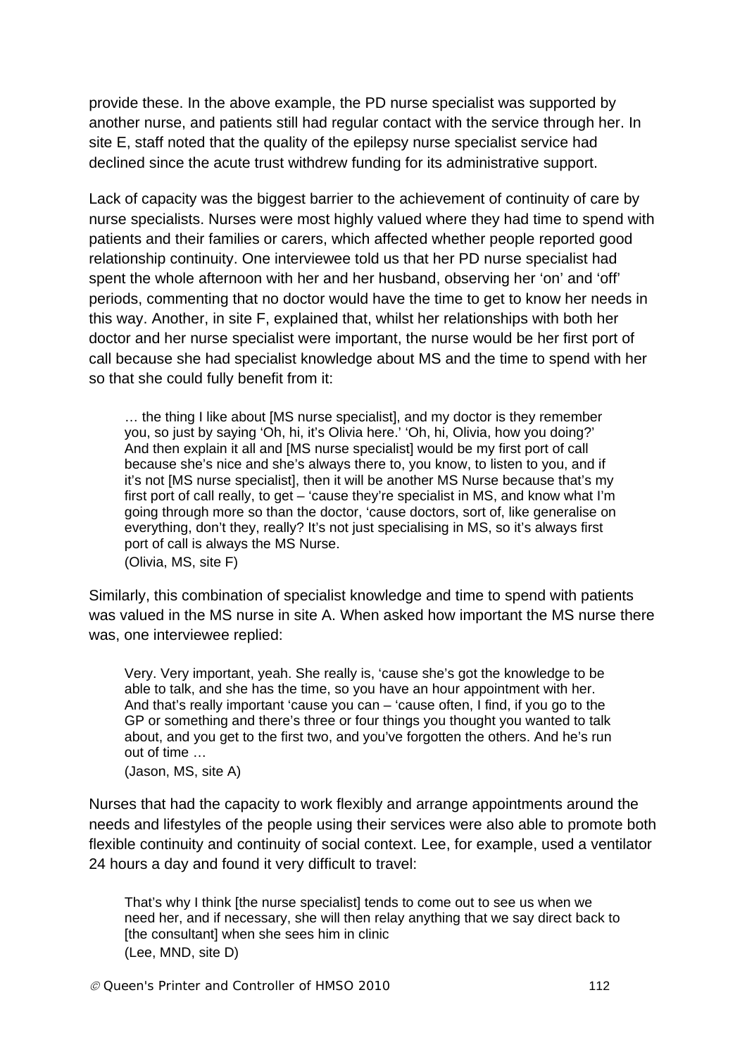provide these. In the above example, the PD nurse specialist was supported by another nurse, and patients still had regular contact with the service through her. In site E, staff noted that the quality of the epilepsy nurse specialist service had declined since the acute trust withdrew funding for its administrative support.

Lack of capacity was the biggest barrier to the achievement of continuity of care by nurse specialists. Nurses were most highly valued where they had time to spend with patients and their families or carers, which affected whether people reported good relationship continuity. One interviewee told us that her PD nurse specialist had spent the whole afternoon with her and her husband, observing her 'on' and 'off' periods, commenting that no doctor would have the time to get to know her needs in this way. Another, in site F, explained that, whilst her relationships with both her doctor and her nurse specialist were important, the nurse would be her first port of call because she had specialist knowledge about MS and the time to spend with her so that she could fully benefit from it:

> … the thing I like about [MS nurse specialist], and my doctor is they remember you, so just by saying 'Oh, hi, it's Olivia here.' 'Oh, hi, Olivia, how you doing?' And then explain it all and [MS nurse specialist] would be my first port of call because she's nice and she's always there to, you know, to listen to you, and if it's not [MS nurse specialist], then it will be another MS Nurse because that's my first port of call really, to get – 'cause they're specialist in MS, and know what I'm going through more so than the doctor, 'cause doctors, sort of, like generalise on everything, don't they, really? It's not just specialising in MS, so it's always first port of call is always the MS Nurse.
> (Olivia, MS, site F)

Similarly, this combination of specialist knowledge and time to spend with patients was valued in the MS nurse in site A. When asked how important the MS nurse there was, one interviewee replied:

> Very. Very important, yeah. She really is, 'cause she's got the knowledge to be able to talk, and she has the time, so you have an hour appointment with her. And that's really important 'cause you can – 'cause often, I find, if you go to the GP or something and there's three or four things you thought you wanted to talk about, and you get to the first two, and you've forgotten the others. And he's run out of time …
> (Jason, MS, site A)

Nurses that had the capacity to work flexibly and arrange appointments around the needs and lifestyles of the people using their services were also able to promote both flexible continuity and continuity of social context. Lee, for example, used a ventilator 24 hours a day and found it very difficult to travel:

> That's why I think [the nurse specialist] tends to come out to see us when we need her, and if necessary, she will then relay anything that we say direct back to [the consultant] when she sees him in clinic
> (Lee, MND, site D)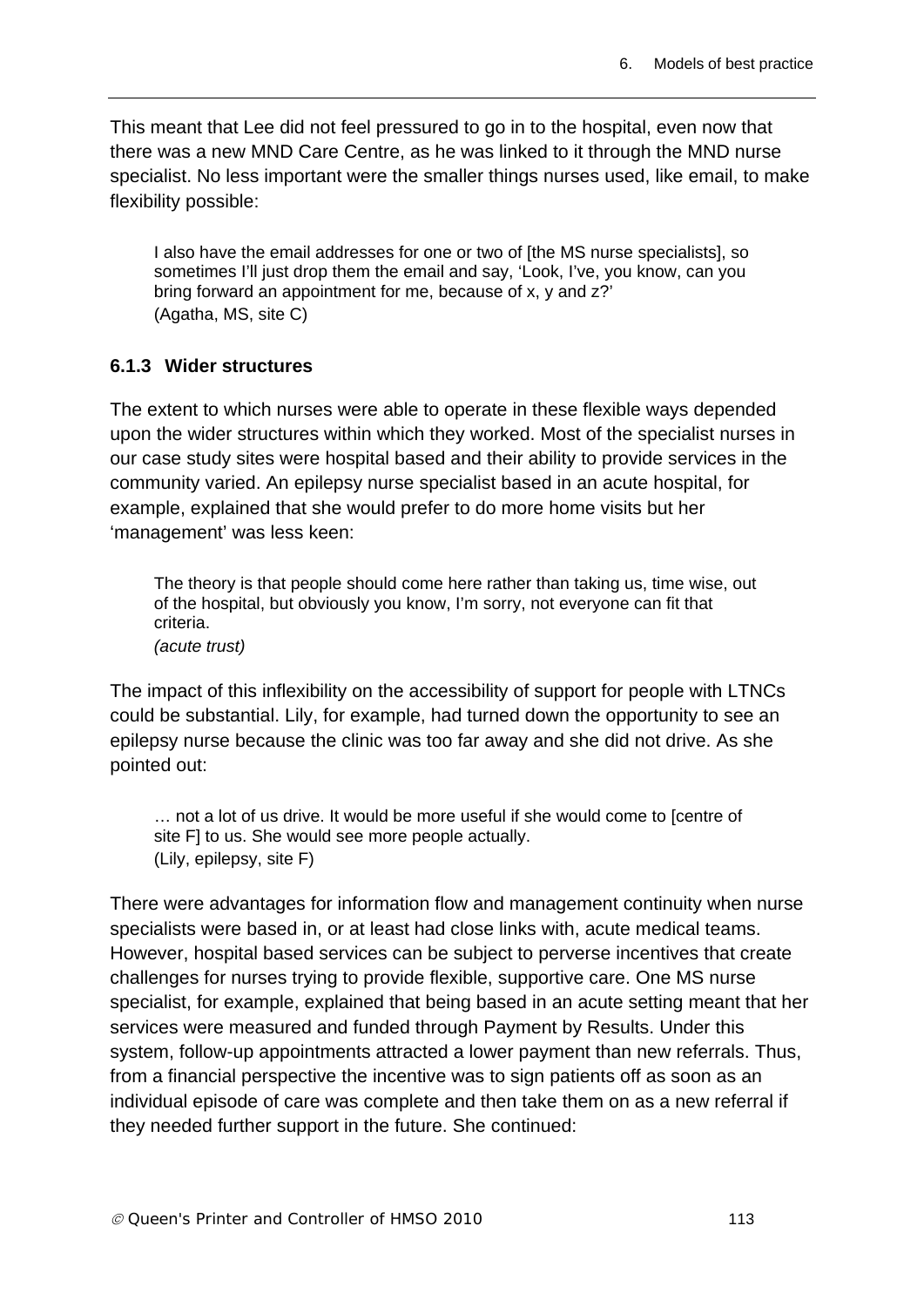This meant that Lee did not feel pressured to go in to the hospital, even now that there was a new MND Care Centre, as he was linked to it through the MND nurse specialist. No less important were the smaller things nurses used, like email, to make flexibility possible:

> I also have the email addresses for one or two of [the MS nurse specialists], so sometimes I'll just drop them the email and say, 'Look, I've, you know, can you bring forward an appointment for me, because of x, y and z?'
> (Agatha, MS, site C)

### 6.1.3 Wider structures

The extent to which nurses were able to operate in these flexible ways depended upon the wider structures within which they worked. Most of the specialist nurses in our case study sites were hospital based and their ability to provide services in the community varied. An epilepsy nurse specialist based in an acute hospital, for example, explained that she would prefer to do more home visits but her 'management' was less keen:

> The theory is that people should come here rather than taking us, time wise, out of the hospital, but obviously you know, I'm sorry, not everyone can fit that criteria.
> *(acute trust)*

The impact of this inflexibility on the accessibility of support for people with LTNCs could be substantial. Lily, for example, had turned down the opportunity to see an epilepsy nurse because the clinic was too far away and she did not drive. As she pointed out:

> … not a lot of us drive. It would be more useful if she would come to [centre of site F] to us. She would see more people actually.
> (Lily, epilepsy, site F)

There were advantages for information flow and management continuity when nurse specialists were based in, or at least had close links with, acute medical teams. However, hospital based services can be subject to perverse incentives that create challenges for nurses trying to provide flexible, supportive care. One MS nurse specialist, for example, explained that being based in an acute setting meant that her services were measured and funded through Payment by Results. Under this system, follow-up appointments attracted a lower payment than new referrals. Thus, from a financial perspective the incentive was to sign patients off as soon as an individual episode of care was complete and then take them on as a new referral if they needed further support in the future. She continued: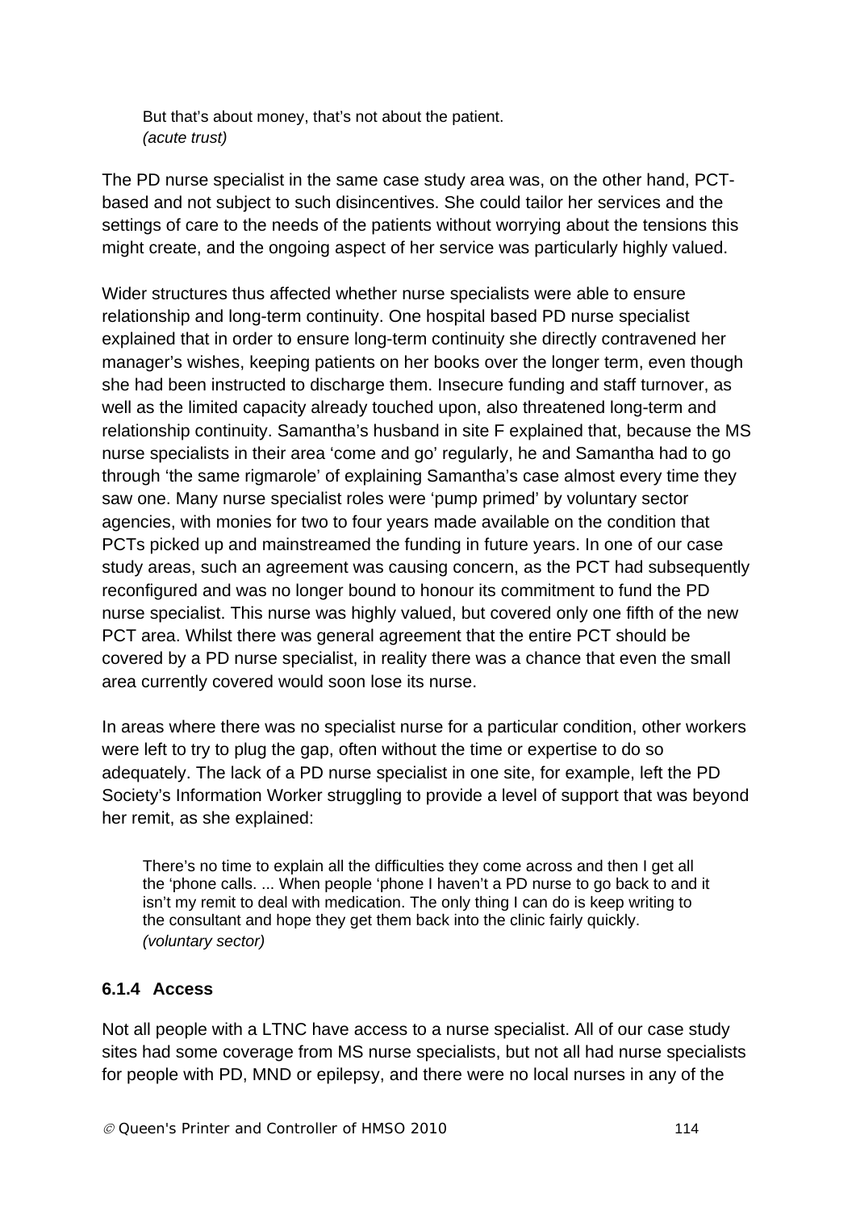> But that's about money, that's not about the patient.
> *(acute trust)*

The PD nurse specialist in the same case study area was, on the other hand, PCT-based and not subject to such disincentives. She could tailor her services and the settings of care to the needs of the patients without worrying about the tensions this might create, and the ongoing aspect of her service was particularly highly valued.

Wider structures thus affected whether nurse specialists were able to ensure relationship and long-term continuity. One hospital based PD nurse specialist explained that in order to ensure long-term continuity she directly contravened her manager's wishes, keeping patients on her books over the longer term, even though she had been instructed to discharge them. Insecure funding and staff turnover, as well as the limited capacity already touched upon, also threatened long-term and relationship continuity. Samantha's husband in site F explained that, because the MS nurse specialists in their area 'come and go' regularly, he and Samantha had to go through 'the same rigmarole' of explaining Samantha's case almost every time they saw one. Many nurse specialist roles were 'pump primed' by voluntary sector agencies, with monies for two to four years made available on the condition that PCTs picked up and mainstreamed the funding in future years. In one of our case study areas, such an agreement was causing concern, as the PCT had subsequently reconfigured and was no longer bound to honour its commitment to fund the PD nurse specialist. This nurse was highly valued, but covered only one fifth of the new PCT area. Whilst there was general agreement that the entire PCT should be covered by a PD nurse specialist, in reality there was a chance that even the small area currently covered would soon lose its nurse.

In areas where there was no specialist nurse for a particular condition, other workers were left to try to plug the gap, often without the time or expertise to do so adequately. The lack of a PD nurse specialist in one site, for example, left the PD Society's Information Worker struggling to provide a level of support that was beyond her remit, as she explained:

> There's no time to explain all the difficulties they come across and then I get all the 'phone calls. ... When people 'phone I haven't a PD nurse to go back to and it isn't my remit to deal with medication. The only thing I can do is keep writing to the consultant and hope they get them back into the clinic fairly quickly.
> *(voluntary sector)*

#### 6.1.4 Access

Not all people with a LTNC have access to a nurse specialist. All of our case study sites had some coverage from MS nurse specialists, but not all had nurse specialists for people with PD, MND or epilepsy, and there were no local nurses in any of the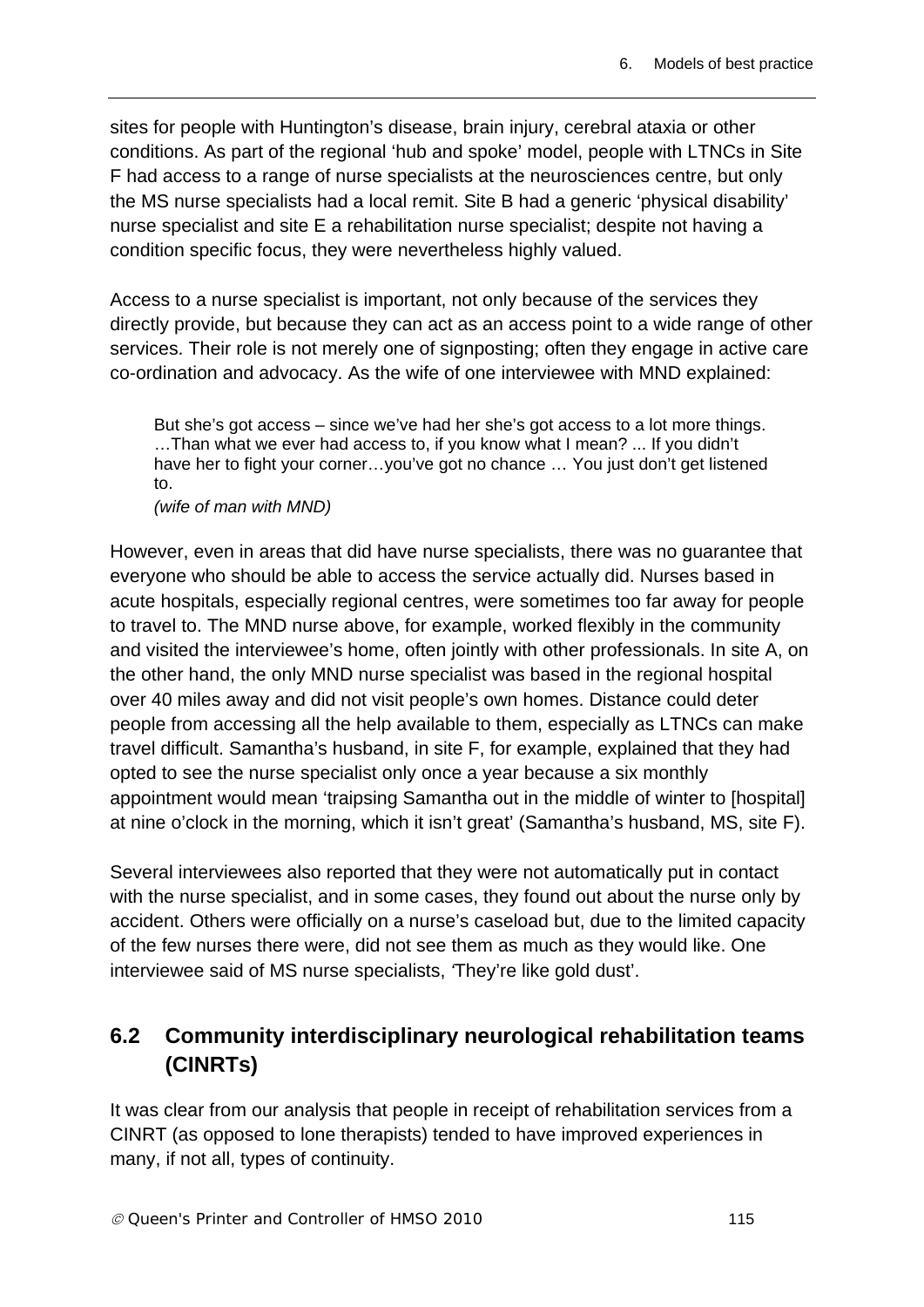sites for people with Huntington's disease, brain injury, cerebral ataxia or other conditions. As part of the regional 'hub and spoke' model, people with LTNCs in Site F had access to a range of nurse specialists at the neurosciences centre, but only the MS nurse specialists had a local remit. Site B had a generic 'physical disability' nurse specialist and site E a rehabilitation nurse specialist; despite not having a condition specific focus, they were nevertheless highly valued.

Access to a nurse specialist is important, not only because of the services they directly provide, but because they can act as an access point to a wide range of other services. Their role is not merely one of signposting; often they engage in active care co-ordination and advocacy. As the wife of one interviewee with MND explained:

> But she's got access – since we've had her she's got access to a lot more things. …Than what we ever had access to, if you know what I mean? ... If you didn't have her to fight your corner…you've got no chance … You just don't get listened to.
> *(wife of man with MND)*

However, even in areas that did have nurse specialists, there was no guarantee that everyone who should be able to access the service actually did. Nurses based in acute hospitals, especially regional centres, were sometimes too far away for people to travel to. The MND nurse above, for example, worked flexibly in the community and visited the interviewee's home, often jointly with other professionals. In site A, on the other hand, the only MND nurse specialist was based in the regional hospital over 40 miles away and did not visit people's own homes. Distance could deter people from accessing all the help available to them, especially as LTNCs can make travel difficult. Samantha's husband, in site F, for example, explained that they had opted to see the nurse specialist only once a year because a six monthly appointment would mean 'traipsing Samantha out in the middle of winter to [hospital] at nine o'clock in the morning, which it isn't great' (Samantha's husband, MS, site F).

Several interviewees also reported that they were not automatically put in contact with the nurse specialist, and in some cases, they found out about the nurse only by accident. Others were officially on a nurse's caseload but, due to the limited capacity of the few nurses there were, did not see them as much as they would like. One interviewee said of MS nurse specialists, 'They're like gold dust'.

## 6.2 Community interdisciplinary neurological rehabilitation teams (CINRTs)

It was clear from our analysis that people in receipt of rehabilitation services from a CINRT (as opposed to lone therapists) tended to have improved experiences in many, if not all, types of continuity.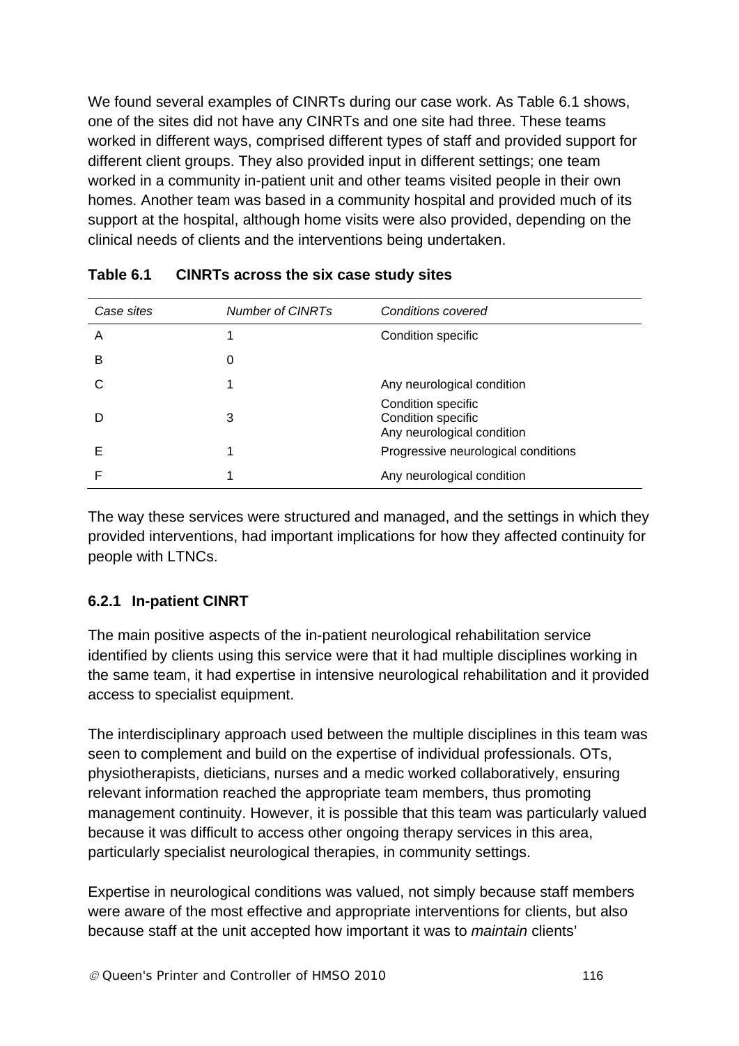We found several examples of CINRTs during our case work. As Table 6.1 shows, one of the sites did not have any CINRTs and one site had three. These teams worked in different ways, comprised different types of staff and provided support for different client groups. They also provided input in different settings; one team worked in a community in-patient unit and other teams visited people in their own homes. Another team was based in a community hospital and provided much of its support at the hospital, although home visits were also provided, depending on the clinical needs of clients and the interventions being undertaken.

**Table 6.1 CINRTs across the six case study sites**

| *Case sites* | *Number of CINRTs* | *Conditions covered* |
|---|---|---|
| A | 1 | Condition specific |
| B | 0 | |
| C | 1 | Any neurological condition |
| D | 3 | Condition specific<br>Condition specific<br>Any neurological condition |
| E | 1 | Progressive neurological conditions |
| F | 1 | Any neurological condition |

The way these services were structured and managed, and the settings in which they provided interventions, had important implications for how they affected continuity for people with LTNCs.

### 6.2.1 In-patient CINRT

The main positive aspects of the in-patient neurological rehabilitation service identified by clients using this service were that it had multiple disciplines working in the same team, it had expertise in intensive neurological rehabilitation and it provided access to specialist equipment.

The interdisciplinary approach used between the multiple disciplines in this team was seen to complement and build on the expertise of individual professionals. OTs, physiotherapists, dieticians, nurses and a medic worked collaboratively, ensuring relevant information reached the appropriate team members, thus promoting management continuity. However, it is possible that this team was particularly valued because it was difficult to access other ongoing therapy services in this area, particularly specialist neurological therapies, in community settings.

Expertise in neurological conditions was valued, not simply because staff members were aware of the most effective and appropriate interventions for clients, but also because staff at the unit accepted how important it was to *maintain* clients'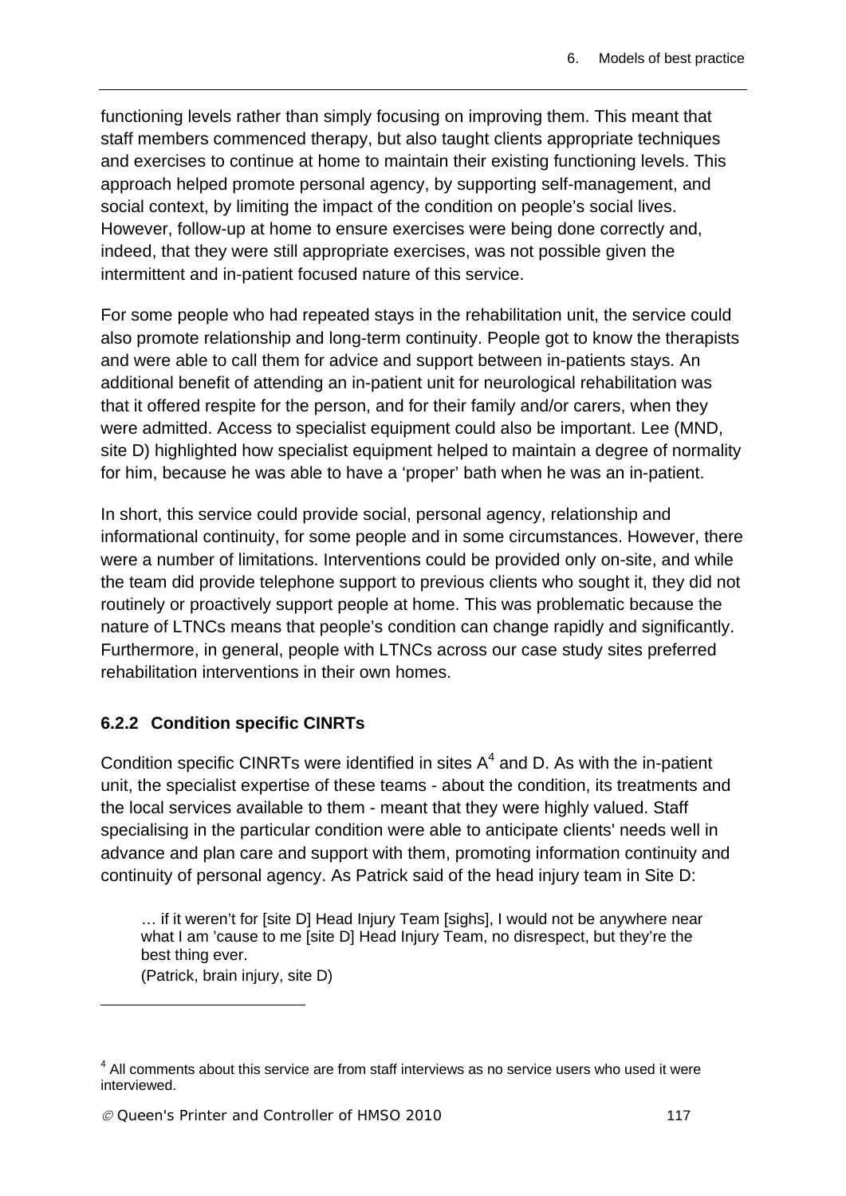functioning levels rather than simply focusing on improving them. This meant that staff members commenced therapy, but also taught clients appropriate techniques and exercises to continue at home to maintain their existing functioning levels. This approach helped promote personal agency, by supporting self-management, and social context, by limiting the impact of the condition on people's social lives. However, follow-up at home to ensure exercises were being done correctly and, indeed, that they were still appropriate exercises, was not possible given the intermittent and in-patient focused nature of this service.

For some people who had repeated stays in the rehabilitation unit, the service could also promote relationship and long-term continuity. People got to know the therapists and were able to call them for advice and support between in-patients stays. An additional benefit of attending an in-patient unit for neurological rehabilitation was that it offered respite for the person, and for their family and/or carers, when they were admitted. Access to specialist equipment could also be important. Lee (MND, site D) highlighted how specialist equipment helped to maintain a degree of normality for him, because he was able to have a 'proper' bath when he was an in-patient.

In short, this service could provide social, personal agency, relationship and informational continuity, for some people and in some circumstances. However, there were a number of limitations. Interventions could be provided only on-site, and while the team did provide telephone support to previous clients who sought it, they did not routinely or proactively support people at home. This was problematic because the nature of LTNCs means that people's condition can change rapidly and significantly. Furthermore, in general, people with LTNCs across our case study sites preferred rehabilitation interventions in their own homes.

### 6.2.2 Condition specific CINRTs

Condition specific CINRTs were identified in sites A[4] and D. As with the in-patient unit, the specialist expertise of these teams - about the condition, its treatments and the local services available to them - meant that they were highly valued. Staff specialising in the particular condition were able to anticipate clients' needs well in advance and plan care and support with them, promoting information continuity and continuity of personal agency. As Patrick said of the head injury team in Site D:

> … if it weren't for [site D] Head Injury Team [sighs], I would not be anywhere near what I am 'cause to me [site D] Head Injury Team, no disrespect, but they're the best thing ever.
> (Patrick, brain injury, site D)

---

[4] All comments about this service are from staff interviews as no service users who used it were interviewed.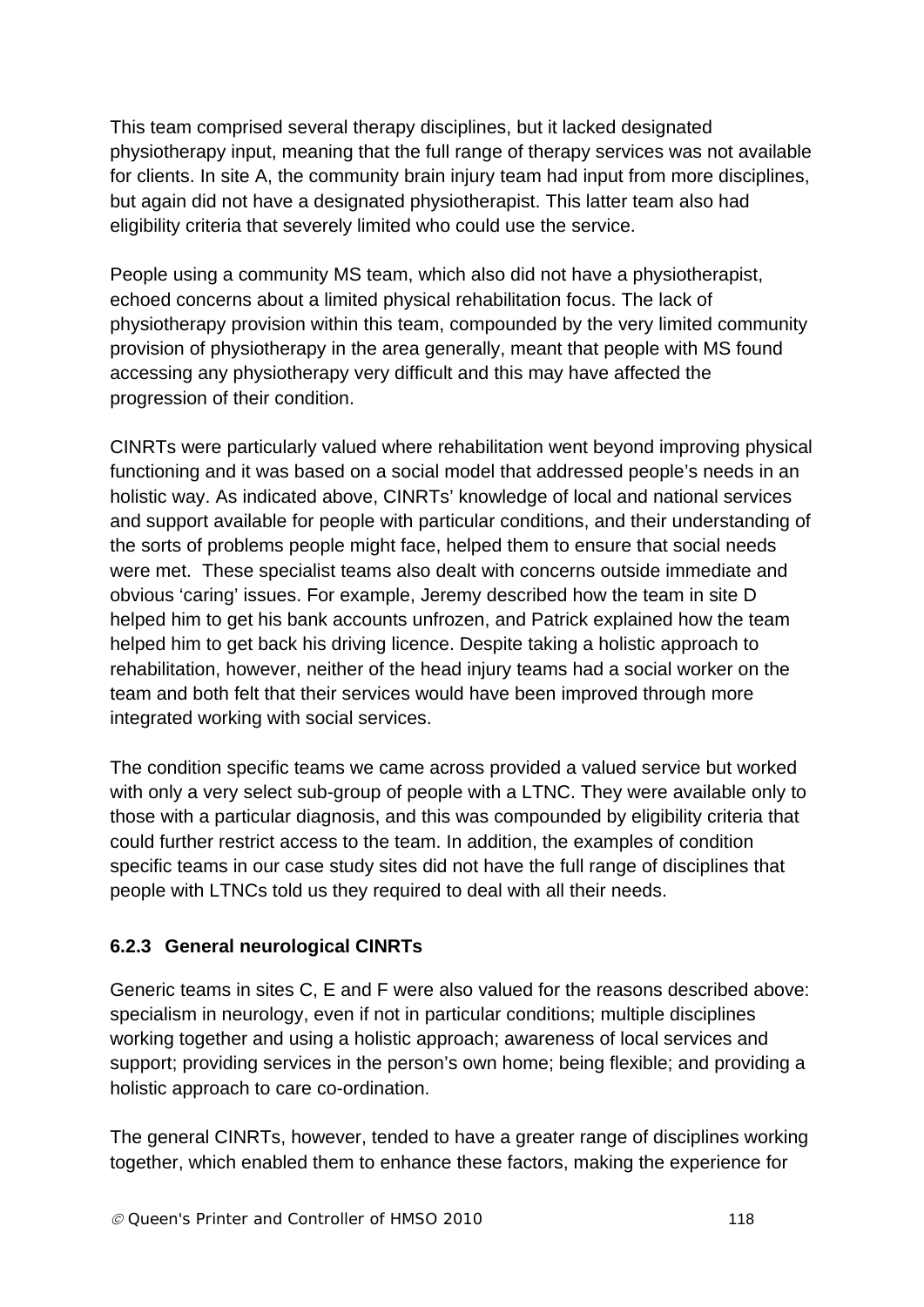This team comprised several therapy disciplines, but it lacked designated physiotherapy input, meaning that the full range of therapy services was not available for clients. In site A, the community brain injury team had input from more disciplines, but again did not have a designated physiotherapist. This latter team also had eligibility criteria that severely limited who could use the service.

People using a community MS team, which also did not have a physiotherapist, echoed concerns about a limited physical rehabilitation focus. The lack of physiotherapy provision within this team, compounded by the very limited community provision of physiotherapy in the area generally, meant that people with MS found accessing any physiotherapy very difficult and this may have affected the progression of their condition.

CINRTs were particularly valued where rehabilitation went beyond improving physical functioning and it was based on a social model that addressed people's needs in an holistic way. As indicated above, CINRTs' knowledge of local and national services and support available for people with particular conditions, and their understanding of the sorts of problems people might face, helped them to ensure that social needs were met. These specialist teams also dealt with concerns outside immediate and obvious 'caring' issues. For example, Jeremy described how the team in site D helped him to get his bank accounts unfrozen, and Patrick explained how the team helped him to get back his driving licence. Despite taking a holistic approach to rehabilitation, however, neither of the head injury teams had a social worker on the team and both felt that their services would have been improved through more integrated working with social services.

The condition specific teams we came across provided a valued service but worked with only a very select sub-group of people with a LTNC. They were available only to those with a particular diagnosis, and this was compounded by eligibility criteria that could further restrict access to the team. In addition, the examples of condition specific teams in our case study sites did not have the full range of disciplines that people with LTNCs told us they required to deal with all their needs.

### 6.2.3 General neurological CINRTs

Generic teams in sites C, E and F were also valued for the reasons described above: specialism in neurology, even if not in particular conditions; multiple disciplines working together and using a holistic approach; awareness of local services and support; providing services in the person's own home; being flexible; and providing a holistic approach to care co-ordination.

The general CINRTs, however, tended to have a greater range of disciplines working together, which enabled them to enhance these factors, making the experience for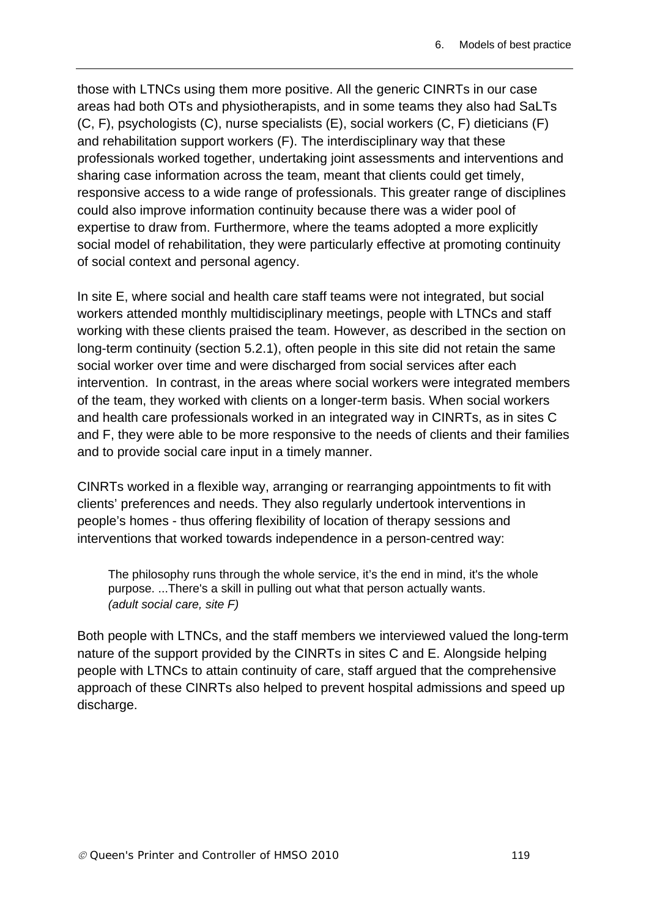those with LTNCs using them more positive. All the generic CINRTs in our case areas had both OTs and physiotherapists, and in some teams they also had SaLTs (C, F), psychologists (C), nurse specialists (E), social workers (C, F) dieticians (F) and rehabilitation support workers (F). The interdisciplinary way that these professionals worked together, undertaking joint assessments and interventions and sharing case information across the team, meant that clients could get timely, responsive access to a wide range of professionals. This greater range of disciplines could also improve information continuity because there was a wider pool of expertise to draw from. Furthermore, where the teams adopted a more explicitly social model of rehabilitation, they were particularly effective at promoting continuity of social context and personal agency.

In site E, where social and health care staff teams were not integrated, but social workers attended monthly multidisciplinary meetings, people with LTNCs and staff working with these clients praised the team. However, as described in the section on long-term continuity (section 5.2.1), often people in this site did not retain the same social worker over time and were discharged from social services after each intervention. In contrast, in the areas where social workers were integrated members of the team, they worked with clients on a longer-term basis. When social workers and health care professionals worked in an integrated way in CINRTs, as in sites C and F, they were able to be more responsive to the needs of clients and their families and to provide social care input in a timely manner.

CINRTs worked in a flexible way, arranging or rearranging appointments to fit with clients' preferences and needs. They also regularly undertook interventions in people's homes - thus offering flexibility of location of therapy sessions and interventions that worked towards independence in a person-centred way:

> The philosophy runs through the whole service, it's the end in mind, it's the whole purpose. ...There's a skill in pulling out what that person actually wants.
> *(adult social care, site F)*

Both people with LTNCs, and the staff members we interviewed valued the long-term nature of the support provided by the CINRTs in sites C and E. Alongside helping people with LTNCs to attain continuity of care, staff argued that the comprehensive approach of these CINRTs also helped to prevent hospital admissions and speed up discharge.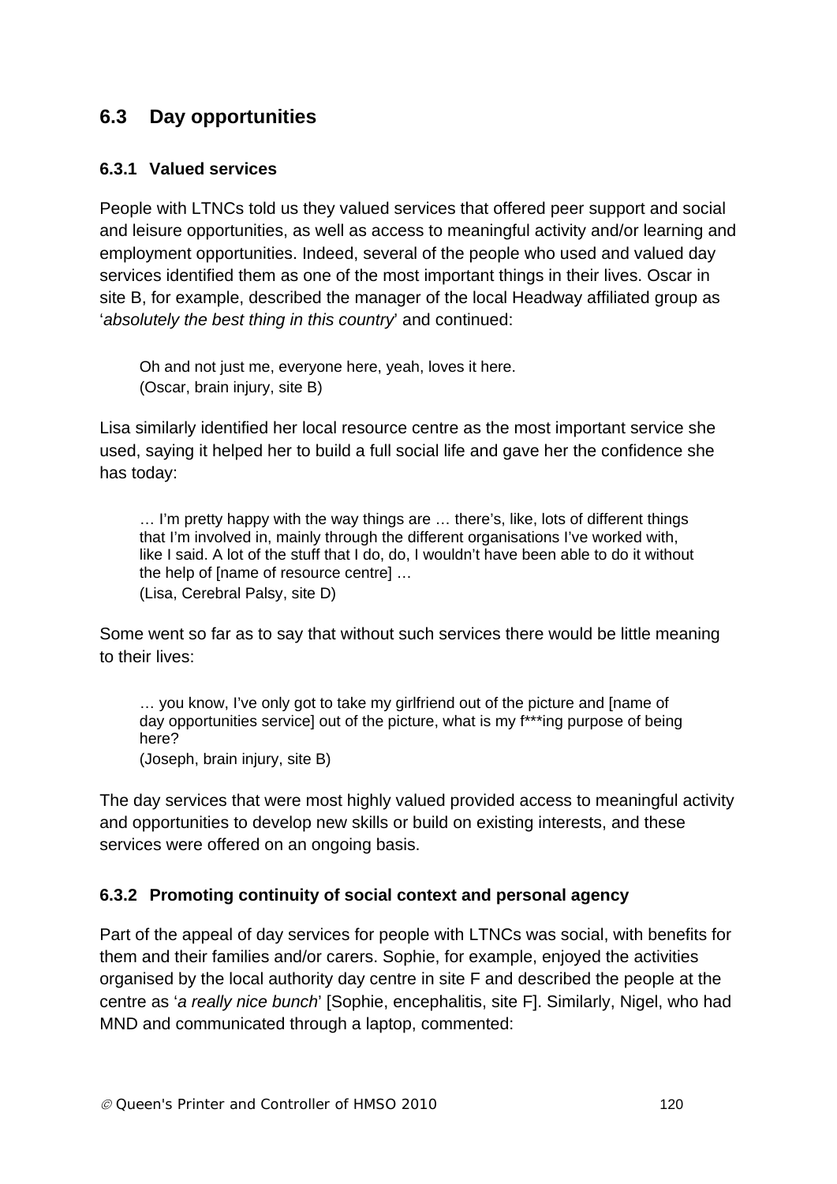## 6.3 Day opportunities

### 6.3.1 Valued services

People with LTNCs told us they valued services that offered peer support and social and leisure opportunities, as well as access to meaningful activity and/or learning and employment opportunities. Indeed, several of the people who used and valued day services identified them as one of the most important things in their lives. Oscar in site B, for example, described the manager of the local Headway affiliated group as '*absolutely the best thing in this country*' and continued:

> Oh and not just me, everyone here, yeah, loves it here.
> (Oscar, brain injury, site B)

Lisa similarly identified her local resource centre as the most important service she used, saying it helped her to build a full social life and gave her the confidence she has today:

> … I'm pretty happy with the way things are … there's, like, lots of different things that I'm involved in, mainly through the different organisations I've worked with, like I said. A lot of the stuff that I do, do, I wouldn't have been able to do it without the help of [name of resource centre] …
> (Lisa, Cerebral Palsy, site D)

Some went so far as to say that without such services there would be little meaning to their lives:

> … you know, I've only got to take my girlfriend out of the picture and [name of day opportunities service] out of the picture, what is my f***ing purpose of being here?
> (Joseph, brain injury, site B)

The day services that were most highly valued provided access to meaningful activity and opportunities to develop new skills or build on existing interests, and these services were offered on an ongoing basis.

### 6.3.2 Promoting continuity of social context and personal agency

Part of the appeal of day services for people with LTNCs was social, with benefits for them and their families and/or carers. Sophie, for example, enjoyed the activities organised by the local authority day centre in site F and described the people at the centre as '*a really nice bunch*' [Sophie, encephalitis, site F]. Similarly, Nigel, who had MND and communicated through a laptop, commented: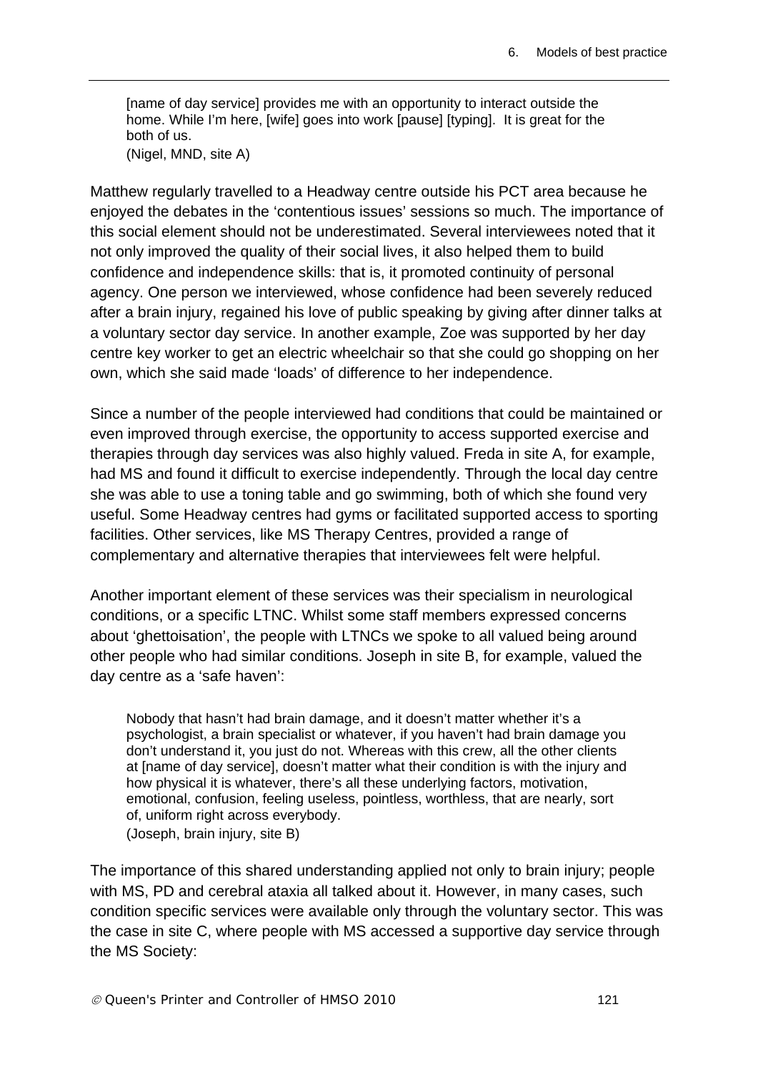> [name of day service] provides me with an opportunity to interact outside the home. While I'm here, [wife] goes into work [pause] [typing]. It is great for the both of us.
> (Nigel, MND, site A)

Matthew regularly travelled to a Headway centre outside his PCT area because he enjoyed the debates in the 'contentious issues' sessions so much. The importance of this social element should not be underestimated. Several interviewees noted that it not only improved the quality of their social lives, it also helped them to build confidence and independence skills: that is, it promoted continuity of personal agency. One person we interviewed, whose confidence had been severely reduced after a brain injury, regained his love of public speaking by giving after dinner talks at a voluntary sector day service. In another example, Zoe was supported by her day centre key worker to get an electric wheelchair so that she could go shopping on her own, which she said made 'loads' of difference to her independence.

Since a number of the people interviewed had conditions that could be maintained or even improved through exercise, the opportunity to access supported exercise and therapies through day services was also highly valued. Freda in site A, for example, had MS and found it difficult to exercise independently. Through the local day centre she was able to use a toning table and go swimming, both of which she found very useful. Some Headway centres had gyms or facilitated supported access to sporting facilities. Other services, like MS Therapy Centres, provided a range of complementary and alternative therapies that interviewees felt were helpful.

Another important element of these services was their specialism in neurological conditions, or a specific LTNC. Whilst some staff members expressed concerns about 'ghettoisation', the people with LTNCs we spoke to all valued being around other people who had similar conditions. Joseph in site B, for example, valued the day centre as a 'safe haven':

> Nobody that hasn't had brain damage, and it doesn't matter whether it's a psychologist, a brain specialist or whatever, if you haven't had brain damage you don't understand it, you just do not. Whereas with this crew, all the other clients at [name of day service], doesn't matter what their condition is with the injury and how physical it is whatever, there's all these underlying factors, motivation, emotional, confusion, feeling useless, pointless, worthless, that are nearly, sort of, uniform right across everybody.
> (Joseph, brain injury, site B)

The importance of this shared understanding applied not only to brain injury; people with MS, PD and cerebral ataxia all talked about it. However, in many cases, such condition specific services were available only through the voluntary sector. This was the case in site C, where people with MS accessed a supportive day service through the MS Society: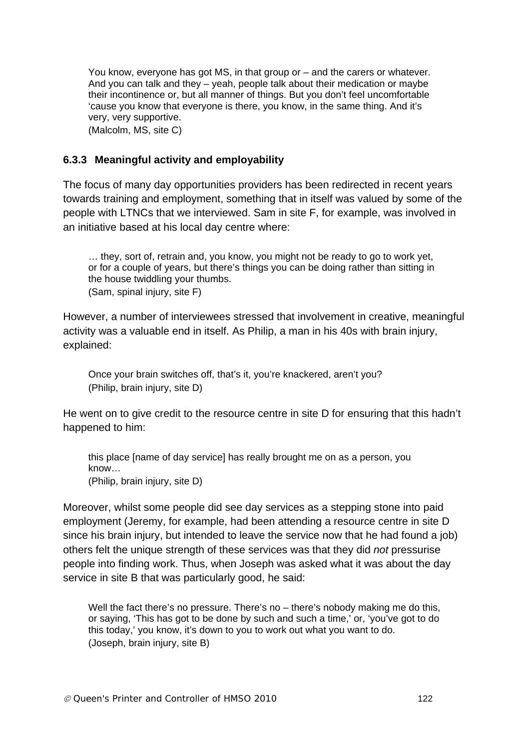> You know, everyone has got MS, in that group or – and the carers or whatever. And you can talk and they – yeah, people talk about their medication or maybe their incontinence or, but all manner of things. But you don't feel uncomfortable 'cause you know that everyone is there, you know, in the same thing. And it's very, very supportive.
> (Malcolm, MS, site C)

### 6.3.3 Meaningful activity and employability

The focus of many day opportunities providers has been redirected in recent years towards training and employment, something that in itself was valued by some of the people with LTNCs that we interviewed. Sam in site F, for example, was involved in an initiative based at his local day centre where:

> … they, sort of, retrain and, you know, you might not be ready to go to work yet, or for a couple of years, but there's things you can be doing rather than sitting in the house twiddling your thumbs.
> (Sam, spinal injury, site F)

However, a number of interviewees stressed that involvement in creative, meaningful activity was a valuable end in itself. As Philip, a man in his 40s with brain injury, explained:

> Once your brain switches off, that's it, you're knackered, aren't you?
> (Philip, brain injury, site D)

He went on to give credit to the resource centre in site D for ensuring that this hadn't happened to him:

> this place [name of day service] has really brought me on as a person, you know…
> (Philip, brain injury, site D)

Moreover, whilst some people did see day services as a stepping stone into paid employment (Jeremy, for example, had been attending a resource centre in site D since his brain injury, but intended to leave the service now that he had found a job) others felt the unique strength of these services was that they did *not* pressurise people into finding work. Thus, when Joseph was asked what it was about the day service in site B that was particularly good, he said:

> Well the fact there's no pressure. There's no – there's nobody making me do this, or saying, 'This has got to be done by such and such a time,' or, 'you've got to do this today,' you know, it's down to you to work out what you want to do.
> (Joseph, brain injury, site B)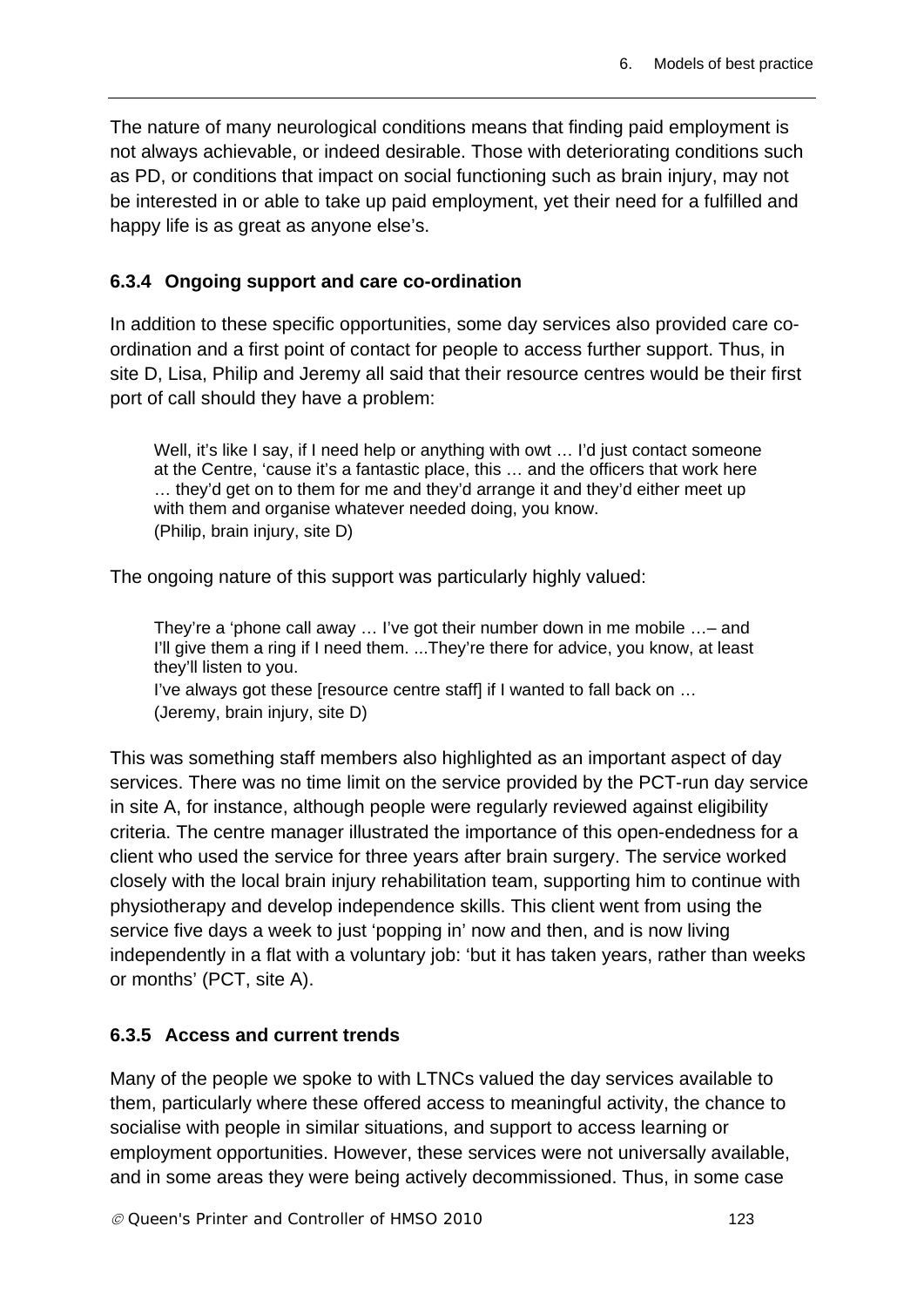The nature of many neurological conditions means that finding paid employment is not always achievable, or indeed desirable. Those with deteriorating conditions such as PD, or conditions that impact on social functioning such as brain injury, may not be interested in or able to take up paid employment, yet their need for a fulfilled and happy life is as great as anyone else's.

### 6.3.4 Ongoing support and care co-ordination

In addition to these specific opportunities, some day services also provided care co-ordination and a first point of contact for people to access further support. Thus, in site D, Lisa, Philip and Jeremy all said that their resource centres would be their first port of call should they have a problem:

> Well, it's like I say, if I need help or anything with owt … I'd just contact someone at the Centre, 'cause it's a fantastic place, this … and the officers that work here … they'd get on to them for me and they'd arrange it and they'd either meet up with them and organise whatever needed doing, you know.
> (Philip, brain injury, site D)

The ongoing nature of this support was particularly highly valued:

> They're a 'phone call away … I've got their number down in me mobile …– and I'll give them a ring if I need them. ...They're there for advice, you know, at least they'll listen to you.
> I've always got these [resource centre staff] if I wanted to fall back on …
> (Jeremy, brain injury, site D)

This was something staff members also highlighted as an important aspect of day services. There was no time limit on the service provided by the PCT-run day service in site A, for instance, although people were regularly reviewed against eligibility criteria. The centre manager illustrated the importance of this open-endedness for a client who used the service for three years after brain surgery. The service worked closely with the local brain injury rehabilitation team, supporting him to continue with physiotherapy and develop independence skills. This client went from using the service five days a week to just 'popping in' now and then, and is now living independently in a flat with a voluntary job: 'but it has taken years, rather than weeks or months' (PCT, site A).

### 6.3.5 Access and current trends

Many of the people we spoke to with LTNCs valued the day services available to them, particularly where these offered access to meaningful activity, the chance to socialise with people in similar situations, and support to access learning or employment opportunities. However, these services were not universally available, and in some areas they were being actively decommissioned. Thus, in some case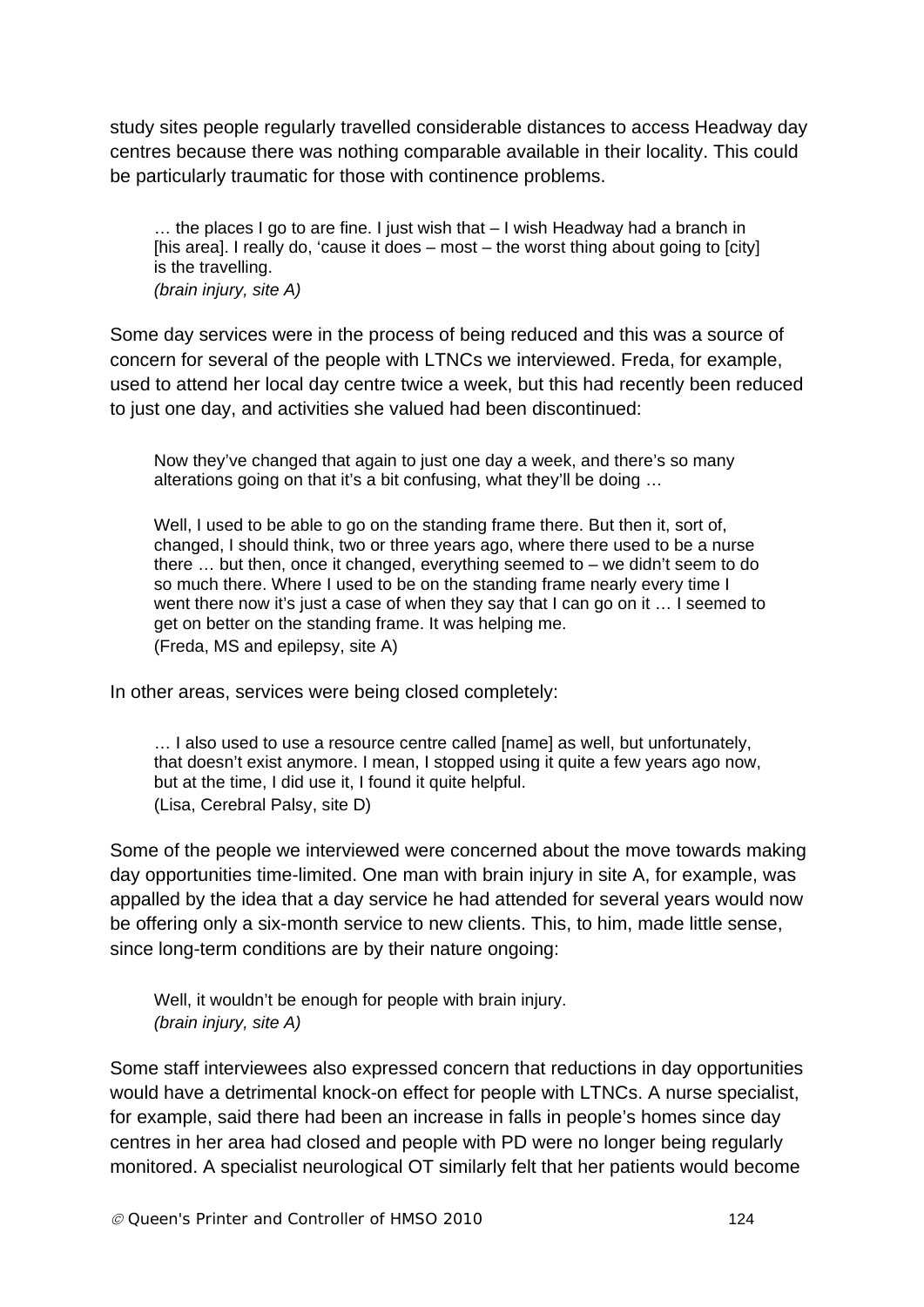study sites people regularly travelled considerable distances to access Headway day centres because there was nothing comparable available in their locality. This could be particularly traumatic for those with continence problems.

> … the places I go to are fine. I just wish that – I wish Headway had a branch in [his area]. I really do, 'cause it does – most – the worst thing about going to [city] is the travelling.
> *(brain injury, site A)*

Some day services were in the process of being reduced and this was a source of concern for several of the people with LTNCs we interviewed. Freda, for example, used to attend her local day centre twice a week, but this had recently been reduced to just one day, and activities she valued had been discontinued:

> Now they've changed that again to just one day a week, and there's so many alterations going on that it's a bit confusing, what they'll be doing …
>
> Well, I used to be able to go on the standing frame there. But then it, sort of, changed, I should think, two or three years ago, where there used to be a nurse there … but then, once it changed, everything seemed to – we didn't seem to do so much there. Where I used to be on the standing frame nearly every time I went there now it's just a case of when they say that I can go on it … I seemed to get on better on the standing frame. It was helping me.
> (Freda, MS and epilepsy, site A)

In other areas, services were being closed completely:

> … I also used to use a resource centre called [name] as well, but unfortunately, that doesn't exist anymore. I mean, I stopped using it quite a few years ago now, but at the time, I did use it, I found it quite helpful.
> (Lisa, Cerebral Palsy, site D)

Some of the people we interviewed were concerned about the move towards making day opportunities time-limited. One man with brain injury in site A, for example, was appalled by the idea that a day service he had attended for several years would now be offering only a six-month service to new clients. This, to him, made little sense, since long-term conditions are by their nature ongoing:

> Well, it wouldn't be enough for people with brain injury.
> *(brain injury, site A)*

Some staff interviewees also expressed concern that reductions in day opportunities would have a detrimental knock-on effect for people with LTNCs. A nurse specialist, for example, said there had been an increase in falls in people's homes since day centres in her area had closed and people with PD were no longer being regularly monitored. A specialist neurological OT similarly felt that her patients would become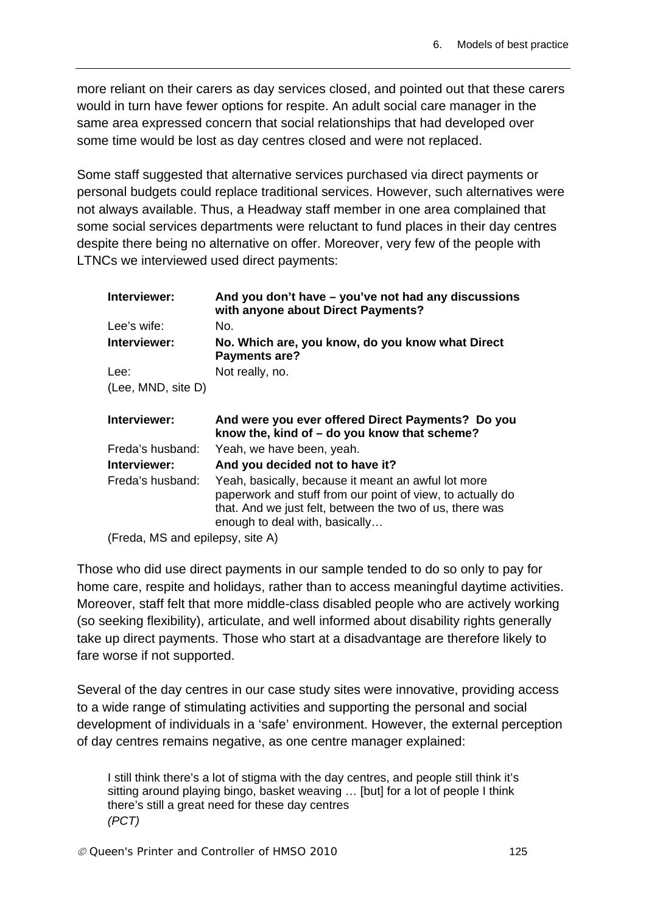more reliant on their carers as day services closed, and pointed out that these carers would in turn have fewer options for respite. An adult social care manager in the same area expressed concern that social relationships that had developed over some time would be lost as day centres closed and were not replaced.

Some staff suggested that alternative services purchased via direct payments or personal budgets could replace traditional services. However, such alternatives were not always available. Thus, a Headway staff member in one area complained that some social services departments were reluctant to fund places in their day centres despite there being no alternative on offer. Moreover, very few of the people with LTNCs we interviewed used direct payments:

| | |
|---|---|
| **Interviewer:** | **And you don't have – you've not had any discussions with anyone about Direct Payments?** |
| Lee's wife: | No. |
| **Interviewer:** | **No. Which are, you know, do you know what Direct Payments are?** |
| Lee: | Not really, no. |
| (Lee, MND, site D) | |

| | |
|---|---|
| **Interviewer:** | **And were you ever offered Direct Payments? Do you know the, kind of – do you know that scheme?** |
| Freda's husband: | Yeah, we have been, yeah. |
| **Interviewer:** | **And you decided not to have it?** |
| Freda's husband: | Yeah, basically, because it meant an awful lot more paperwork and stuff from our point of view, to actually do that. And we just felt, between the two of us, there was enough to deal with, basically… |

(Freda, MS and epilepsy, site A)

Those who did use direct payments in our sample tended to do so only to pay for home care, respite and holidays, rather than to access meaningful daytime activities. Moreover, staff felt that more middle-class disabled people who are actively working (so seeking flexibility), articulate, and well informed about disability rights generally take up direct payments. Those who start at a disadvantage are therefore likely to fare worse if not supported.

Several of the day centres in our case study sites were innovative, providing access to a wide range of stimulating activities and supporting the personal and social development of individuals in a 'safe' environment. However, the external perception of day centres remains negative, as one centre manager explained:

> I still think there's a lot of stigma with the day centres, and people still think it's sitting around playing bingo, basket weaving … [but] for a lot of people I think there's still a great need for these day centres
> *(PCT)*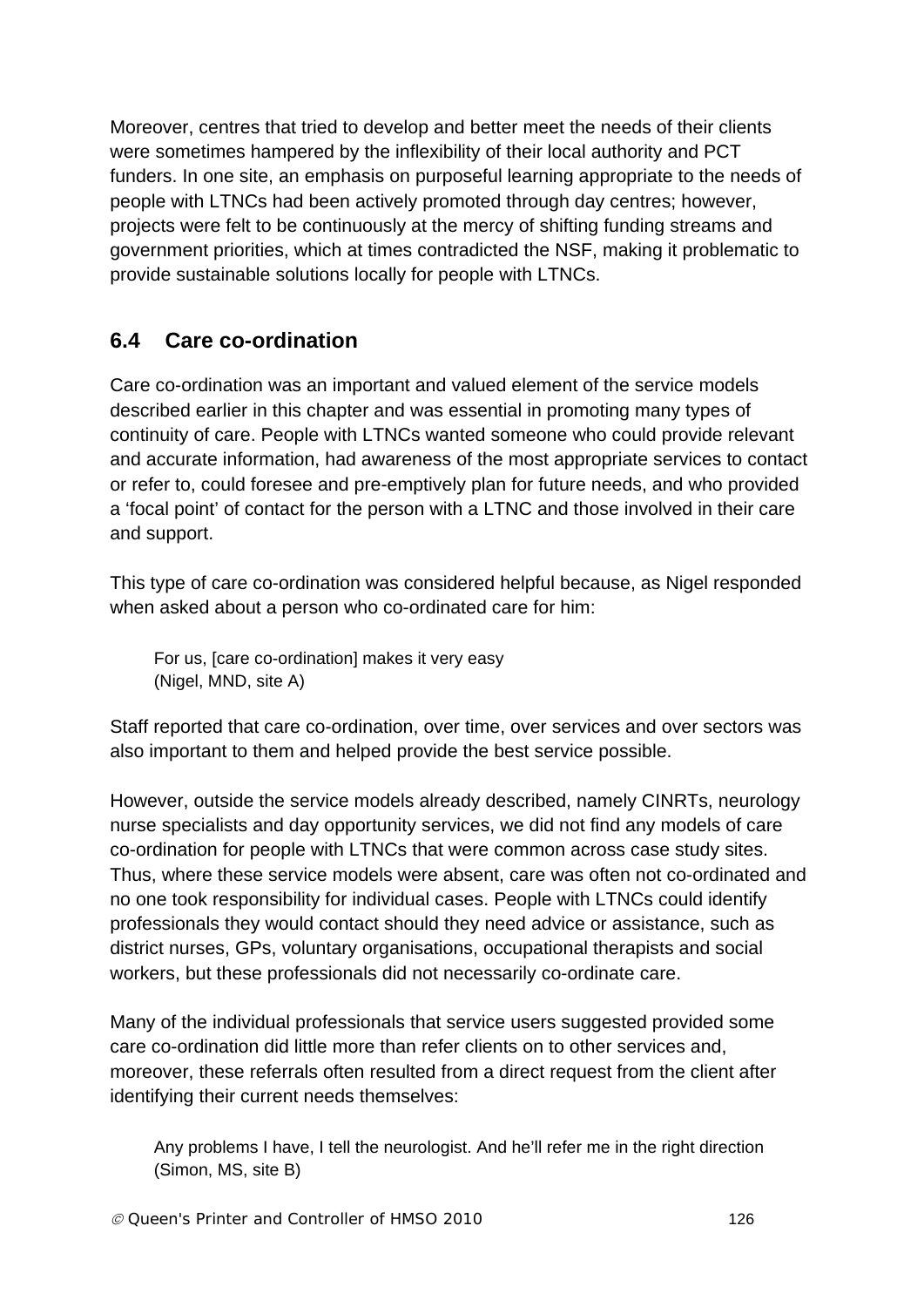Moreover, centres that tried to develop and better meet the needs of their clients were sometimes hampered by the inflexibility of their local authority and PCT funders. In one site, an emphasis on purposeful learning appropriate to the needs of people with LTNCs had been actively promoted through day centres; however, projects were felt to be continuously at the mercy of shifting funding streams and government priorities, which at times contradicted the NSF, making it problematic to provide sustainable solutions locally for people with LTNCs.

## 6.4 Care co-ordination

Care co-ordination was an important and valued element of the service models described earlier in this chapter and was essential in promoting many types of continuity of care. People with LTNCs wanted someone who could provide relevant and accurate information, had awareness of the most appropriate services to contact or refer to, could foresee and pre-emptively plan for future needs, and who provided a 'focal point' of contact for the person with a LTNC and those involved in their care and support.

This type of care co-ordination was considered helpful because, as Nigel responded when asked about a person who co-ordinated care for him:

> For us, [care co-ordination] makes it very easy
> (Nigel, MND, site A)

Staff reported that care co-ordination, over time, over services and over sectors was also important to them and helped provide the best service possible.

However, outside the service models already described, namely CINRTs, neurology nurse specialists and day opportunity services, we did not find any models of care co-ordination for people with LTNCs that were common across case study sites. Thus, where these service models were absent, care was often not co-ordinated and no one took responsibility for individual cases. People with LTNCs could identify professionals they would contact should they need advice or assistance, such as district nurses, GPs, voluntary organisations, occupational therapists and social workers, but these professionals did not necessarily co-ordinate care.

Many of the individual professionals that service users suggested provided some care co-ordination did little more than refer clients on to other services and, moreover, these referrals often resulted from a direct request from the client after identifying their current needs themselves:

> Any problems I have, I tell the neurologist. And he'll refer me in the right direction
> (Simon, MS, site B)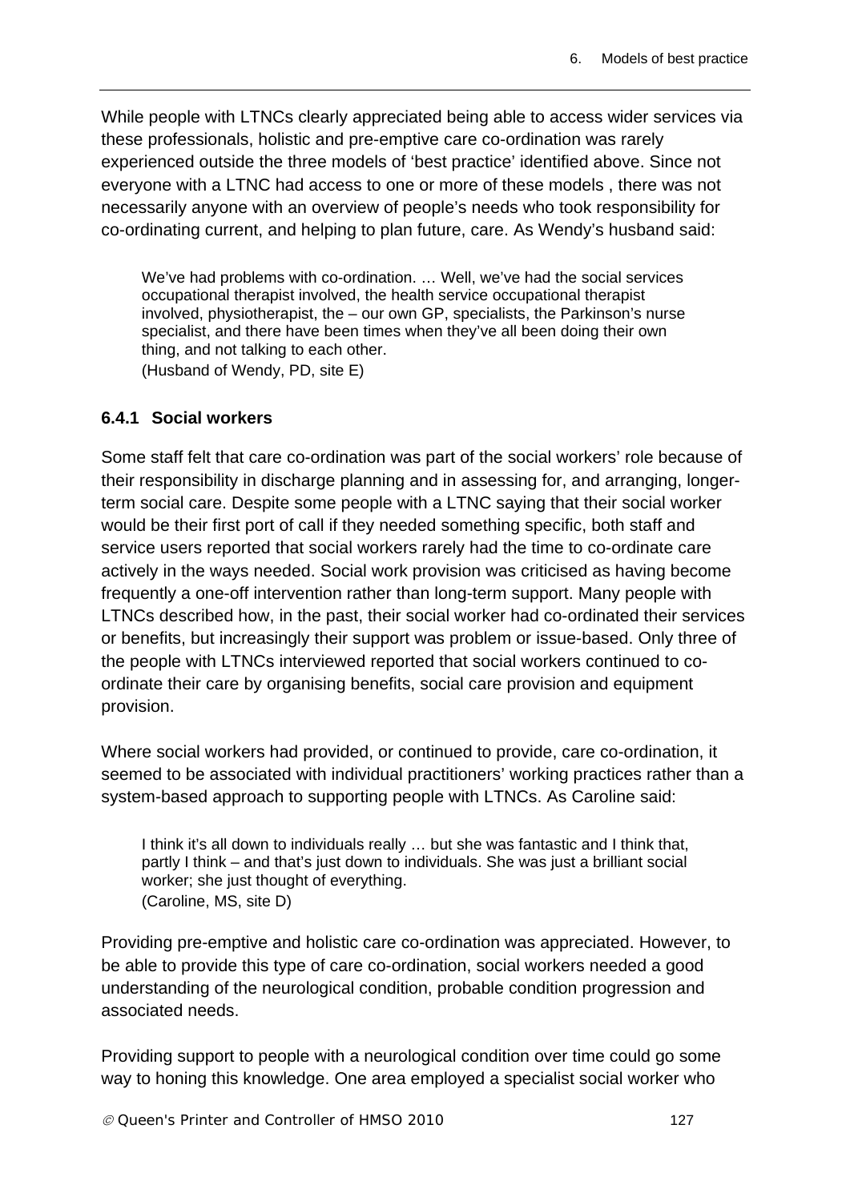While people with LTNCs clearly appreciated being able to access wider services via these professionals, holistic and pre-emptive care co-ordination was rarely experienced outside the three models of 'best practice' identified above. Since not everyone with a LTNC had access to one or more of these models , there was not necessarily anyone with an overview of people's needs who took responsibility for co-ordinating current, and helping to plan future, care. As Wendy's husband said:

> We've had problems with co-ordination. … Well, we've had the social services occupational therapist involved, the health service occupational therapist involved, physiotherapist, the – our own GP, specialists, the Parkinson's nurse specialist, and there have been times when they've all been doing their own thing, and not talking to each other.
> (Husband of Wendy, PD, site E)

### 6.4.1 Social workers

Some staff felt that care co-ordination was part of the social workers' role because of their responsibility in discharge planning and in assessing for, and arranging, longer-term social care. Despite some people with a LTNC saying that their social worker would be their first port of call if they needed something specific, both staff and service users reported that social workers rarely had the time to co-ordinate care actively in the ways needed. Social work provision was criticised as having become frequently a one-off intervention rather than long-term support. Many people with LTNCs described how, in the past, their social worker had co-ordinated their services or benefits, but increasingly their support was problem or issue-based. Only three of the people with LTNCs interviewed reported that social workers continued to co-ordinate their care by organising benefits, social care provision and equipment provision.

Where social workers had provided, or continued to provide, care co-ordination, it seemed to be associated with individual practitioners' working practices rather than a system-based approach to supporting people with LTNCs. As Caroline said:

> I think it's all down to individuals really … but she was fantastic and I think that, partly I think – and that's just down to individuals. She was just a brilliant social worker; she just thought of everything.
> (Caroline, MS, site D)

Providing pre-emptive and holistic care co-ordination was appreciated. However, to be able to provide this type of care co-ordination, social workers needed a good understanding of the neurological condition, probable condition progression and associated needs.

Providing support to people with a neurological condition over time could go some way to honing this knowledge. One area employed a specialist social worker who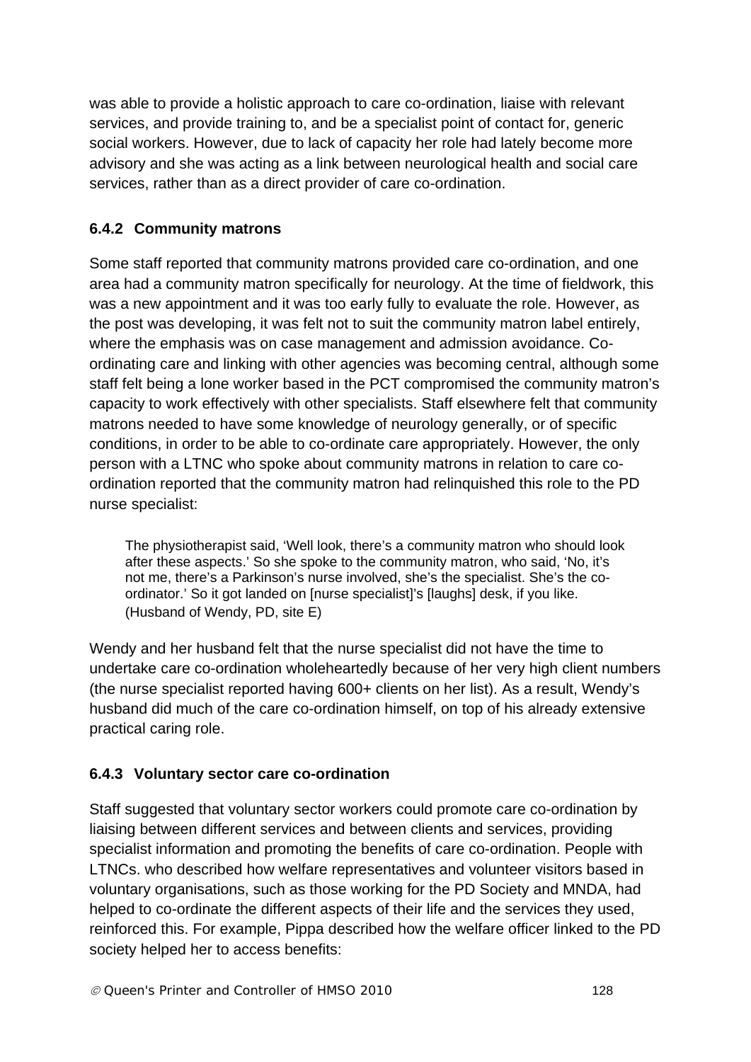was able to provide a holistic approach to care co-ordination, liaise with relevant services, and provide training to, and be a specialist point of contact for, generic social workers. However, due to lack of capacity her role had lately become more advisory and she was acting as a link between neurological health and social care services, rather than as a direct provider of care co-ordination.

### 6.4.2 Community matrons

Some staff reported that community matrons provided care co-ordination, and one area had a community matron specifically for neurology. At the time of fieldwork, this was a new appointment and it was too early fully to evaluate the role. However, as the post was developing, it was felt not to suit the community matron label entirely, where the emphasis was on case management and admission avoidance. Co-ordinating care and linking with other agencies was becoming central, although some staff felt being a lone worker based in the PCT compromised the community matron's capacity to work effectively with other specialists. Staff elsewhere felt that community matrons needed to have some knowledge of neurology generally, or of specific conditions, in order to be able to co-ordinate care appropriately. However, the only person with a LTNC who spoke about community matrons in relation to care co-ordination reported that the community matron had relinquished this role to the PD nurse specialist:

> The physiotherapist said, 'Well look, there's a community matron who should look after these aspects.' So she spoke to the community matron, who said, 'No, it's not me, there's a Parkinson's nurse involved, she's the specialist. She's the co-ordinator.' So it got landed on [nurse specialist]'s [laughs] desk, if you like.
> (Husband of Wendy, PD, site E)

Wendy and her husband felt that the nurse specialist did not have the time to undertake care co-ordination wholeheartedly because of her very high client numbers (the nurse specialist reported having 600+ clients on her list). As a result, Wendy's husband did much of the care co-ordination himself, on top of his already extensive practical caring role.

### 6.4.3 Voluntary sector care co-ordination

Staff suggested that voluntary sector workers could promote care co-ordination by liaising between different services and between clients and services, providing specialist information and promoting the benefits of care co-ordination. People with LTNCs. who described how welfare representatives and volunteer visitors based in voluntary organisations, such as those working for the PD Society and MNDA, had helped to co-ordinate the different aspects of their life and the services they used, reinforced this. For example, Pippa described how the welfare officer linked to the PD society helped her to access benefits: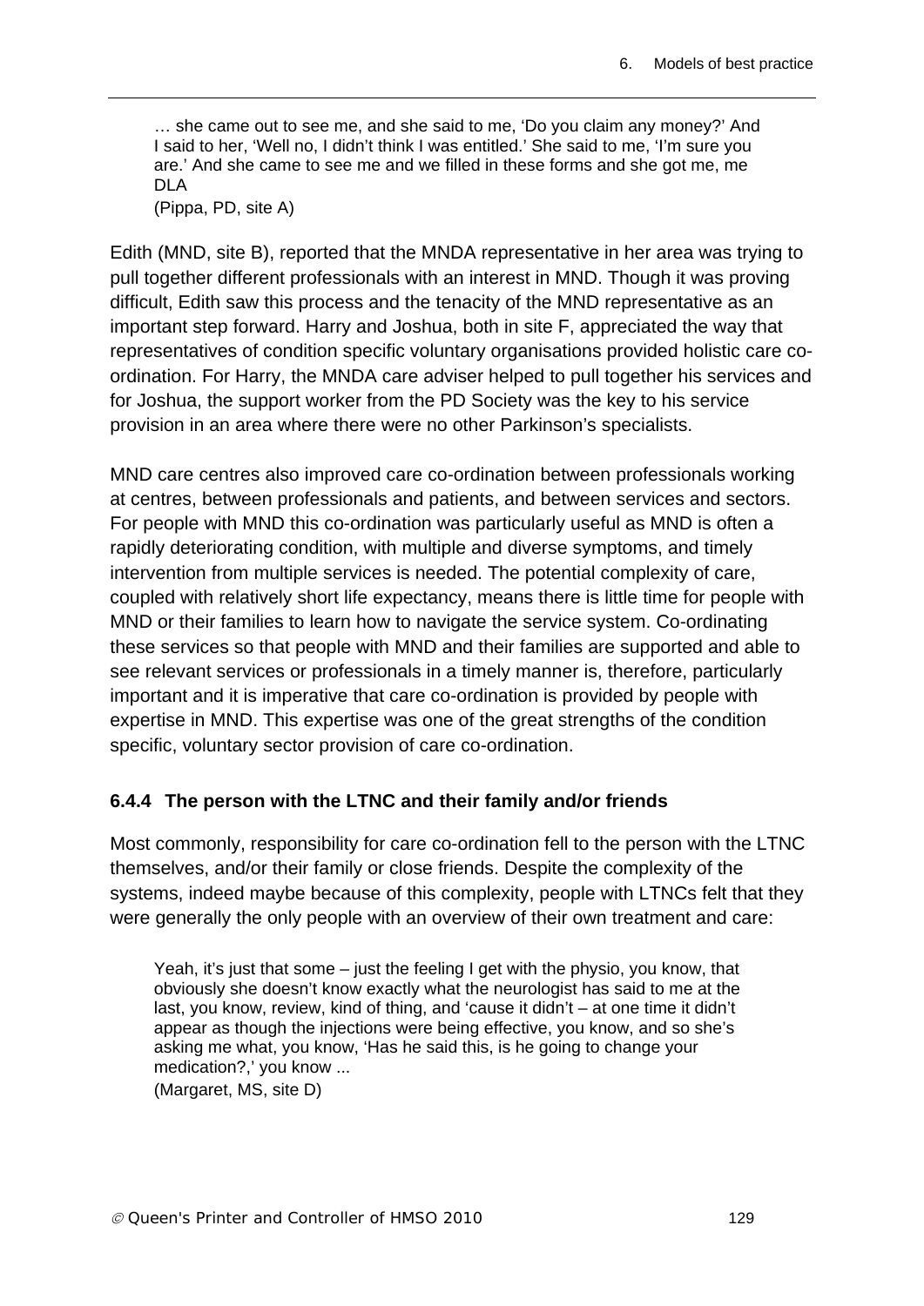> … she came out to see me, and she said to me, 'Do you claim any money?' And I said to her, 'Well no, I didn't think I was entitled.' She said to me, 'I'm sure you are.' And she came to see me and we filled in these forms and she got me, me DLA
> (Pippa, PD, site A)

Edith (MND, site B), reported that the MNDA representative in her area was trying to pull together different professionals with an interest in MND. Though it was proving difficult, Edith saw this process and the tenacity of the MND representative as an important step forward. Harry and Joshua, both in site F, appreciated the way that representatives of condition specific voluntary organisations provided holistic care co-ordination. For Harry, the MNDA care adviser helped to pull together his services and for Joshua, the support worker from the PD Society was the key to his service provision in an area where there were no other Parkinson's specialists.

MND care centres also improved care co-ordination between professionals working at centres, between professionals and patients, and between services and sectors. For people with MND this co-ordination was particularly useful as MND is often a rapidly deteriorating condition, with multiple and diverse symptoms, and timely intervention from multiple services is needed. The potential complexity of care, coupled with relatively short life expectancy, means there is little time for people with MND or their families to learn how to navigate the service system. Co-ordinating these services so that people with MND and their families are supported and able to see relevant services or professionals in a timely manner is, therefore, particularly important and it is imperative that care co-ordination is provided by people with expertise in MND. This expertise was one of the great strengths of the condition specific, voluntary sector provision of care co-ordination.

### 6.4.4 The person with the LTNC and their family and/or friends

Most commonly, responsibility for care co-ordination fell to the person with the LTNC themselves, and/or their family or close friends. Despite the complexity of the systems, indeed maybe because of this complexity, people with LTNCs felt that they were generally the only people with an overview of their own treatment and care:

> Yeah, it's just that some – just the feeling I get with the physio, you know, that obviously she doesn't know exactly what the neurologist has said to me at the last, you know, review, kind of thing, and 'cause it didn't – at one time it didn't appear as though the injections were being effective, you know, and so she's asking me what, you know, 'Has he said this, is he going to change your medication?,' you know ...
> (Margaret, MS, site D)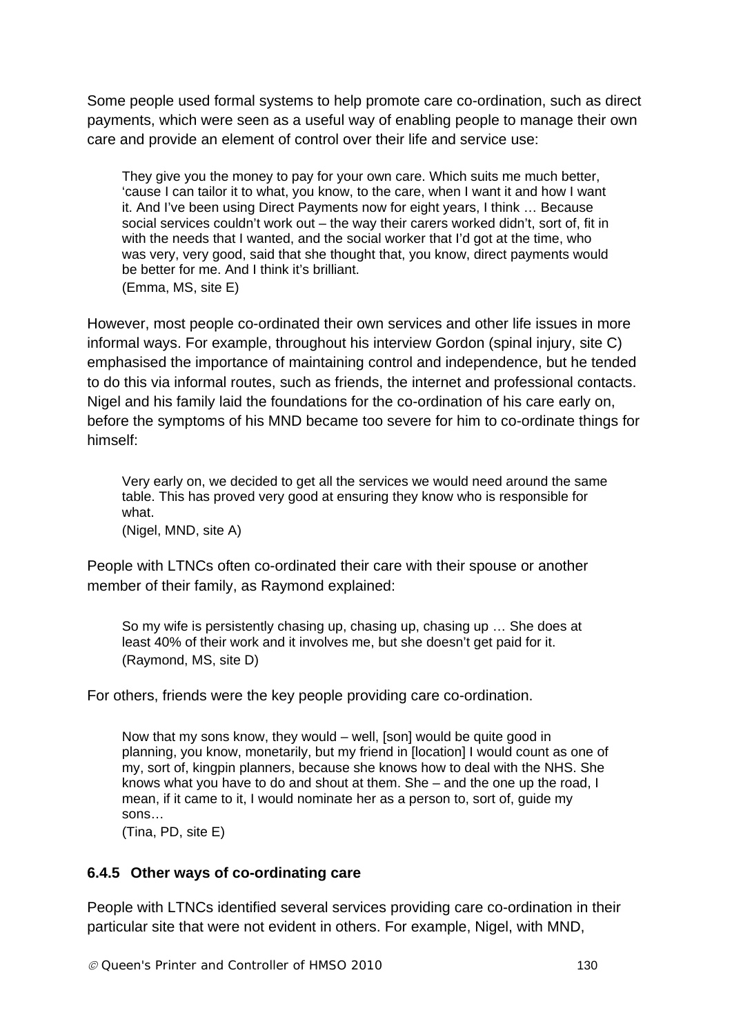Some people used formal systems to help promote care co-ordination, such as direct payments, which were seen as a useful way of enabling people to manage their own care and provide an element of control over their life and service use:

> They give you the money to pay for your own care. Which suits me much better, 'cause I can tailor it to what, you know, to the care, when I want it and how I want it. And I've been using Direct Payments now for eight years, I think … Because social services couldn't work out – the way their carers worked didn't, sort of, fit in with the needs that I wanted, and the social worker that I'd got at the time, who was very, very good, said that she thought that, you know, direct payments would be better for me. And I think it's brilliant.
> (Emma, MS, site E)

However, most people co-ordinated their own services and other life issues in more informal ways. For example, throughout his interview Gordon (spinal injury, site C) emphasised the importance of maintaining control and independence, but he tended to do this via informal routes, such as friends, the internet and professional contacts. Nigel and his family laid the foundations for the co-ordination of his care early on, before the symptoms of his MND became too severe for him to co-ordinate things for himself:

> Very early on, we decided to get all the services we would need around the same table. This has proved very good at ensuring they know who is responsible for what.
> (Nigel, MND, site A)

People with LTNCs often co-ordinated their care with their spouse or another member of their family, as Raymond explained:

> So my wife is persistently chasing up, chasing up, chasing up … She does at least 40% of their work and it involves me, but she doesn't get paid for it.
> (Raymond, MS, site D)

For others, friends were the key people providing care co-ordination.

> Now that my sons know, they would – well, [son] would be quite good in planning, you know, monetarily, but my friend in [location] I would count as one of my, sort of, kingpin planners, because she knows how to deal with the NHS. She knows what you have to do and shout at them. She – and the one up the road, I mean, if it came to it, I would nominate her as a person to, sort of, guide my sons…
> (Tina, PD, site E)

### 6.4.5 Other ways of co-ordinating care

People with LTNCs identified several services providing care co-ordination in their particular site that were not evident in others. For example, Nigel, with MND,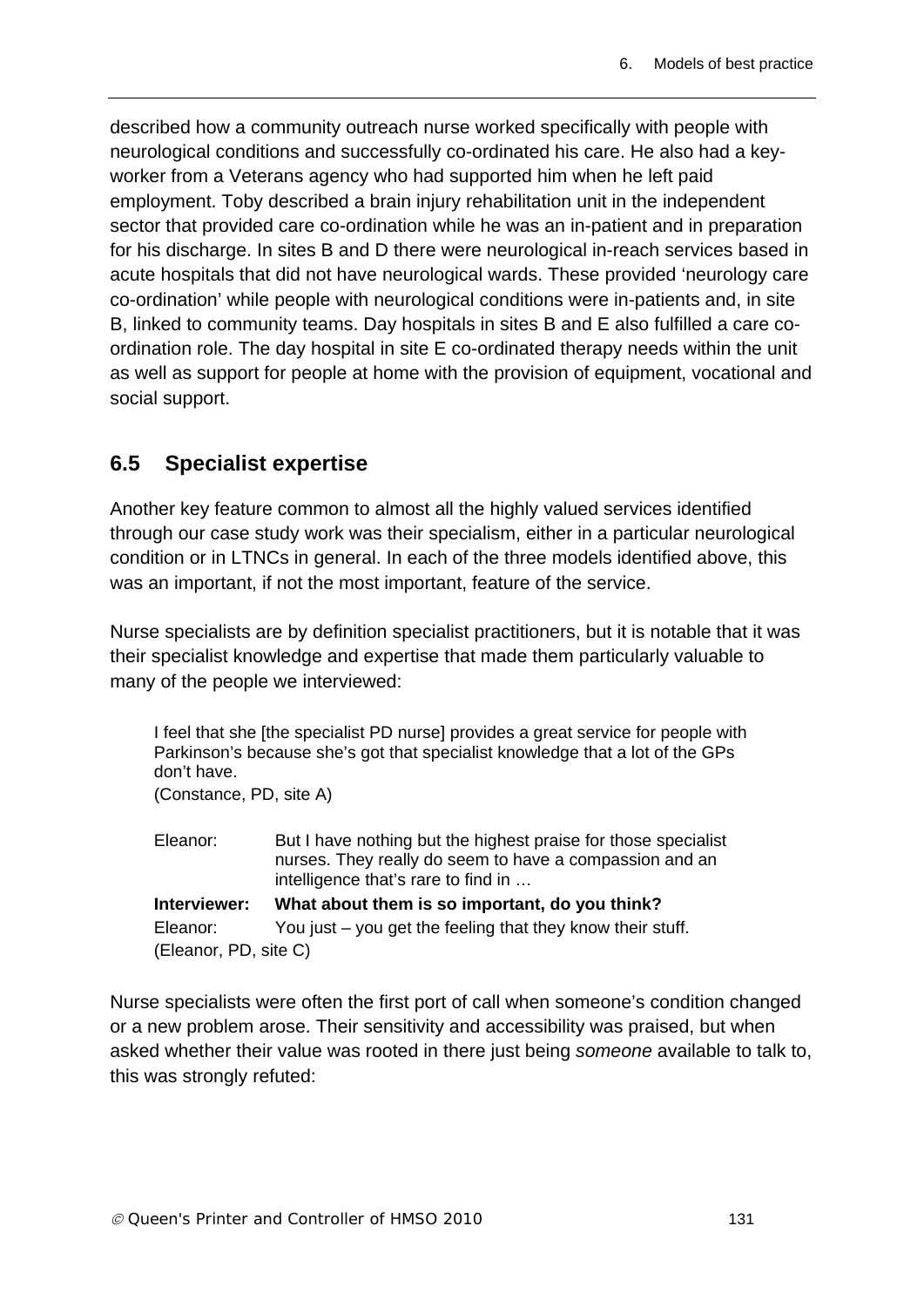described how a community outreach nurse worked specifically with people with neurological conditions and successfully co-ordinated his care. He also had a key-worker from a Veterans agency who had supported him when he left paid employment. Toby described a brain injury rehabilitation unit in the independent sector that provided care co-ordination while he was an in-patient and in preparation for his discharge. In sites B and D there were neurological in-reach services based in acute hospitals that did not have neurological wards. These provided 'neurology care co-ordination' while people with neurological conditions were in-patients and, in site B, linked to community teams. Day hospitals in sites B and E also fulfilled a care co-ordination role. The day hospital in site E co-ordinated therapy needs within the unit as well as support for people at home with the provision of equipment, vocational and social support.

## 6.5 Specialist expertise

Another key feature common to almost all the highly valued services identified through our case study work was their specialism, either in a particular neurological condition or in LTNCs in general. In each of the three models identified above, this was an important, if not the most important, feature of the service.

Nurse specialists are by definition specialist practitioners, but it is notable that it was their specialist knowledge and expertise that made them particularly valuable to many of the people we interviewed:

> I feel that she [the specialist PD nurse] provides a great service for people with Parkinson's because she's got that specialist knowledge that a lot of the GPs don't have.
> (Constance, PD, site A)

> Eleanor: But I have nothing but the highest praise for those specialist nurses. They really do seem to have a compassion and an intelligence that's rare to find in …
>
> **Interviewer: What about them is so important, do you think?**
>
> Eleanor: You just – you get the feeling that they know their stuff.
>
> (Eleanor, PD, site C)

Nurse specialists were often the first port of call when someone's condition changed or a new problem arose. Their sensitivity and accessibility was praised, but when asked whether their value was rooted in there just being *someone* available to talk to, this was strongly refuted: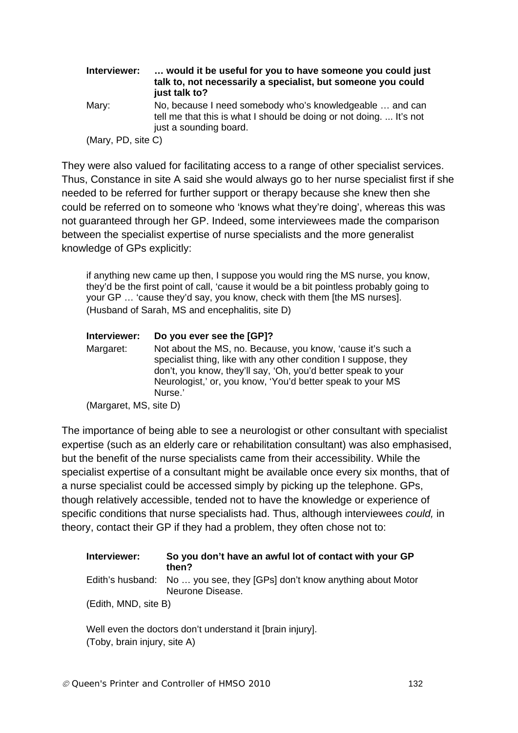| | |
|---|---|
| **Interviewer:** | **… would it be useful for you to have someone you could just talk to, not necessarily a specialist, but someone you could just talk to?** |
| Mary: | No, because I need somebody who's knowledgeable … and can tell me that this is what I should be doing or not doing. ... It's not just a sounding board. |

(Mary, PD, site C)

They were also valued for facilitating access to a range of other specialist services. Thus, Constance in site A said she would always go to her nurse specialist first if she needed to be referred for further support or therapy because she knew then she could be referred on to someone who 'knows what they're doing', whereas this was not guaranteed through her GP. Indeed, some interviewees made the comparison between the specialist expertise of nurse specialists and the more generalist knowledge of GPs explicitly:

> if anything new came up then, I suppose you would ring the MS nurse, you know, they'd be the first point of call, 'cause it would be a bit pointless probably going to your GP … 'cause they'd say, you know, check with them [the MS nurses].
> (Husband of Sarah, MS and encephalitis, site D)

| | |
|---|---|
| **Interviewer:** | **Do you ever see the [GP]?** |
| Margaret: | Not about the MS, no. Because, you know, 'cause it's such a specialist thing, like with any other condition I suppose, they don't, you know, they'll say, 'Oh, you'd better speak to your Neurologist,' or, you know, 'You'd better speak to your MS Nurse.' |

(Margaret, MS, site D)

The importance of being able to see a neurologist or other consultant with specialist expertise (such as an elderly care or rehabilitation consultant) was also emphasised, but the benefit of the nurse specialists came from their accessibility. While the specialist expertise of a consultant might be available once every six months, that of a nurse specialist could be accessed simply by picking up the telephone. GPs, though relatively accessible, tended not to have the knowledge or experience of specific conditions that nurse specialists had. Thus, although interviewees *could,* in theory, contact their GP if they had a problem, they often chose not to:

| | |
|---|---|
| **Interviewer:** | **So you don't have an awful lot of contact with your GP then?** |
| Edith's husband: | No … you see, they [GPs] don't know anything about Motor Neurone Disease. |

(Edith, MND, site B)

> Well even the doctors don't understand it [brain injury].
> (Toby, brain injury, site A)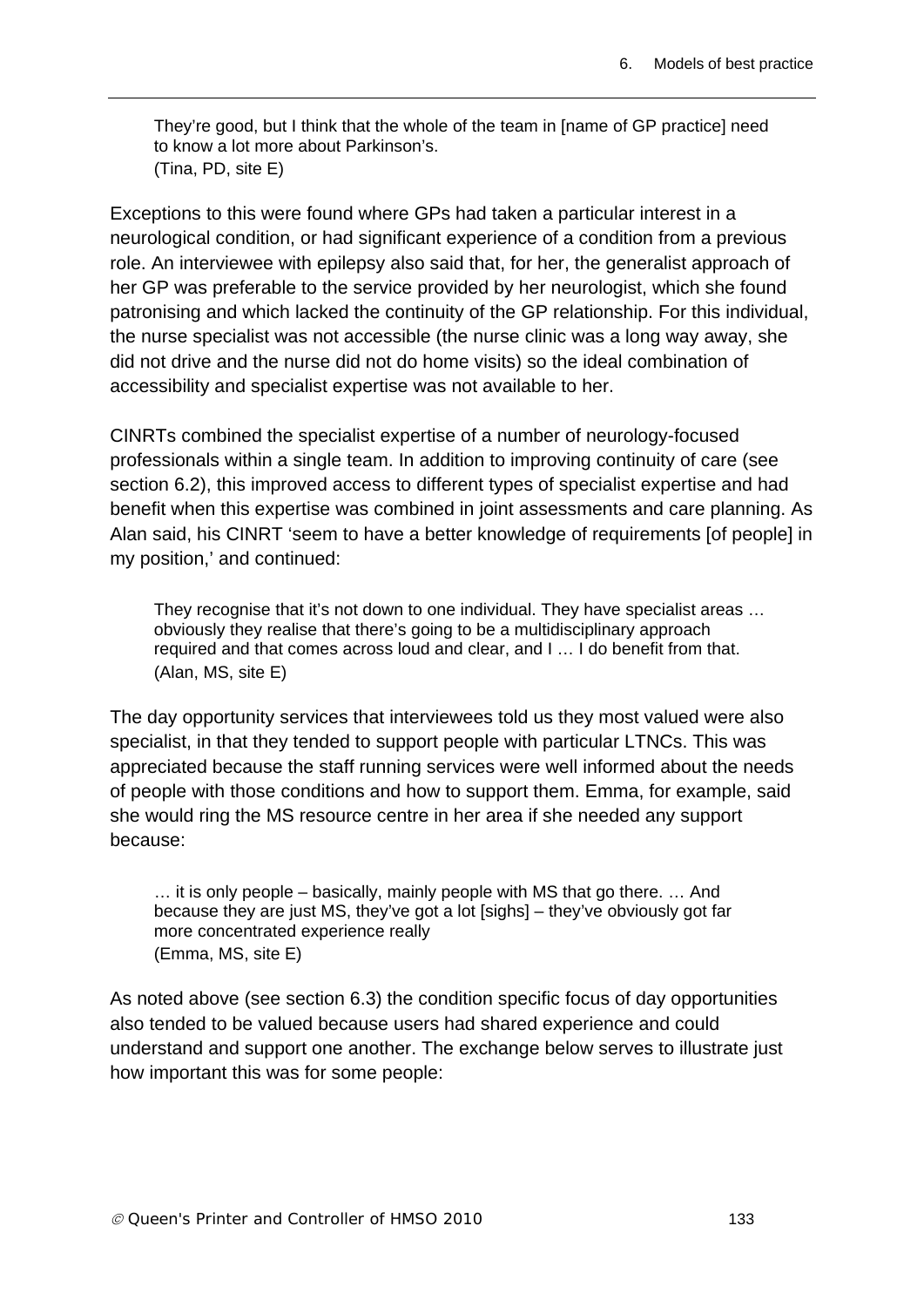> They're good, but I think that the whole of the team in [name of GP practice] need to know a lot more about Parkinson's.
> (Tina, PD, site E)

Exceptions to this were found where GPs had taken a particular interest in a neurological condition, or had significant experience of a condition from a previous role. An interviewee with epilepsy also said that, for her, the generalist approach of her GP was preferable to the service provided by her neurologist, which she found patronising and which lacked the continuity of the GP relationship. For this individual, the nurse specialist was not accessible (the nurse clinic was a long way away, she did not drive and the nurse did not do home visits) so the ideal combination of accessibility and specialist expertise was not available to her.

CINRTs combined the specialist expertise of a number of neurology-focused professionals within a single team. In addition to improving continuity of care (see section 6.2), this improved access to different types of specialist expertise and had benefit when this expertise was combined in joint assessments and care planning. As Alan said, his CINRT 'seem to have a better knowledge of requirements [of people] in my position,' and continued:

> They recognise that it's not down to one individual. They have specialist areas … obviously they realise that there's going to be a multidisciplinary approach required and that comes across loud and clear, and I … I do benefit from that.
> (Alan, MS, site E)

The day opportunity services that interviewees told us they most valued were also specialist, in that they tended to support people with particular LTNCs. This was appreciated because the staff running services were well informed about the needs of people with those conditions and how to support them. Emma, for example, said she would ring the MS resource centre in her area if she needed any support because:

> … it is only people – basically, mainly people with MS that go there. … And because they are just MS, they've got a lot [sighs] – they've obviously got far more concentrated experience really
> (Emma, MS, site E)

As noted above (see section 6.3) the condition specific focus of day opportunities also tended to be valued because users had shared experience and could understand and support one another. The exchange below serves to illustrate just how important this was for some people: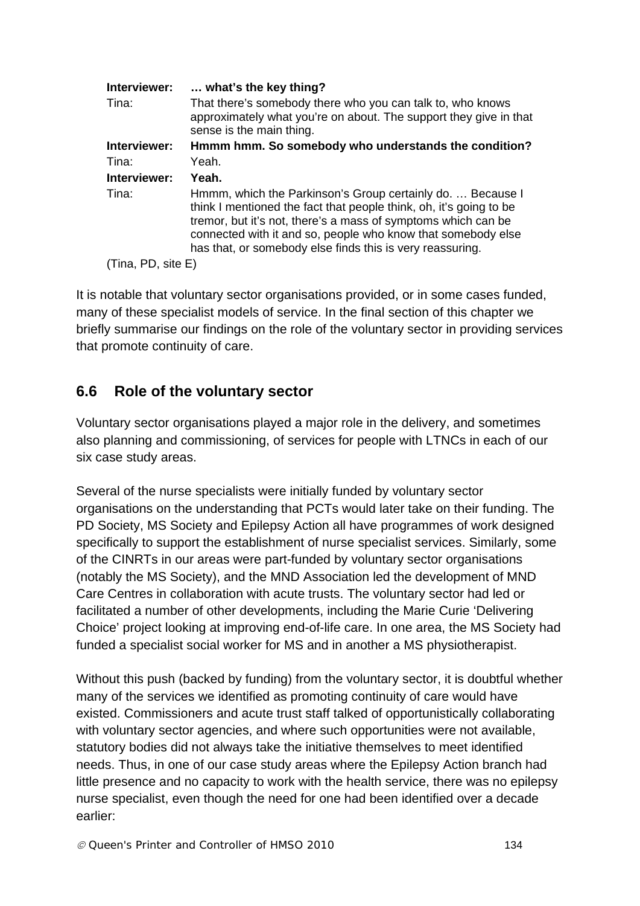| | |
|---|---|
| **Interviewer:** | **… what's the key thing?** |
| Tina: | That there's somebody there who you can talk to, who knows approximately what you're on about. The support they give in that sense is the main thing. |
| **Interviewer:** | **Hmmm hmm. So somebody who understands the condition?** |
| Tina: | Yeah. |
| **Interviewer:** | **Yeah.** |
| Tina: | Hmmm, which the Parkinson's Group certainly do. … Because I think I mentioned the fact that people think, oh, it's going to be tremor, but it's not, there's a mass of symptoms which can be connected with it and so, people who know that somebody else has that, or somebody else finds this is very reassuring. |

(Tina, PD, site E)

It is notable that voluntary sector organisations provided, or in some cases funded, many of these specialist models of service. In the final section of this chapter we briefly summarise our findings on the role of the voluntary sector in providing services that promote continuity of care.

## 6.6 Role of the voluntary sector

Voluntary sector organisations played a major role in the delivery, and sometimes also planning and commissioning, of services for people with LTNCs in each of our six case study areas.

Several of the nurse specialists were initially funded by voluntary sector organisations on the understanding that PCTs would later take on their funding. The PD Society, MS Society and Epilepsy Action all have programmes of work designed specifically to support the establishment of nurse specialist services. Similarly, some of the CINRTs in our areas were part-funded by voluntary sector organisations (notably the MS Society), and the MND Association led the development of MND Care Centres in collaboration with acute trusts. The voluntary sector had led or facilitated a number of other developments, including the Marie Curie 'Delivering Choice' project looking at improving end-of-life care. In one area, the MS Society had funded a specialist social worker for MS and in another a MS physiotherapist.

Without this push (backed by funding) from the voluntary sector, it is doubtful whether many of the services we identified as promoting continuity of care would have existed. Commissioners and acute trust staff talked of opportunistically collaborating with voluntary sector agencies, and where such opportunities were not available, statutory bodies did not always take the initiative themselves to meet identified needs. Thus, in one of our case study areas where the Epilepsy Action branch had little presence and no capacity to work with the health service, there was no epilepsy nurse specialist, even though the need for one had been identified over a decade earlier: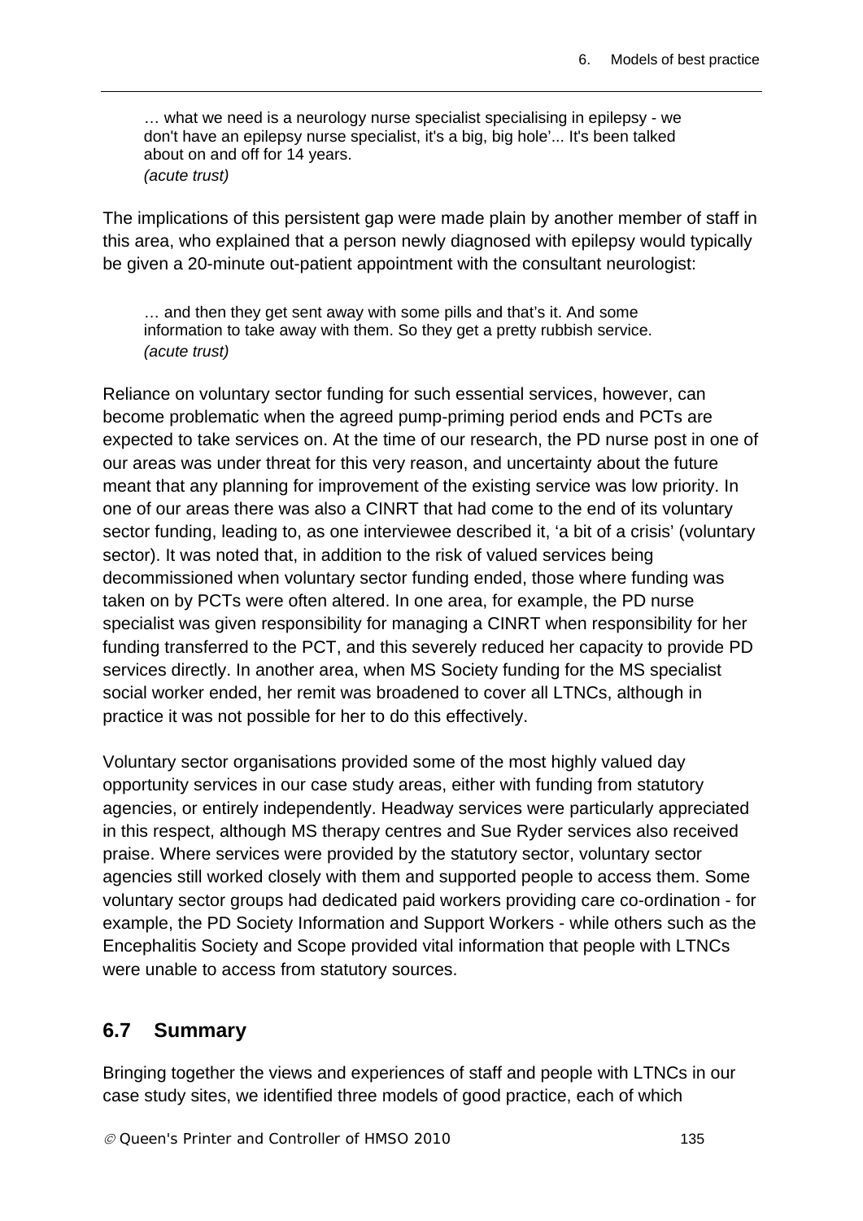> … what we need is a neurology nurse specialist specialising in epilepsy - we don't have an epilepsy nurse specialist, it's a big, big hole'... It's been talked about on and off for 14 years.
> *(acute trust)*

The implications of this persistent gap were made plain by another member of staff in this area, who explained that a person newly diagnosed with epilepsy would typically be given a 20-minute out-patient appointment with the consultant neurologist:

> … and then they get sent away with some pills and that's it. And some information to take away with them. So they get a pretty rubbish service.
> *(acute trust)*

Reliance on voluntary sector funding for such essential services, however, can become problematic when the agreed pump-priming period ends and PCTs are expected to take services on. At the time of our research, the PD nurse post in one of our areas was under threat for this very reason, and uncertainty about the future meant that any planning for improvement of the existing service was low priority. In one of our areas there was also a CINRT that had come to the end of its voluntary sector funding, leading to, as one interviewee described it, 'a bit of a crisis' (voluntary sector). It was noted that, in addition to the risk of valued services being decommissioned when voluntary sector funding ended, those where funding was taken on by PCTs were often altered. In one area, for example, the PD nurse specialist was given responsibility for managing a CINRT when responsibility for her funding transferred to the PCT, and this severely reduced her capacity to provide PD services directly. In another area, when MS Society funding for the MS specialist social worker ended, her remit was broadened to cover all LTNCs, although in practice it was not possible for her to do this effectively.

Voluntary sector organisations provided some of the most highly valued day opportunity services in our case study areas, either with funding from statutory agencies, or entirely independently. Headway services were particularly appreciated in this respect, although MS therapy centres and Sue Ryder services also received praise. Where services were provided by the statutory sector, voluntary sector agencies still worked closely with them and supported people to access them. Some voluntary sector groups had dedicated paid workers providing care co-ordination - for example, the PD Society Information and Support Workers - while others such as the Encephalitis Society and Scope provided vital information that people with LTNCs were unable to access from statutory sources.

## 6.7 Summary

Bringing together the views and experiences of staff and people with LTNCs in our case study sites, we identified three models of good practice, each of which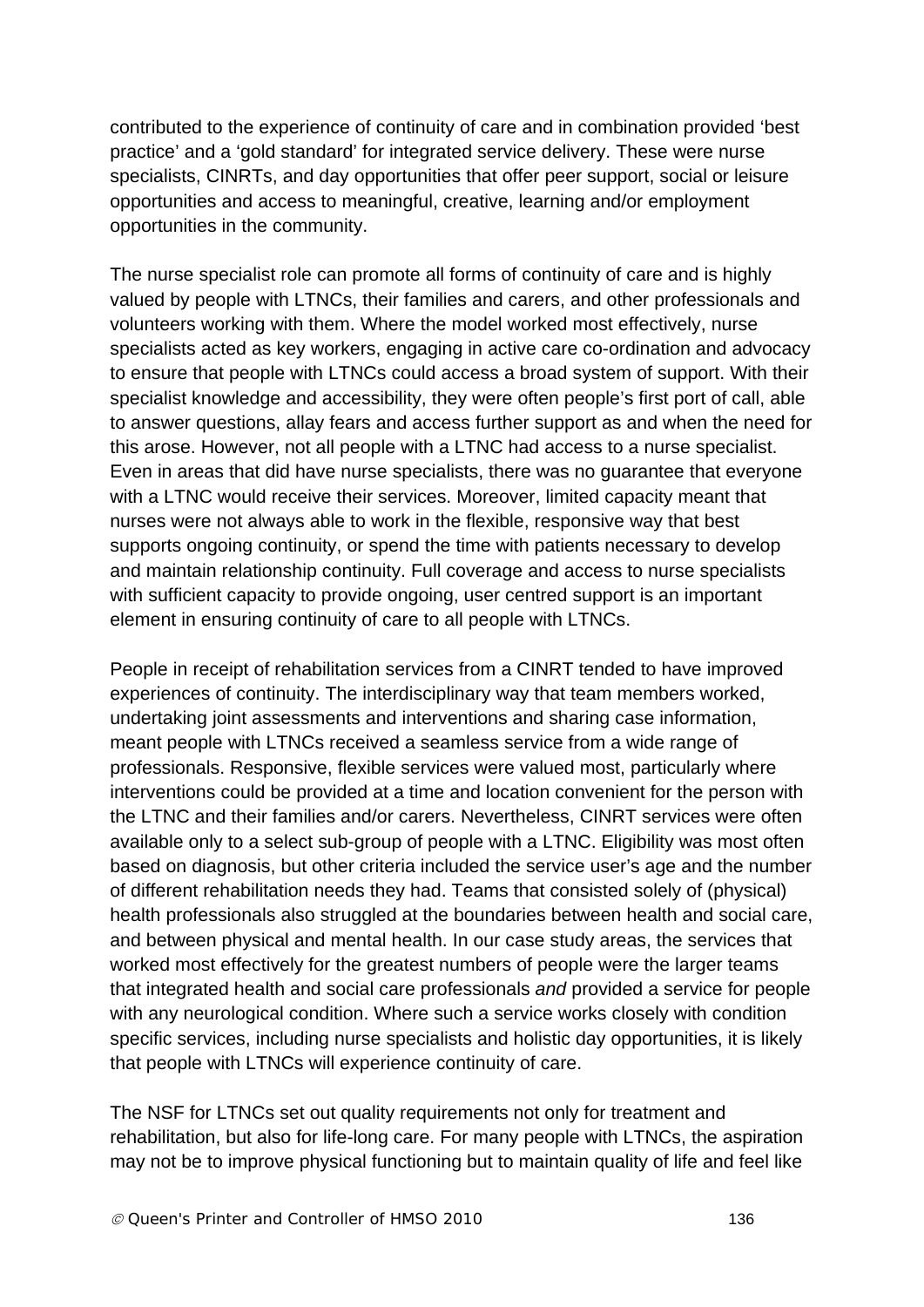contributed to the experience of continuity of care and in combination provided 'best practice' and a 'gold standard' for integrated service delivery. These were nurse specialists, CINRTs, and day opportunities that offer peer support, social or leisure opportunities and access to meaningful, creative, learning and/or employment opportunities in the community.

The nurse specialist role can promote all forms of continuity of care and is highly valued by people with LTNCs, their families and carers, and other professionals and volunteers working with them. Where the model worked most effectively, nurse specialists acted as key workers, engaging in active care co-ordination and advocacy to ensure that people with LTNCs could access a broad system of support. With their specialist knowledge and accessibility, they were often people's first port of call, able to answer questions, allay fears and access further support as and when the need for this arose. However, not all people with a LTNC had access to a nurse specialist. Even in areas that did have nurse specialists, there was no guarantee that everyone with a LTNC would receive their services. Moreover, limited capacity meant that nurses were not always able to work in the flexible, responsive way that best supports ongoing continuity, or spend the time with patients necessary to develop and maintain relationship continuity. Full coverage and access to nurse specialists with sufficient capacity to provide ongoing, user centred support is an important element in ensuring continuity of care to all people with LTNCs.

People in receipt of rehabilitation services from a CINRT tended to have improved experiences of continuity. The interdisciplinary way that team members worked, undertaking joint assessments and interventions and sharing case information, meant people with LTNCs received a seamless service from a wide range of professionals. Responsive, flexible services were valued most, particularly where interventions could be provided at a time and location convenient for the person with the LTNC and their families and/or carers. Nevertheless, CINRT services were often available only to a select sub-group of people with a LTNC. Eligibility was most often based on diagnosis, but other criteria included the service user's age and the number of different rehabilitation needs they had. Teams that consisted solely of (physical) health professionals also struggled at the boundaries between health and social care, and between physical and mental health. In our case study areas, the services that worked most effectively for the greatest numbers of people were the larger teams that integrated health and social care professionals *and* provided a service for people with any neurological condition. Where such a service works closely with condition specific services, including nurse specialists and holistic day opportunities, it is likely that people with LTNCs will experience continuity of care.

The NSF for LTNCs set out quality requirements not only for treatment and rehabilitation, but also for life-long care. For many people with LTNCs, the aspiration may not be to improve physical functioning but to maintain quality of life and feel like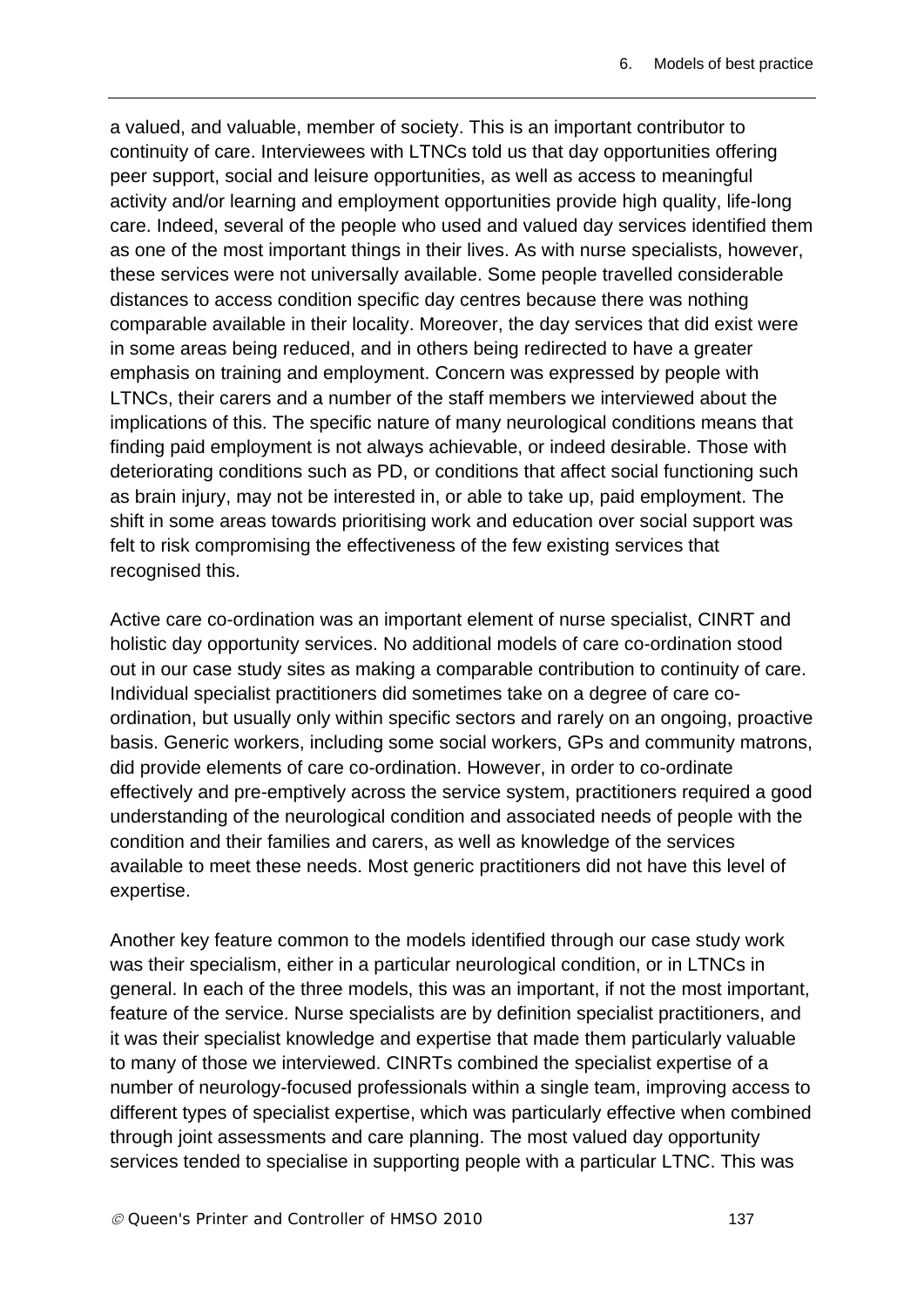a valued, and valuable, member of society. This is an important contributor to continuity of care. Interviewees with LTNCs told us that day opportunities offering peer support, social and leisure opportunities, as well as access to meaningful activity and/or learning and employment opportunities provide high quality, life-long care. Indeed, several of the people who used and valued day services identified them as one of the most important things in their lives. As with nurse specialists, however, these services were not universally available. Some people travelled considerable distances to access condition specific day centres because there was nothing comparable available in their locality. Moreover, the day services that did exist were in some areas being reduced, and in others being redirected to have a greater emphasis on training and employment. Concern was expressed by people with LTNCs, their carers and a number of the staff members we interviewed about the implications of this. The specific nature of many neurological conditions means that finding paid employment is not always achievable, or indeed desirable. Those with deteriorating conditions such as PD, or conditions that affect social functioning such as brain injury, may not be interested in, or able to take up, paid employment. The shift in some areas towards prioritising work and education over social support was felt to risk compromising the effectiveness of the few existing services that recognised this.

Active care co-ordination was an important element of nurse specialist, CINRT and holistic day opportunity services. No additional models of care co-ordination stood out in our case study sites as making a comparable contribution to continuity of care. Individual specialist practitioners did sometimes take on a degree of care co-ordination, but usually only within specific sectors and rarely on an ongoing, proactive basis. Generic workers, including some social workers, GPs and community matrons, did provide elements of care co-ordination. However, in order to co-ordinate effectively and pre-emptively across the service system, practitioners required a good understanding of the neurological condition and associated needs of people with the condition and their families and carers, as well as knowledge of the services available to meet these needs. Most generic practitioners did not have this level of expertise.

Another key feature common to the models identified through our case study work was their specialism, either in a particular neurological condition, or in LTNCs in general. In each of the three models, this was an important, if not the most important, feature of the service. Nurse specialists are by definition specialist practitioners, and it was their specialist knowledge and expertise that made them particularly valuable to many of those we interviewed. CINRTs combined the specialist expertise of a number of neurology-focused professionals within a single team, improving access to different types of specialist expertise, which was particularly effective when combined through joint assessments and care planning. The most valued day opportunity services tended to specialise in supporting people with a particular LTNC. This was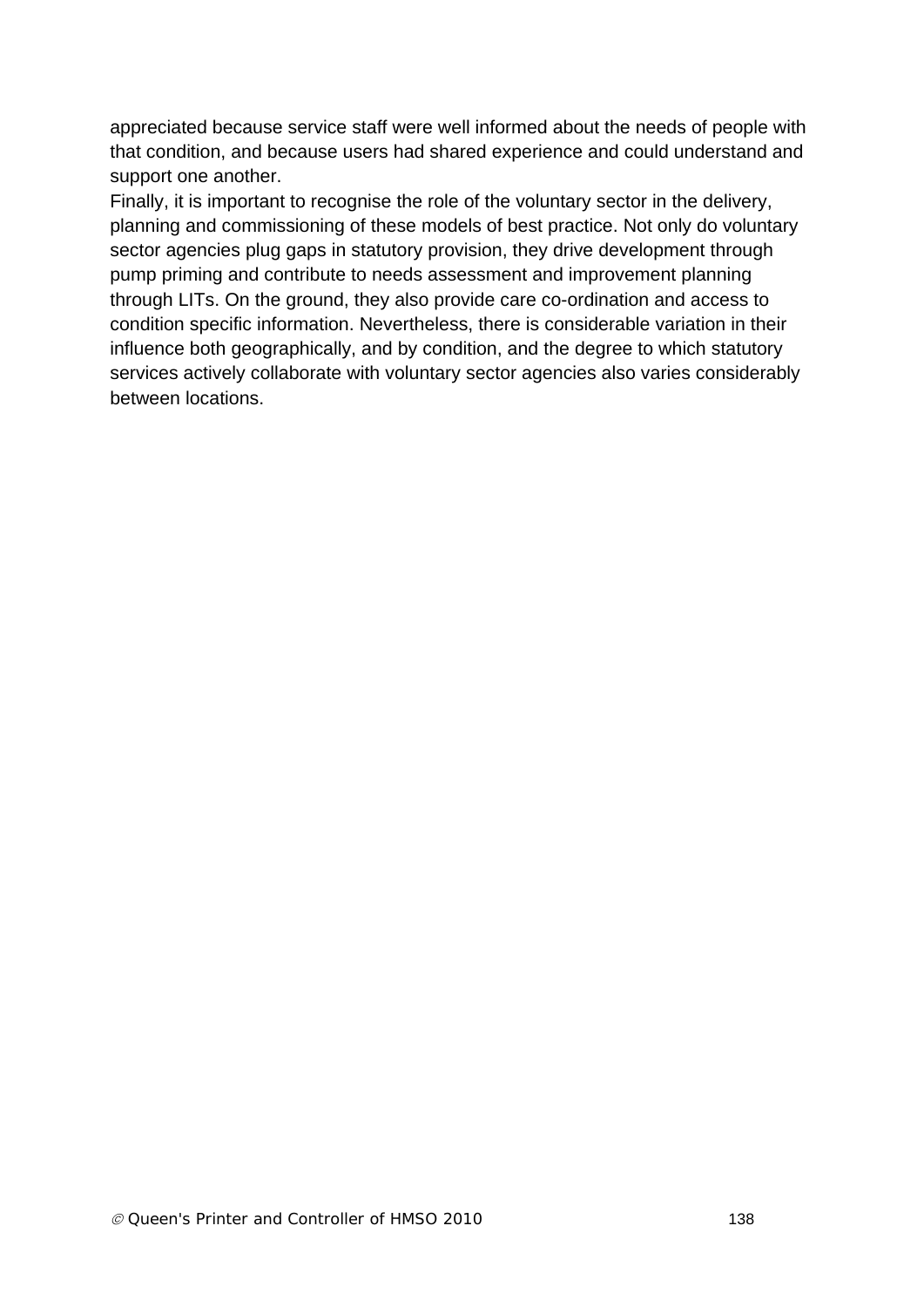appreciated because service staff were well informed about the needs of people with that condition, and because users had shared experience and could understand and support one another.

Finally, it is important to recognise the role of the voluntary sector in the delivery, planning and commissioning of these models of best practice. Not only do voluntary sector agencies plug gaps in statutory provision, they drive development through pump priming and contribute to needs assessment and improvement planning through LITs. On the ground, they also provide care co-ordination and access to condition specific information. Nevertheless, there is considerable variation in their influence both geographically, and by condition, and the degree to which statutory services actively collaborate with voluntary sector agencies also varies considerably between locations.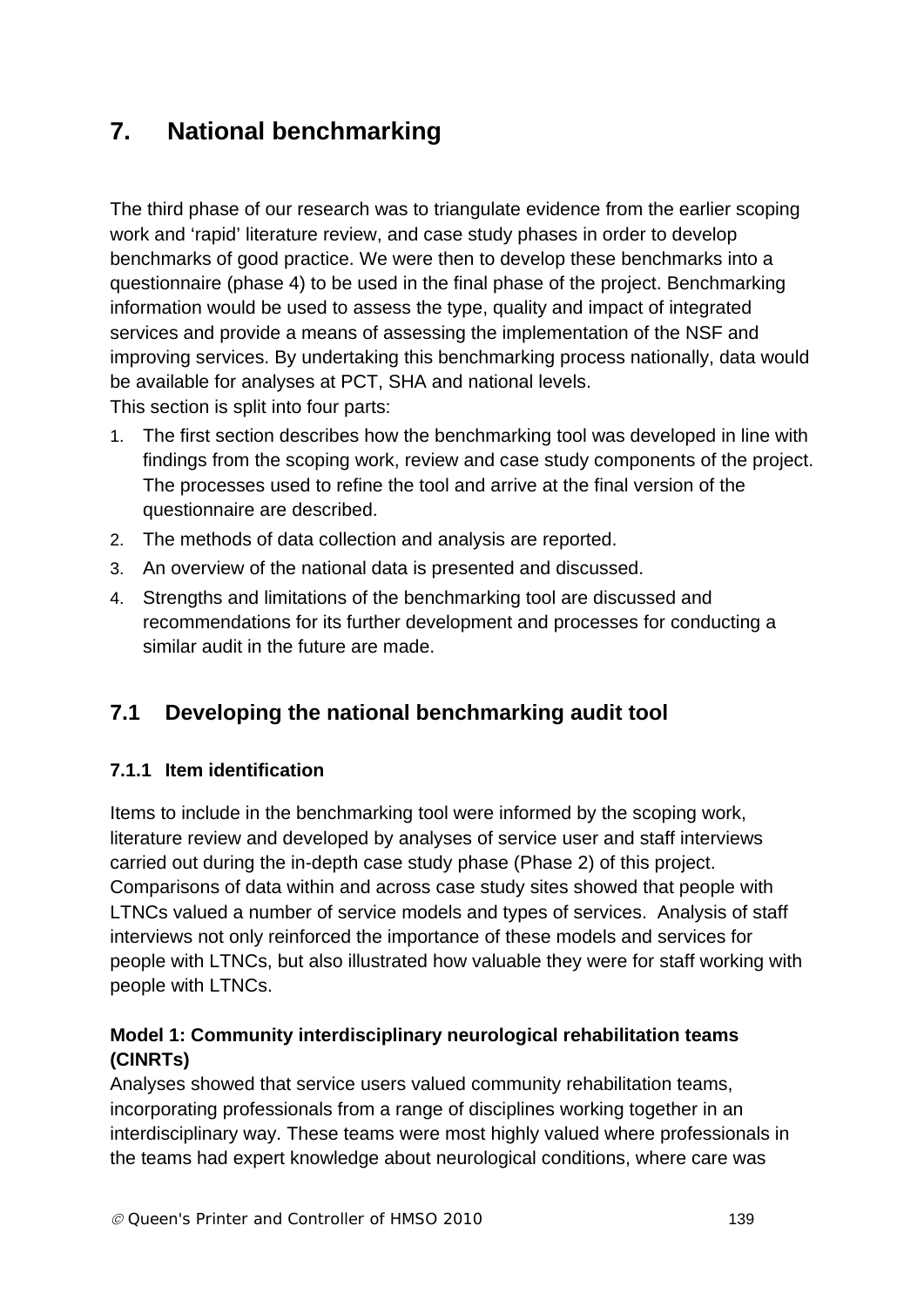# 7. National benchmarking

The third phase of our research was to triangulate evidence from the earlier scoping work and 'rapid' literature review, and case study phases in order to develop benchmarks of good practice. We were then to develop these benchmarks into a questionnaire (phase 4) to be used in the final phase of the project. Benchmarking information would be used to assess the type, quality and impact of integrated services and provide a means of assessing the implementation of the NSF and improving services. By undertaking this benchmarking process nationally, data would be available for analyses at PCT, SHA and national levels.

This section is split into four parts:

1. The first section describes how the benchmarking tool was developed in line with findings from the scoping work, review and case study components of the project. The processes used to refine the tool and arrive at the final version of the questionnaire are described.
2. The methods of data collection and analysis are reported.
3. An overview of the national data is presented and discussed.
4. Strengths and limitations of the benchmarking tool are discussed and recommendations for its further development and processes for conducting a similar audit in the future are made.

## 7.1 Developing the national benchmarking audit tool

### 7.1.1 Item identification

Items to include in the benchmarking tool were informed by the scoping work, literature review and developed by analyses of service user and staff interviews carried out during the in-depth case study phase (Phase 2) of this project. Comparisons of data within and across case study sites showed that people with LTNCs valued a number of service models and types of services. Analysis of staff interviews not only reinforced the importance of these models and services for people with LTNCs, but also illustrated how valuable they were for staff working with people with LTNCs.

**Model 1: Community interdisciplinary neurological rehabilitation teams (CINRTs)**

Analyses showed that service users valued community rehabilitation teams, incorporating professionals from a range of disciplines working together in an interdisciplinary way. These teams were most highly valued where professionals in the teams had expert knowledge about neurological conditions, where care was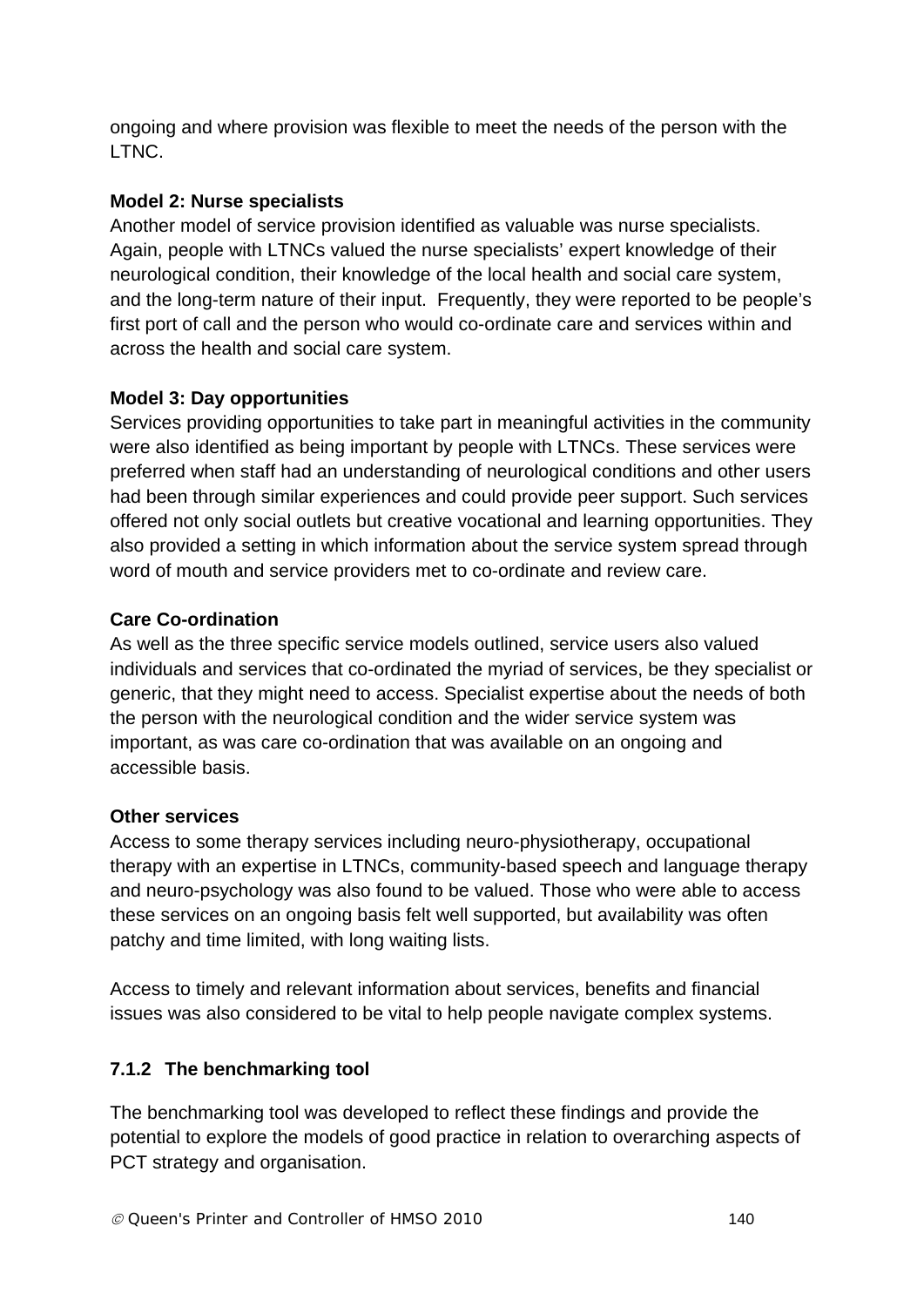ongoing and where provision was flexible to meet the needs of the person with the LTNC.

**Model 2: Nurse specialists**
Another model of service provision identified as valuable was nurse specialists. Again, people with LTNCs valued the nurse specialists' expert knowledge of their neurological condition, their knowledge of the local health and social care system, and the long-term nature of their input. Frequently, they were reported to be people's first port of call and the person who would co-ordinate care and services within and across the health and social care system.

**Model 3: Day opportunities**
Services providing opportunities to take part in meaningful activities in the community were also identified as being important by people with LTNCs. These services were preferred when staff had an understanding of neurological conditions and other users had been through similar experiences and could provide peer support. Such services offered not only social outlets but creative vocational and learning opportunities. They also provided a setting in which information about the service system spread through word of mouth and service providers met to co-ordinate and review care.

**Care Co-ordination**
As well as the three specific service models outlined, service users also valued individuals and services that co-ordinated the myriad of services, be they specialist or generic, that they might need to access. Specialist expertise about the needs of both the person with the neurological condition and the wider service system was important, as was care co-ordination that was available on an ongoing and accessible basis.

**Other services**
Access to some therapy services including neuro-physiotherapy, occupational therapy with an expertise in LTNCs, community-based speech and language therapy and neuro-psychology was also found to be valued. Those who were able to access these services on an ongoing basis felt well supported, but availability was often patchy and time limited, with long waiting lists.

Access to timely and relevant information about services, benefits and financial issues was also considered to be vital to help people navigate complex systems.

### 7.1.2 The benchmarking tool

The benchmarking tool was developed to reflect these findings and provide the potential to explore the models of good practice in relation to overarching aspects of PCT strategy and organisation.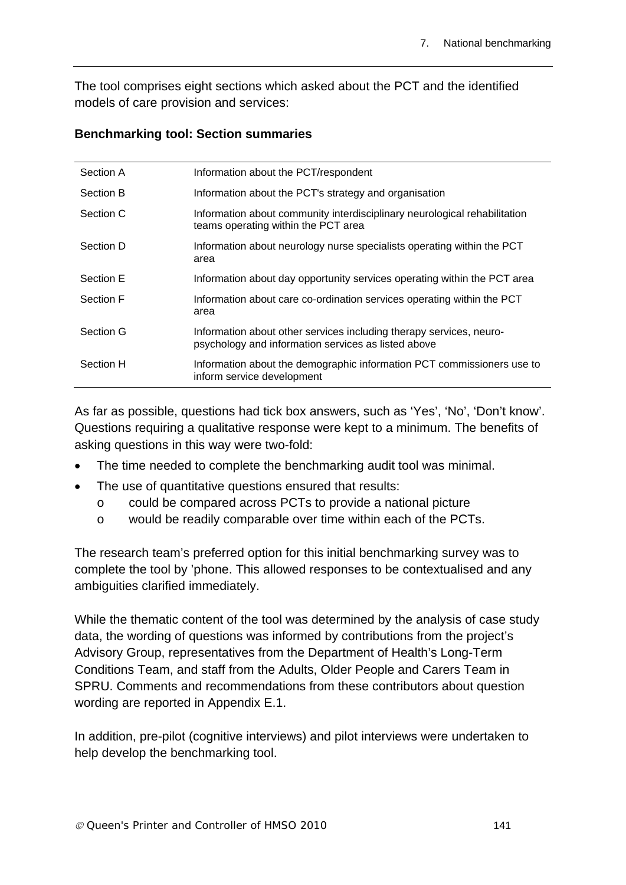The tool comprises eight sections which asked about the PCT and the identified models of care provision and services:

**Benchmarking tool: Section summaries**

| | |
|---|---|
| Section A | Information about the PCT/respondent |
| Section B | Information about the PCT's strategy and organisation |
| Section C | Information about community interdisciplinary neurological rehabilitation teams operating within the PCT area |
| Section D | Information about neurology nurse specialists operating within the PCT area |
| Section E | Information about day opportunity services operating within the PCT area |
| Section F | Information about care co-ordination services operating within the PCT area |
| Section G | Information about other services including therapy services, neuro-psychology and information services as listed above |
| Section H | Information about the demographic information PCT commissioners use to inform service development |

As far as possible, questions had tick box answers, such as 'Yes', 'No', 'Don't know'. Questions requiring a qualitative response were kept to a minimum. The benefits of asking questions in this way were two-fold:

- The time needed to complete the benchmarking audit tool was minimal.
- The use of quantitative questions ensured that results:
  - could be compared across PCTs to provide a national picture
  - would be readily comparable over time within each of the PCTs.

The research team's preferred option for this initial benchmarking survey was to complete the tool by 'phone. This allowed responses to be contextualised and any ambiguities clarified immediately.

While the thematic content of the tool was determined by the analysis of case study data, the wording of questions was informed by contributions from the project's Advisory Group, representatives from the Department of Health's Long-Term Conditions Team, and staff from the Adults, Older People and Carers Team in SPRU. Comments and recommendations from these contributors about question wording are reported in Appendix E.1.

In addition, pre-pilot (cognitive interviews) and pilot interviews were undertaken to help develop the benchmarking tool.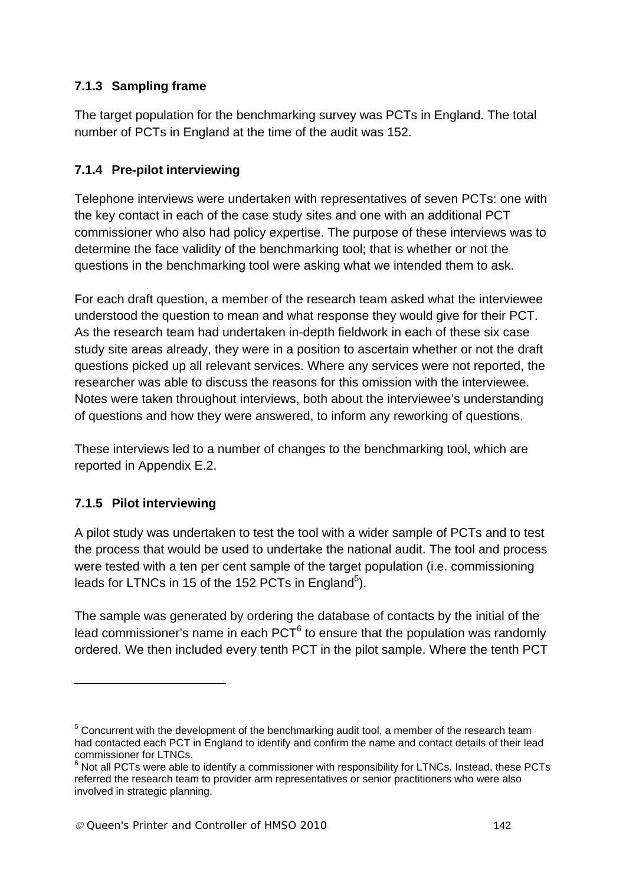### 7.1.3 Sampling frame

The target population for the benchmarking survey was PCTs in England. The total number of PCTs in England at the time of the audit was 152.

### 7.1.4 Pre-pilot interviewing

Telephone interviews were undertaken with representatives of seven PCTs: one with the key contact in each of the case study sites and one with an additional PCT commissioner who also had policy expertise. The purpose of these interviews was to determine the face validity of the benchmarking tool; that is whether or not the questions in the benchmarking tool were asking what we intended them to ask.

For each draft question, a member of the research team asked what the interviewee understood the question to mean and what response they would give for their PCT. As the research team had undertaken in-depth fieldwork in each of these six case study site areas already, they were in a position to ascertain whether or not the draft questions picked up all relevant services. Where any services were not reported, the researcher was able to discuss the reasons for this omission with the interviewee. Notes were taken throughout interviews, both about the interviewee's understanding of questions and how they were answered, to inform any reworking of questions.

These interviews led to a number of changes to the benchmarking tool, which are reported in Appendix E.2.

### 7.1.5 Pilot interviewing

A pilot study was undertaken to test the tool with a wider sample of PCTs and to test the process that would be used to undertake the national audit. The tool and process were tested with a ten per cent sample of the target population (i.e. commissioning leads for LTNCs in 15 of the 152 PCTs in England[5]).

The sample was generated by ordering the database of contacts by the initial of the lead commissioner's name in each PCT[6] to ensure that the population was randomly ordered. We then included every tenth PCT in the pilot sample. Where the tenth PCT

---

[5] Concurrent with the development of the benchmarking audit tool, a member of the research team had contacted each PCT in England to identify and confirm the name and contact details of their lead commissioner for LTNCs.

[6] Not all PCTs were able to identify a commissioner with responsibility for LTNCs. Instead, these PCTs referred the research team to provider arm representatives or senior practitioners who were also involved in strategic planning.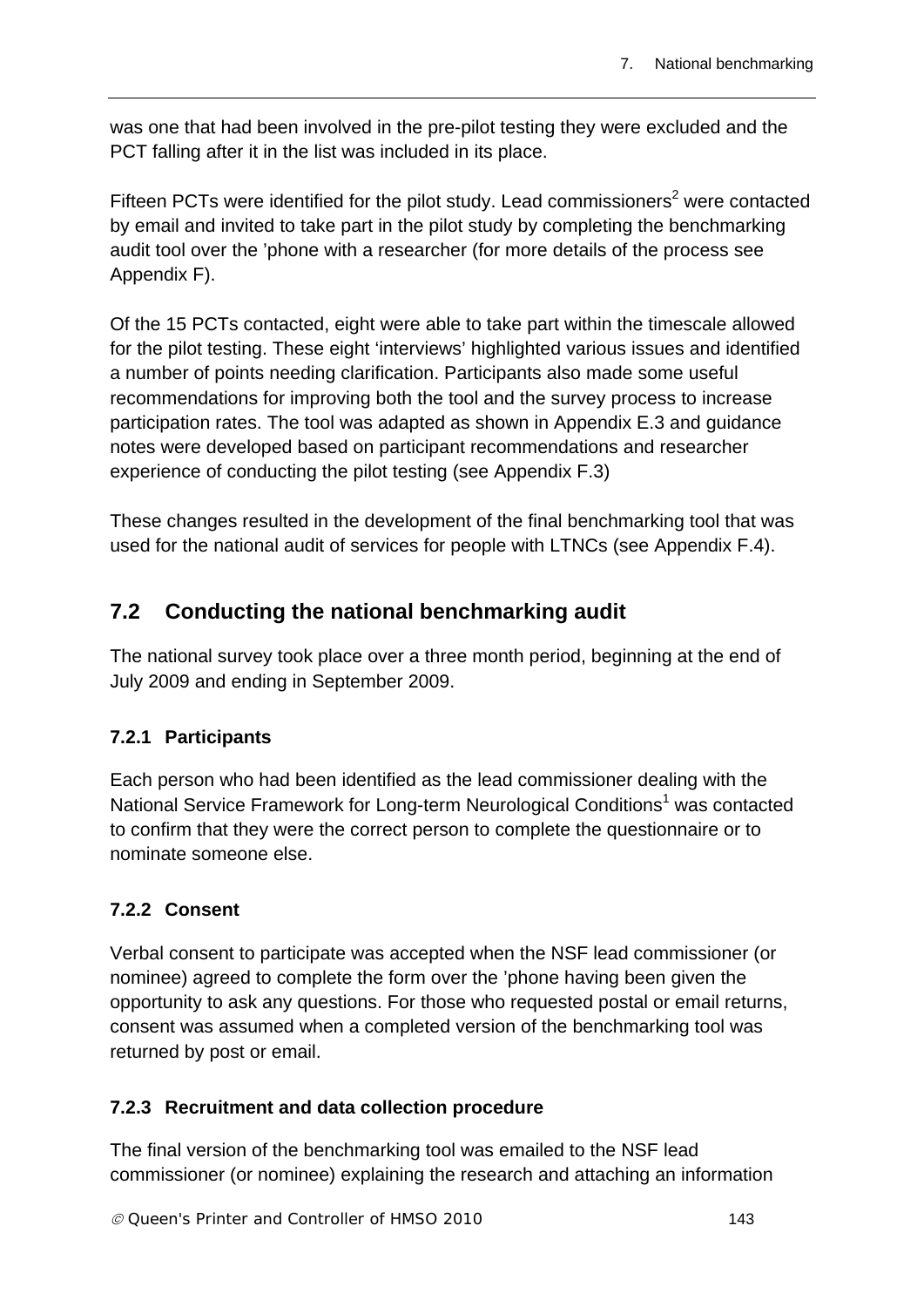was one that had been involved in the pre-pilot testing they were excluded and the PCT falling after it in the list was included in its place.

Fifteen PCTs were identified for the pilot study. Lead commissioners[2] were contacted by email and invited to take part in the pilot study by completing the benchmarking audit tool over the 'phone with a researcher (for more details of the process see Appendix F).

Of the 15 PCTs contacted, eight were able to take part within the timescale allowed for the pilot testing. These eight 'interviews' highlighted various issues and identified a number of points needing clarification. Participants also made some useful recommendations for improving both the tool and the survey process to increase participation rates. The tool was adapted as shown in Appendix E.3 and guidance notes were developed based on participant recommendations and researcher experience of conducting the pilot testing (see Appendix F.3)

These changes resulted in the development of the final benchmarking tool that was used for the national audit of services for people with LTNCs (see Appendix F.4).

## 7.2 Conducting the national benchmarking audit

The national survey took place over a three month period, beginning at the end of July 2009 and ending in September 2009.

### 7.2.1 Participants

Each person who had been identified as the lead commissioner dealing with the National Service Framework for Long-term Neurological Conditions[1] was contacted to confirm that they were the correct person to complete the questionnaire or to nominate someone else.

### 7.2.2 Consent

Verbal consent to participate was accepted when the NSF lead commissioner (or nominee) agreed to complete the form over the 'phone having been given the opportunity to ask any questions. For those who requested postal or email returns, consent was assumed when a completed version of the benchmarking tool was returned by post or email.

### 7.2.3 Recruitment and data collection procedure

The final version of the benchmarking tool was emailed to the NSF lead commissioner (or nominee) explaining the research and attaching an information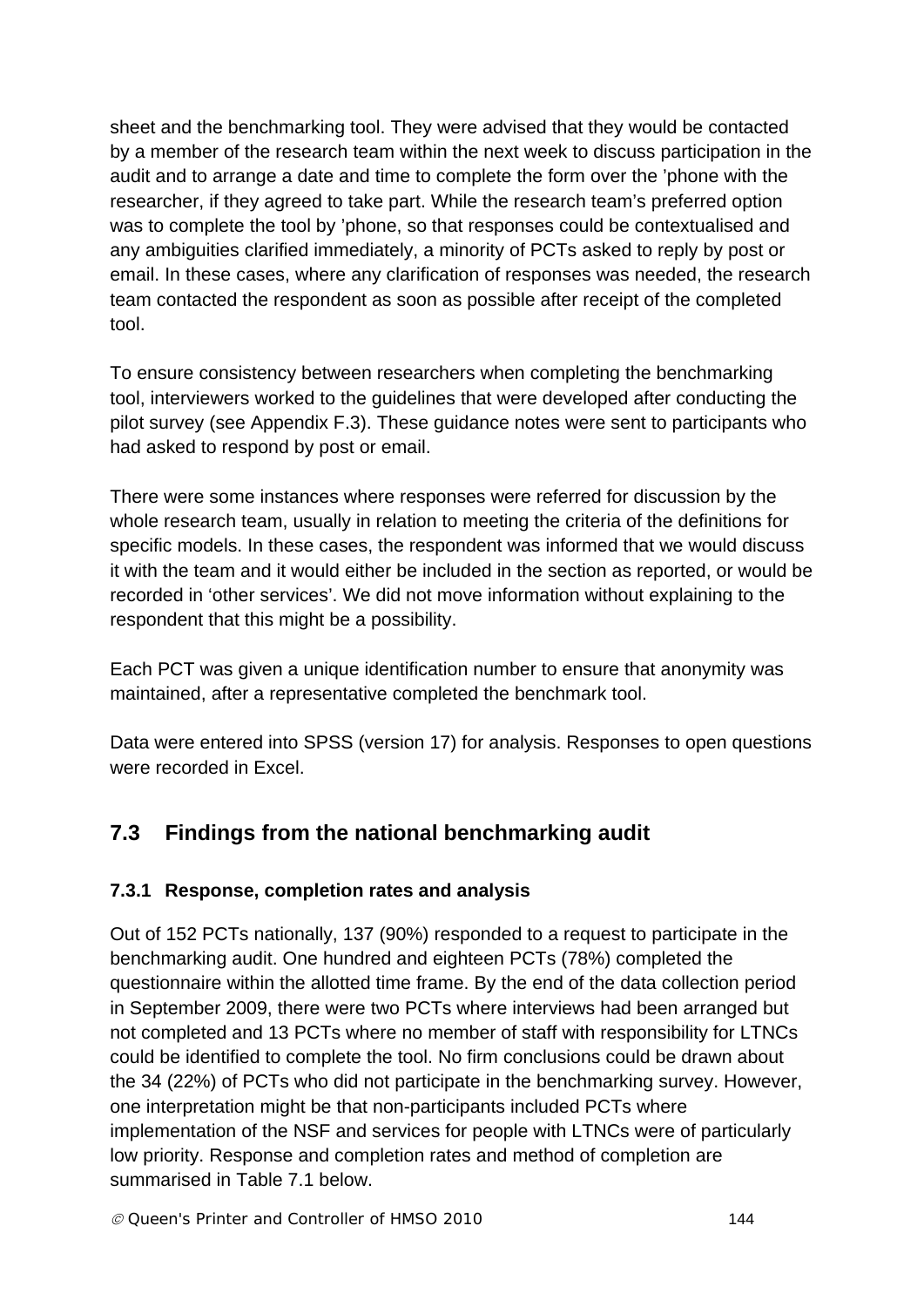sheet and the benchmarking tool. They were advised that they would be contacted by a member of the research team within the next week to discuss participation in the audit and to arrange a date and time to complete the form over the 'phone with the researcher, if they agreed to take part. While the research team's preferred option was to complete the tool by 'phone, so that responses could be contextualised and any ambiguities clarified immediately, a minority of PCTs asked to reply by post or email. In these cases, where any clarification of responses was needed, the research team contacted the respondent as soon as possible after receipt of the completed tool.

To ensure consistency between researchers when completing the benchmarking tool, interviewers worked to the guidelines that were developed after conducting the pilot survey (see Appendix F.3). These guidance notes were sent to participants who had asked to respond by post or email.

There were some instances where responses were referred for discussion by the whole research team, usually in relation to meeting the criteria of the definitions for specific models. In these cases, the respondent was informed that we would discuss it with the team and it would either be included in the section as reported, or would be recorded in 'other services'. We did not move information without explaining to the respondent that this might be a possibility.

Each PCT was given a unique identification number to ensure that anonymity was maintained, after a representative completed the benchmark tool.

Data were entered into SPSS (version 17) for analysis. Responses to open questions were recorded in Excel.

## 7.3 Findings from the national benchmarking audit

### 7.3.1 Response, completion rates and analysis

Out of 152 PCTs nationally, 137 (90%) responded to a request to participate in the benchmarking audit. One hundred and eighteen PCTs (78%) completed the questionnaire within the allotted time frame. By the end of the data collection period in September 2009, there were two PCTs where interviews had been arranged but not completed and 13 PCTs where no member of staff with responsibility for LTNCs could be identified to complete the tool. No firm conclusions could be drawn about the 34 (22%) of PCTs who did not participate in the benchmarking survey. However, one interpretation might be that non-participants included PCTs where implementation of the NSF and services for people with LTNCs were of particularly low priority. Response and completion rates and method of completion are summarised in Table 7.1 below.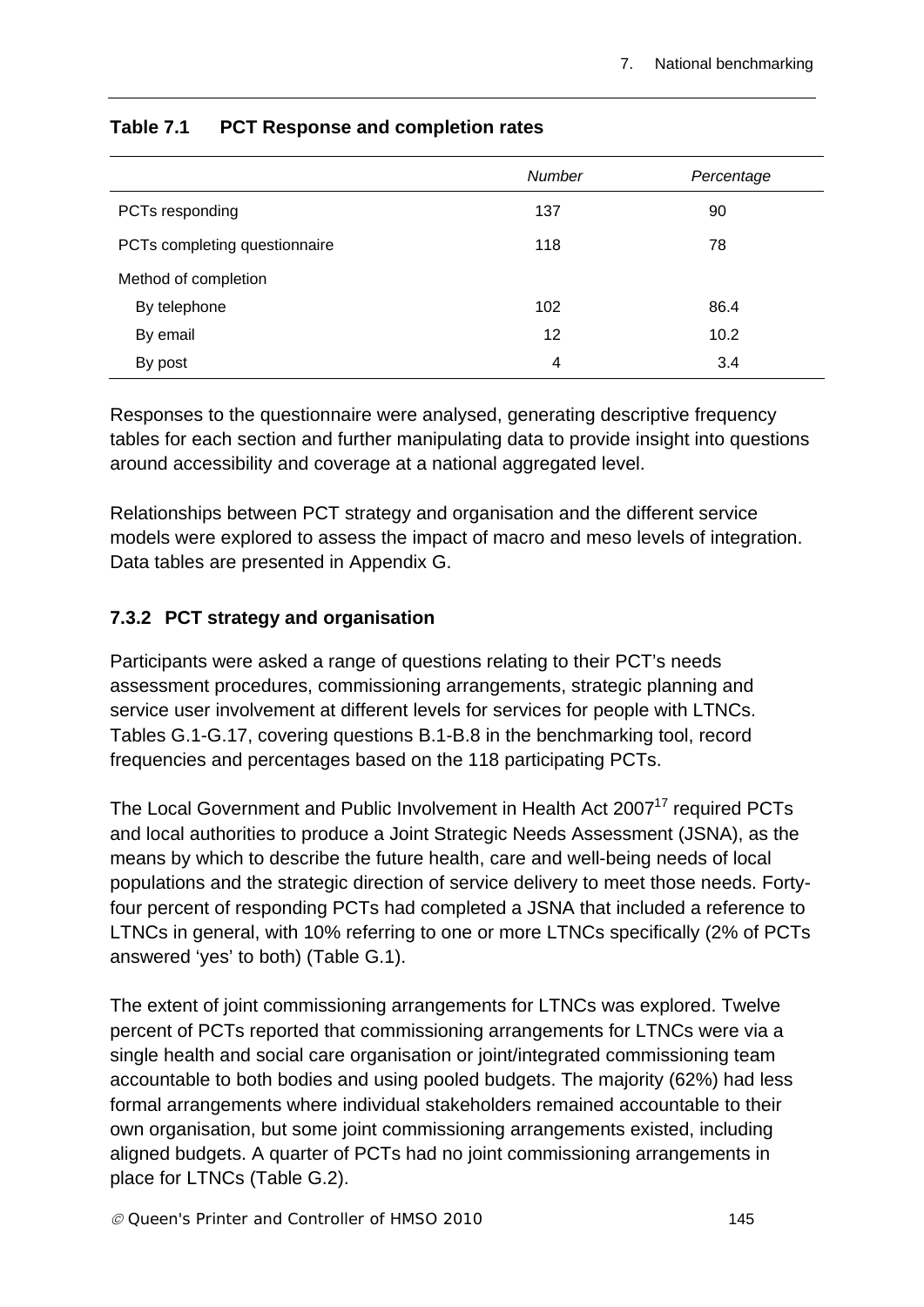**Table 7.1 PCT Response and completion rates**

| | *Number* | *Percentage* |
|---|---|---|
| PCTs responding | 137 | 90 |
| PCTs completing questionnaire | 118 | 78 |
| Method of completion | | |
| By telephone | 102 | 86.4 |
| By email | 12 | 10.2 |
| By post | 4 | 3.4 |

Responses to the questionnaire were analysed, generating descriptive frequency tables for each section and further manipulating data to provide insight into questions around accessibility and coverage at a national aggregated level.

Relationships between PCT strategy and organisation and the different service models were explored to assess the impact of macro and meso levels of integration. Data tables are presented in Appendix G.

### 7.3.2 PCT strategy and organisation

Participants were asked a range of questions relating to their PCT's needs assessment procedures, commissioning arrangements, strategic planning and service user involvement at different levels for services for people with LTNCs. Tables G.1-G.17, covering questions B.1-B.8 in the benchmarking tool, record frequencies and percentages based on the 118 participating PCTs.

The Local Government and Public Involvement in Health Act 2007[17] required PCTs and local authorities to produce a Joint Strategic Needs Assessment (JSNA), as the means by which to describe the future health, care and well-being needs of local populations and the strategic direction of service delivery to meet those needs. Forty-four percent of responding PCTs had completed a JSNA that included a reference to LTNCs in general, with 10% referring to one or more LTNCs specifically (2% of PCTs answered 'yes' to both) (Table G.1).

The extent of joint commissioning arrangements for LTNCs was explored. Twelve percent of PCTs reported that commissioning arrangements for LTNCs were via a single health and social care organisation or joint/integrated commissioning team accountable to both bodies and using pooled budgets. The majority (62%) had less formal arrangements where individual stakeholders remained accountable to their own organisation, but some joint commissioning arrangements existed, including aligned budgets. A quarter of PCTs had no joint commissioning arrangements in place for LTNCs (Table G.2).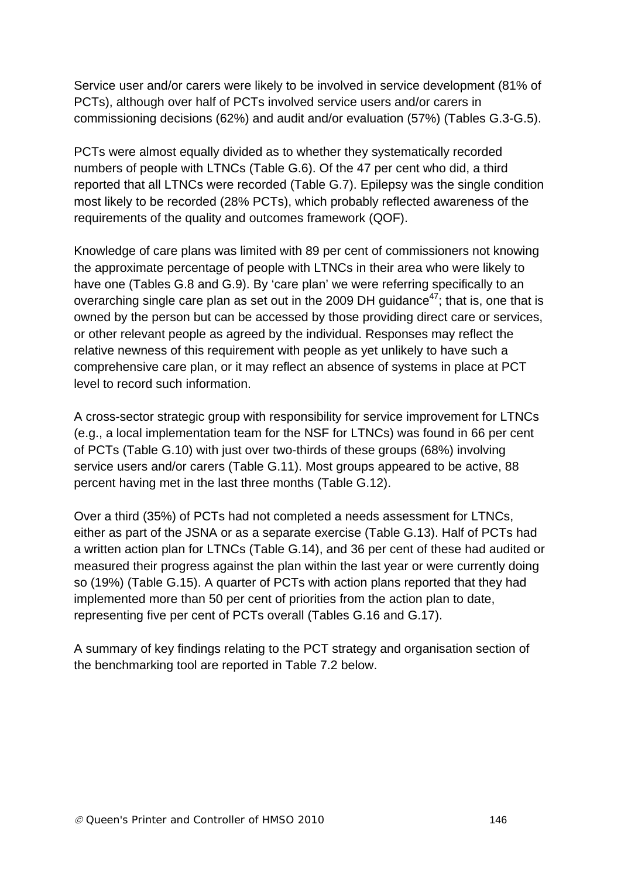Service user and/or carers were likely to be involved in service development (81% of PCTs), although over half of PCTs involved service users and/or carers in commissioning decisions (62%) and audit and/or evaluation (57%) (Tables G.3-G.5).

PCTs were almost equally divided as to whether they systematically recorded numbers of people with LTNCs (Table G.6). Of the 47 per cent who did, a third reported that all LTNCs were recorded (Table G.7). Epilepsy was the single condition most likely to be recorded (28% PCTs), which probably reflected awareness of the requirements of the quality and outcomes framework (QOF).

Knowledge of care plans was limited with 89 per cent of commissioners not knowing the approximate percentage of people with LTNCs in their area who were likely to have one (Tables G.8 and G.9). By 'care plan' we were referring specifically to an overarching single care plan as set out in the 2009 DH guidance[47]; that is, one that is owned by the person but can be accessed by those providing direct care or services, or other relevant people as agreed by the individual. Responses may reflect the relative newness of this requirement with people as yet unlikely to have such a comprehensive care plan, or it may reflect an absence of systems in place at PCT level to record such information.

A cross-sector strategic group with responsibility for service improvement for LTNCs (e.g., a local implementation team for the NSF for LTNCs) was found in 66 per cent of PCTs (Table G.10) with just over two-thirds of these groups (68%) involving service users and/or carers (Table G.11). Most groups appeared to be active, 88 percent having met in the last three months (Table G.12).

Over a third (35%) of PCTs had not completed a needs assessment for LTNCs, either as part of the JSNA or as a separate exercise (Table G.13). Half of PCTs had a written action plan for LTNCs (Table G.14), and 36 per cent of these had audited or measured their progress against the plan within the last year or were currently doing so (19%) (Table G.15). A quarter of PCTs with action plans reported that they had implemented more than 50 per cent of priorities from the action plan to date, representing five per cent of PCTs overall (Tables G.16 and G.17).

A summary of key findings relating to the PCT strategy and organisation section of the benchmarking tool are reported in Table 7.2 below.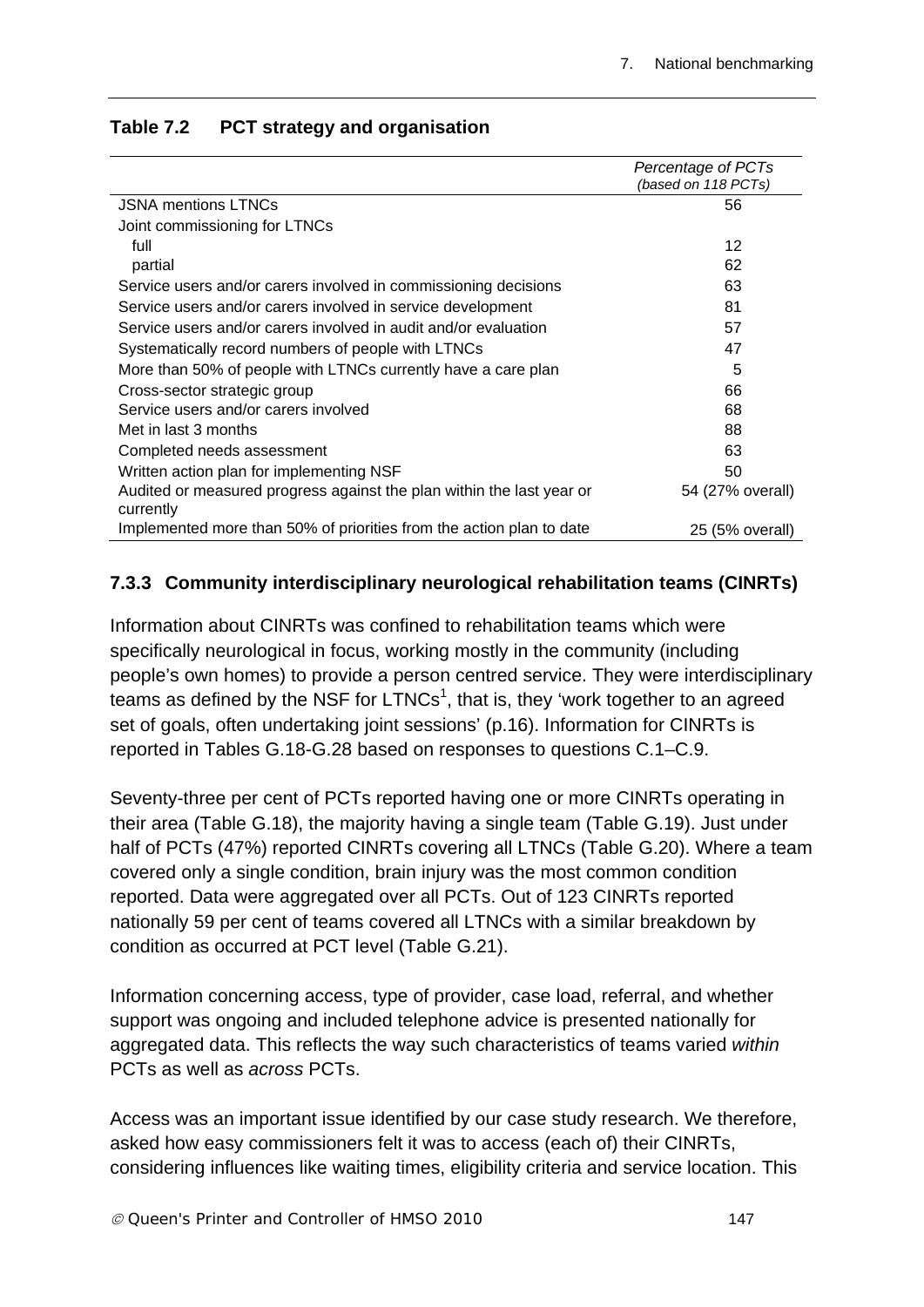**Table 7.2 PCT strategy and organisation**

| | *Percentage of PCTs (based on 118 PCTs)* |
|---|---|
| JSNA mentions LTNCs | 56 |
| Joint commissioning for LTNCs | |
| full | 12 |
| partial | 62 |
| Service users and/or carers involved in commissioning decisions | 63 |
| Service users and/or carers involved in service development | 81 |
| Service users and/or carers involved in audit and/or evaluation | 57 |
| Systematically record numbers of people with LTNCs | 47 |
| More than 50% of people with LTNCs currently have a care plan | 5 |
| Cross-sector strategic group | 66 |
| Service users and/or carers involved | 68 |
| Met in last 3 months | 88 |
| Completed needs assessment | 63 |
| Written action plan for implementing NSF | 50 |
| Audited or measured progress against the plan within the last year or currently | 54 (27% overall) |
| Implemented more than 50% of priorities from the action plan to date | 25 (5% overall) |

### 7.3.3 Community interdisciplinary neurological rehabilitation teams (CINRTs)

Information about CINRTs was confined to rehabilitation teams which were specifically neurological in focus, working mostly in the community (including people's own homes) to provide a person centred service. They were interdisciplinary teams as defined by the NSF for LTNCs[1], that is, they 'work together to an agreed set of goals, often undertaking joint sessions' (p.16). Information for CINRTs is reported in Tables G.18-G.28 based on responses to questions C.1–C.9.

Seventy-three per cent of PCTs reported having one or more CINRTs operating in their area (Table G.18), the majority having a single team (Table G.19). Just under half of PCTs (47%) reported CINRTs covering all LTNCs (Table G.20). Where a team covered only a single condition, brain injury was the most common condition reported. Data were aggregated over all PCTs. Out of 123 CINRTs reported nationally 59 per cent of teams covered all LTNCs with a similar breakdown by condition as occurred at PCT level (Table G.21).

Information concerning access, type of provider, case load, referral, and whether support was ongoing and included telephone advice is presented nationally for aggregated data. This reflects the way such characteristics of teams varied *within* PCTs as well as *across* PCTs.

Access was an important issue identified by our case study research. We therefore, asked how easy commissioners felt it was to access (each of) their CINRTs, considering influences like waiting times, eligibility criteria and service location. This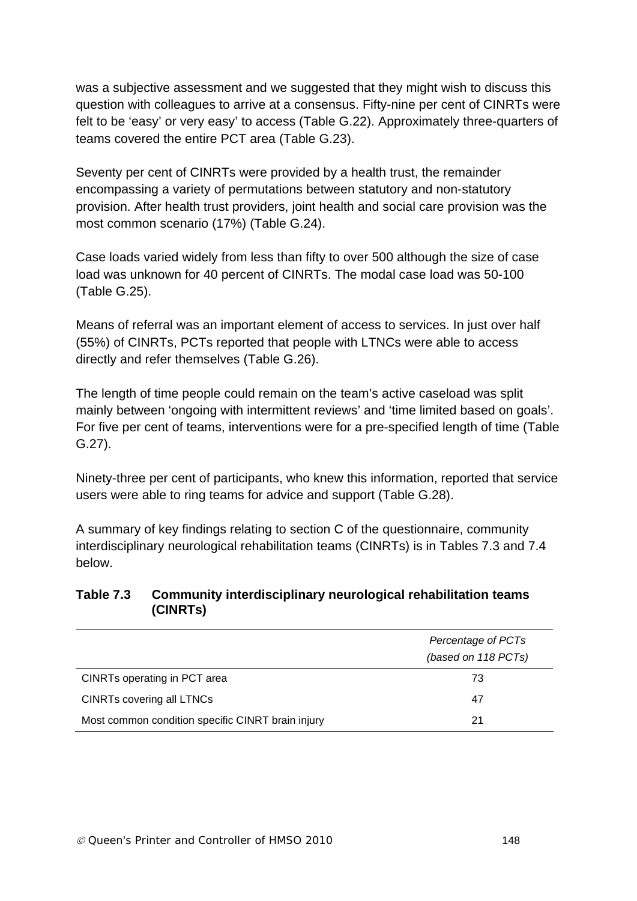was a subjective assessment and we suggested that they might wish to discuss this question with colleagues to arrive at a consensus. Fifty-nine per cent of CINRTs were felt to be 'easy' or very easy' to access (Table G.22). Approximately three-quarters of teams covered the entire PCT area (Table G.23).

Seventy per cent of CINRTs were provided by a health trust, the remainder encompassing a variety of permutations between statutory and non-statutory provision. After health trust providers, joint health and social care provision was the most common scenario (17%) (Table G.24).

Case loads varied widely from less than fifty to over 500 although the size of case load was unknown for 40 percent of CINRTs. The modal case load was 50-100 (Table G.25).

Means of referral was an important element of access to services. In just over half (55%) of CINRTs, PCTs reported that people with LTNCs were able to access directly and refer themselves (Table G.26).

The length of time people could remain on the team's active caseload was split mainly between 'ongoing with intermittent reviews' and 'time limited based on goals'. For five per cent of teams, interventions were for a pre-specified length of time (Table G.27).

Ninety-three per cent of participants, who knew this information, reported that service users were able to ring teams for advice and support (Table G.28).

A summary of key findings relating to section C of the questionnaire, community interdisciplinary neurological rehabilitation teams (CINRTs) is in Tables 7.3 and 7.4 below.

**Table 7.3 Community interdisciplinary neurological rehabilitation teams (CINRTs)**

| | *Percentage of PCTs (based on 118 PCTs)* |
|---|---|
| CINRTs operating in PCT area | 73 |
| CINRTs covering all LTNCs | 47 |
| Most common condition specific CINRT brain injury | 21 |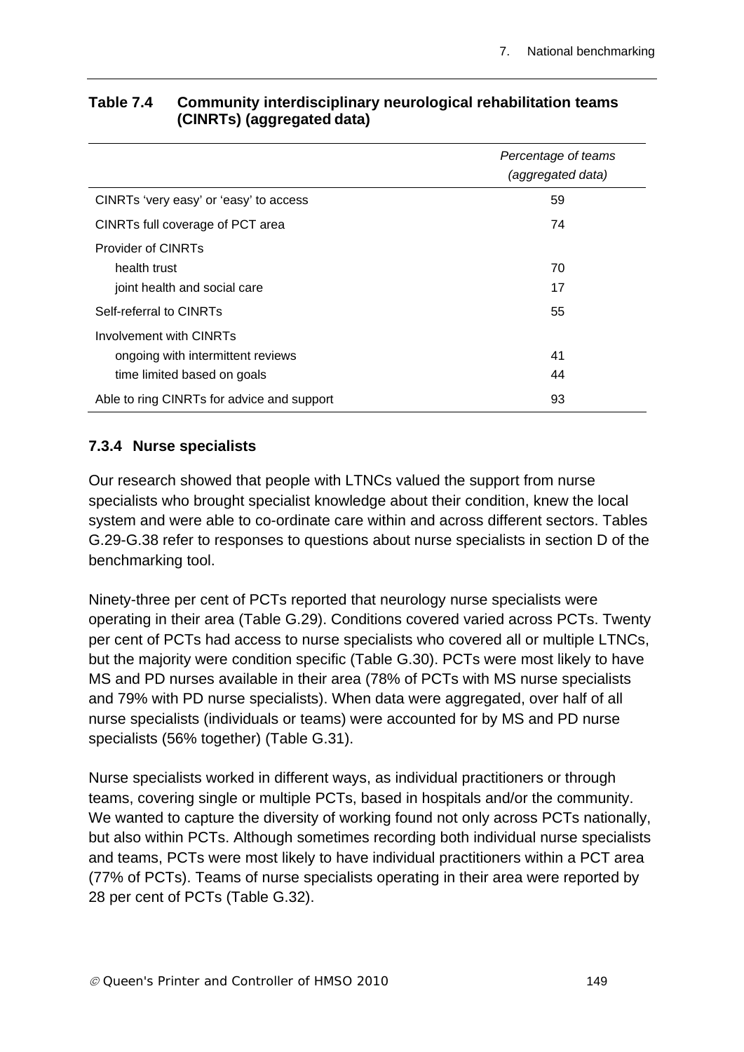**Table 7.4 Community interdisciplinary neurological rehabilitation teams (CINRTs) (aggregated data)**

| | *Percentage of teams (aggregated data)* |
|---|---|
| CINRTs 'very easy' or 'easy' to access | 59 |
| CINRTs full coverage of PCT area | 74 |
| Provider of CINRTs | |
| health trust | 70 |
| joint health and social care | 17 |
| Self-referral to CINRTs | 55 |
| Involvement with CINRTs | |
| ongoing with intermittent reviews | 41 |
| time limited based on goals | 44 |
| Able to ring CINRTs for advice and support | 93 |

### 7.3.4 Nurse specialists

Our research showed that people with LTNCs valued the support from nurse specialists who brought specialist knowledge about their condition, knew the local system and were able to co-ordinate care within and across different sectors. Tables G.29-G.38 refer to responses to questions about nurse specialists in section D of the benchmarking tool.

Ninety-three per cent of PCTs reported that neurology nurse specialists were operating in their area (Table G.29). Conditions covered varied across PCTs. Twenty per cent of PCTs had access to nurse specialists who covered all or multiple LTNCs, but the majority were condition specific (Table G.30). PCTs were most likely to have MS and PD nurses available in their area (78% of PCTs with MS nurse specialists and 79% with PD nurse specialists). When data were aggregated, over half of all nurse specialists (individuals or teams) were accounted for by MS and PD nurse specialists (56% together) (Table G.31).

Nurse specialists worked in different ways, as individual practitioners or through teams, covering single or multiple PCTs, based in hospitals and/or the community. We wanted to capture the diversity of working found not only across PCTs nationally, but also within PCTs. Although sometimes recording both individual nurse specialists and teams, PCTs were most likely to have individual practitioners within a PCT area (77% of PCTs). Teams of nurse specialists operating in their area were reported by 28 per cent of PCTs (Table G.32).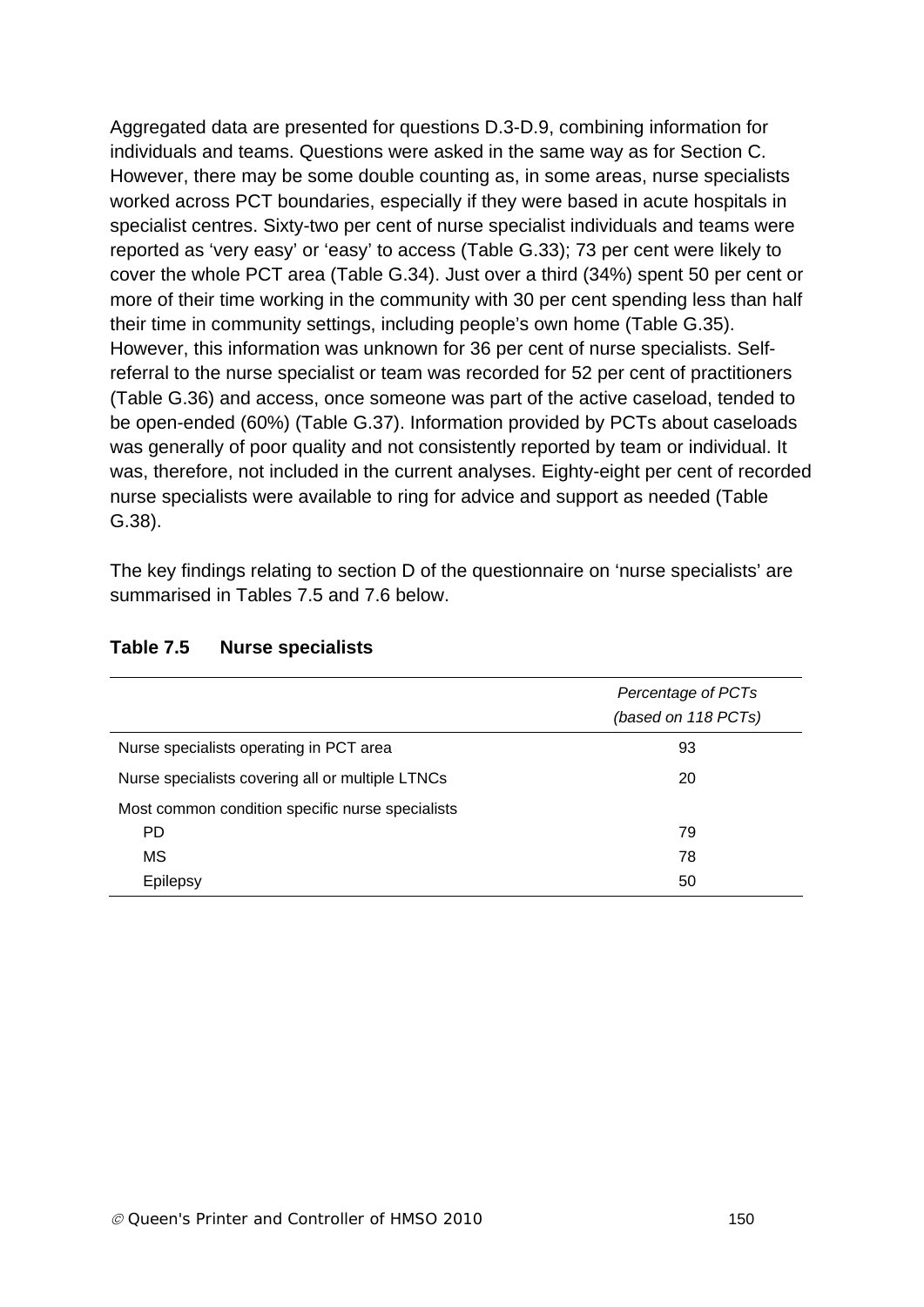Aggregated data are presented for questions D.3-D.9, combining information for individuals and teams. Questions were asked in the same way as for Section C. However, there may be some double counting as, in some areas, nurse specialists worked across PCT boundaries, especially if they were based in acute hospitals in specialist centres. Sixty-two per cent of nurse specialist individuals and teams were reported as 'very easy' or 'easy' to access (Table G.33); 73 per cent were likely to cover the whole PCT area (Table G.34). Just over a third (34%) spent 50 per cent or more of their time working in the community with 30 per cent spending less than half their time in community settings, including people's own home (Table G.35). However, this information was unknown for 36 per cent of nurse specialists. Self-referral to the nurse specialist or team was recorded for 52 per cent of practitioners (Table G.36) and access, once someone was part of the active caseload, tended to be open-ended (60%) (Table G.37). Information provided by PCTs about caseloads was generally of poor quality and not consistently reported by team or individual. It was, therefore, not included in the current analyses. Eighty-eight per cent of recorded nurse specialists were available to ring for advice and support as needed (Table G.38).

The key findings relating to section D of the questionnaire on 'nurse specialists' are summarised in Tables 7.5 and 7.6 below.

**Table 7.5 Nurse specialists**

| | *Percentage of PCTs (based on 118 PCTs)* |
|---|---|
| Nurse specialists operating in PCT area | 93 |
| Nurse specialists covering all or multiple LTNCs | 20 |
| Most common condition specific nurse specialists | |
| PD | 79 |
| MS | 78 |
| Epilepsy | 50 |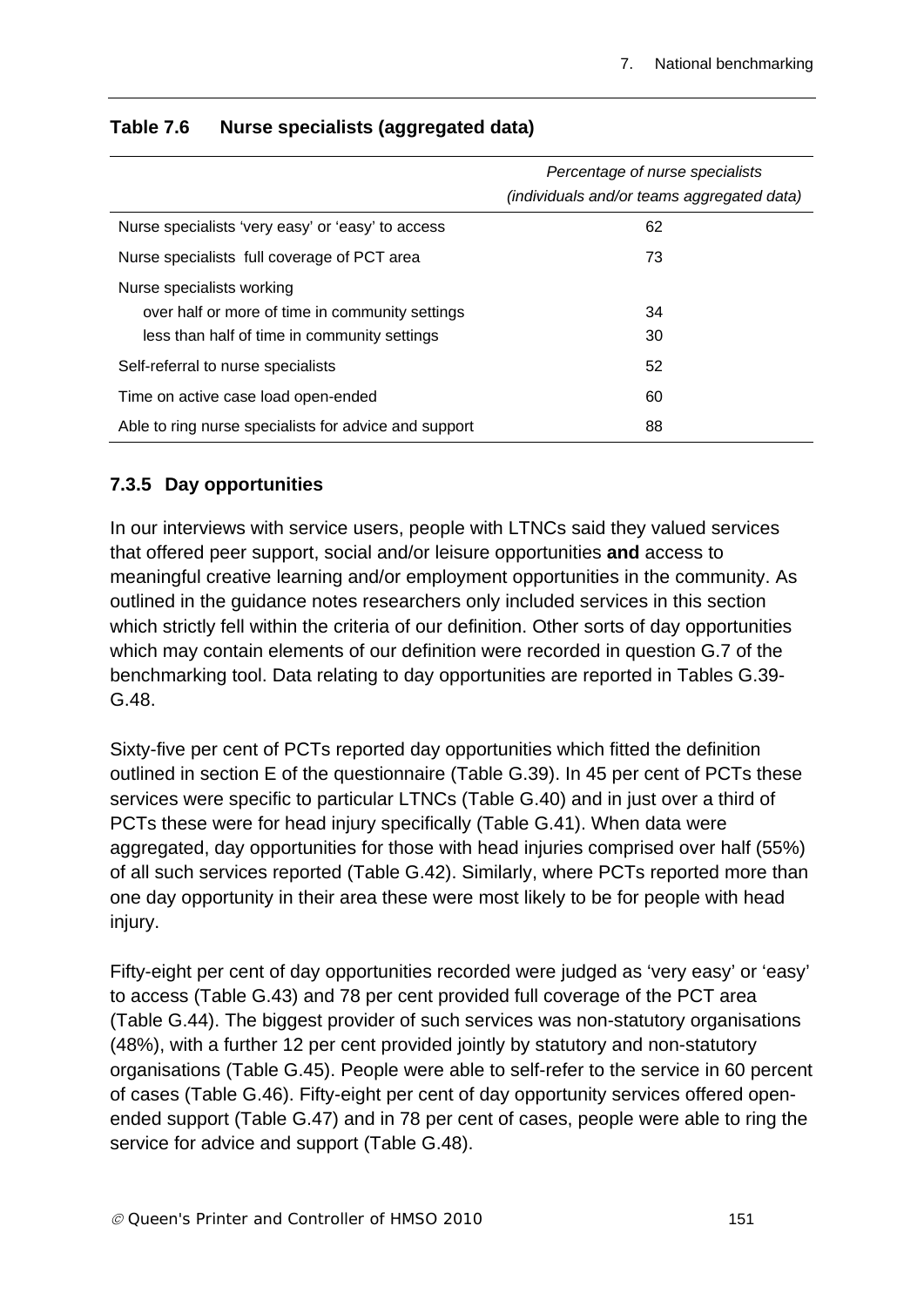**Table 7.6 Nurse specialists (aggregated data)**

| | *Percentage of nurse specialists (individuals and/or teams aggregated data)* |
|---|---|
| Nurse specialists 'very easy' or 'easy' to access | 62 |
| Nurse specialists full coverage of PCT area | 73 |
| Nurse specialists working | |
| over half or more of time in community settings | 34 |
| less than half of time in community settings | 30 |
| Self-referral to nurse specialists | 52 |
| Time on active case load open-ended | 60 |
| Able to ring nurse specialists for advice and support | 88 |

### 7.3.5 Day opportunities

In our interviews with service users, people with LTNCs said they valued services that offered peer support, social and/or leisure opportunities **and** access to meaningful creative learning and/or employment opportunities in the community. As outlined in the guidance notes researchers only included services in this section which strictly fell within the criteria of our definition. Other sorts of day opportunities which may contain elements of our definition were recorded in question G.7 of the benchmarking tool. Data relating to day opportunities are reported in Tables G.39-G.48.

Sixty-five per cent of PCTs reported day opportunities which fitted the definition outlined in section E of the questionnaire (Table G.39). In 45 per cent of PCTs these services were specific to particular LTNCs (Table G.40) and in just over a third of PCTs these were for head injury specifically (Table G.41). When data were aggregated, day opportunities for those with head injuries comprised over half (55%) of all such services reported (Table G.42). Similarly, where PCTs reported more than one day opportunity in their area these were most likely to be for people with head injury.

Fifty-eight per cent of day opportunities recorded were judged as 'very easy' or 'easy' to access (Table G.43) and 78 per cent provided full coverage of the PCT area (Table G.44). The biggest provider of such services was non-statutory organisations (48%), with a further 12 per cent provided jointly by statutory and non-statutory organisations (Table G.45). People were able to self-refer to the service in 60 percent of cases (Table G.46). Fifty-eight per cent of day opportunity services offered open-ended support (Table G.47) and in 78 per cent of cases, people were able to ring the service for advice and support (Table G.48).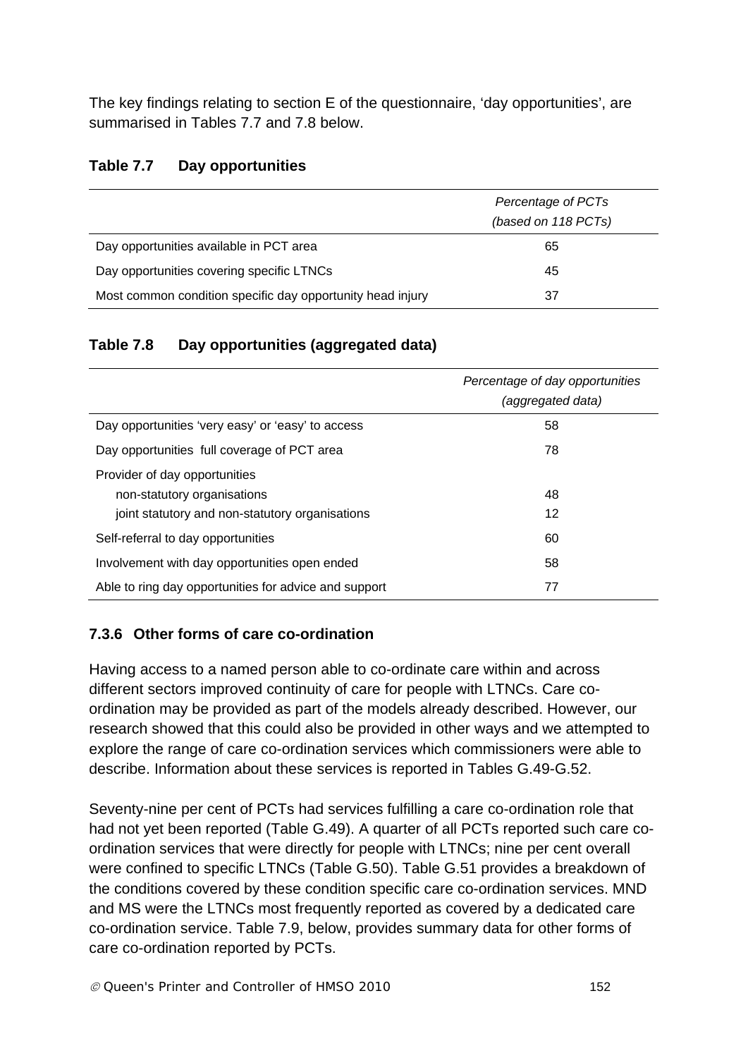The key findings relating to section E of the questionnaire, 'day opportunities', are summarised in Tables 7.7 and 7.8 below.

**Table 7.7 Day opportunities**

| | *Percentage of PCTs (based on 118 PCTs)* |
|---|---|
| Day opportunities available in PCT area | 65 |
| Day opportunities covering specific LTNCs | 45 |
| Most common condition specific day opportunity head injury | 37 |

**Table 7.8 Day opportunities (aggregated data)**

| | *Percentage of day opportunities (aggregated data)* |
|---|---|
| Day opportunities 'very easy' or 'easy' to access | 58 |
| Day opportunities full coverage of PCT area | 78 |
| Provider of day opportunities | |
| non-statutory organisations | 48 |
| joint statutory and non-statutory organisations | 12 |
| Self-referral to day opportunities | 60 |
| Involvement with day opportunities open ended | 58 |
| Able to ring day opportunities for advice and support | 77 |

### 7.3.6 Other forms of care co-ordination

Having access to a named person able to co-ordinate care within and across different sectors improved continuity of care for people with LTNCs. Care co-ordination may be provided as part of the models already described. However, our research showed that this could also be provided in other ways and we attempted to explore the range of care co-ordination services which commissioners were able to describe. Information about these services is reported in Tables G.49-G.52.

Seventy-nine per cent of PCTs had services fulfilling a care co-ordination role that had not yet been reported (Table G.49). A quarter of all PCTs reported such care co-ordination services that were directly for people with LTNCs; nine per cent overall were confined to specific LTNCs (Table G.50). Table G.51 provides a breakdown of the conditions covered by these condition specific care co-ordination services. MND and MS were the LTNCs most frequently reported as covered by a dedicated care co-ordination service. Table 7.9, below, provides summary data for other forms of care co-ordination reported by PCTs.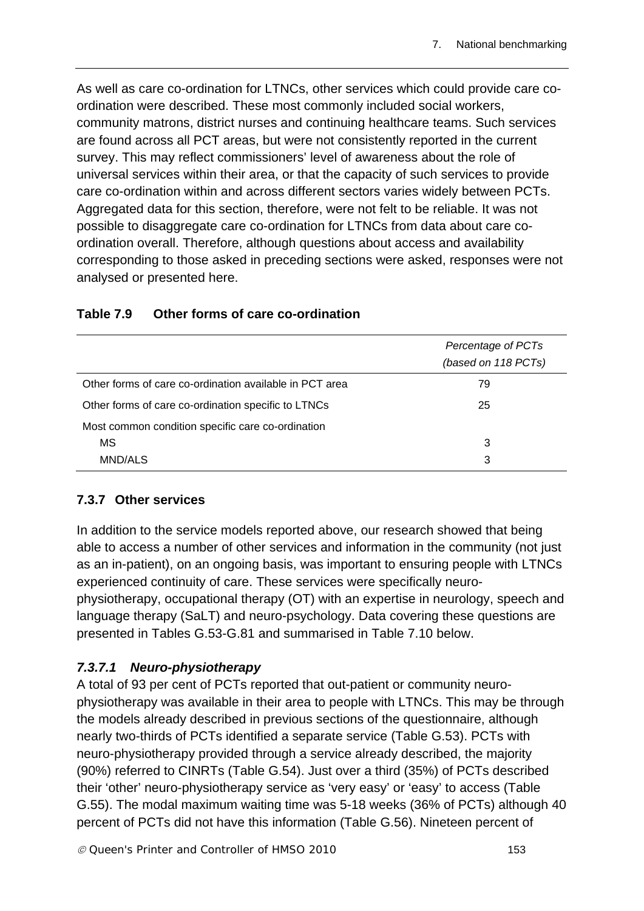As well as care co-ordination for LTNCs, other services which could provide care co-ordination were described. These most commonly included social workers, community matrons, district nurses and continuing healthcare teams. Such services are found across all PCT areas, but were not consistently reported in the current survey. This may reflect commissioners' level of awareness about the role of universal services within their area, or that the capacity of such services to provide care co-ordination within and across different sectors varies widely between PCTs. Aggregated data for this section, therefore, were not felt to be reliable. It was not possible to disaggregate care co-ordination for LTNCs from data about care co-ordination overall. Therefore, although questions about access and availability corresponding to those asked in preceding sections were asked, responses were not analysed or presented here.

**Table 7.9 Other forms of care co-ordination**

| | *Percentage of PCTs (based on 118 PCTs)* |
|---|---|
| Other forms of care co-ordination available in PCT area | 79 |
| Other forms of care co-ordination specific to LTNCs | 25 |
| Most common condition specific care co-ordination | |
| MS | 3 |
| MND/ALS | 3 |

### 7.3.7 Other services

In addition to the service models reported above, our research showed that being able to access a number of other services and information in the community (not just as an in-patient), on an ongoing basis, was important to ensuring people with LTNCs experienced continuity of care. These services were specifically neuro-physiotherapy, occupational therapy (OT) with an expertise in neurology, speech and language therapy (SaLT) and neuro-psychology. Data covering these questions are presented in Tables G.53-G.81 and summarised in Table 7.10 below.

#### *7.3.7.1 Neuro-physiotherapy*

A total of 93 per cent of PCTs reported that out-patient or community neuro-physiotherapy was available in their area to people with LTNCs. This may be through the models already described in previous sections of the questionnaire, although nearly two-thirds of PCTs identified a separate service (Table G.53). PCTs with neuro-physiotherapy provided through a service already described, the majority (90%) referred to CINRTs (Table G.54). Just over a third (35%) of PCTs described their 'other' neuro-physiotherapy service as 'very easy' or 'easy' to access (Table G.55). The modal maximum waiting time was 5-18 weeks (36% of PCTs) although 40 percent of PCTs did not have this information (Table G.56). Nineteen percent of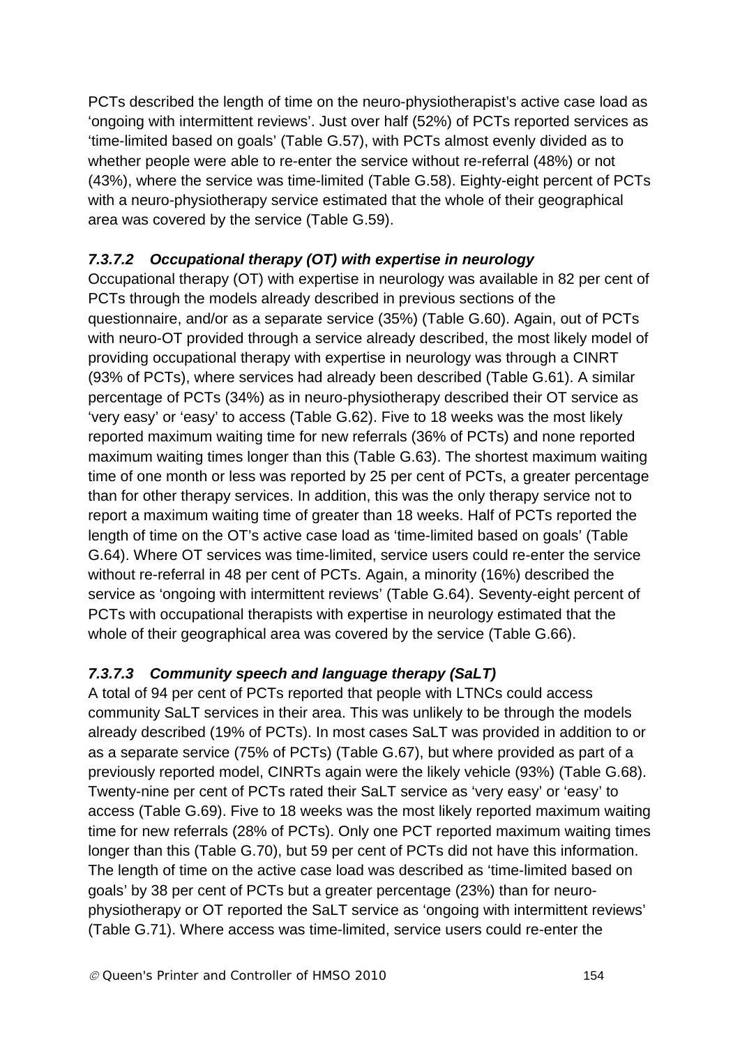PCTs described the length of time on the neuro-physiotherapist's active case load as 'ongoing with intermittent reviews'. Just over half (52%) of PCTs reported services as 'time-limited based on goals' (Table G.57), with PCTs almost evenly divided as to whether people were able to re-enter the service without re-referral (48%) or not (43%), where the service was time-limited (Table G.58). Eighty-eight percent of PCTs with a neuro-physiotherapy service estimated that the whole of their geographical area was covered by the service (Table G.59).

#### *7.3.7.2 Occupational therapy (OT) with expertise in neurology*

Occupational therapy (OT) with expertise in neurology was available in 82 per cent of PCTs through the models already described in previous sections of the questionnaire, and/or as a separate service (35%) (Table G.60). Again, out of PCTs with neuro-OT provided through a service already described, the most likely model of providing occupational therapy with expertise in neurology was through a CINRT (93% of PCTs), where services had already been described (Table G.61). A similar percentage of PCTs (34%) as in neuro-physiotherapy described their OT service as 'very easy' or 'easy' to access (Table G.62). Five to 18 weeks was the most likely reported maximum waiting time for new referrals (36% of PCTs) and none reported maximum waiting times longer than this (Table G.63). The shortest maximum waiting time of one month or less was reported by 25 per cent of PCTs, a greater percentage than for other therapy services. In addition, this was the only therapy service not to report a maximum waiting time of greater than 18 weeks. Half of PCTs reported the length of time on the OT's active case load as 'time-limited based on goals' (Table G.64). Where OT services was time-limited, service users could re-enter the service without re-referral in 48 per cent of PCTs. Again, a minority (16%) described the service as 'ongoing with intermittent reviews' (Table G.64). Seventy-eight percent of PCTs with occupational therapists with expertise in neurology estimated that the whole of their geographical area was covered by the service (Table G.66).

#### *7.3.7.3 Community speech and language therapy (SaLT)*

A total of 94 per cent of PCTs reported that people with LTNCs could access community SaLT services in their area. This was unlikely to be through the models already described (19% of PCTs). In most cases SaLT was provided in addition to or as a separate service (75% of PCTs) (Table G.67), but where provided as part of a previously reported model, CINRTs again were the likely vehicle (93%) (Table G.68). Twenty-nine per cent of PCTs rated their SaLT service as 'very easy' or 'easy' to access (Table G.69). Five to 18 weeks was the most likely reported maximum waiting time for new referrals (28% of PCTs). Only one PCT reported maximum waiting times longer than this (Table G.70), but 59 per cent of PCTs did not have this information. The length of time on the active case load was described as 'time-limited based on goals' by 38 per cent of PCTs but a greater percentage (23%) than for neuro-physiotherapy or OT reported the SaLT service as 'ongoing with intermittent reviews' (Table G.71). Where access was time-limited, service users could re-enter the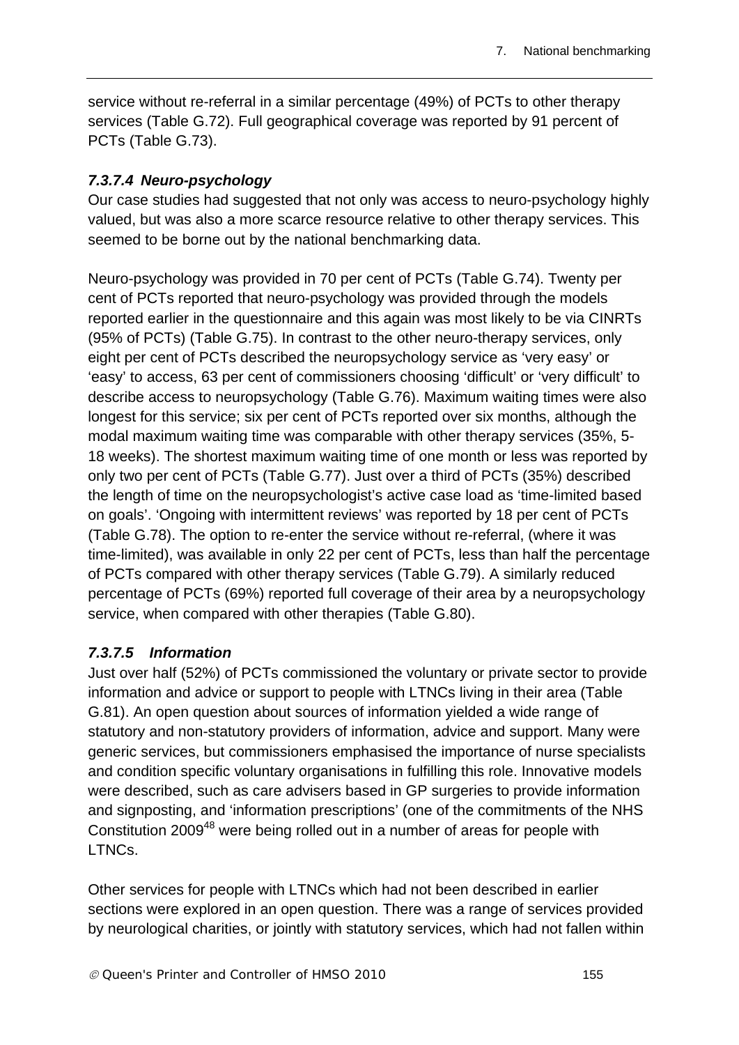service without re-referral in a similar percentage (49%) of PCTs to other therapy services (Table G.72). Full geographical coverage was reported by 91 percent of PCTs (Table G.73).

### *7.3.7.4 Neuro-psychology*

Our case studies had suggested that not only was access to neuro-psychology highly valued, but was also a more scarce resource relative to other therapy services. This seemed to be borne out by the national benchmarking data.

Neuro-psychology was provided in 70 per cent of PCTs (Table G.74). Twenty per cent of PCTs reported that neuro-psychology was provided through the models reported earlier in the questionnaire and this again was most likely to be via CINRTs (95% of PCTs) (Table G.75). In contrast to the other neuro-therapy services, only eight per cent of PCTs described the neuropsychology service as 'very easy' or 'easy' to access, 63 per cent of commissioners choosing 'difficult' or 'very difficult' to describe access to neuropsychology (Table G.76). Maximum waiting times were also longest for this service; six per cent of PCTs reported over six months, although the modal maximum waiting time was comparable with other therapy services (35%, 5-18 weeks). The shortest maximum waiting time of one month or less was reported by only two per cent of PCTs (Table G.77). Just over a third of PCTs (35%) described the length of time on the neuropsychologist's active case load as 'time-limited based on goals'. 'Ongoing with intermittent reviews' was reported by 18 per cent of PCTs (Table G.78). The option to re-enter the service without re-referral, (where it was time-limited), was available in only 22 per cent of PCTs, less than half the percentage of PCTs compared with other therapy services (Table G.79). A similarly reduced percentage of PCTs (69%) reported full coverage of their area by a neuropsychology service, when compared with other therapies (Table G.80).

### *7.3.7.5 Information*

Just over half (52%) of PCTs commissioned the voluntary or private sector to provide information and advice or support to people with LTNCs living in their area (Table G.81). An open question about sources of information yielded a wide range of statutory and non-statutory providers of information, advice and support. Many were generic services, but commissioners emphasised the importance of nurse specialists and condition specific voluntary organisations in fulfilling this role. Innovative models were described, such as care advisers based in GP surgeries to provide information and signposting, and 'information prescriptions' (one of the commitments of the NHS Constitution 2009[48] were being rolled out in a number of areas for people with LTNCs.

Other services for people with LTNCs which had not been described in earlier sections were explored in an open question. There was a range of services provided by neurological charities, or jointly with statutory services, which had not fallen within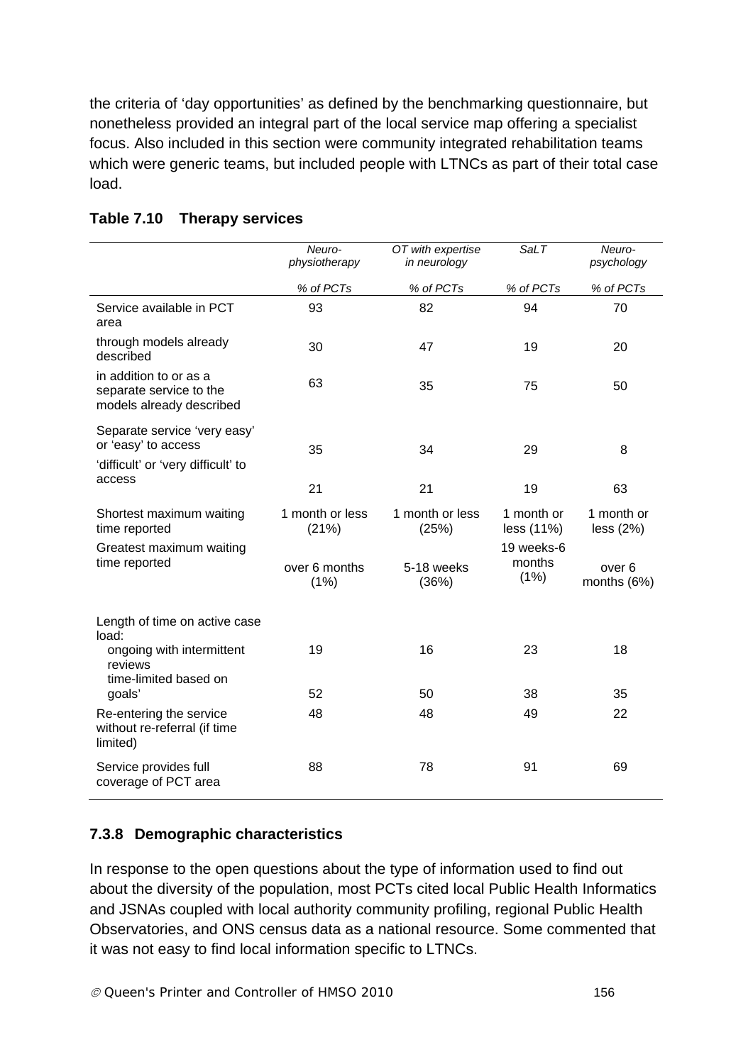the criteria of 'day opportunities' as defined by the benchmarking questionnaire, but nonetheless provided an integral part of the local service map offering a specialist focus. Also included in this section were community integrated rehabilitation teams which were generic teams, but included people with LTNCs as part of their total case load.

**Table 7.10 Therapy services**

| | *Neuro-physiotherapy* | *OT with expertise in neurology* | *SaLT* | *Neuro-psychology* |
|---|---|---|---|---|
| | *% of PCTs* | *% of PCTs* | *% of PCTs* | *% of PCTs* |
| Service available in PCT area | 93 | 82 | 94 | 70 |
| through models already described | 30 | 47 | 19 | 20 |
| in addition to or as a separate service to the models already described | 63 | 35 | 75 | 50 |
| Separate service 'very easy' or 'easy' to access | 35 | 34 | 29 | 8 |
| 'difficult' or 'very difficult' to access | 21 | 21 | 19 | 63 |
| Shortest maximum waiting time reported | 1 month or less (21%) | 1 month or less (25%) | 1 month or less (11%) | 1 month or less (2%) |
| Greatest maximum waiting time reported | over 6 months (1%) | 5-18 weeks (36%) | 19 weeks-6 months (1%) | over 6 months (6%) |
| Length of time on active case load: | | | | |
| ongoing with intermittent reviews | 19 | 16 | 23 | 18 |
| time-limited based on goals' | 52 | 50 | 38 | 35 |
| Re-entering the service without re-referral (if time limited) | 48 | 48 | 49 | 22 |
| Service provides full coverage of PCT area | 88 | 78 | 91 | 69 |

### 7.3.8 Demographic characteristics

In response to the open questions about the type of information used to find out about the diversity of the population, most PCTs cited local Public Health Informatics and JSNAs coupled with local authority community profiling, regional Public Health Observatories, and ONS census data as a national resource. Some commented that it was not easy to find local information specific to LTNCs.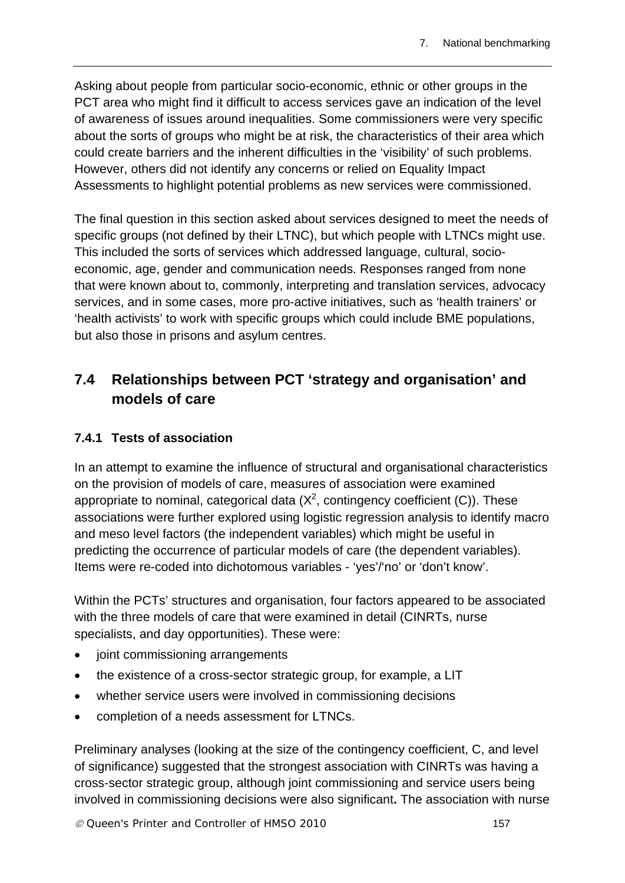Asking about people from particular socio-economic, ethnic or other groups in the PCT area who might find it difficult to access services gave an indication of the level of awareness of issues around inequalities. Some commissioners were very specific about the sorts of groups who might be at risk, the characteristics of their area which could create barriers and the inherent difficulties in the 'visibility' of such problems. However, others did not identify any concerns or relied on Equality Impact Assessments to highlight potential problems as new services were commissioned.

The final question in this section asked about services designed to meet the needs of specific groups (not defined by their LTNC), but which people with LTNCs might use. This included the sorts of services which addressed language, cultural, socio-economic, age, gender and communication needs. Responses ranged from none that were known about to, commonly, interpreting and translation services, advocacy services, and in some cases, more pro-active initiatives, such as 'health trainers' or 'health activists' to work with specific groups which could include BME populations, but also those in prisons and asylum centres.

## 7.4 Relationships between PCT 'strategy and organisation' and models of care

### 7.4.1 Tests of association

In an attempt to examine the influence of structural and organisational characteristics on the provision of models of care, measures of association were examined appropriate to nominal, categorical data ($X^2$, contingency coefficient (C)). These associations were further explored using logistic regression analysis to identify macro and meso level factors (the independent variables) which might be useful in predicting the occurrence of particular models of care (the dependent variables). Items were re-coded into dichotomous variables - 'yes'/'no' or 'don't know'.

Within the PCTs' structures and organisation, four factors appeared to be associated with the three models of care that were examined in detail (CINRTs, nurse specialists, and day opportunities). These were:

- joint commissioning arrangements
- the existence of a cross-sector strategic group, for example, a LIT
- whether service users were involved in commissioning decisions
- completion of a needs assessment for LTNCs.

Preliminary analyses (looking at the size of the contingency coefficient, C, and level of significance) suggested that the strongest association with CINRTs was having a cross-sector strategic group, although joint commissioning and service users being involved in commissioning decisions were also significant**.** The association with nurse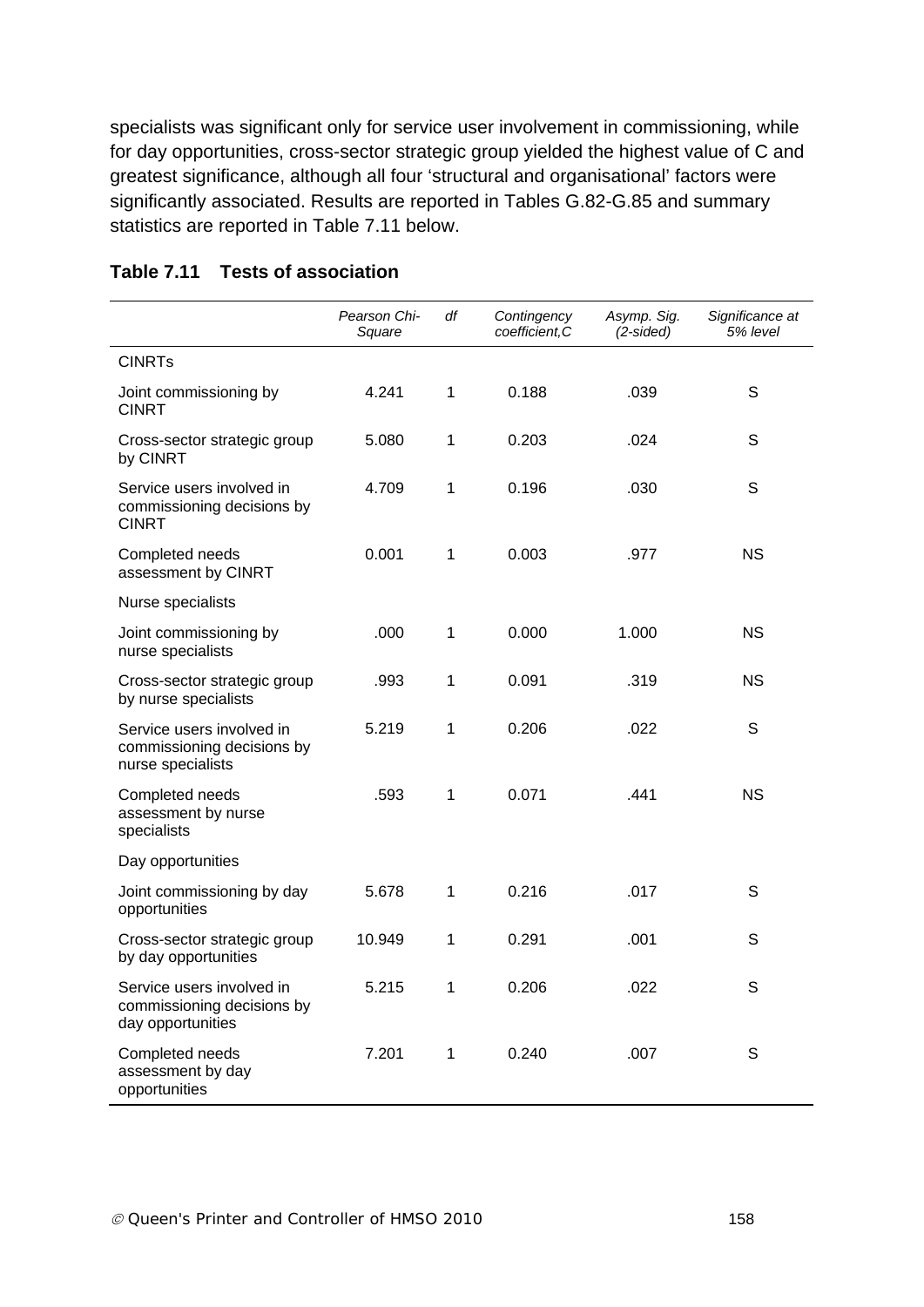specialists was significant only for service user involvement in commissioning, while for day opportunities, cross-sector strategic group yielded the highest value of C and greatest significance, although all four 'structural and organisational' factors were significantly associated. Results are reported in Tables G.82-G.85 and summary statistics are reported in Table 7.11 below.

**Table 7.11 Tests of association**

| | *Pearson Chi-Square* | *df* | *Contingency coefficient,C* | *Asymp. Sig. (2-sided)* | *Significance at 5% level* |
|---|---|---|---|---|---|
| CINRTs | | | | | |
| Joint commissioning by CINRT | 4.241 | 1 | 0.188 | .039 | S |
| Cross-sector strategic group by CINRT | 5.080 | 1 | 0.203 | .024 | S |
| Service users involved in commissioning decisions by CINRT | 4.709 | 1 | 0.196 | .030 | S |
| Completed needs assessment by CINRT | 0.001 | 1 | 0.003 | .977 | NS |
| Nurse specialists | | | | | |
| Joint commissioning by nurse specialists | .000 | 1 | 0.000 | 1.000 | NS |
| Cross-sector strategic group by nurse specialists | .993 | 1 | 0.091 | .319 | NS |
| Service users involved in commissioning decisions by nurse specialists | 5.219 | 1 | 0.206 | .022 | S |
| Completed needs assessment by nurse specialists | .593 | 1 | 0.071 | .441 | NS |
| Day opportunities | | | | | |
| Joint commissioning by day opportunities | 5.678 | 1 | 0.216 | .017 | S |
| Cross-sector strategic group by day opportunities | 10.949 | 1 | 0.291 | .001 | S |
| Service users involved in commissioning decisions by day opportunities | 5.215 | 1 | 0.206 | .022 | S |
| Completed needs assessment by day opportunities | 7.201 | 1 | 0.240 | .007 | S |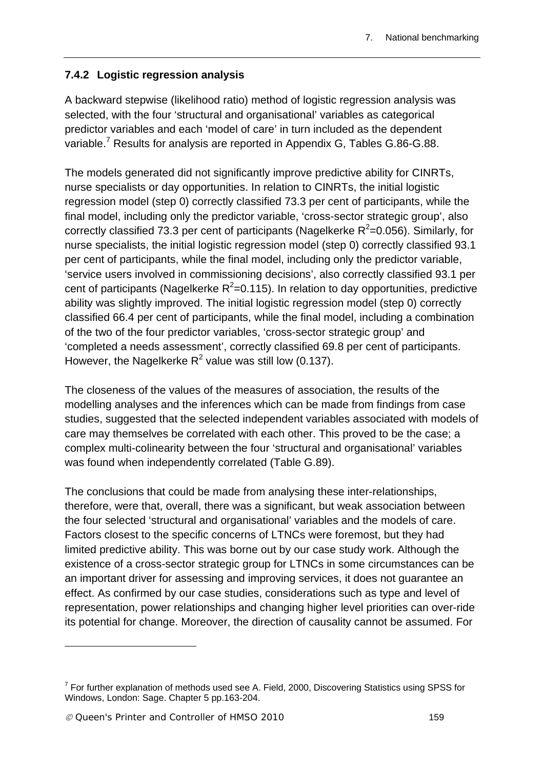### 7.4.2 Logistic regression analysis

A backward stepwise (likelihood ratio) method of logistic regression analysis was selected, with the four 'structural and organisational' variables as categorical predictor variables and each 'model of care' in turn included as the dependent variable.[7] Results for analysis are reported in Appendix G, Tables G.86-G.88.

The models generated did not significantly improve predictive ability for CINRTs, nurse specialists or day opportunities. In relation to CINRTs, the initial logistic regression model (step 0) correctly classified 73.3 per cent of participants, while the final model, including only the predictor variable, 'cross-sector strategic group', also correctly classified 73.3 per cent of participants (Nagelkerke $R^2$=0.056). Similarly, for nurse specialists, the initial logistic regression model (step 0) correctly classified 93.1 per cent of participants, while the final model, including only the predictor variable, 'service users involved in commissioning decisions', also correctly classified 93.1 per cent of participants (Nagelkerke $R^2$=0.115). In relation to day opportunities, predictive ability was slightly improved. The initial logistic regression model (step 0) correctly classified 66.4 per cent of participants, while the final model, including a combination of the two of the four predictor variables, 'cross-sector strategic group' and 'completed a needs assessment', correctly classified 69.8 per cent of participants. However, the Nagelkerke $R^2$ value was still low (0.137).

The closeness of the values of the measures of association, the results of the modelling analyses and the inferences which can be made from findings from case studies, suggested that the selected independent variables associated with models of care may themselves be correlated with each other. This proved to be the case; a complex multi-colinearity between the four 'structural and organisational' variables was found when independently correlated (Table G.89).

The conclusions that could be made from analysing these inter-relationships, therefore, were that, overall, there was a significant, but weak association between the four selected 'structural and organisational' variables and the models of care. Factors closest to the specific concerns of LTNCs were foremost, but they had limited predictive ability. This was borne out by our case study work. Although the existence of a cross-sector strategic group for LTNCs in some circumstances can be an important driver for assessing and improving services, it does not guarantee an effect. As confirmed by our case studies, considerations such as type and level of representation, power relationships and changing higher level priorities can over-ride its potential for change. Moreover, the direction of causality cannot be assumed. For

---

[7] For further explanation of methods used see A. Field, 2000, Discovering Statistics using SPSS for Windows, London: Sage. Chapter 5 pp.163-204.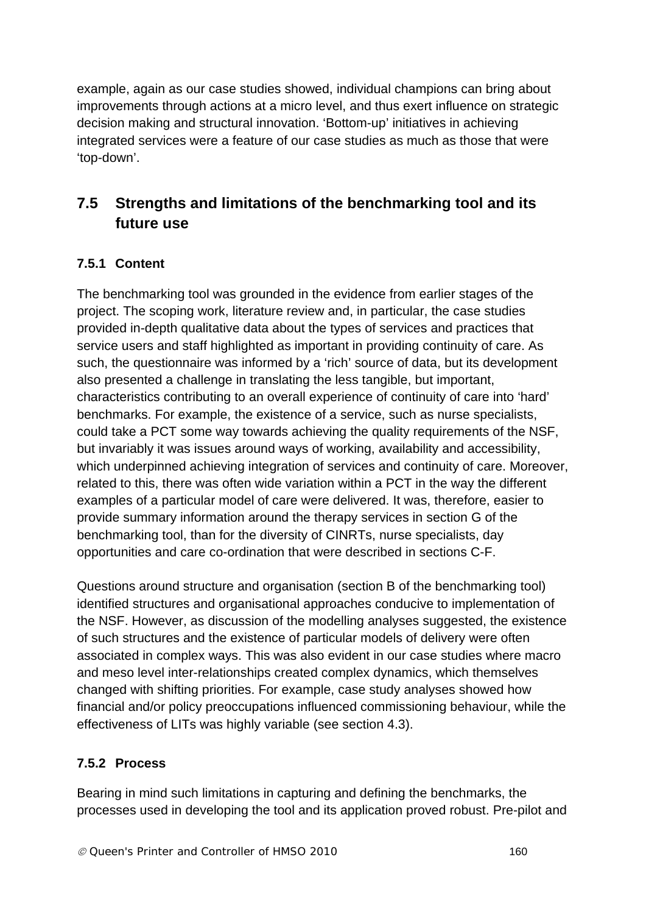example, again as our case studies showed, individual champions can bring about improvements through actions at a micro level, and thus exert influence on strategic decision making and structural innovation. 'Bottom-up' initiatives in achieving integrated services were a feature of our case studies as much as those that were 'top-down'.

## 7.5 Strengths and limitations of the benchmarking tool and its future use

### 7.5.1 Content

The benchmarking tool was grounded in the evidence from earlier stages of the project. The scoping work, literature review and, in particular, the case studies provided in-depth qualitative data about the types of services and practices that service users and staff highlighted as important in providing continuity of care. As such, the questionnaire was informed by a 'rich' source of data, but its development also presented a challenge in translating the less tangible, but important, characteristics contributing to an overall experience of continuity of care into 'hard' benchmarks. For example, the existence of a service, such as nurse specialists, could take a PCT some way towards achieving the quality requirements of the NSF, but invariably it was issues around ways of working, availability and accessibility, which underpinned achieving integration of services and continuity of care. Moreover, related to this, there was often wide variation within a PCT in the way the different examples of a particular model of care were delivered. It was, therefore, easier to provide summary information around the therapy services in section G of the benchmarking tool, than for the diversity of CINRTs, nurse specialists, day opportunities and care co-ordination that were described in sections C-F.

Questions around structure and organisation (section B of the benchmarking tool) identified structures and organisational approaches conducive to implementation of the NSF. However, as discussion of the modelling analyses suggested, the existence of such structures and the existence of particular models of delivery were often associated in complex ways. This was also evident in our case studies where macro and meso level inter-relationships created complex dynamics, which themselves changed with shifting priorities. For example, case study analyses showed how financial and/or policy preoccupations influenced commissioning behaviour, while the effectiveness of LITs was highly variable (see section 4.3).

### 7.5.2 Process

Bearing in mind such limitations in capturing and defining the benchmarks, the processes used in developing the tool and its application proved robust. Pre-pilot and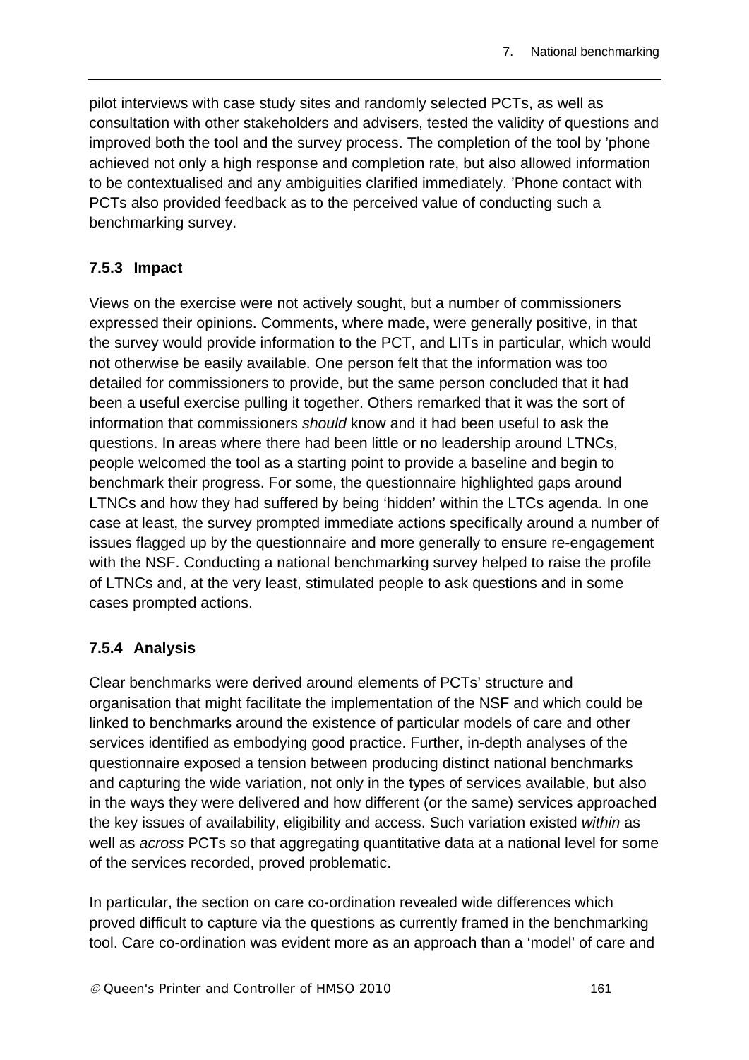pilot interviews with case study sites and randomly selected PCTs, as well as consultation with other stakeholders and advisers, tested the validity of questions and improved both the tool and the survey process. The completion of the tool by 'phone achieved not only a high response and completion rate, but also allowed information to be contextualised and any ambiguities clarified immediately. 'Phone contact with PCTs also provided feedback as to the perceived value of conducting such a benchmarking survey.

### 7.5.3 Impact

Views on the exercise were not actively sought, but a number of commissioners expressed their opinions. Comments, where made, were generally positive, in that the survey would provide information to the PCT, and LITs in particular, which would not otherwise be easily available. One person felt that the information was too detailed for commissioners to provide, but the same person concluded that it had been a useful exercise pulling it together. Others remarked that it was the sort of information that commissioners *should* know and it had been useful to ask the questions. In areas where there had been little or no leadership around LTNCs, people welcomed the tool as a starting point to provide a baseline and begin to benchmark their progress. For some, the questionnaire highlighted gaps around LTNCs and how they had suffered by being 'hidden' within the LTCs agenda. In one case at least, the survey prompted immediate actions specifically around a number of issues flagged up by the questionnaire and more generally to ensure re-engagement with the NSF. Conducting a national benchmarking survey helped to raise the profile of LTNCs and, at the very least, stimulated people to ask questions and in some cases prompted actions.

### 7.5.4 Analysis

Clear benchmarks were derived around elements of PCTs' structure and organisation that might facilitate the implementation of the NSF and which could be linked to benchmarks around the existence of particular models of care and other services identified as embodying good practice. Further, in-depth analyses of the questionnaire exposed a tension between producing distinct national benchmarks and capturing the wide variation, not only in the types of services available, but also in the ways they were delivered and how different (or the same) services approached the key issues of availability, eligibility and access. Such variation existed *within* as well as *across* PCTs so that aggregating quantitative data at a national level for some of the services recorded, proved problematic.

In particular, the section on care co-ordination revealed wide differences which proved difficult to capture via the questions as currently framed in the benchmarking tool. Care co-ordination was evident more as an approach than a 'model' of care and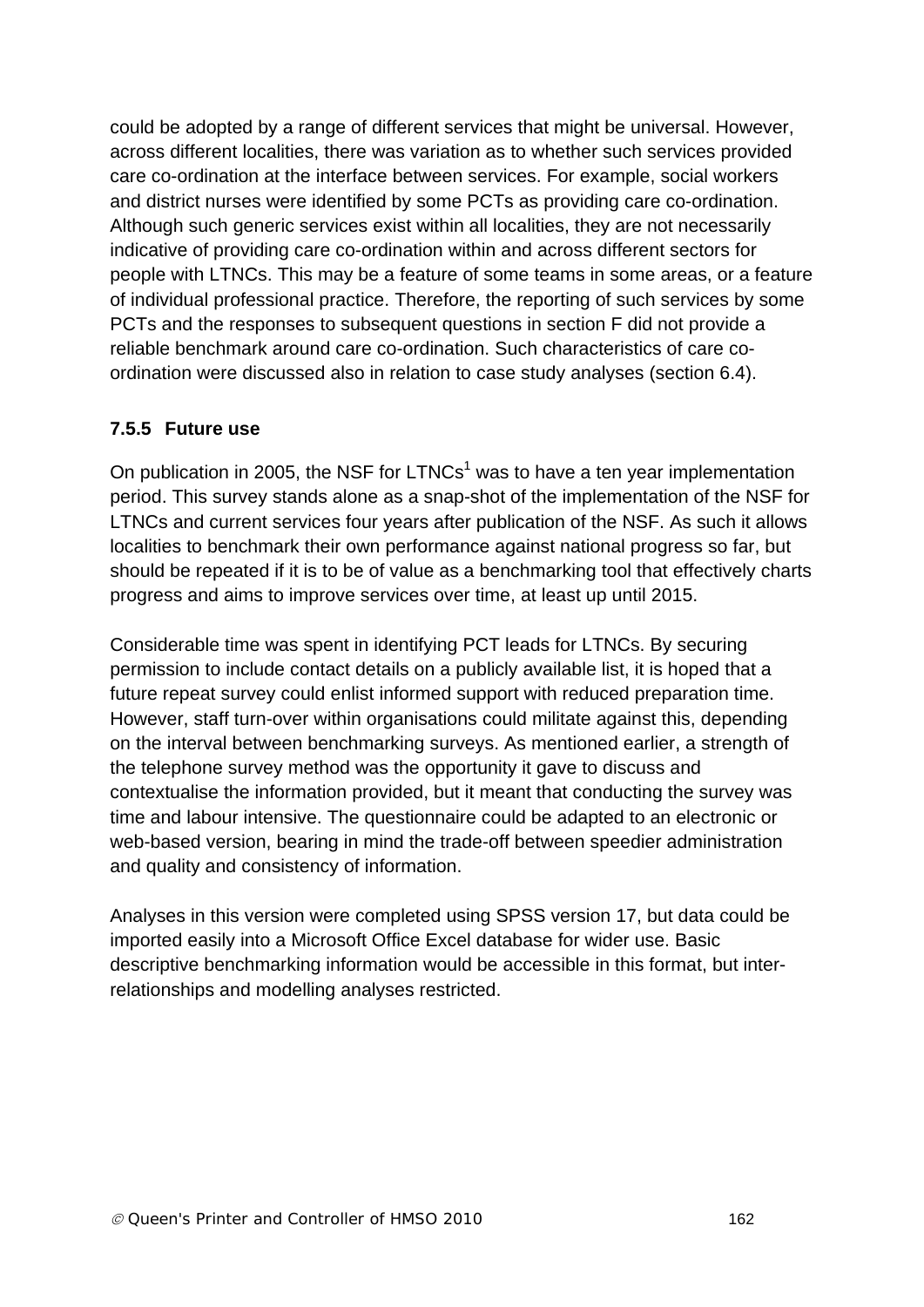could be adopted by a range of different services that might be universal. However, across different localities, there was variation as to whether such services provided care co-ordination at the interface between services. For example, social workers and district nurses were identified by some PCTs as providing care co-ordination. Although such generic services exist within all localities, they are not necessarily indicative of providing care co-ordination within and across different sectors for people with LTNCs. This may be a feature of some teams in some areas, or a feature of individual professional practice. Therefore, the reporting of such services by some PCTs and the responses to subsequent questions in section F did not provide a reliable benchmark around care co-ordination. Such characteristics of care co-ordination were discussed also in relation to case study analyses (section 6.4).

### 7.5.5 Future use

On publication in 2005, the NSF for LTNCs[1] was to have a ten year implementation period. This survey stands alone as a snap-shot of the implementation of the NSF for LTNCs and current services four years after publication of the NSF. As such it allows localities to benchmark their own performance against national progress so far, but should be repeated if it is to be of value as a benchmarking tool that effectively charts progress and aims to improve services over time, at least up until 2015.

Considerable time was spent in identifying PCT leads for LTNCs. By securing permission to include contact details on a publicly available list, it is hoped that a future repeat survey could enlist informed support with reduced preparation time. However, staff turn-over within organisations could militate against this, depending on the interval between benchmarking surveys. As mentioned earlier, a strength of the telephone survey method was the opportunity it gave to discuss and contextualise the information provided, but it meant that conducting the survey was time and labour intensive. The questionnaire could be adapted to an electronic or web-based version, bearing in mind the trade-off between speedier administration and quality and consistency of information.

Analyses in this version were completed using SPSS version 17, but data could be imported easily into a Microsoft Office Excel database for wider use. Basic descriptive benchmarking information would be accessible in this format, but inter-relationships and modelling analyses restricted.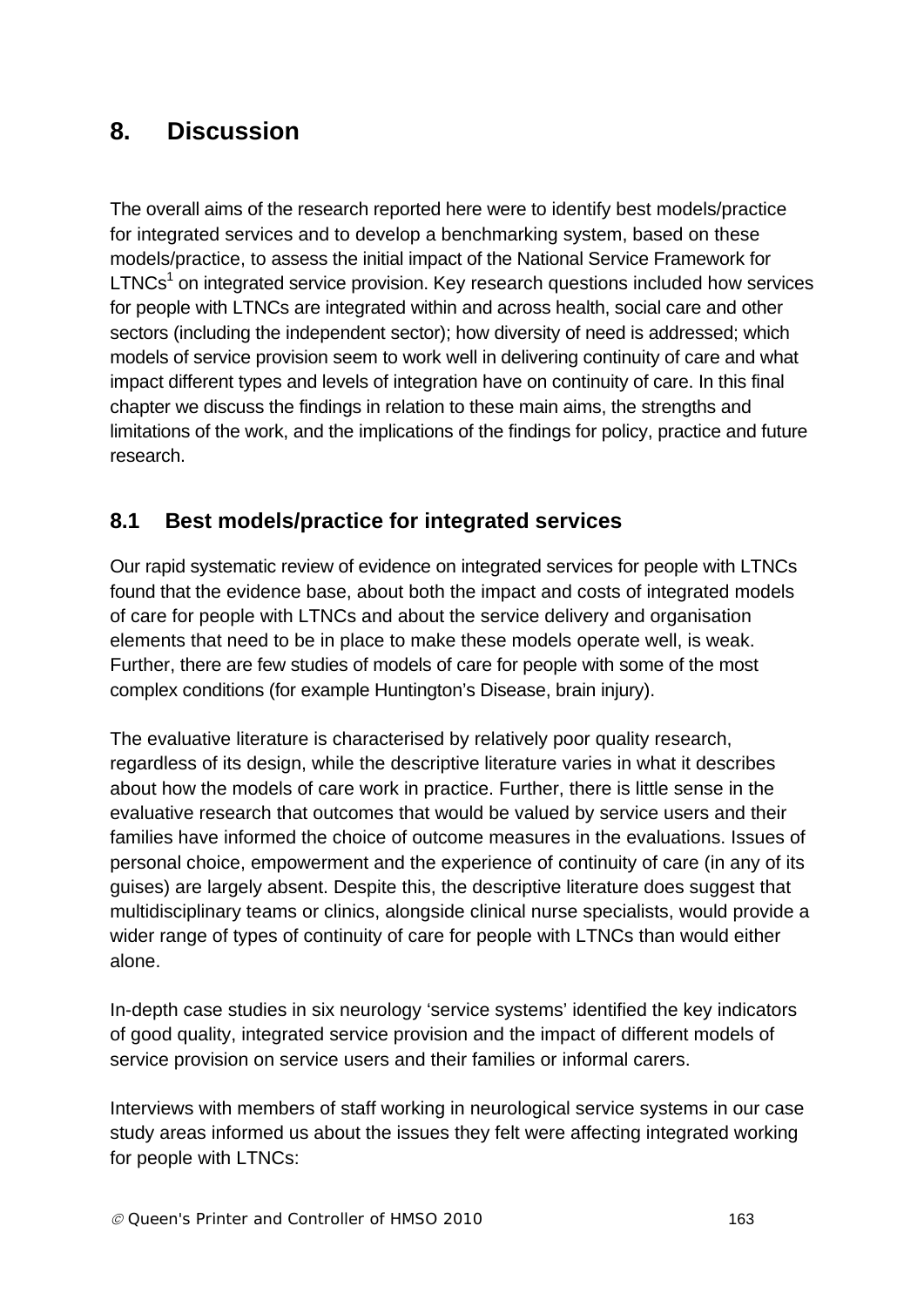# 8. Discussion

The overall aims of the research reported here were to identify best models/practice for integrated services and to develop a benchmarking system, based on these models/practice, to assess the initial impact of the National Service Framework for LTNCs[1] on integrated service provision. Key research questions included how services for people with LTNCs are integrated within and across health, social care and other sectors (including the independent sector); how diversity of need is addressed; which models of service provision seem to work well in delivering continuity of care and what impact different types and levels of integration have on continuity of care. In this final chapter we discuss the findings in relation to these main aims, the strengths and limitations of the work, and the implications of the findings for policy, practice and future research.

## 8.1 Best models/practice for integrated services

Our rapid systematic review of evidence on integrated services for people with LTNCs found that the evidence base, about both the impact and costs of integrated models of care for people with LTNCs and about the service delivery and organisation elements that need to be in place to make these models operate well, is weak. Further, there are few studies of models of care for people with some of the most complex conditions (for example Huntington's Disease, brain injury).

The evaluative literature is characterised by relatively poor quality research, regardless of its design, while the descriptive literature varies in what it describes about how the models of care work in practice. Further, there is little sense in the evaluative research that outcomes that would be valued by service users and their families have informed the choice of outcome measures in the evaluations. Issues of personal choice, empowerment and the experience of continuity of care (in any of its guises) are largely absent. Despite this, the descriptive literature does suggest that multidisciplinary teams or clinics, alongside clinical nurse specialists, would provide a wider range of types of continuity of care for people with LTNCs than would either alone.

In-depth case studies in six neurology 'service systems' identified the key indicators of good quality, integrated service provision and the impact of different models of service provision on service users and their families or informal carers.

Interviews with members of staff working in neurological service systems in our case study areas informed us about the issues they felt were affecting integrated working for people with LTNCs: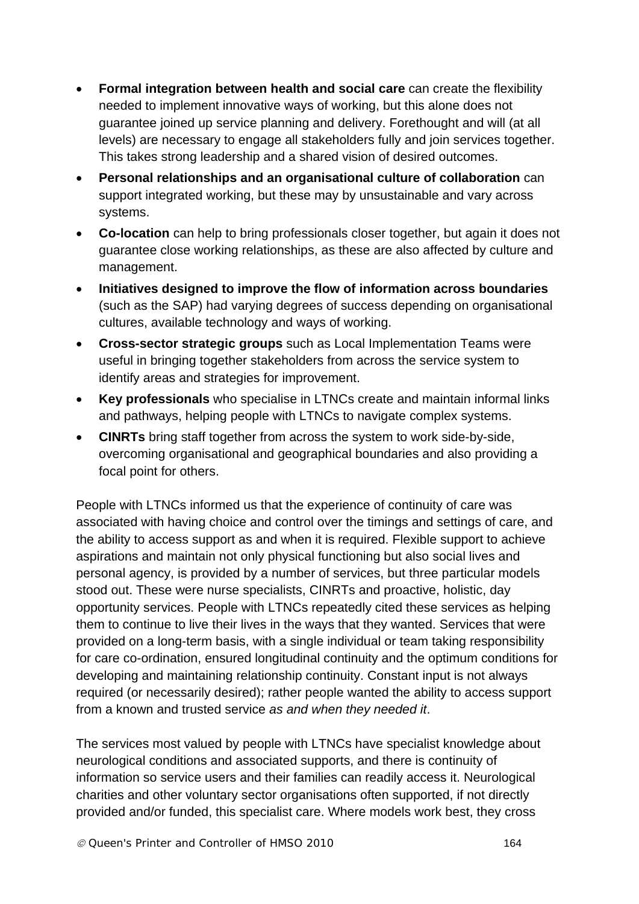- **Formal integration between health and social care** can create the flexibility needed to implement innovative ways of working, but this alone does not guarantee joined up service planning and delivery. Forethought and will (at all levels) are necessary to engage all stakeholders fully and join services together. This takes strong leadership and a shared vision of desired outcomes.
- **Personal relationships and an organisational culture of collaboration** can support integrated working, but these may by unsustainable and vary across systems.
- **Co-location** can help to bring professionals closer together, but again it does not guarantee close working relationships, as these are also affected by culture and management.
- **Initiatives designed to improve the flow of information across boundaries** (such as the SAP) had varying degrees of success depending on organisational cultures, available technology and ways of working.
- **Cross-sector strategic groups** such as Local Implementation Teams were useful in bringing together stakeholders from across the service system to identify areas and strategies for improvement.
- **Key professionals** who specialise in LTNCs create and maintain informal links and pathways, helping people with LTNCs to navigate complex systems.
- **CINRTs** bring staff together from across the system to work side-by-side, overcoming organisational and geographical boundaries and also providing a focal point for others.

People with LTNCs informed us that the experience of continuity of care was associated with having choice and control over the timings and settings of care, and the ability to access support as and when it is required. Flexible support to achieve aspirations and maintain not only physical functioning but also social lives and personal agency, is provided by a number of services, but three particular models stood out. These were nurse specialists, CINRTs and proactive, holistic, day opportunity services. People with LTNCs repeatedly cited these services as helping them to continue to live their lives in the ways that they wanted. Services that were provided on a long-term basis, with a single individual or team taking responsibility for care co-ordination, ensured longitudinal continuity and the optimum conditions for developing and maintaining relationship continuity. Constant input is not always required (or necessarily desired); rather people wanted the ability to access support from a known and trusted service *as and when they needed it*.

The services most valued by people with LTNCs have specialist knowledge about neurological conditions and associated supports, and there is continuity of information so service users and their families can readily access it. Neurological charities and other voluntary sector organisations often supported, if not directly provided and/or funded, this specialist care. Where models work best, they cross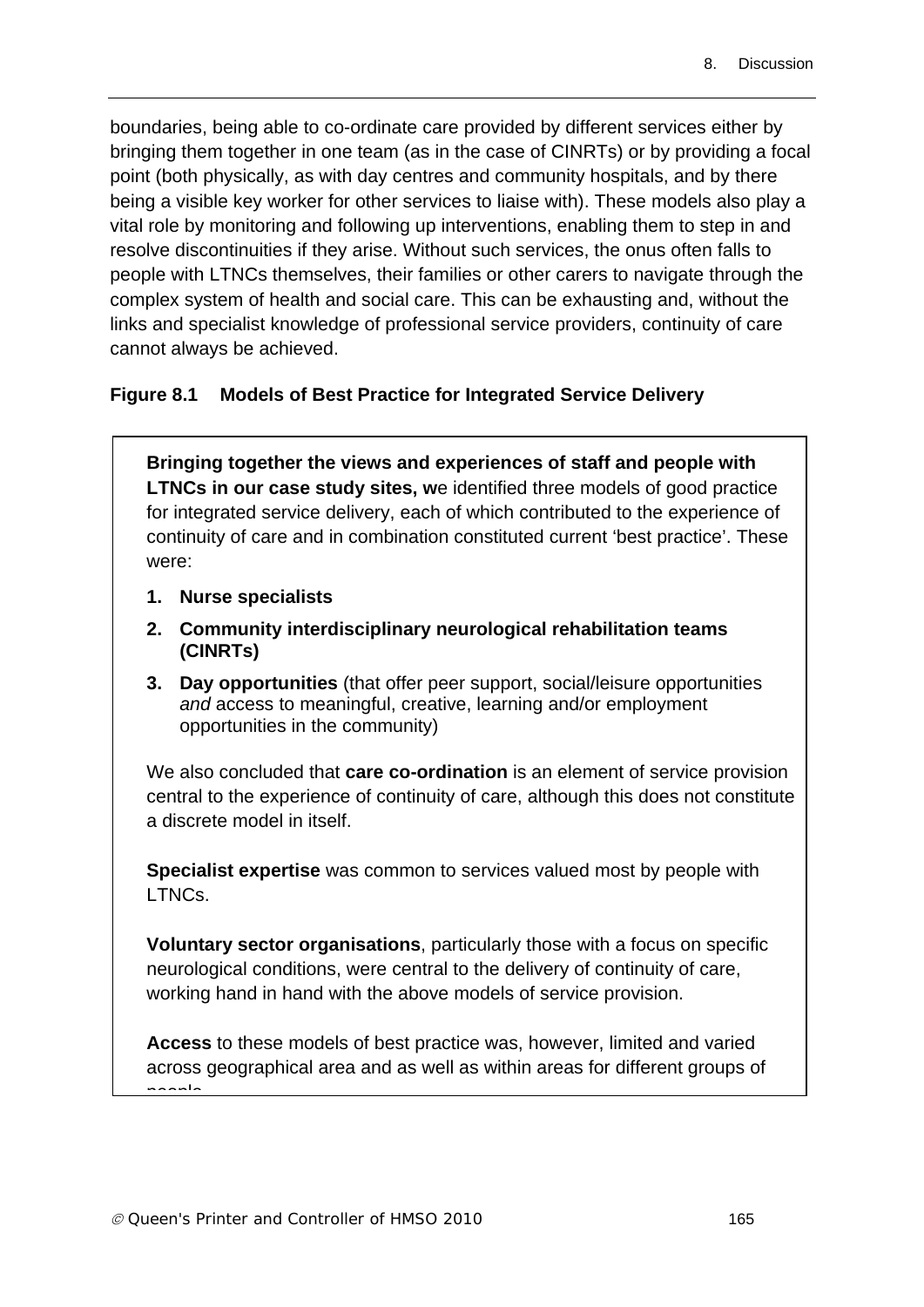boundaries, being able to co-ordinate care provided by different services either by bringing them together in one team (as in the case of CINRTs) or by providing a focal point (both physically, as with day centres and community hospitals, and by there being a visible key worker for other services to liaise with). These models also play a vital role by monitoring and following up interventions, enabling them to step in and resolve discontinuities if they arise. Without such services, the onus often falls to people with LTNCs themselves, their families or other carers to navigate through the complex system of health and social care. This can be exhausting and, without the links and specialist knowledge of professional service providers, continuity of care cannot always be achieved.

**Figure 8.1 Models of Best Practice for Integrated Service Delivery**

**Bringing together the views and experiences of staff and people with LTNCs in our case study sites, w**e identified three models of good practice for integrated service delivery, each of which contributed to the experience of continuity of care and in combination constituted current 'best practice'. These were:

1. **Nurse specialists**
2. **Community interdisciplinary neurological rehabilitation teams (CINRTs)**
3. **Day opportunities** (that offer peer support, social/leisure opportunities *and* access to meaningful, creative, learning and/or employment opportunities in the community)

We also concluded that **care co-ordination** is an element of service provision central to the experience of continuity of care, although this does not constitute a discrete model in itself.

**Specialist expertise** was common to services valued most by people with LTNCs.

**Voluntary sector organisations**, particularly those with a focus on specific neurological conditions, were central to the delivery of continuity of care, working hand in hand with the above models of service provision.

**Access** to these models of best practice was, however, limited and varied across geographical area and as well as within areas for different groups of people.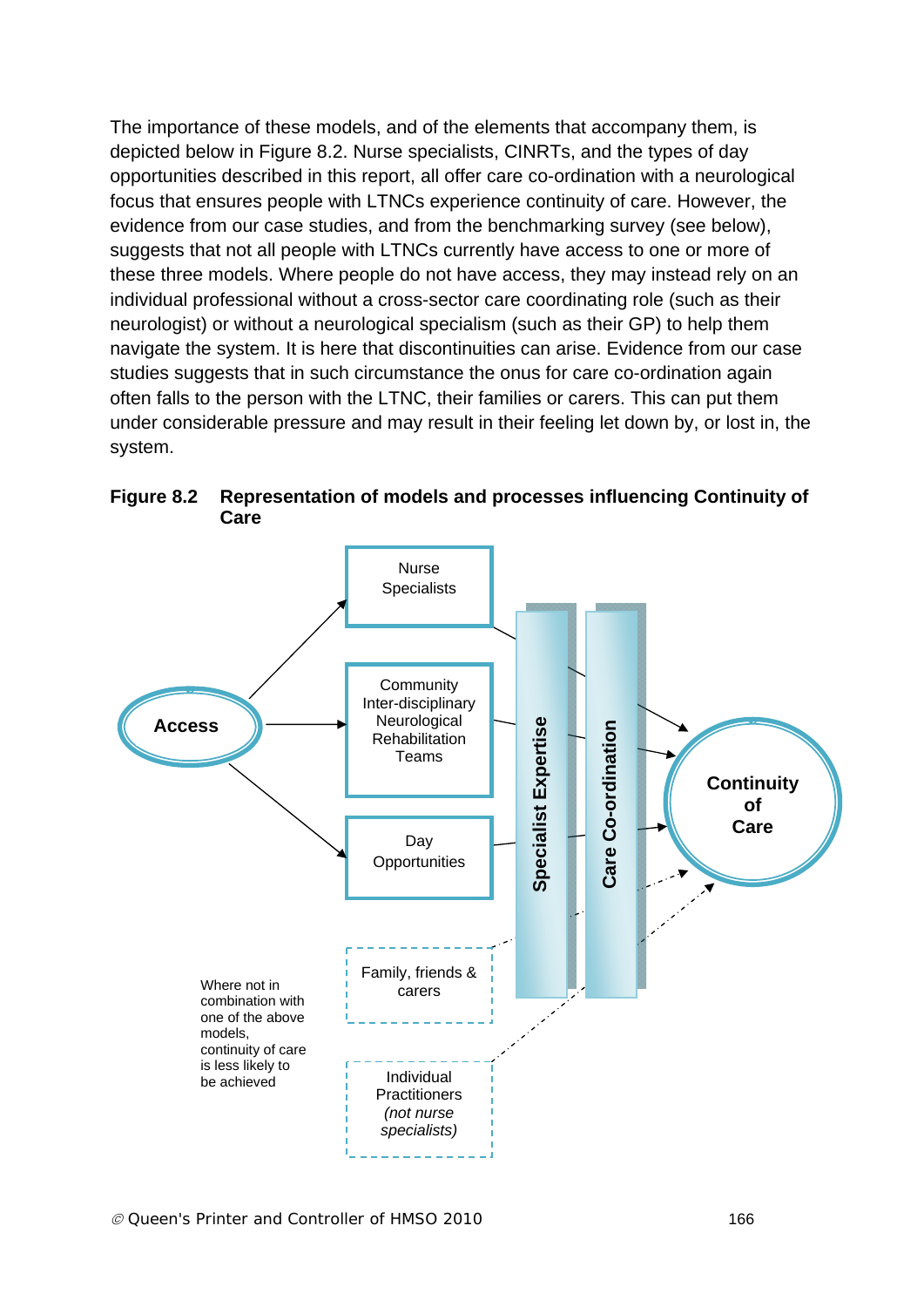The importance of these models, and of the elements that accompany them, is depicted below in Figure 8.2. Nurse specialists, CINRTs, and the types of day opportunities described in this report, all offer care co-ordination with a neurological focus that ensures people with LTNCs experience continuity of care. However, the evidence from our case studies, and from the benchmarking survey (see below), suggests that not all people with LTNCs currently have access to one or more of these three models. Where people do not have access, they may instead rely on an individual professional without a cross-sector care coordinating role (such as their neurologist) or without a neurological specialism (such as their GP) to help them navigate the system. It is here that discontinuities can arise. Evidence from our case studies suggests that in such circumstance the onus for care co-ordination again often falls to the person with the LTNC, their families or carers. This can put them under considerable pressure and may result in their feeling let down by, or lost in, the system.

**Figure 8.2 Representation of models and processes influencing Continuity of Care**

Access

Nurse Specialists

Community Inter-disciplinary Neurological Rehabilitation Teams

Day Opportunities

Family, friends & carers

Individual Practitioners *(not nurse specialists)*

Specialist Expertise

Care Co-ordination

Continuity of Care

Where not in combination with one of the above models, continuity of care is less likely to be achieved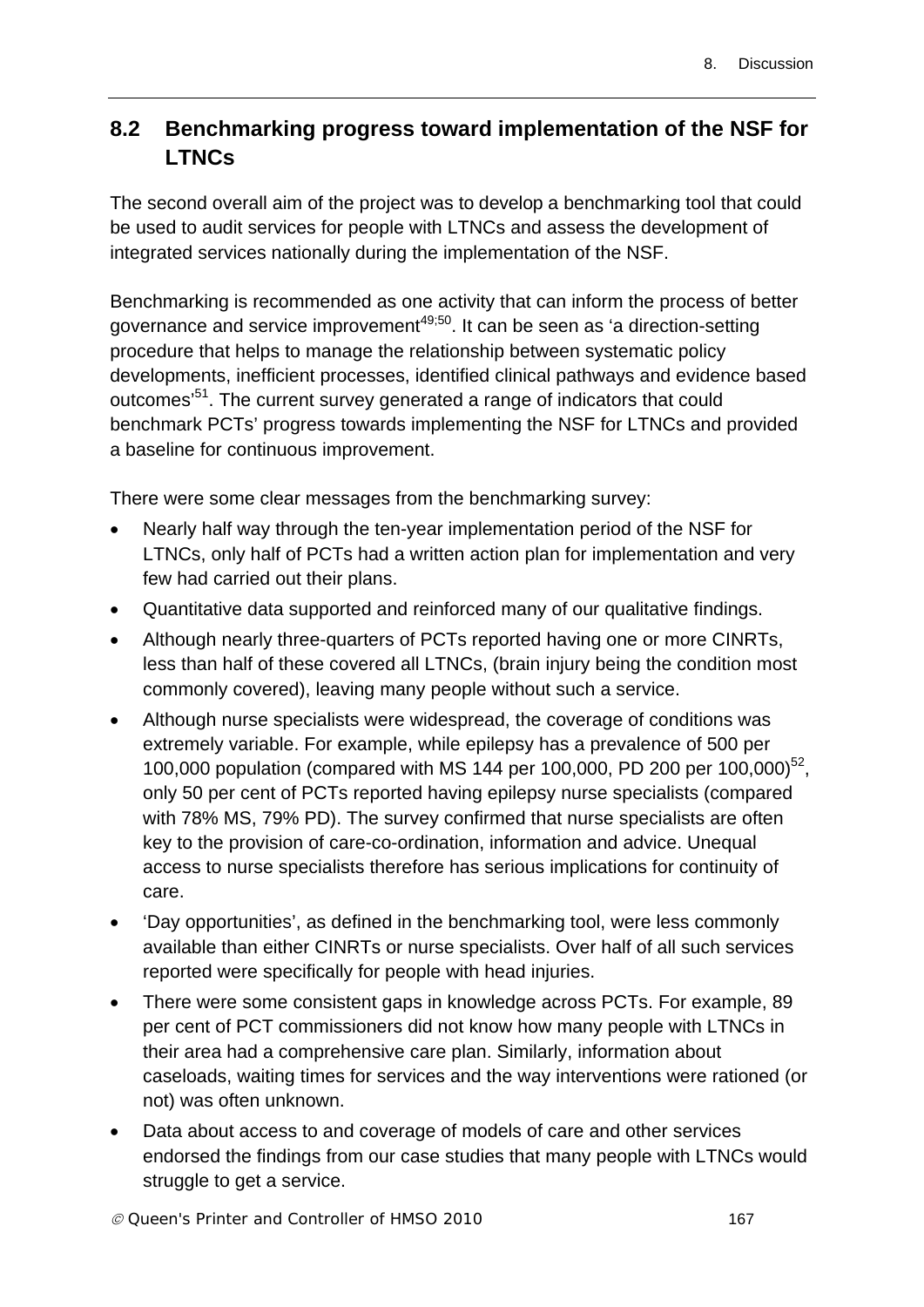## 8.2 Benchmarking progress toward implementation of the NSF for LTNCs

The second overall aim of the project was to develop a benchmarking tool that could be used to audit services for people with LTNCs and assess the development of integrated services nationally during the implementation of the NSF.

Benchmarking is recommended as one activity that can inform the process of better governance and service improvement[49;50]. It can be seen as 'a direction-setting procedure that helps to manage the relationship between systematic policy developments, inefficient processes, identified clinical pathways and evidence based outcomes'[51]. The current survey generated a range of indicators that could benchmark PCTs' progress towards implementing the NSF for LTNCs and provided a baseline for continuous improvement.

There were some clear messages from the benchmarking survey:

- Nearly half way through the ten-year implementation period of the NSF for LTNCs, only half of PCTs had a written action plan for implementation and very few had carried out their plans.
- Quantitative data supported and reinforced many of our qualitative findings.
- Although nearly three-quarters of PCTs reported having one or more CINRTs, less than half of these covered all LTNCs, (brain injury being the condition most commonly covered), leaving many people without such a service.
- Although nurse specialists were widespread, the coverage of conditions was extremely variable. For example, while epilepsy has a prevalence of 500 per 100,000 population (compared with MS 144 per 100,000, PD 200 per 100,000)[52], only 50 per cent of PCTs reported having epilepsy nurse specialists (compared with 78% MS, 79% PD). The survey confirmed that nurse specialists are often key to the provision of care-co-ordination, information and advice. Unequal access to nurse specialists therefore has serious implications for continuity of care.
- 'Day opportunities', as defined in the benchmarking tool, were less commonly available than either CINRTs or nurse specialists. Over half of all such services reported were specifically for people with head injuries.
- There were some consistent gaps in knowledge across PCTs. For example, 89 per cent of PCT commissioners did not know how many people with LTNCs in their area had a comprehensive care plan. Similarly, information about caseloads, waiting times for services and the way interventions were rationed (or not) was often unknown.
- Data about access to and coverage of models of care and other services endorsed the findings from our case studies that many people with LTNCs would struggle to get a service.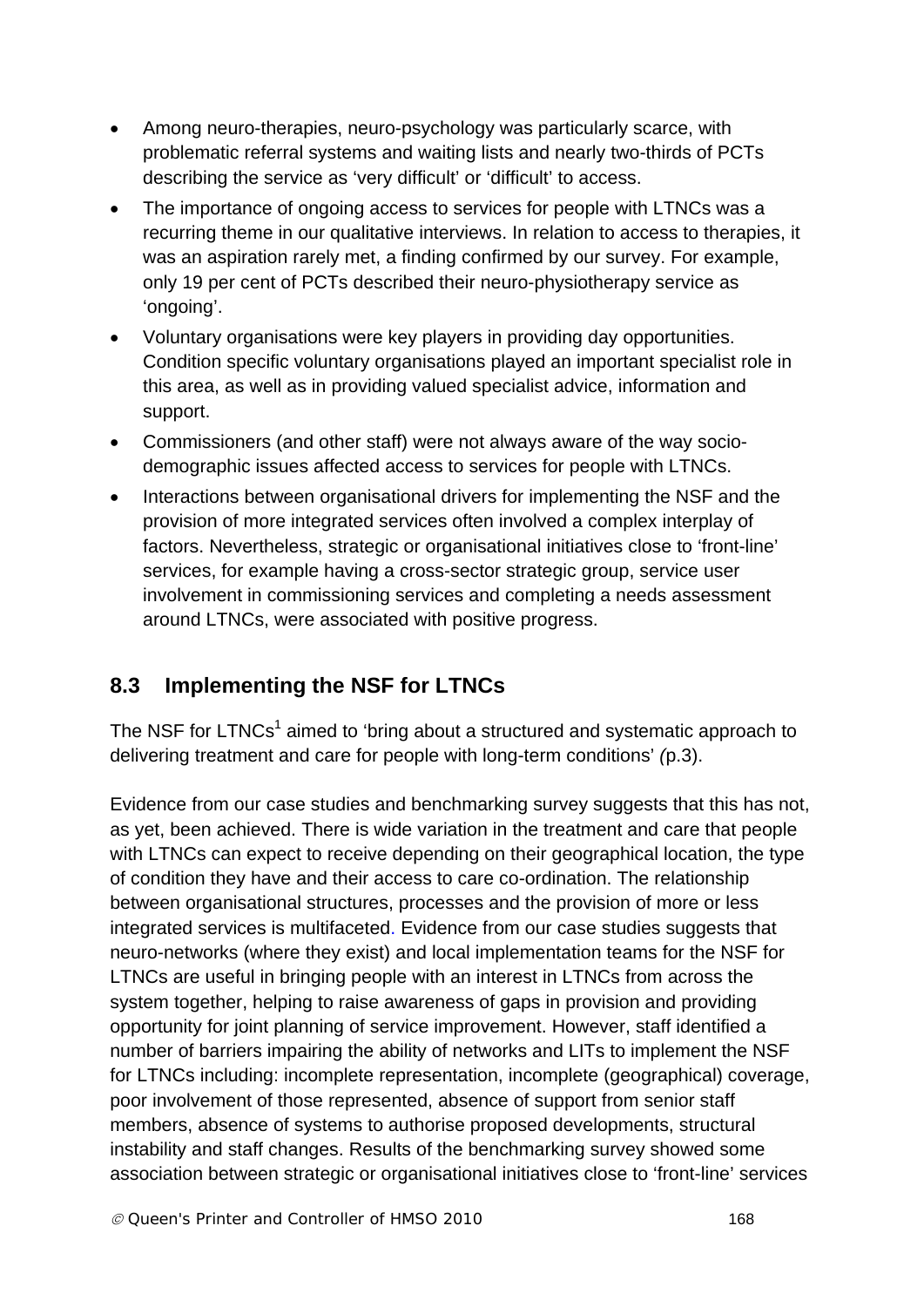- Among neuro-therapies, neuro-psychology was particularly scarce, with problematic referral systems and waiting lists and nearly two-thirds of PCTs describing the service as 'very difficult' or 'difficult' to access.
- The importance of ongoing access to services for people with LTNCs was a recurring theme in our qualitative interviews. In relation to access to therapies, it was an aspiration rarely met, a finding confirmed by our survey. For example, only 19 per cent of PCTs described their neuro-physiotherapy service as 'ongoing'.
- Voluntary organisations were key players in providing day opportunities. Condition specific voluntary organisations played an important specialist role in this area, as well as in providing valued specialist advice, information and support.
- Commissioners (and other staff) were not always aware of the way socio-demographic issues affected access to services for people with LTNCs.
- Interactions between organisational drivers for implementing the NSF and the provision of more integrated services often involved a complex interplay of factors. Nevertheless, strategic or organisational initiatives close to 'front-line' services, for example having a cross-sector strategic group, service user involvement in commissioning services and completing a needs assessment around LTNCs, were associated with positive progress.

## 8.3 Implementing the NSF for LTNCs

The NSF for LTNCs[1] aimed to 'bring about a structured and systematic approach to delivering treatment and care for people with long-term conditions' *(*p.3).

Evidence from our case studies and benchmarking survey suggests that this has not, as yet, been achieved. There is wide variation in the treatment and care that people with LTNCs can expect to receive depending on their geographical location, the type of condition they have and their access to care co-ordination. The relationship between organisational structures, processes and the provision of more or less integrated services is multifaceted. Evidence from our case studies suggests that neuro-networks (where they exist) and local implementation teams for the NSF for LTNCs are useful in bringing people with an interest in LTNCs from across the system together, helping to raise awareness of gaps in provision and providing opportunity for joint planning of service improvement. However, staff identified a number of barriers impairing the ability of networks and LITs to implement the NSF for LTNCs including: incomplete representation, incomplete (geographical) coverage, poor involvement of those represented, absence of support from senior staff members, absence of systems to authorise proposed developments, structural instability and staff changes. Results of the benchmarking survey showed some association between strategic or organisational initiatives close to 'front-line' services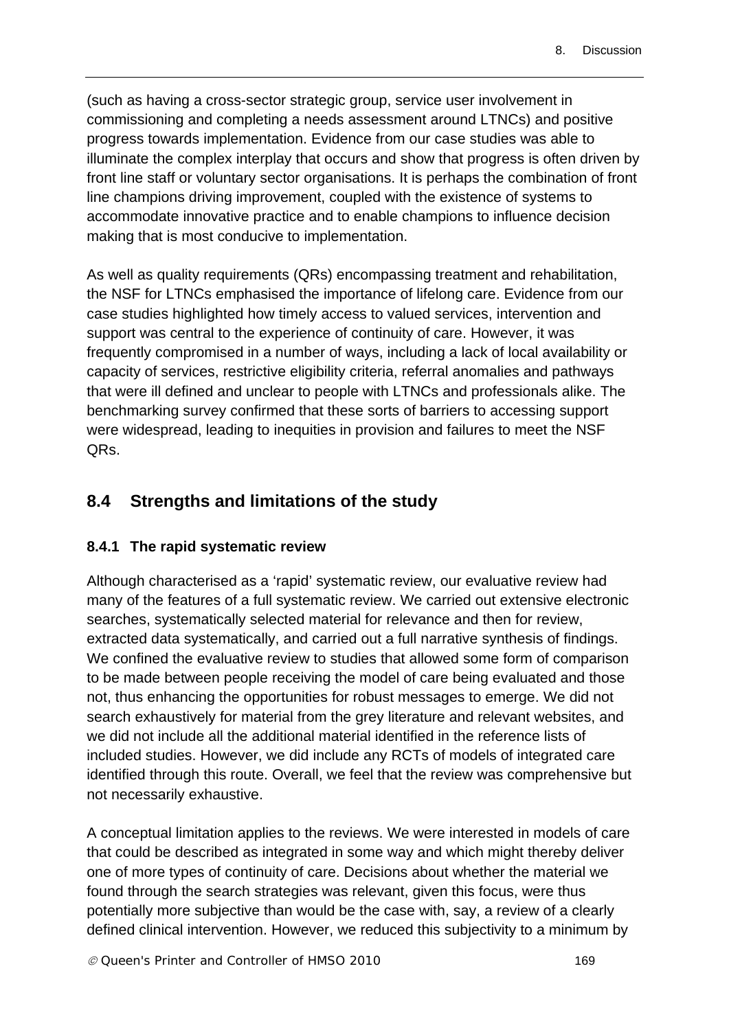(such as having a cross-sector strategic group, service user involvement in commissioning and completing a needs assessment around LTNCs) and positive progress towards implementation. Evidence from our case studies was able to illuminate the complex interplay that occurs and show that progress is often driven by front line staff or voluntary sector organisations. It is perhaps the combination of front line champions driving improvement, coupled with the existence of systems to accommodate innovative practice and to enable champions to influence decision making that is most conducive to implementation.

As well as quality requirements (QRs) encompassing treatment and rehabilitation, the NSF for LTNCs emphasised the importance of lifelong care. Evidence from our case studies highlighted how timely access to valued services, intervention and support was central to the experience of continuity of care. However, it was frequently compromised in a number of ways, including a lack of local availability or capacity of services, restrictive eligibility criteria, referral anomalies and pathways that were ill defined and unclear to people with LTNCs and professionals alike. The benchmarking survey confirmed that these sorts of barriers to accessing support were widespread, leading to inequities in provision and failures to meet the NSF QRs.

## 8.4 Strengths and limitations of the study

### 8.4.1 The rapid systematic review

Although characterised as a 'rapid' systematic review, our evaluative review had many of the features of a full systematic review. We carried out extensive electronic searches, systematically selected material for relevance and then for review, extracted data systematically, and carried out a full narrative synthesis of findings. We confined the evaluative review to studies that allowed some form of comparison to be made between people receiving the model of care being evaluated and those not, thus enhancing the opportunities for robust messages to emerge. We did not search exhaustively for material from the grey literature and relevant websites, and we did not include all the additional material identified in the reference lists of included studies. However, we did include any RCTs of models of integrated care identified through this route. Overall, we feel that the review was comprehensive but not necessarily exhaustive.

A conceptual limitation applies to the reviews. We were interested in models of care that could be described as integrated in some way and which might thereby deliver one of more types of continuity of care. Decisions about whether the material we found through the search strategies was relevant, given this focus, were thus potentially more subjective than would be the case with, say, a review of a clearly defined clinical intervention. However, we reduced this subjectivity to a minimum by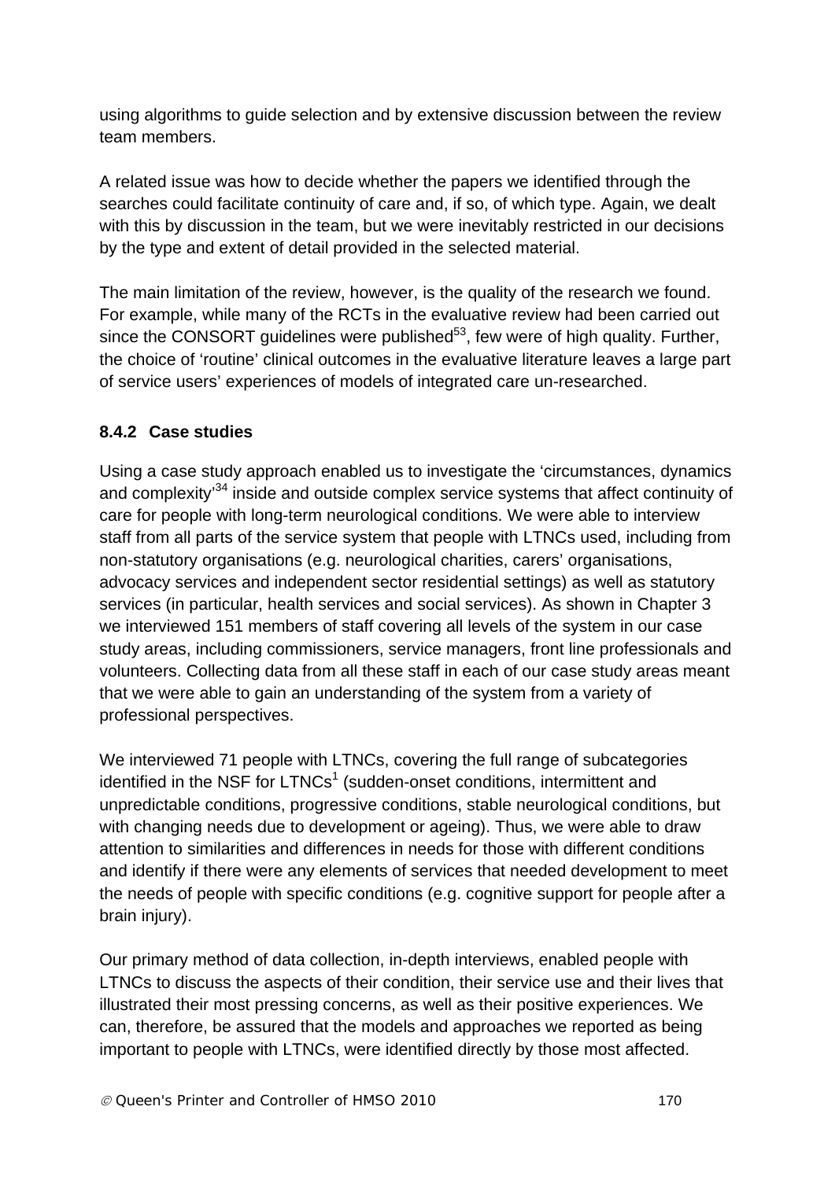using algorithms to guide selection and by extensive discussion between the review team members.

A related issue was how to decide whether the papers we identified through the searches could facilitate continuity of care and, if so, of which type. Again, we dealt with this by discussion in the team, but we were inevitably restricted in our decisions by the type and extent of detail provided in the selected material.

The main limitation of the review, however, is the quality of the research we found. For example, while many of the RCTs in the evaluative review had been carried out since the CONSORT guidelines were published[53], few were of high quality. Further, the choice of 'routine' clinical outcomes in the evaluative literature leaves a large part of service users' experiences of models of integrated care un-researched.

### 8.4.2 Case studies

Using a case study approach enabled us to investigate the 'circumstances, dynamics and complexity'[34] inside and outside complex service systems that affect continuity of care for people with long-term neurological conditions. We were able to interview staff from all parts of the service system that people with LTNCs used, including from non-statutory organisations (e.g. neurological charities, carers' organisations, advocacy services and independent sector residential settings) as well as statutory services (in particular, health services and social services). As shown in Chapter 3 we interviewed 151 members of staff covering all levels of the system in our case study areas, including commissioners, service managers, front line professionals and volunteers. Collecting data from all these staff in each of our case study areas meant that we were able to gain an understanding of the system from a variety of professional perspectives.

We interviewed 71 people with LTNCs, covering the full range of subcategories identified in the NSF for LTNCs[1] (sudden-onset conditions, intermittent and unpredictable conditions, progressive conditions, stable neurological conditions, but with changing needs due to development or ageing). Thus, we were able to draw attention to similarities and differences in needs for those with different conditions and identify if there were any elements of services that needed development to meet the needs of people with specific conditions (e.g. cognitive support for people after a brain injury).

Our primary method of data collection, in-depth interviews, enabled people with LTNCs to discuss the aspects of their condition, their service use and their lives that illustrated their most pressing concerns, as well as their positive experiences. We can, therefore, be assured that the models and approaches we reported as being important to people with LTNCs, were identified directly by those most affected.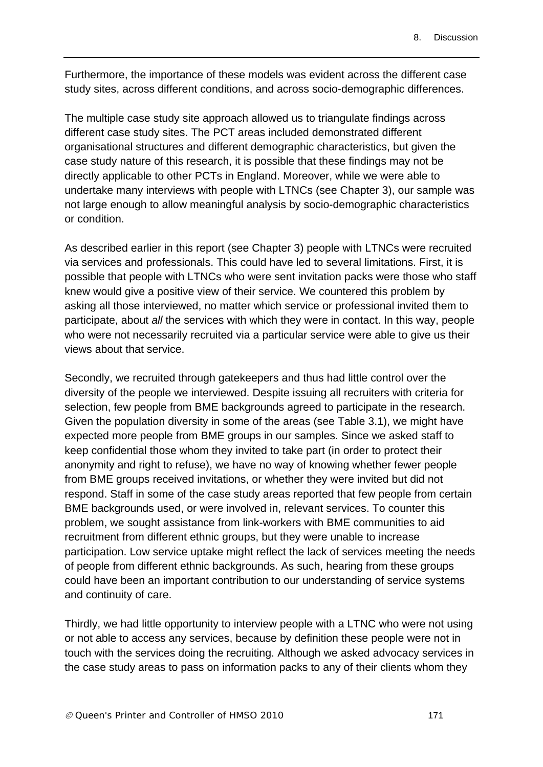Furthermore, the importance of these models was evident across the different case study sites, across different conditions, and across socio-demographic differences.

The multiple case study site approach allowed us to triangulate findings across different case study sites. The PCT areas included demonstrated different organisational structures and different demographic characteristics, but given the case study nature of this research, it is possible that these findings may not be directly applicable to other PCTs in England. Moreover, while we were able to undertake many interviews with people with LTNCs (see Chapter 3), our sample was not large enough to allow meaningful analysis by socio-demographic characteristics or condition.

As described earlier in this report (see Chapter 3) people with LTNCs were recruited via services and professionals. This could have led to several limitations. First, it is possible that people with LTNCs who were sent invitation packs were those who staff knew would give a positive view of their service. We countered this problem by asking all those interviewed, no matter which service or professional invited them to participate, about *all* the services with which they were in contact. In this way, people who were not necessarily recruited via a particular service were able to give us their views about that service.

Secondly, we recruited through gatekeepers and thus had little control over the diversity of the people we interviewed. Despite issuing all recruiters with criteria for selection, few people from BME backgrounds agreed to participate in the research. Given the population diversity in some of the areas (see Table 3.1), we might have expected more people from BME groups in our samples. Since we asked staff to keep confidential those whom they invited to take part (in order to protect their anonymity and right to refuse), we have no way of knowing whether fewer people from BME groups received invitations, or whether they were invited but did not respond. Staff in some of the case study areas reported that few people from certain BME backgrounds used, or were involved in, relevant services. To counter this problem, we sought assistance from link-workers with BME communities to aid recruitment from different ethnic groups, but they were unable to increase participation. Low service uptake might reflect the lack of services meeting the needs of people from different ethnic backgrounds. As such, hearing from these groups could have been an important contribution to our understanding of service systems and continuity of care.

Thirdly, we had little opportunity to interview people with a LTNC who were not using or not able to access any services, because by definition these people were not in touch with the services doing the recruiting. Although we asked advocacy services in the case study areas to pass on information packs to any of their clients whom they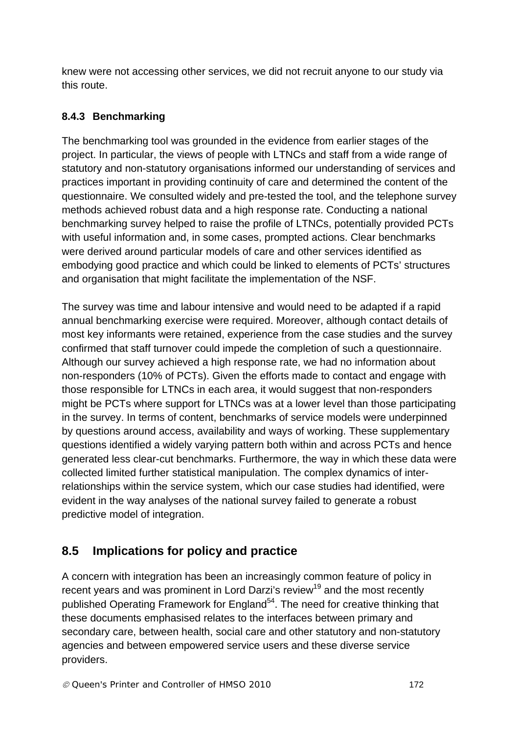knew were not accessing other services, we did not recruit anyone to our study via this route.

### 8.4.3 Benchmarking

The benchmarking tool was grounded in the evidence from earlier stages of the project. In particular, the views of people with LTNCs and staff from a wide range of statutory and non-statutory organisations informed our understanding of services and practices important in providing continuity of care and determined the content of the questionnaire. We consulted widely and pre-tested the tool, and the telephone survey methods achieved robust data and a high response rate. Conducting a national benchmarking survey helped to raise the profile of LTNCs, potentially provided PCTs with useful information and, in some cases, prompted actions. Clear benchmarks were derived around particular models of care and other services identified as embodying good practice and which could be linked to elements of PCTs' structures and organisation that might facilitate the implementation of the NSF.

The survey was time and labour intensive and would need to be adapted if a rapid annual benchmarking exercise were required. Moreover, although contact details of most key informants were retained, experience from the case studies and the survey confirmed that staff turnover could impede the completion of such a questionnaire. Although our survey achieved a high response rate, we had no information about non-responders (10% of PCTs). Given the efforts made to contact and engage with those responsible for LTNCs in each area, it would suggest that non-responders might be PCTs where support for LTNCs was at a lower level than those participating in the survey. In terms of content, benchmarks of service models were underpinned by questions around access, availability and ways of working. These supplementary questions identified a widely varying pattern both within and across PCTs and hence generated less clear-cut benchmarks. Furthermore, the way in which these data were collected limited further statistical manipulation. The complex dynamics of inter-relationships within the service system, which our case studies had identified, were evident in the way analyses of the national survey failed to generate a robust predictive model of integration.

## 8.5 Implications for policy and practice

A concern with integration has been an increasingly common feature of policy in recent years and was prominent in Lord Darzi's review[19] and the most recently published Operating Framework for England[54]. The need for creative thinking that these documents emphasised relates to the interfaces between primary and secondary care, between health, social care and other statutory and non-statutory agencies and between empowered service users and these diverse service providers.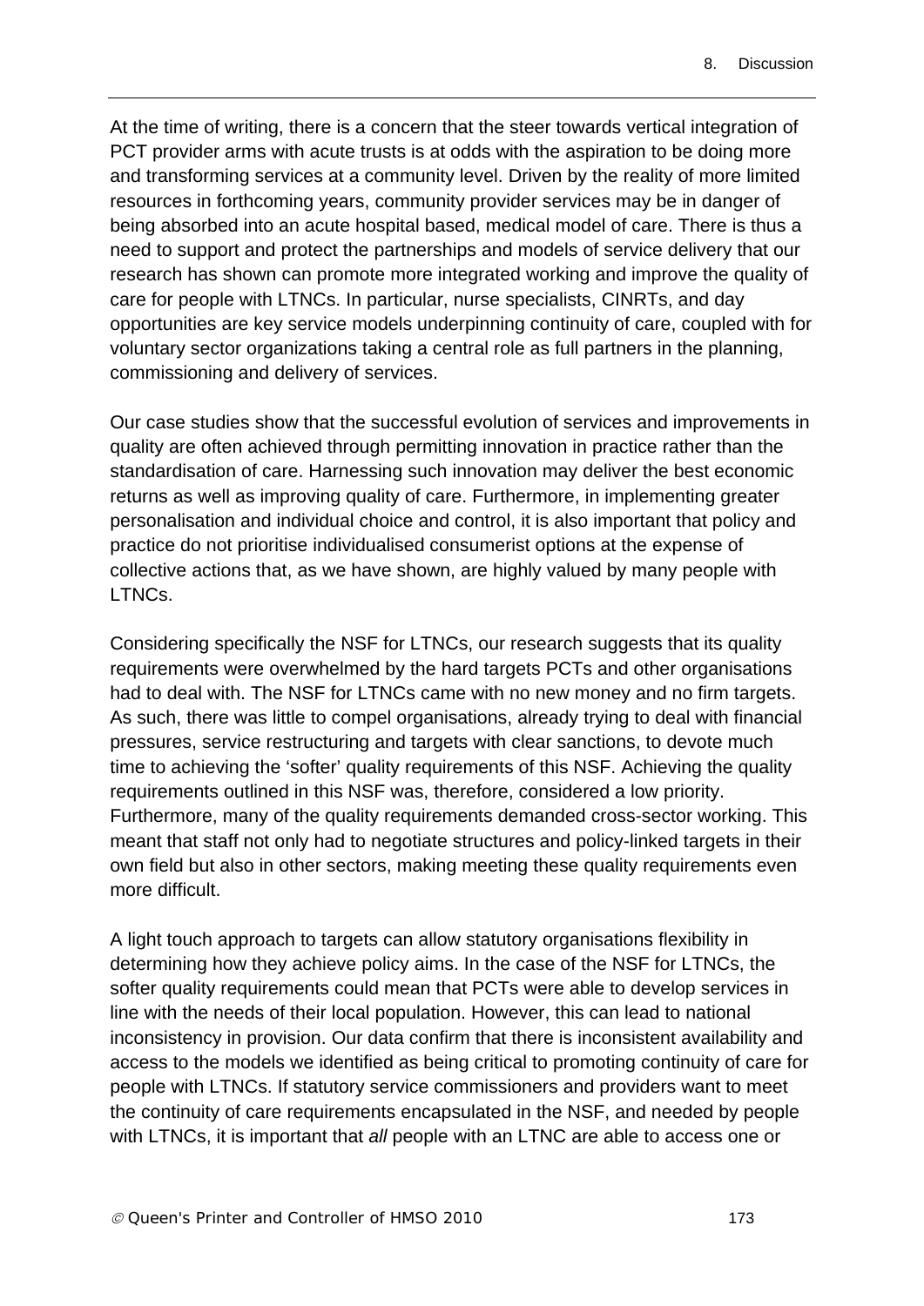At the time of writing, there is a concern that the steer towards vertical integration of PCT provider arms with acute trusts is at odds with the aspiration to be doing more and transforming services at a community level. Driven by the reality of more limited resources in forthcoming years, community provider services may be in danger of being absorbed into an acute hospital based, medical model of care. There is thus a need to support and protect the partnerships and models of service delivery that our research has shown can promote more integrated working and improve the quality of care for people with LTNCs. In particular, nurse specialists, CINRTs, and day opportunities are key service models underpinning continuity of care, coupled with for voluntary sector organizations taking a central role as full partners in the planning, commissioning and delivery of services.

Our case studies show that the successful evolution of services and improvements in quality are often achieved through permitting innovation in practice rather than the standardisation of care. Harnessing such innovation may deliver the best economic returns as well as improving quality of care. Furthermore, in implementing greater personalisation and individual choice and control, it is also important that policy and practice do not prioritise individualised consumerist options at the expense of collective actions that, as we have shown, are highly valued by many people with LTNCs.

Considering specifically the NSF for LTNCs, our research suggests that its quality requirements were overwhelmed by the hard targets PCTs and other organisations had to deal with. The NSF for LTNCs came with no new money and no firm targets. As such, there was little to compel organisations, already trying to deal with financial pressures, service restructuring and targets with clear sanctions, to devote much time to achieving the 'softer' quality requirements of this NSF. Achieving the quality requirements outlined in this NSF was, therefore, considered a low priority. Furthermore, many of the quality requirements demanded cross-sector working. This meant that staff not only had to negotiate structures and policy-linked targets in their own field but also in other sectors, making meeting these quality requirements even more difficult.

A light touch approach to targets can allow statutory organisations flexibility in determining how they achieve policy aims. In the case of the NSF for LTNCs, the softer quality requirements could mean that PCTs were able to develop services in line with the needs of their local population. However, this can lead to national inconsistency in provision. Our data confirm that there is inconsistent availability and access to the models we identified as being critical to promoting continuity of care for people with LTNCs. If statutory service commissioners and providers want to meet the continuity of care requirements encapsulated in the NSF, and needed by people with LTNCs, it is important that *all* people with an LTNC are able to access one or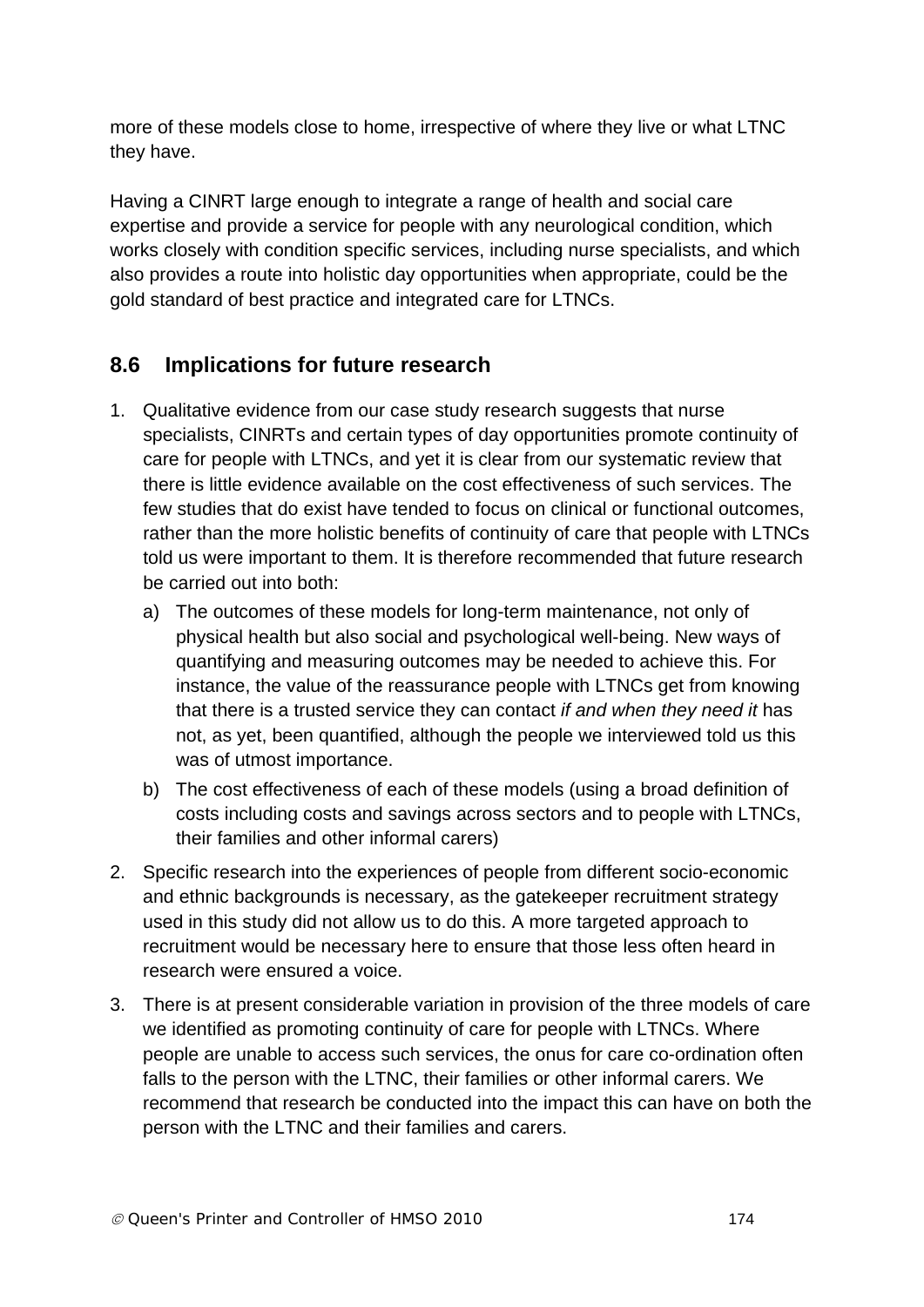more of these models close to home, irrespective of where they live or what LTNC they have.

Having a CINRT large enough to integrate a range of health and social care expertise and provide a service for people with any neurological condition, which works closely with condition specific services, including nurse specialists, and which also provides a route into holistic day opportunities when appropriate, could be the gold standard of best practice and integrated care for LTNCs.

## 8.6 Implications for future research

1. Qualitative evidence from our case study research suggests that nurse specialists, CINRTs and certain types of day opportunities promote continuity of care for people with LTNCs, and yet it is clear from our systematic review that there is little evidence available on the cost effectiveness of such services. The few studies that do exist have tended to focus on clinical or functional outcomes, rather than the more holistic benefits of continuity of care that people with LTNCs told us were important to them. It is therefore recommended that future research be carried out into both:
   a) The outcomes of these models for long-term maintenance, not only of physical health but also social and psychological well-being. New ways of quantifying and measuring outcomes may be needed to achieve this. For instance, the value of the reassurance people with LTNCs get from knowing that there is a trusted service they can contact *if and when they need it* has not, as yet, been quantified, although the people we interviewed told us this was of utmost importance.
   b) The cost effectiveness of each of these models (using a broad definition of costs including costs and savings across sectors and to people with LTNCs, their families and other informal carers)
2. Specific research into the experiences of people from different socio-economic and ethnic backgrounds is necessary, as the gatekeeper recruitment strategy used in this study did not allow us to do this. A more targeted approach to recruitment would be necessary here to ensure that those less often heard in research were ensured a voice.
3. There is at present considerable variation in provision of the three models of care we identified as promoting continuity of care for people with LTNCs. Where people are unable to access such services, the onus for care co-ordination often falls to the person with the LTNC, their families or other informal carers. We recommend that research be conducted into the impact this can have on both the person with the LTNC and their families and carers.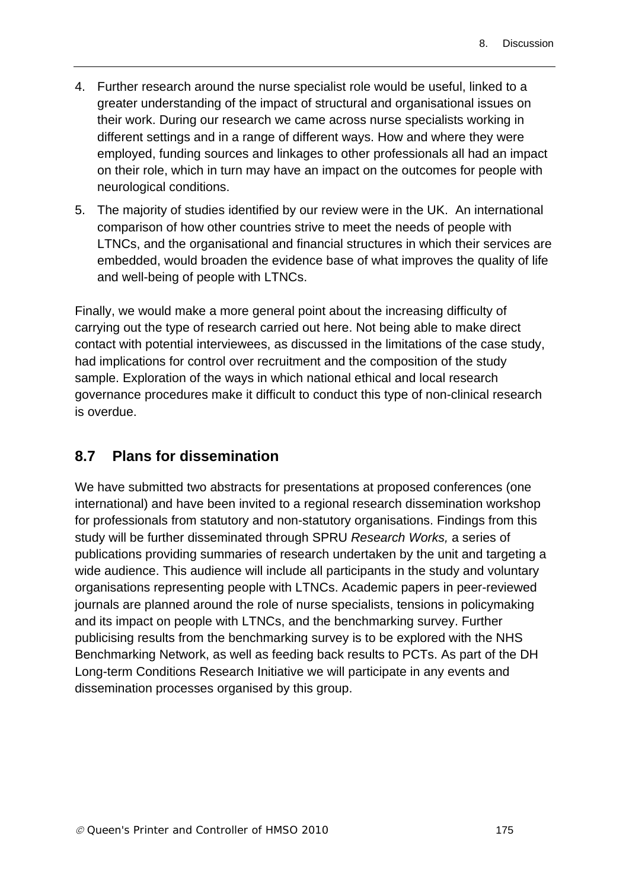4. Further research around the nurse specialist role would be useful, linked to a greater understanding of the impact of structural and organisational issues on their work. During our research we came across nurse specialists working in different settings and in a range of different ways. How and where they were employed, funding sources and linkages to other professionals all had an impact on their role, which in turn may have an impact on the outcomes for people with neurological conditions.

5. The majority of studies identified by our review were in the UK. An international comparison of how other countries strive to meet the needs of people with LTNCs, and the organisational and financial structures in which their services are embedded, would broaden the evidence base of what improves the quality of life and well-being of people with LTNCs.

Finally, we would make a more general point about the increasing difficulty of carrying out the type of research carried out here. Not being able to make direct contact with potential interviewees, as discussed in the limitations of the case study, had implications for control over recruitment and the composition of the study sample. Exploration of the ways in which national ethical and local research governance procedures make it difficult to conduct this type of non-clinical research is overdue.

## 8.7 Plans for dissemination

We have submitted two abstracts for presentations at proposed conferences (one international) and have been invited to a regional research dissemination workshop for professionals from statutory and non-statutory organisations. Findings from this study will be further disseminated through SPRU *Research Works,* a series of publications providing summaries of research undertaken by the unit and targeting a wide audience. This audience will include all participants in the study and voluntary organisations representing people with LTNCs. Academic papers in peer-reviewed journals are planned around the role of nurse specialists, tensions in policymaking and its impact on people with LTNCs, and the benchmarking survey. Further publicising results from the benchmarking survey is to be explored with the NHS Benchmarking Network, as well as feeding back results to PCTs. As part of the DH Long-term Conditions Research Initiative we will participate in any events and dissemination processes organised by this group.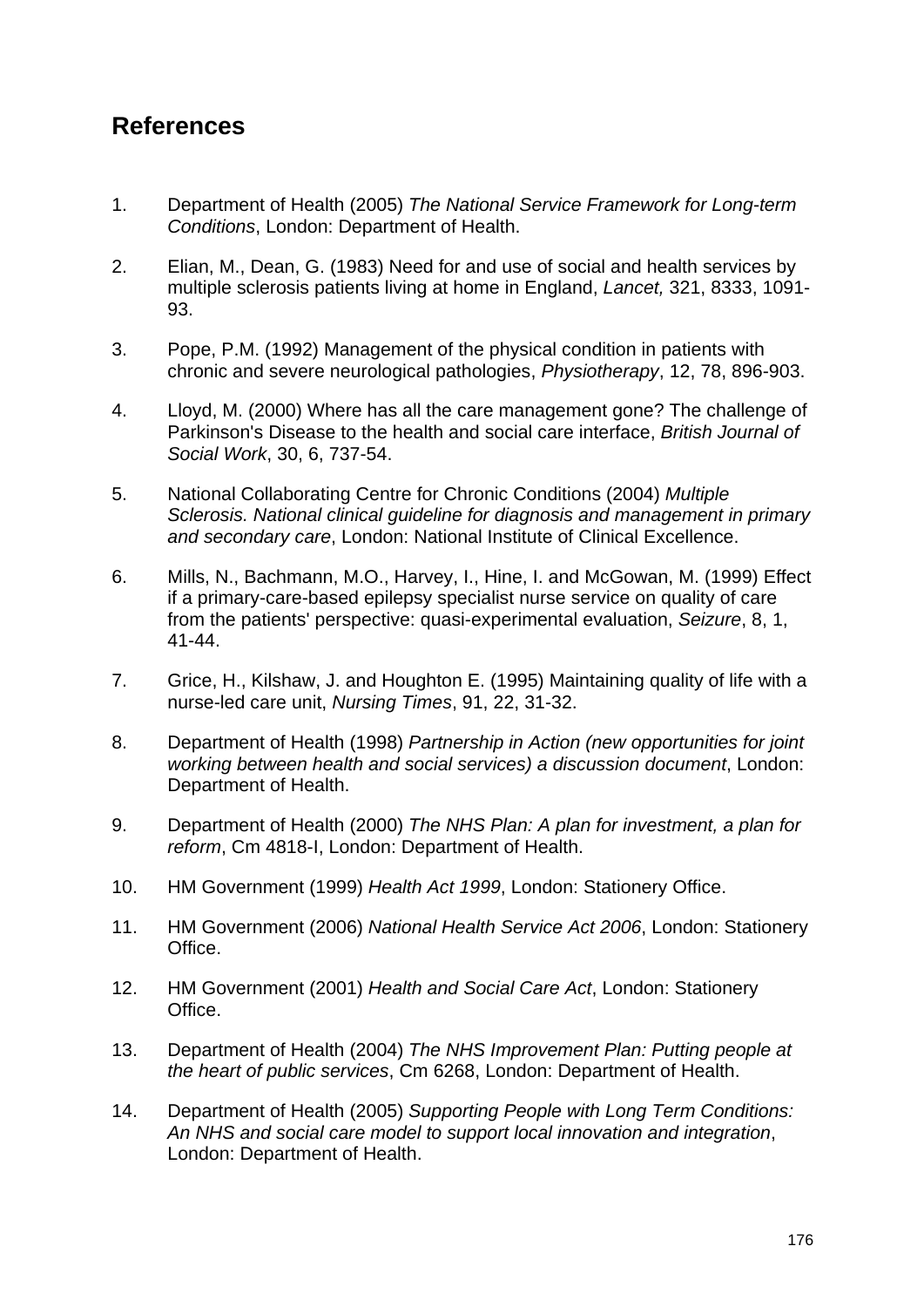## References

1. Department of Health (2005) *The National Service Framework for Long-term Conditions*, London: Department of Health.

2. Elian, M., Dean, G. (1983) Need for and use of social and health services by multiple sclerosis patients living at home in England, *Lancet,* 321, 8333, 1091-93.

3. Pope, P.M. (1992) Management of the physical condition in patients with chronic and severe neurological pathologies, *Physiotherapy*, 12, 78, 896-903.

4. Lloyd, M. (2000) Where has all the care management gone? The challenge of Parkinson's Disease to the health and social care interface, *British Journal of Social Work*, 30, 6, 737-54.

5. National Collaborating Centre for Chronic Conditions (2004) *Multiple Sclerosis. National clinical guideline for diagnosis and management in primary and secondary care*, London: National Institute of Clinical Excellence.

6. Mills, N., Bachmann, M.O., Harvey, I., Hine, I. and McGowan, M. (1999) Effect if a primary-care-based epilepsy specialist nurse service on quality of care from the patients' perspective: quasi-experimental evaluation, *Seizure*, 8, 1, 41-44.

7. Grice, H., Kilshaw, J. and Houghton E. (1995) Maintaining quality of life with a nurse-led care unit, *Nursing Times*, 91, 22, 31-32.

8. Department of Health (1998) *Partnership in Action (new opportunities for joint working between health and social services) a discussion document*, London: Department of Health.

9. Department of Health (2000) *The NHS Plan: A plan for investment, a plan for reform*, Cm 4818-I, London: Department of Health.

10. HM Government (1999) *Health Act 1999*, London: Stationery Office.

11. HM Government (2006) *National Health Service Act 2006*, London: Stationery Office.

12. HM Government (2001) *Health and Social Care Act*, London: Stationery Office.

13. Department of Health (2004) *The NHS Improvement Plan: Putting people at the heart of public services*, Cm 6268, London: Department of Health.

14. Department of Health (2005) *Supporting People with Long Term Conditions: An NHS and social care model to support local innovation and integration*, London: Department of Health.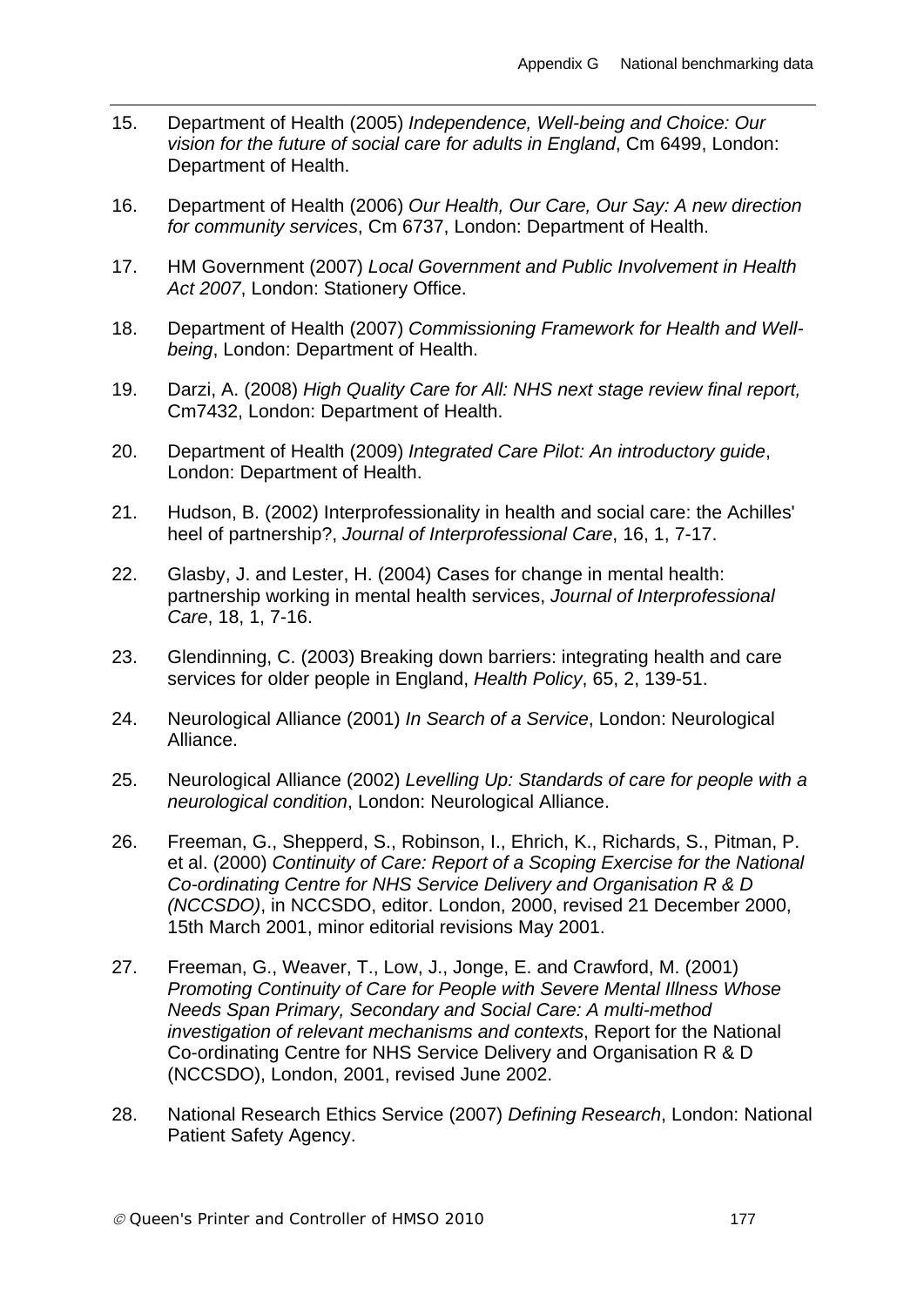15. Department of Health (2005) *Independence, Well-being and Choice: Our vision for the future of social care for adults in England*, Cm 6499, London: Department of Health.

16. Department of Health (2006) *Our Health, Our Care, Our Say: A new direction for community services*, Cm 6737, London: Department of Health.

17. HM Government (2007) *Local Government and Public Involvement in Health Act 2007*, London: Stationery Office.

18. Department of Health (2007) *Commissioning Framework for Health and Well-being*, London: Department of Health.

19. Darzi, A. (2008) *High Quality Care for All: NHS next stage review final report,* Cm7432, London: Department of Health.

20. Department of Health (2009) *Integrated Care Pilot: An introductory guide*, London: Department of Health.

21. Hudson, B. (2002) Interprofessionality in health and social care: the Achilles' heel of partnership?, *Journal of Interprofessional Care*, 16, 1, 7-17.

22. Glasby, J. and Lester, H. (2004) Cases for change in mental health: partnership working in mental health services, *Journal of Interprofessional Care*, 18, 1, 7-16.

23. Glendinning, C. (2003) Breaking down barriers: integrating health and care services for older people in England, *Health Policy*, 65, 2, 139-51.

24. Neurological Alliance (2001) *In Search of a Service*, London: Neurological Alliance.

25. Neurological Alliance (2002) *Levelling Up: Standards of care for people with a neurological condition*, London: Neurological Alliance.

26. Freeman, G., Shepperd, S., Robinson, I., Ehrich, K., Richards, S., Pitman, P. et al. (2000) *Continuity of Care: Report of a Scoping Exercise for the National Co-ordinating Centre for NHS Service Delivery and Organisation R & D (NCCSDO)*, in NCCSDO, editor. London, 2000, revised 21 December 2000, 15th March 2001, minor editorial revisions May 2001.

27. Freeman, G., Weaver, T., Low, J., Jonge, E. and Crawford, M. (2001) *Promoting Continuity of Care for People with Severe Mental Illness Whose Needs Span Primary, Secondary and Social Care: A multi-method investigation of relevant mechanisms and contexts*, Report for the National Co-ordinating Centre for NHS Service Delivery and Organisation R & D (NCCSDO), London, 2001, revised June 2002.

28. National Research Ethics Service (2007) *Defining Research*, London: National Patient Safety Agency.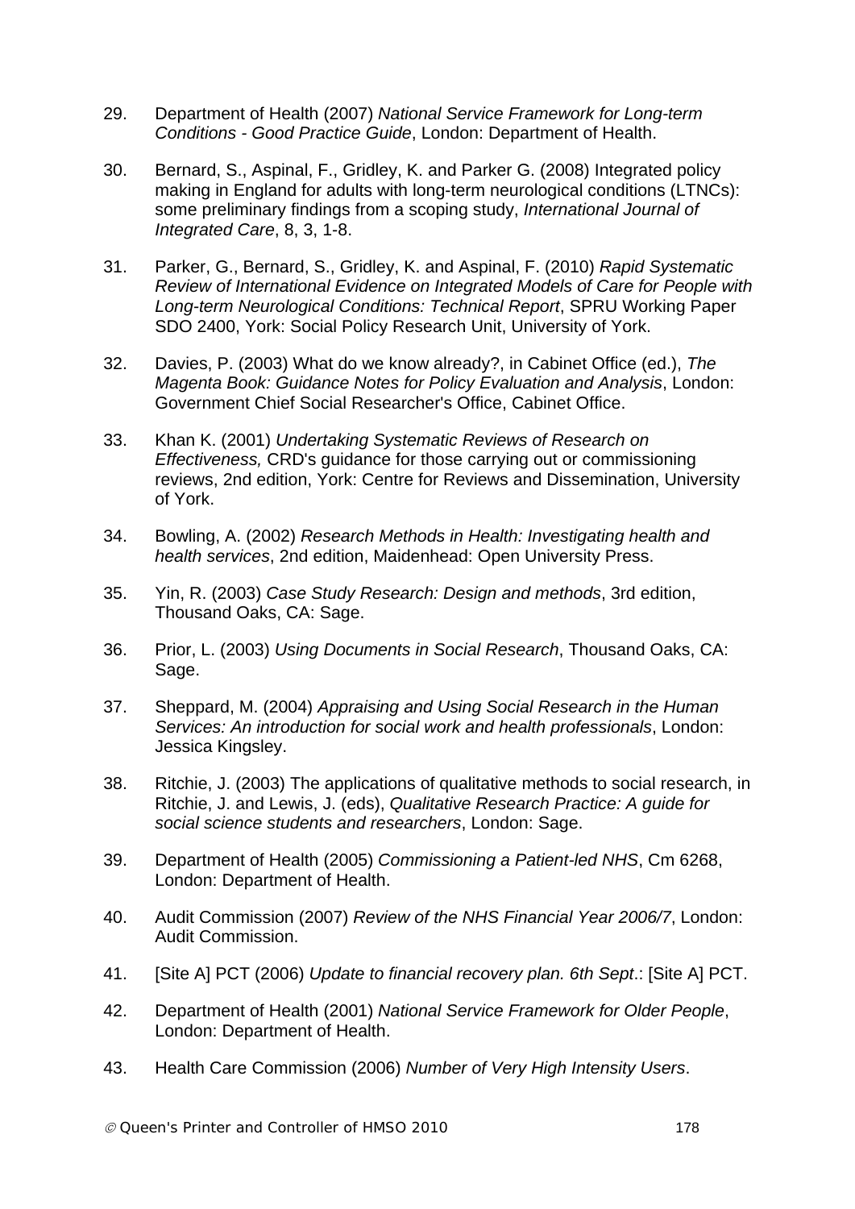29. Department of Health (2007) *National Service Framework for Long-term Conditions - Good Practice Guide*, London: Department of Health.

30. Bernard, S., Aspinal, F., Gridley, K. and Parker G. (2008) Integrated policy making in England for adults with long-term neurological conditions (LTNCs): some preliminary findings from a scoping study, *International Journal of Integrated Care*, 8, 3, 1-8.

31. Parker, G., Bernard, S., Gridley, K. and Aspinal, F. (2010) *Rapid Systematic Review of International Evidence on Integrated Models of Care for People with Long-term Neurological Conditions: Technical Report*, SPRU Working Paper SDO 2400, York: Social Policy Research Unit, University of York.

32. Davies, P. (2003) What do we know already?, in Cabinet Office (ed.), *The Magenta Book: Guidance Notes for Policy Evaluation and Analysis*, London: Government Chief Social Researcher's Office, Cabinet Office.

33. Khan K. (2001) *Undertaking Systematic Reviews of Research on Effectiveness,* CRD's guidance for those carrying out or commissioning reviews, 2nd edition, York: Centre for Reviews and Dissemination, University of York.

34. Bowling, A. (2002) *Research Methods in Health: Investigating health and health services*, 2nd edition, Maidenhead: Open University Press.

35. Yin, R. (2003) *Case Study Research: Design and methods*, 3rd edition, Thousand Oaks, CA: Sage.

36. Prior, L. (2003) *Using Documents in Social Research*, Thousand Oaks, CA: Sage.

37. Sheppard, M. (2004) *Appraising and Using Social Research in the Human Services: An introduction for social work and health professionals*, London: Jessica Kingsley.

38. Ritchie, J. (2003) The applications of qualitative methods to social research, in Ritchie, J. and Lewis, J. (eds), *Qualitative Research Practice: A guide for social science students and researchers*, London: Sage.

39. Department of Health (2005) *Commissioning a Patient-led NHS*, Cm 6268, London: Department of Health.

40. Audit Commission (2007) *Review of the NHS Financial Year 2006/7*, London: Audit Commission.

41. [Site A] PCT (2006) *Update to financial recovery plan. 6th Sept*.: [Site A] PCT.

42. Department of Health (2001) *National Service Framework for Older People*, London: Department of Health.

43. Health Care Commission (2006) *Number of Very High Intensity Users*.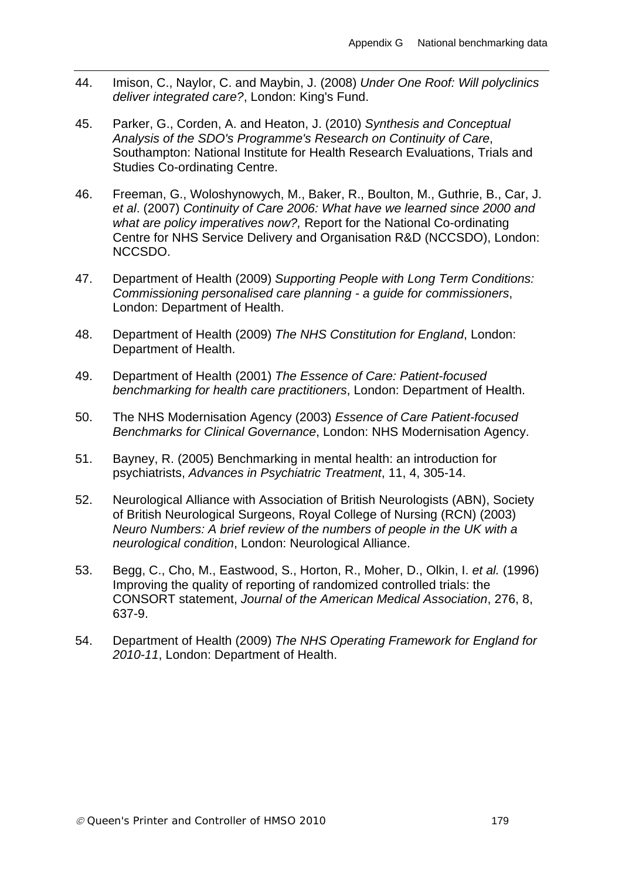44. Imison, C., Naylor, C. and Maybin, J. (2008) *Under One Roof: Will polyclinics deliver integrated care?*, London: King's Fund.

45. Parker, G., Corden, A. and Heaton, J. (2010) *Synthesis and Conceptual Analysis of the SDO's Programme's Research on Continuity of Care*, Southampton: National Institute for Health Research Evaluations, Trials and Studies Co-ordinating Centre.

46. Freeman, G., Woloshynowych, M., Baker, R., Boulton, M., Guthrie, B., Car, J. *et al*. (2007) *Continuity of Care 2006: What have we learned since 2000 and what are policy imperatives now?,* Report for the National Co-ordinating Centre for NHS Service Delivery and Organisation R&D (NCCSDO), London: NCCSDO.

47. Department of Health (2009) *Supporting People with Long Term Conditions: Commissioning personalised care planning - a guide for commissioners*, London: Department of Health.

48. Department of Health (2009) *The NHS Constitution for England*, London: Department of Health.

49. Department of Health (2001) *The Essence of Care: Patient-focused benchmarking for health care practitioners*, London: Department of Health.

50. The NHS Modernisation Agency (2003) *Essence of Care Patient-focused Benchmarks for Clinical Governance*, London: NHS Modernisation Agency.

51. Bayney, R. (2005) Benchmarking in mental health: an introduction for psychiatrists, *Advances in Psychiatric Treatment*, 11, 4, 305-14.

52. Neurological Alliance with Association of British Neurologists (ABN), Society of British Neurological Surgeons, Royal College of Nursing (RCN) (2003) *Neuro Numbers: A brief review of the numbers of people in the UK with a neurological condition*, London: Neurological Alliance.

53. Begg, C., Cho, M., Eastwood, S., Horton, R., Moher, D., Olkin, I. *et al.* (1996) Improving the quality of reporting of randomized controlled trials: the CONSORT statement, *Journal of the American Medical Association*, 276, 8, 637-9.

54. Department of Health (2009) *The NHS Operating Framework for England for 2010-11*, London: Department of Health.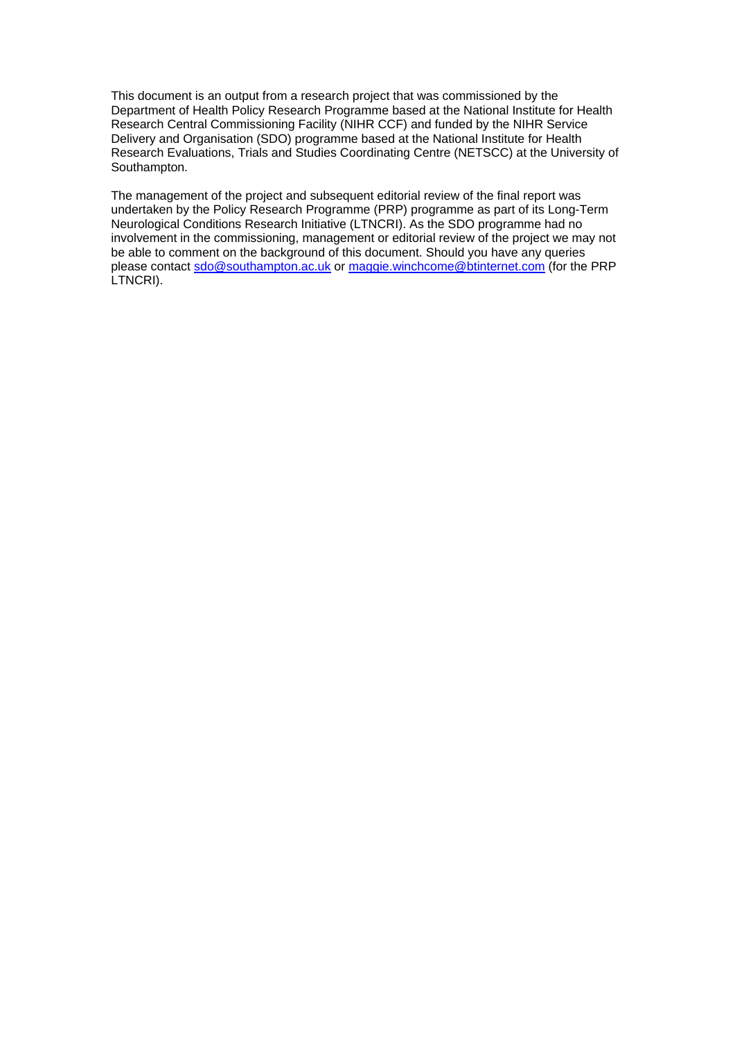This document is an output from a research project that was commissioned by the Department of Health Policy Research Programme based at the National Institute for Health Research Central Commissioning Facility (NIHR CCF) and funded by the NIHR Service Delivery and Organisation (SDO) programme based at the National Institute for Health Research Evaluations, Trials and Studies Coordinating Centre (NETSCC) at the University of Southampton.

The management of the project and subsequent editorial review of the final report was undertaken by the Policy Research Programme (PRP) programme as part of its Long-Term Neurological Conditions Research Initiative (LTNCRI). As the SDO programme had no involvement in the commissioning, management or editorial review of the project we may not be able to comment on the background of this document. Should you have any queries please contact sdo@southampton.ac.uk or maggie.winchcome@btinternet.com (for the PRP LTNCRI).